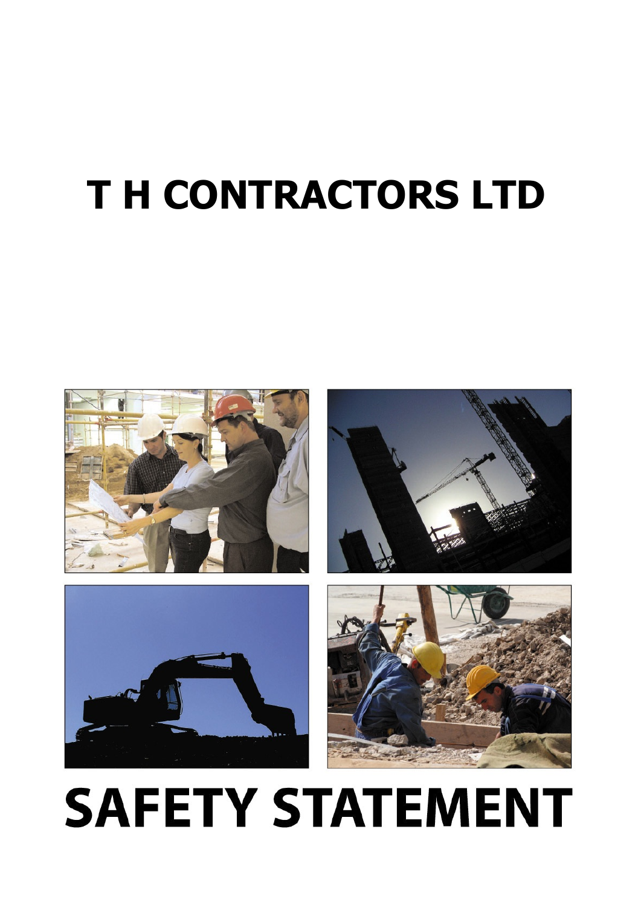# T H CONTRACTORS LTD

# SAFETY STATEMENT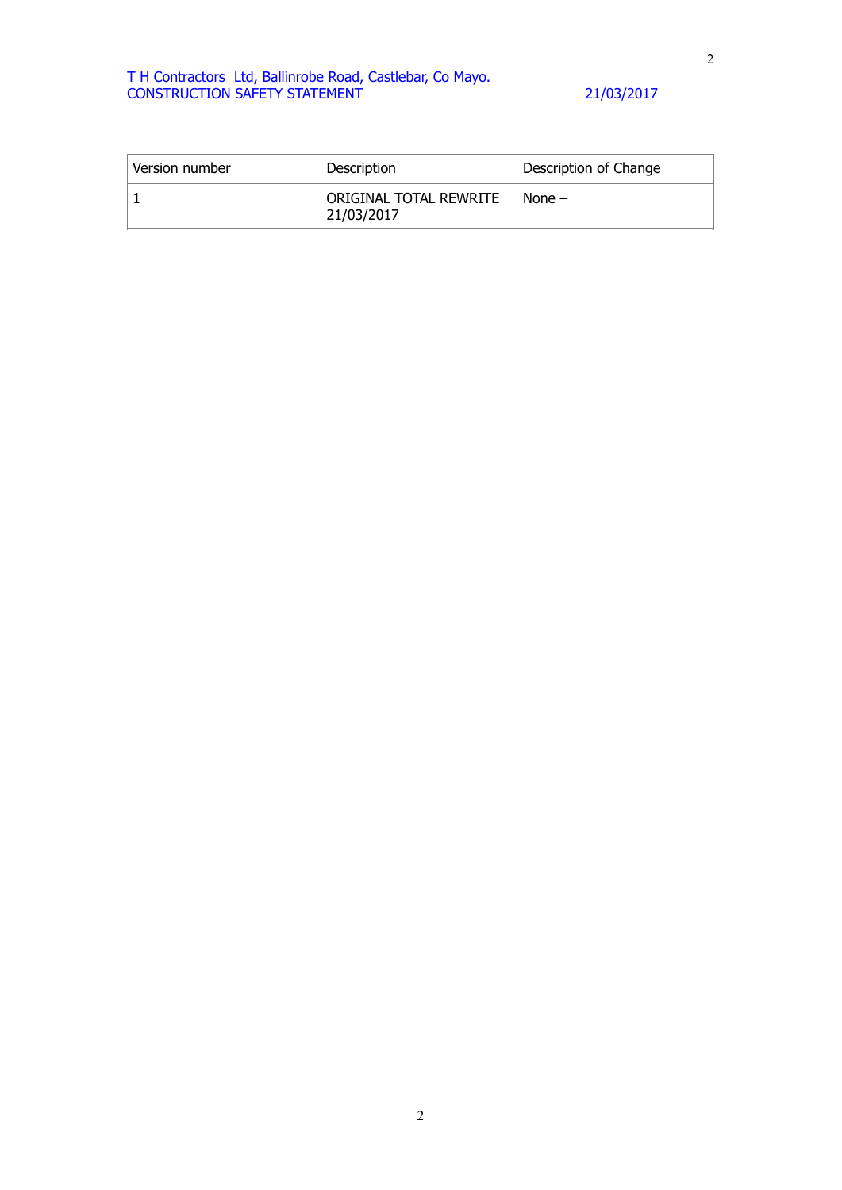| Version number | Description | Description of Change |
| --- | --- | --- |
| 1 | ORIGINAL TOTAL REWRITE 21/03/2017 | None – |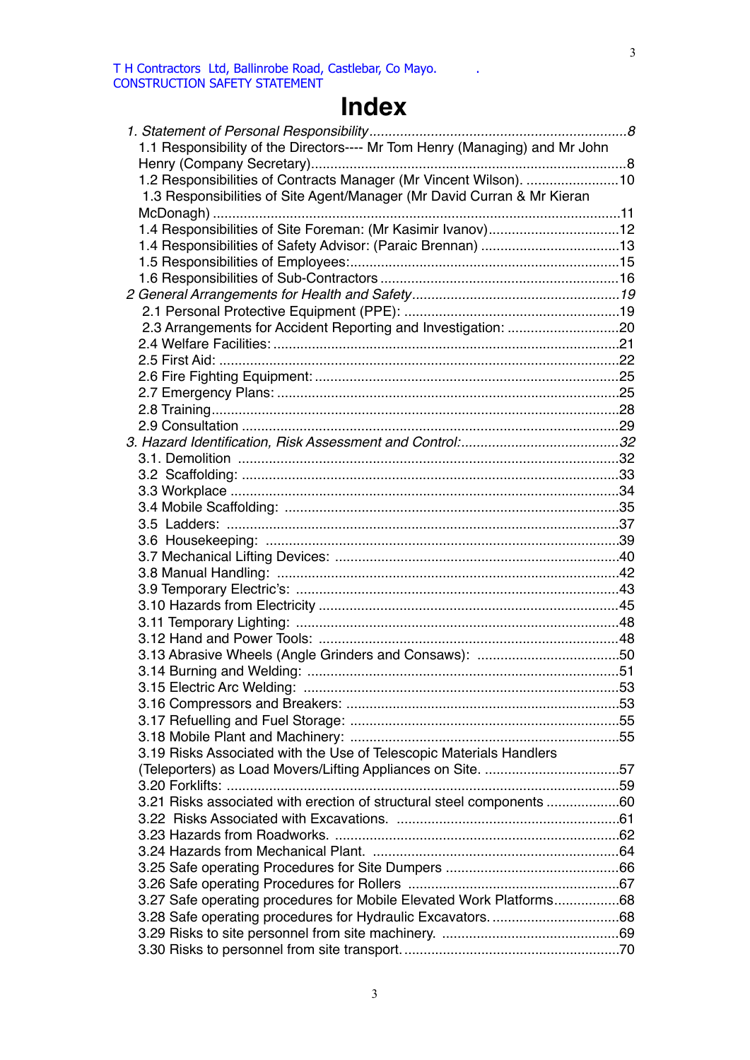# Index

*1. Statement of Personal Responsibility* ....................................................................8

1.1 Responsibility of the Directors---- Mr Tom Henry (Managing) and Mr John Henry (Company Secretary).................................................................................8

1.2 Responsibilities of Contracts Manager (Mr Vincent Wilson). ........................10

1.3 Responsibilities of Site Agent/Manager (Mr David Curran & Mr Kieran McDonagh) .........................................................................................................11

1.4 Responsibilities of Site Foreman: (Mr Kasimir Ivanov)..................................12

1.4 Responsibilities of Safety Advisor: (Paraic Brennan) ....................................13

1.5 Responsibilities of Employees:.....................................................................15

1.6 Responsibilities of Sub-Contractors ..............................................................16

*2 General Arrangements for Health and Safety*......................................................19

2.1 Personal Protective Equipment (PPE): ........................................................19

2.3 Arrangements for Accident Reporting and Investigation: .............................20

2.4 Welfare Facilities: .........................................................................................21

2.5 First Aid: ........................................................................................................22

2.6 Fire Fighting Equipment: ...............................................................................25

2.7 Emergency Plans: ........................................................................................25

2.8 Training.........................................................................................................28

2.9 Consultation .................................................................................................29

*3. Hazard Identification, Risk Assessment and Control:*.........................................32

3.1. Demolition ..................................................................................................32

3.2 Scaffolding: .................................................................................................33

3.3 Workplace ....................................................................................................34

3.4 Mobile Scaffolding: ......................................................................................35

3.5 Ladders: .....................................................................................................37

3.6 Housekeeping: ...........................................................................................39

3.7 Mechanical Lifting Devices: .........................................................................40

3.8 Manual Handling: ........................................................................................42

3.9 Temporary Electric's: ...................................................................................43

3.10 Hazards from Electricity .............................................................................45

3.11 Temporary Lighting: ...................................................................................48

3.12 Hand and Power Tools: .............................................................................48

3.13 Abrasive Wheels (Angle Grinders and Consaws): .....................................50

3.14 Burning and Welding: ................................................................................51

3.15 Electric Arc Welding: .................................................................................53

3.16 Compressors and Breakers: ......................................................................53

3.17 Refuelling and Fuel Storage: .....................................................................55

3.18 Mobile Plant and Machinery: .....................................................................55

3.19 Risks Associated with the Use of Telescopic Materials Handlers (Teleporters) as Load Movers/Lifting Appliances on Site. ..................................57

3.20 Forklifts: .....................................................................................................59

3.21 Risks associated with erection of structural steel components ..................60

3.22 Risks Associated with Excavations. .........................................................61

3.23 Hazards from Roadworks. ..........................................................................62

3.24 Hazards from Mechanical Plant. ................................................................64

3.25 Safe operating Procedures for Site Dumpers .............................................66

3.26 Safe operating Procedures for Rollers ......................................................67

3.27 Safe operating procedures for Mobile Elevated Work Platforms.................68

3.28 Safe operating procedures for Hydraulic Excavators. .................................68

3.29 Risks to site personnel from site machinery. ..............................................69

3.30 Risks to personnel from site transport. ........................................................70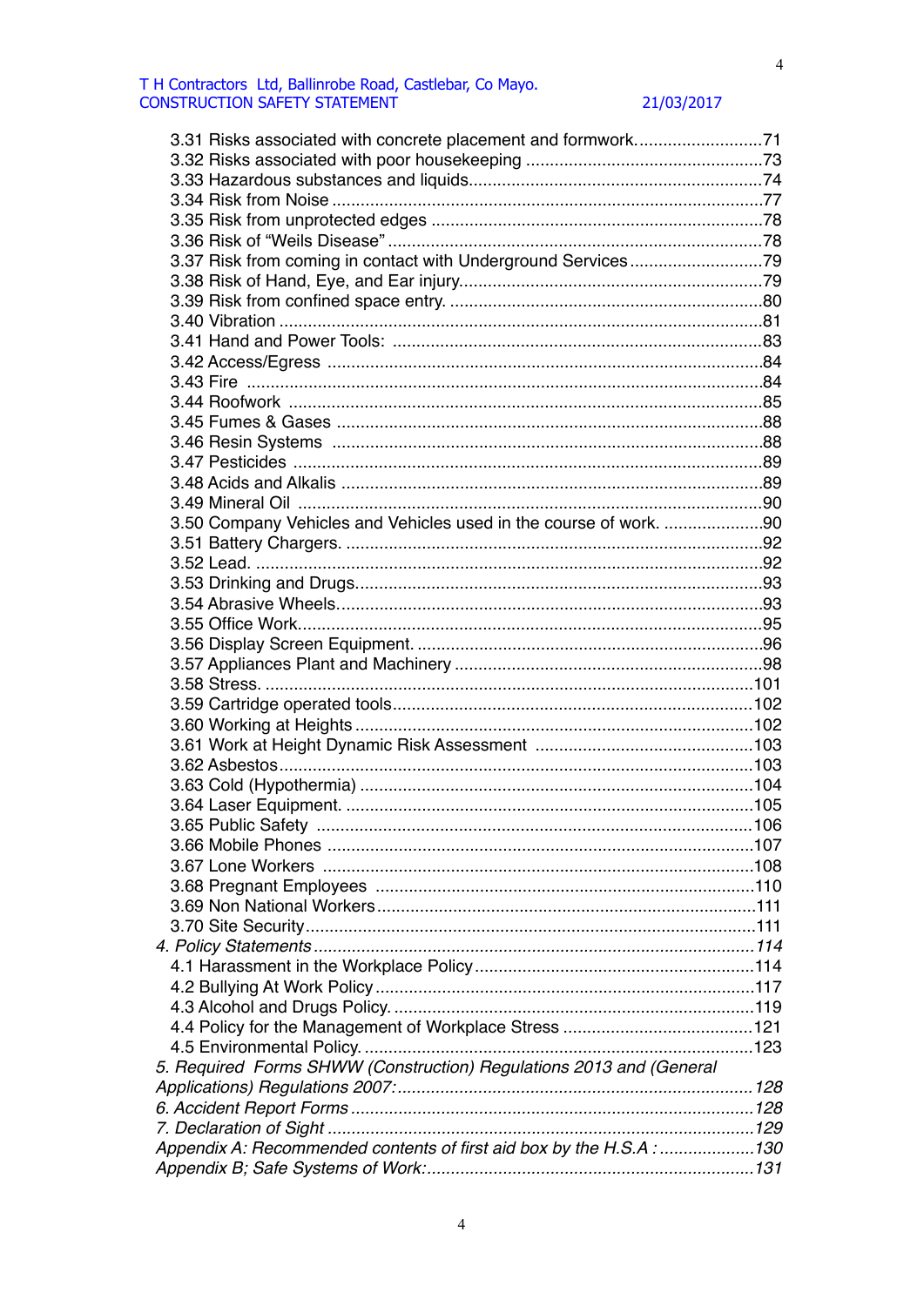3.31 Risks associated with concrete placement and formwork..........................71
3.32 Risks associated with poor housekeeping .................................................73
3.33 Hazardous substances and liquids.............................................................74
3.34 Risk from Noise ..........................................................................................77
3.35 Risk from unprotected edges .....................................................................78
3.36 Risk of "Weils Disease" ..............................................................................78
3.37 Risk from coming in contact with Underground Services............................79
3.38 Risk of Hand, Eye, and Ear injury................................................................79
3.39 Risk from confined space entry. .................................................................80
3.40 Vibration .....................................................................................................81
3.41 Hand and Power Tools: .............................................................................83
3.42 Access/Egress ...........................................................................................84
3.43 Fire ............................................................................................................84
3.44 Roofwork ...................................................................................................85
3.45 Fumes & Gases .........................................................................................88
3.46 Resin Systems ..........................................................................................88
3.47 Pesticides ..................................................................................................89
3.48 Acids and Alkalis ........................................................................................89
3.49 Mineral Oil .................................................................................................90
3.50 Company Vehicles and Vehicles used in the course of work. .....................90
3.51 Battery Chargers. .......................................................................................92
3.52 Lead. ..........................................................................................................92
3.53 Drinking and Drugs.....................................................................................93
3.54 Abrasive Wheels.........................................................................................93
3.55 Office Work.................................................................................................95
3.56 Display Screen Equipment. ........................................................................96
3.57 Appliances Plant and Machinery .................................................................98
3.58 Stress. .......................................................................................................101
3.59 Cartridge operated tools............................................................................102
3.60 Working at Heights ....................................................................................102
3.61 Work at Height Dynamic Risk Assessment ..............................................103
3.62 Asbestos...................................................................................................103
3.63 Cold (Hypothermia) ..................................................................................104
3.64 Laser Equipment. .....................................................................................105
3.65 Public Safety ...........................................................................................106
3.66 Mobile Phones .........................................................................................107
3.67 Lone Workers ..........................................................................................108
3.68 Pregnant Employees ...............................................................................110
3.69 Non National Workers...............................................................................111
3.70 Site Security..............................................................................................111

*4. Policy Statements*............................................................................114

4.1 Harassment in the Workplace Policy...........................................................114
4.2 Bullying At Work Policy ..............................................................................117
4.3 Alcohol and Drugs Policy. ..........................................................................119
4.4 Policy for the Management of Workplace Stress .......................................121
4.5 Environmental Policy. ................................................................................123

*5. Required Forms SHWW (Construction) Regulations 2013 and (General Applications) Regulations 2007:*..........................................................128

*6. Accident Report Forms*....................................................................128

*7. Declaration of Sight*........................................................................129

*Appendix A: Recommended contents of first aid box by the H.S.A :*....................130

*Appendix B; Safe Systems of Work:*...................................................................131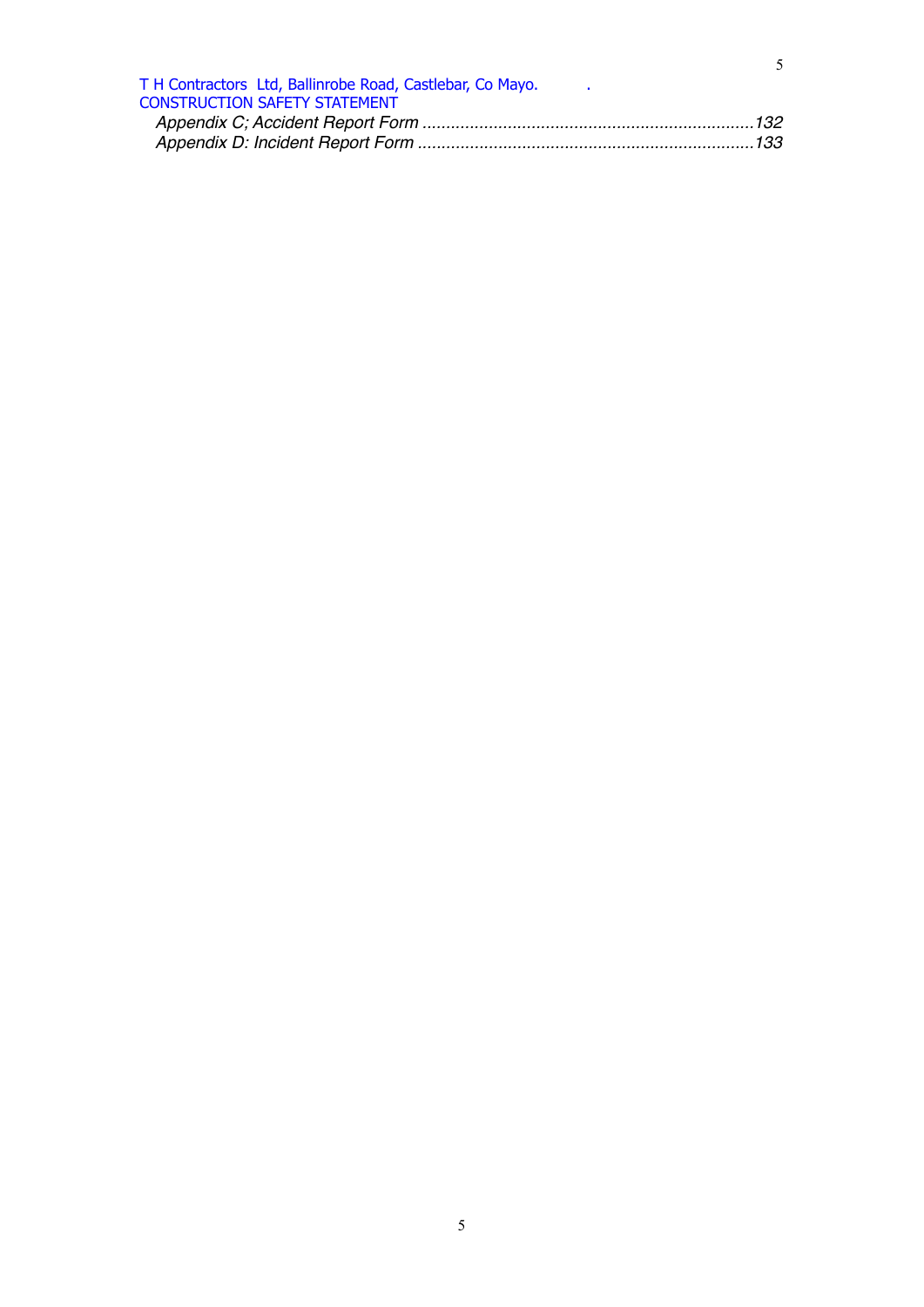*Appendix C; Accident Report Form .......................................................................132*
*Appendix D: Incident Report Form .......................................................................133*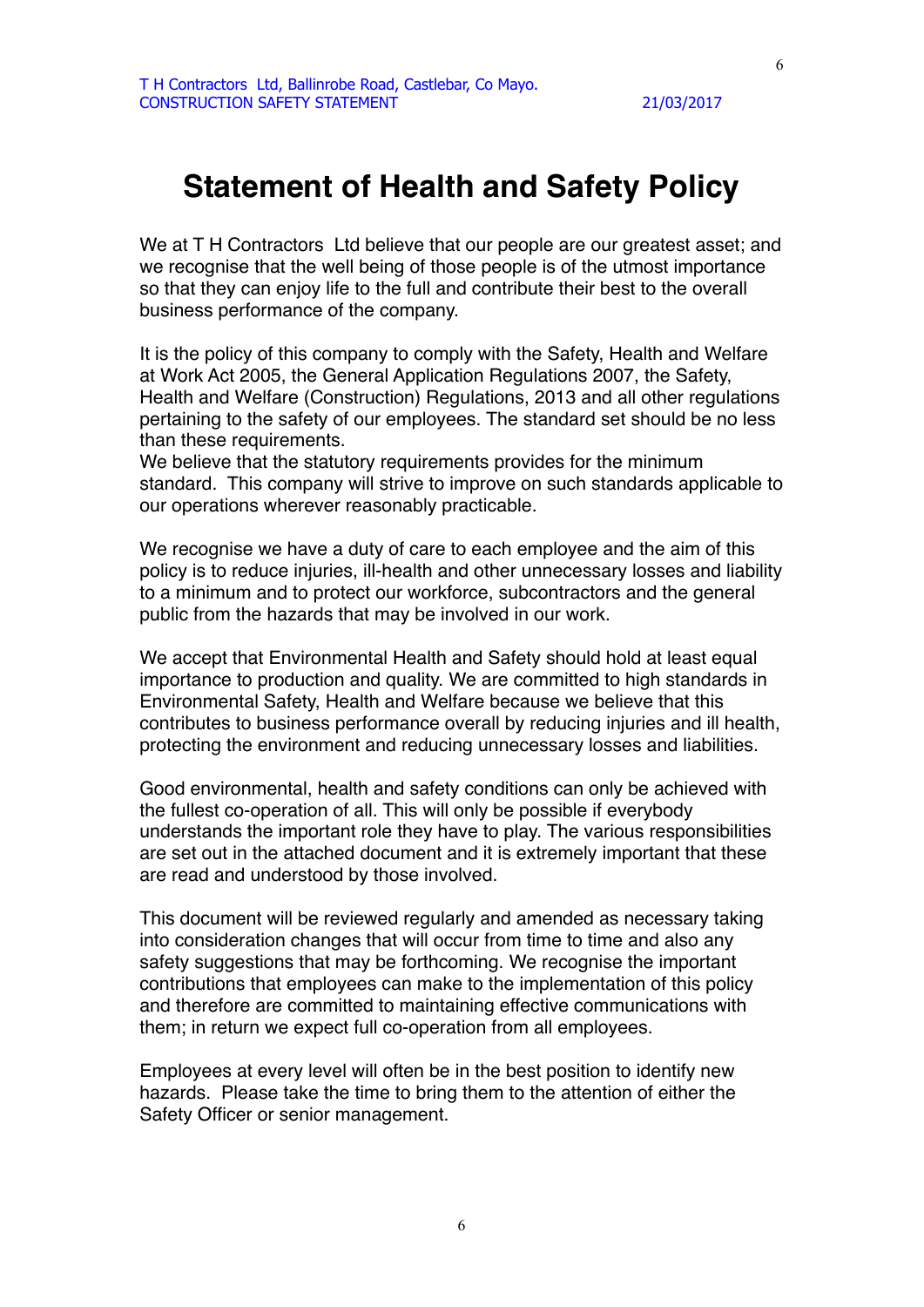# Statement of Health and Safety Policy

We at T H Contractors Ltd believe that our people are our greatest asset; and we recognise that the well being of those people is of the utmost importance so that they can enjoy life to the full and contribute their best to the overall business performance of the company.

It is the policy of this company to comply with the Safety, Health and Welfare at Work Act 2005, the General Application Regulations 2007, the Safety, Health and Welfare (Construction) Regulations, 2013 and all other regulations pertaining to the safety of our employees. The standard set should be no less than these requirements.
We believe that the statutory requirements provides for the minimum standard. This company will strive to improve on such standards applicable to our operations wherever reasonably practicable.

We recognise we have a duty of care to each employee and the aim of this policy is to reduce injuries, ill-health and other unnecessary losses and liability to a minimum and to protect our workforce, subcontractors and the general public from the hazards that may be involved in our work.

We accept that Environmental Health and Safety should hold at least equal importance to production and quality. We are committed to high standards in Environmental Safety, Health and Welfare because we believe that this contributes to business performance overall by reducing injuries and ill health, protecting the environment and reducing unnecessary losses and liabilities.

Good environmental, health and safety conditions can only be achieved with the fullest co-operation of all. This will only be possible if everybody understands the important role they have to play. The various responsibilities are set out in the attached document and it is extremely important that these are read and understood by those involved.

This document will be reviewed regularly and amended as necessary taking into consideration changes that will occur from time to time and also any safety suggestions that may be forthcoming. We recognise the important contributions that employees can make to the implementation of this policy and therefore are committed to maintaining effective communications with them; in return we expect full co-operation from all employees.

Employees at every level will often be in the best position to identify new hazards. Please take the time to bring them to the attention of either the Safety Officer or senior management.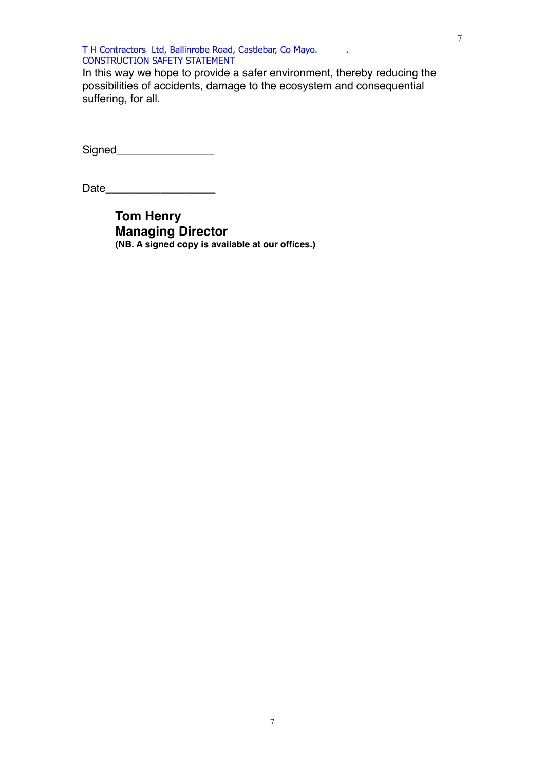In this way we hope to provide a safer environment, thereby reducing the possibilities of accidents, damage to the ecosystem and consequential suffering, for all.

Signed________________

Date__________________

**Tom Henry**
**Managing Director**
**(NB. A signed copy is available at our offices.)**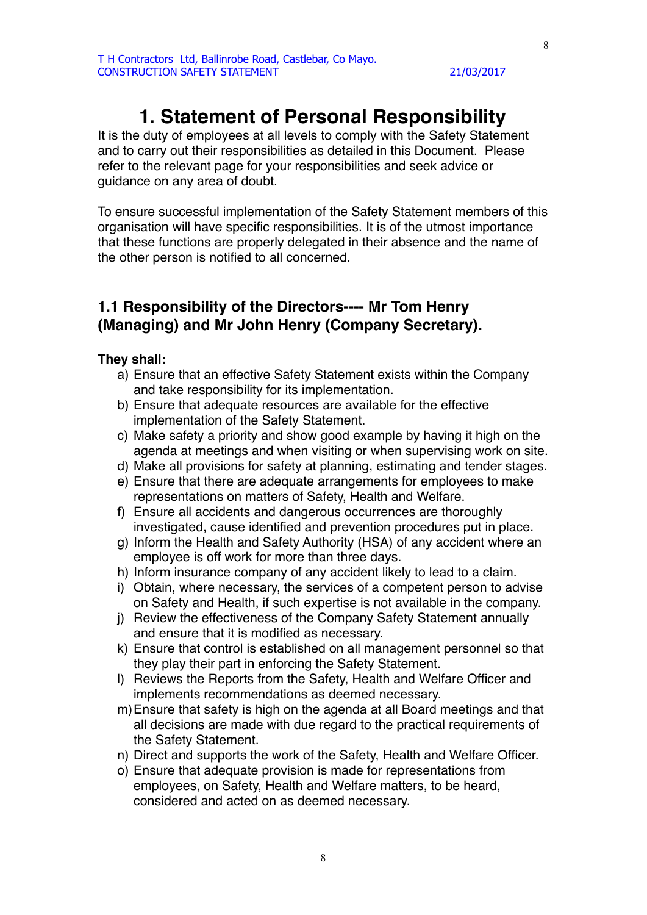# 1. Statement of Personal Responsibility

It is the duty of employees at all levels to comply with the Safety Statement and to carry out their responsibilities as detailed in this Document. Please refer to the relevant page for your responsibilities and seek advice or guidance on any area of doubt.

To ensure successful implementation of the Safety Statement members of this organisation will have specific responsibilities. It is of the utmost importance that these functions are properly delegated in their absence and the name of the other person is notified to all concerned.

## 1.1 Responsibility of the Directors---- Mr Tom Henry (Managing) and Mr John Henry (Company Secretary).

**They shall:**

a) Ensure that an effective Safety Statement exists within the Company and take responsibility for its implementation.
b) Ensure that adequate resources are available for the effective implementation of the Safety Statement.
c) Make safety a priority and show good example by having it high on the agenda at meetings and when visiting or when supervising work on site.
d) Make all provisions for safety at planning, estimating and tender stages.
e) Ensure that there are adequate arrangements for employees to make representations on matters of Safety, Health and Welfare.
f) Ensure all accidents and dangerous occurrences are thoroughly investigated, cause identified and prevention procedures put in place.
g) Inform the Health and Safety Authority (HSA) of any accident where an employee is off work for more than three days.
h) Inform insurance company of any accident likely to lead to a claim.
i) Obtain, where necessary, the services of a competent person to advise on Safety and Health, if such expertise is not available in the company.
j) Review the effectiveness of the Company Safety Statement annually and ensure that it is modified as necessary.
k) Ensure that control is established on all management personnel so that they play their part in enforcing the Safety Statement.
l) Reviews the Reports from the Safety, Health and Welfare Officer and implements recommendations as deemed necessary.
m) Ensure that safety is high on the agenda at all Board meetings and that all decisions are made with due regard to the practical requirements of the Safety Statement.
n) Direct and supports the work of the Safety, Health and Welfare Officer.
o) Ensure that adequate provision is made for representations from employees, on Safety, Health and Welfare matters, to be heard, considered and acted on as deemed necessary.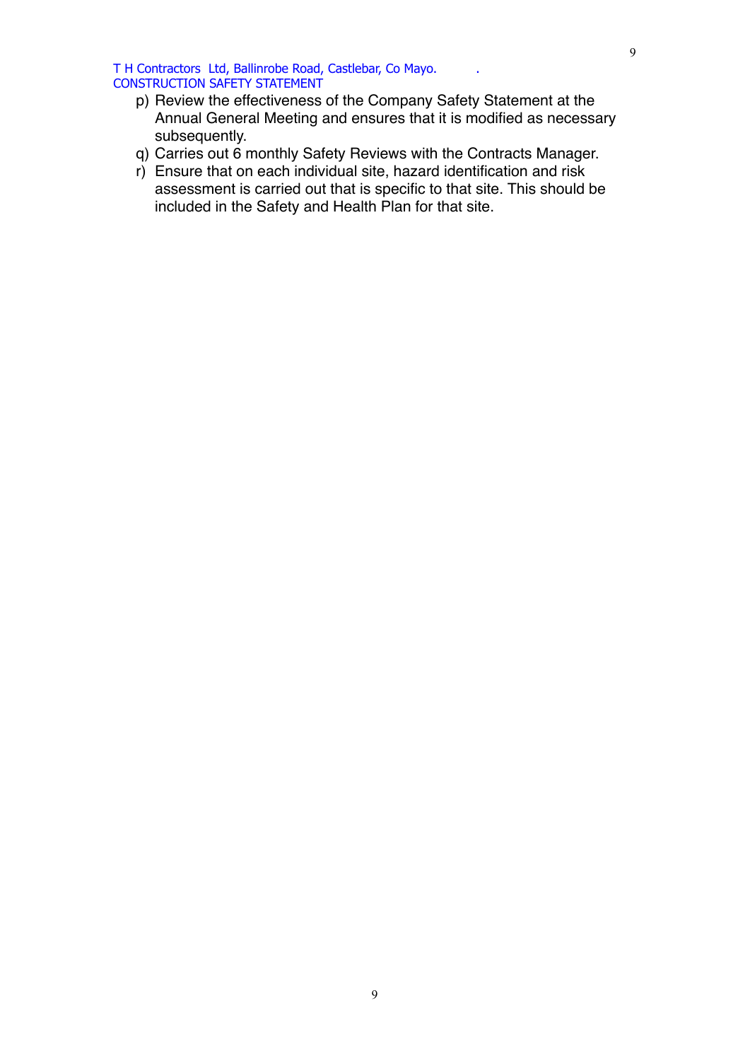p) Review the effectiveness of the Company Safety Statement at the Annual General Meeting and ensures that it is modified as necessary subsequently.
q) Carries out 6 monthly Safety Reviews with the Contracts Manager.
r) Ensure that on each individual site, hazard identification and risk assessment is carried out that is specific to that site. This should be included in the Safety and Health Plan for that site.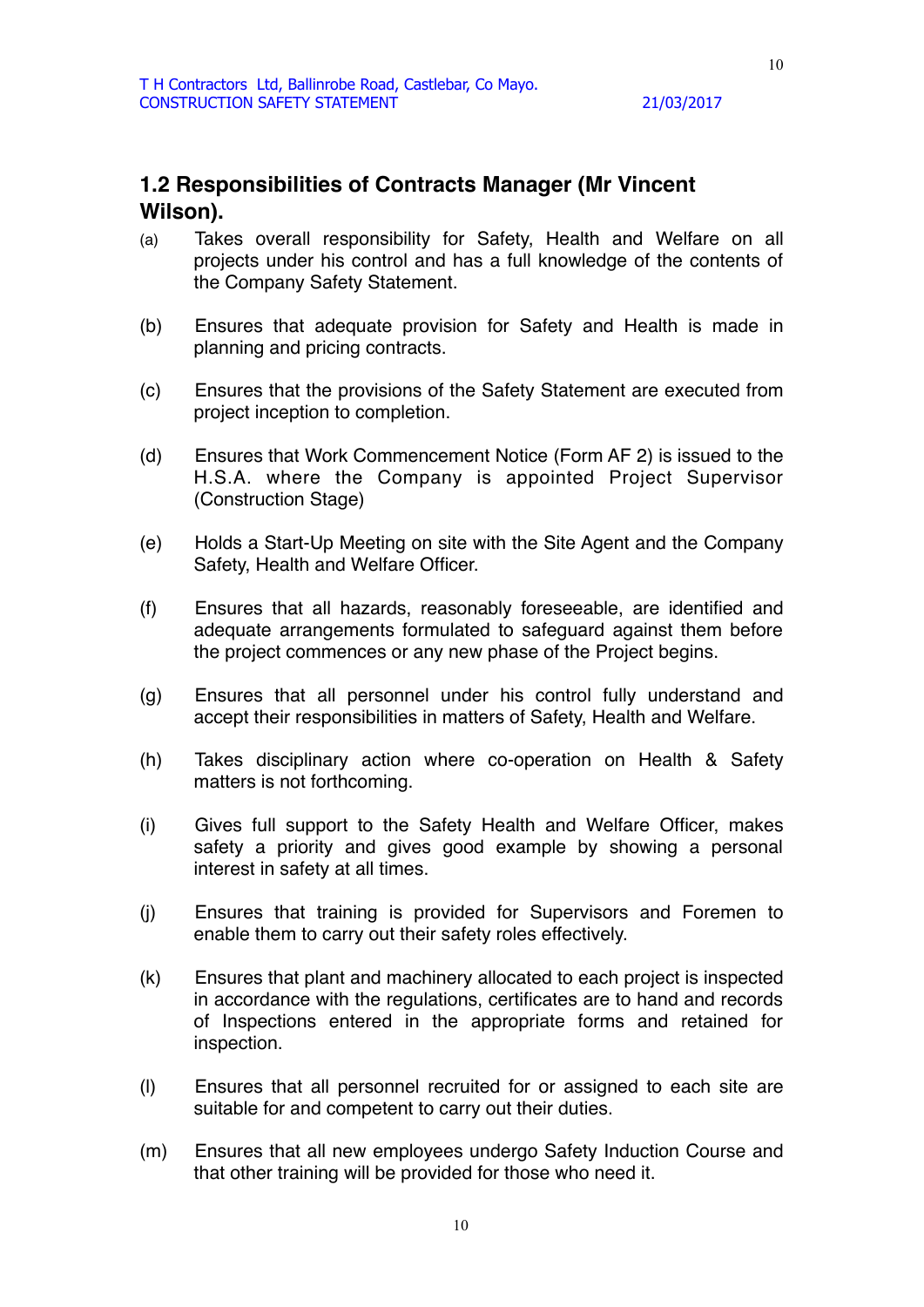## 1.2 Responsibilities of Contracts Manager (Mr Vincent Wilson).

(a) Takes overall responsibility for Safety, Health and Welfare on all projects under his control and has a full knowledge of the contents of the Company Safety Statement.

(b) Ensures that adequate provision for Safety and Health is made in planning and pricing contracts.

(c) Ensures that the provisions of the Safety Statement are executed from project inception to completion.

(d) Ensures that Work Commencement Notice (Form AF 2) is issued to the H.S.A. where the Company is appointed Project Supervisor (Construction Stage)

(e) Holds a Start-Up Meeting on site with the Site Agent and the Company Safety, Health and Welfare Officer.

(f) Ensures that all hazards, reasonably foreseeable, are identified and adequate arrangements formulated to safeguard against them before the project commences or any new phase of the Project begins.

(g) Ensures that all personnel under his control fully understand and accept their responsibilities in matters of Safety, Health and Welfare.

(h) Takes disciplinary action where co-operation on Health & Safety matters is not forthcoming.

(i) Gives full support to the Safety Health and Welfare Officer, makes safety a priority and gives good example by showing a personal interest in safety at all times.

(j) Ensures that training is provided for Supervisors and Foremen to enable them to carry out their safety roles effectively.

(k) Ensures that plant and machinery allocated to each project is inspected in accordance with the regulations, certificates are to hand and records of Inspections entered in the appropriate forms and retained for inspection.

(l) Ensures that all personnel recruited for or assigned to each site are suitable for and competent to carry out their duties.

(m) Ensures that all new employees undergo Safety Induction Course and that other training will be provided for those who need it.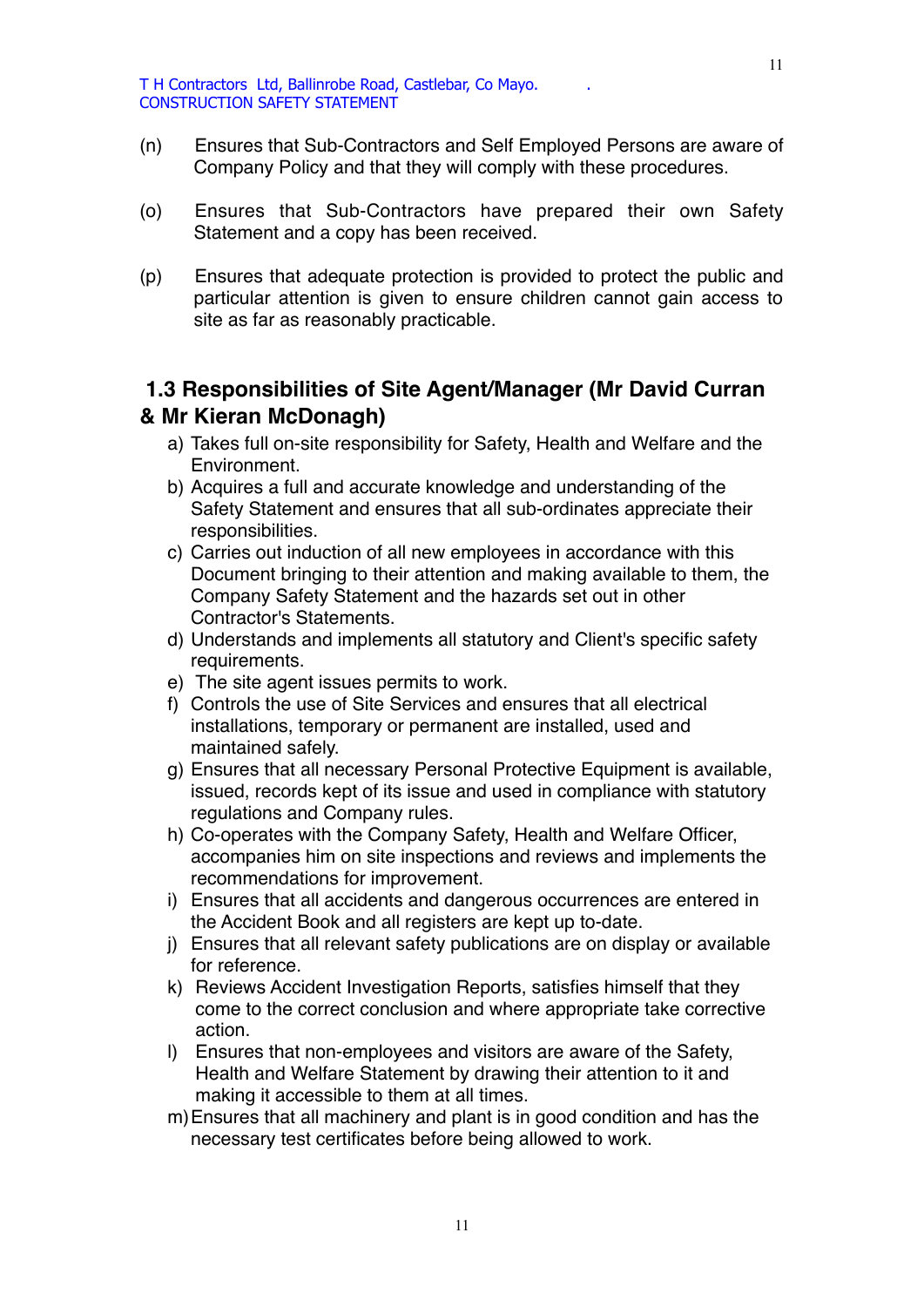(n) Ensures that Sub-Contractors and Self Employed Persons are aware of Company Policy and that they will comply with these procedures.

(o) Ensures that Sub-Contractors have prepared their own Safety Statement and a copy has been received.

(p) Ensures that adequate protection is provided to protect the public and particular attention is given to ensure children cannot gain access to site as far as reasonably practicable.

## 1.3 Responsibilities of Site Agent/Manager (Mr David Curran & Mr Kieran McDonagh)

a) Takes full on-site responsibility for Safety, Health and Welfare and the Environment.
b) Acquires a full and accurate knowledge and understanding of the Safety Statement and ensures that all sub-ordinates appreciate their responsibilities.
c) Carries out induction of all new employees in accordance with this Document bringing to their attention and making available to them, the Company Safety Statement and the hazards set out in other Contractor's Statements.
d) Understands and implements all statutory and Client's specific safety requirements.
e) The site agent issues permits to work.
f) Controls the use of Site Services and ensures that all electrical installations, temporary or permanent are installed, used and maintained safely.
g) Ensures that all necessary Personal Protective Equipment is available, issued, records kept of its issue and used in compliance with statutory regulations and Company rules.
h) Co-operates with the Company Safety, Health and Welfare Officer, accompanies him on site inspections and reviews and implements the recommendations for improvement.
i) Ensures that all accidents and dangerous occurrences are entered in the Accident Book and all registers are kept up to-date.
j) Ensures that all relevant safety publications are on display or available for reference.
k) Reviews Accident Investigation Reports, satisfies himself that they come to the correct conclusion and where appropriate take corrective action.
l) Ensures that non-employees and visitors are aware of the Safety, Health and Welfare Statement by drawing their attention to it and making it accessible to them at all times.
m) Ensures that all machinery and plant is in good condition and has the necessary test certificates before being allowed to work.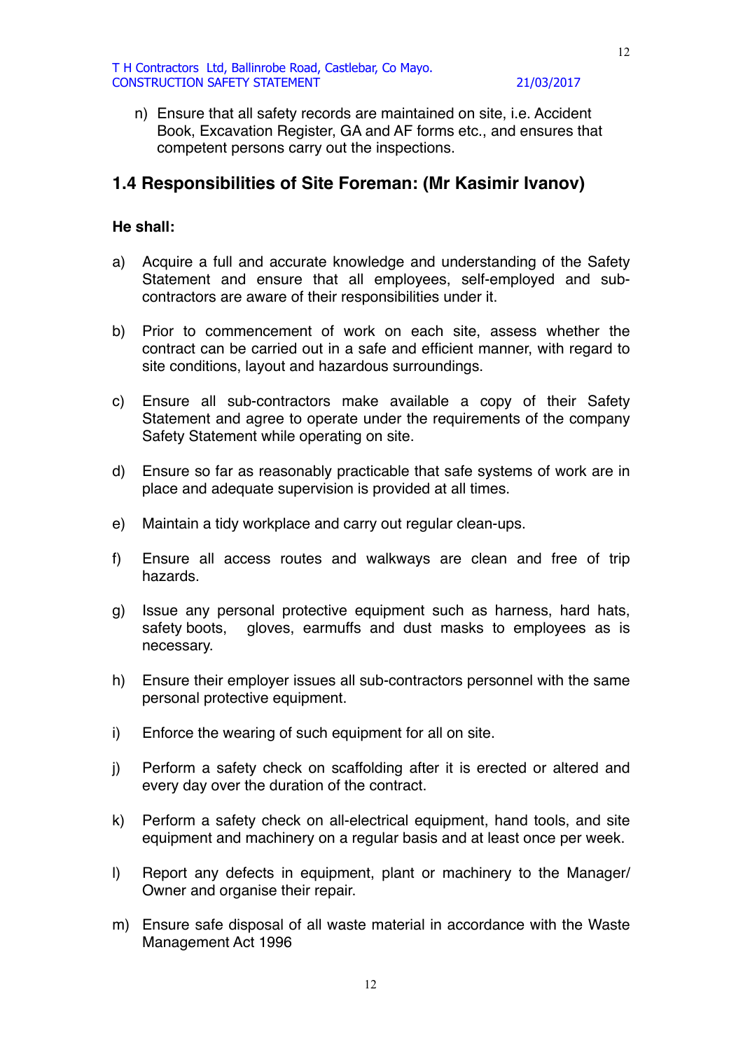n) Ensure that all safety records are maintained on site, i.e. Accident Book, Excavation Register, GA and AF forms etc., and ensures that competent persons carry out the inspections.

## 1.4 Responsibilities of Site Foreman: (Mr Kasimir Ivanov)

**He shall:**

a) Acquire a full and accurate knowledge and understanding of the Safety Statement and ensure that all employees, self-employed and sub-contractors are aware of their responsibilities under it.

b) Prior to commencement of work on each site, assess whether the contract can be carried out in a safe and efficient manner, with regard to site conditions, layout and hazardous surroundings.

c) Ensure all sub-contractors make available a copy of their Safety Statement and agree to operate under the requirements of the company Safety Statement while operating on site.

d) Ensure so far as reasonably practicable that safe systems of work are in place and adequate supervision is provided at all times.

e) Maintain a tidy workplace and carry out regular clean-ups.

f) Ensure all access routes and walkways are clean and free of trip hazards.

g) Issue any personal protective equipment such as harness, hard hats, safety boots, gloves, earmuffs and dust masks to employees as is necessary.

h) Ensure their employer issues all sub-contractors personnel with the same personal protective equipment.

i) Enforce the wearing of such equipment for all on site.

j) Perform a safety check on scaffolding after it is erected or altered and every day over the duration of the contract.

k) Perform a safety check on all-electrical equipment, hand tools, and site equipment and machinery on a regular basis and at least once per week.

l) Report any defects in equipment, plant or machinery to the Manager/ Owner and organise their repair.

m) Ensure safe disposal of all waste material in accordance with the Waste Management Act 1996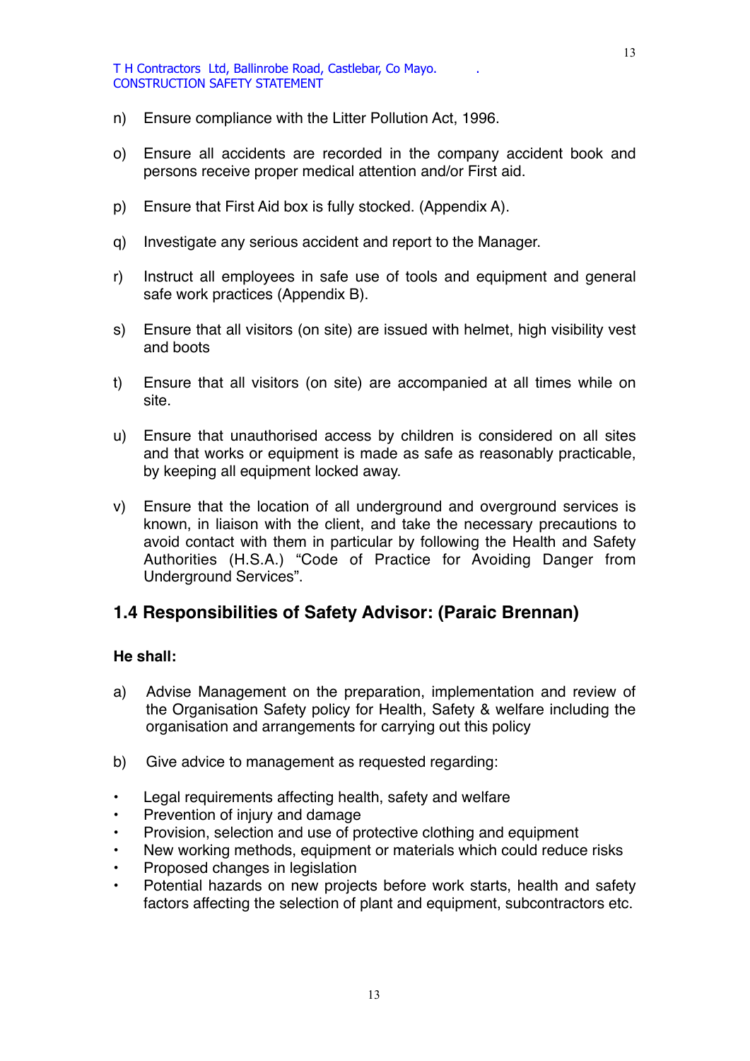n) Ensure compliance with the Litter Pollution Act, 1996.

o) Ensure all accidents are recorded in the company accident book and persons receive proper medical attention and/or First aid.

p) Ensure that First Aid box is fully stocked. (Appendix A).

q) Investigate any serious accident and report to the Manager.

r) Instruct all employees in safe use of tools and equipment and general safe work practices (Appendix B).

s) Ensure that all visitors (on site) are issued with helmet, high visibility vest and boots

t) Ensure that all visitors (on site) are accompanied at all times while on site.

u) Ensure that unauthorised access by children is considered on all sites and that works or equipment is made as safe as reasonably practicable, by keeping all equipment locked away.

v) Ensure that the location of all underground and overground services is known, in liaison with the client, and take the necessary precautions to avoid contact with them in particular by following the Health and Safety Authorities (H.S.A.) "Code of Practice for Avoiding Danger from Underground Services".

## 1.4 Responsibilities of Safety Advisor: (Paraic Brennan)

**He shall:**

a) Advise Management on the preparation, implementation and review of the Organisation Safety policy for Health, Safety & welfare including the organisation and arrangements for carrying out this policy

b) Give advice to management as requested regarding:

- Legal requirements affecting health, safety and welfare
- Prevention of injury and damage
- Provision, selection and use of protective clothing and equipment
- New working methods, equipment or materials which could reduce risks
- Proposed changes in legislation
- Potential hazards on new projects before work starts, health and safety factors affecting the selection of plant and equipment, subcontractors etc.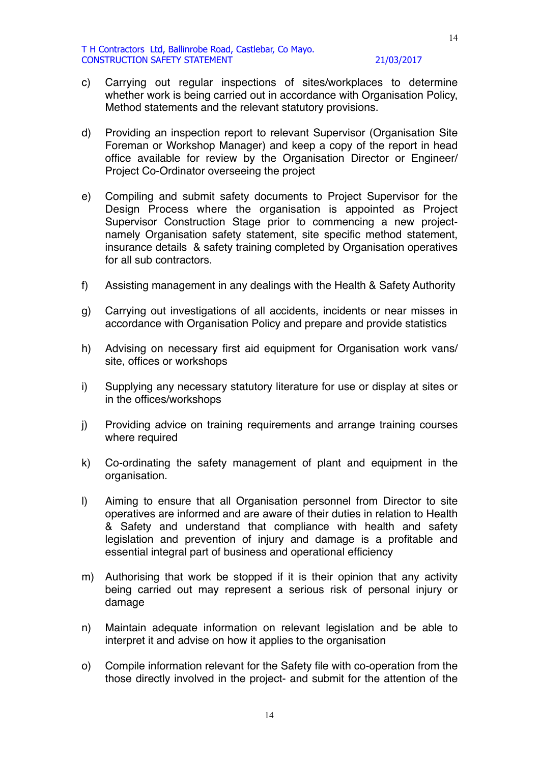c) Carrying out regular inspections of sites/workplaces to determine whether work is being carried out in accordance with Organisation Policy, Method statements and the relevant statutory provisions.

d) Providing an inspection report to relevant Supervisor (Organisation Site Foreman or Workshop Manager) and keep a copy of the report in head office available for review by the Organisation Director or Engineer/ Project Co-Ordinator overseeing the project

e) Compiling and submit safety documents to Project Supervisor for the Design Process where the organisation is appointed as Project Supervisor Construction Stage prior to commencing a new project- namely Organisation safety statement, site specific method statement, insurance details & safety training completed by Organisation operatives for all sub contractors.

f) Assisting management in any dealings with the Health & Safety Authority

g) Carrying out investigations of all accidents, incidents or near misses in accordance with Organisation Policy and prepare and provide statistics

h) Advising on necessary first aid equipment for Organisation work vans/ site, offices or workshops

i) Supplying any necessary statutory literature for use or display at sites or in the offices/workshops

j) Providing advice on training requirements and arrange training courses where required

k) Co-ordinating the safety management of plant and equipment in the organisation.

l) Aiming to ensure that all Organisation personnel from Director to site operatives are informed and are aware of their duties in relation to Health & Safety and understand that compliance with health and safety legislation and prevention of injury and damage is a profitable and essential integral part of business and operational efficiency

m) Authorising that work be stopped if it is their opinion that any activity being carried out may represent a serious risk of personal injury or damage

n) Maintain adequate information on relevant legislation and be able to interpret it and advise on how it applies to the organisation

o) Compile information relevant for the Safety file with co-operation from the those directly involved in the project- and submit for the attention of the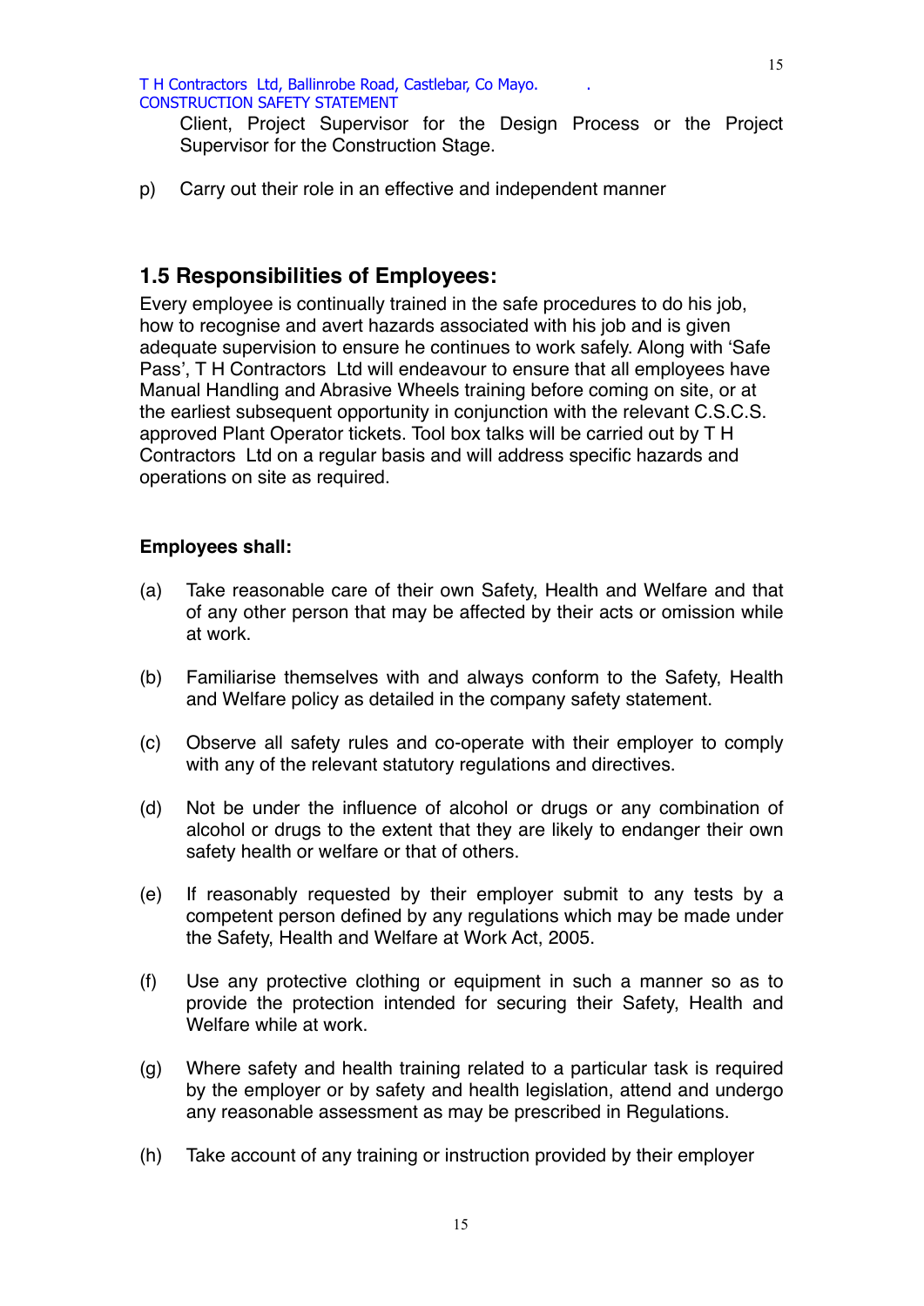Client, Project Supervisor for the Design Process or the Project Supervisor for the Construction Stage.

p) Carry out their role in an effective and independent manner

## 1.5 Responsibilities of Employees:

Every employee is continually trained in the safe procedures to do his job, how to recognise and avert hazards associated with his job and is given adequate supervision to ensure he continues to work safely. Along with 'Safe Pass', T H Contractors Ltd will endeavour to ensure that all employees have Manual Handling and Abrasive Wheels training before coming on site, or at the earliest subsequent opportunity in conjunction with the relevant C.S.C.S. approved Plant Operator tickets. Tool box talks will be carried out by T H Contractors Ltd on a regular basis and will address specific hazards and operations on site as required.

**Employees shall:**

(a) Take reasonable care of their own Safety, Health and Welfare and that of any other person that may be affected by their acts or omission while at work.

(b) Familiarise themselves with and always conform to the Safety, Health and Welfare policy as detailed in the company safety statement.

(c) Observe all safety rules and co-operate with their employer to comply with any of the relevant statutory regulations and directives.

(d) Not be under the influence of alcohol or drugs or any combination of alcohol or drugs to the extent that they are likely to endanger their own safety health or welfare or that of others.

(e) If reasonably requested by their employer submit to any tests by a competent person defined by any regulations which may be made under the Safety, Health and Welfare at Work Act, 2005.

(f) Use any protective clothing or equipment in such a manner so as to provide the protection intended for securing their Safety, Health and Welfare while at work.

(g) Where safety and health training related to a particular task is required by the employer or by safety and health legislation, attend and undergo any reasonable assessment as may be prescribed in Regulations.

(h) Take account of any training or instruction provided by their employer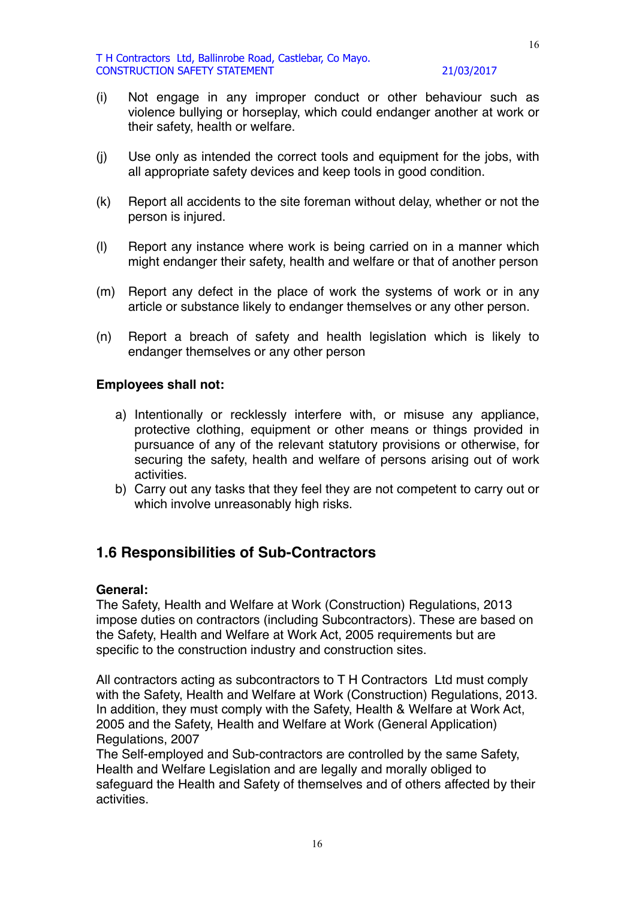(i) Not engage in any improper conduct or other behaviour such as violence bullying or horseplay, which could endanger another at work or their safety, health or welfare.

(j) Use only as intended the correct tools and equipment for the jobs, with all appropriate safety devices and keep tools in good condition.

(k) Report all accidents to the site foreman without delay, whether or not the person is injured.

(l) Report any instance where work is being carried on in a manner which might endanger their safety, health and welfare or that of another person

(m) Report any defect in the place of work the systems of work or in any article or substance likely to endanger themselves or any other person.

(n) Report a breach of safety and health legislation which is likely to endanger themselves or any other person

**Employees shall not:**

a) Intentionally or recklessly interfere with, or misuse any appliance, protective clothing, equipment or other means or things provided in pursuance of any of the relevant statutory provisions or otherwise, for securing the safety, health and welfare of persons arising out of work activities.
b) Carry out any tasks that they feel they are not competent to carry out or which involve unreasonably high risks.

## 1.6 Responsibilities of Sub-Contractors

**General:**
The Safety, Health and Welfare at Work (Construction) Regulations, 2013 impose duties on contractors (including Subcontractors). These are based on the Safety, Health and Welfare at Work Act, 2005 requirements but are specific to the construction industry and construction sites.

All contractors acting as subcontractors to T H Contractors Ltd must comply with the Safety, Health and Welfare at Work (Construction) Regulations, 2013. In addition, they must comply with the Safety, Health & Welfare at Work Act, 2005 and the Safety, Health and Welfare at Work (General Application) Regulations, 2007
The Self-employed and Sub-contractors are controlled by the same Safety, Health and Welfare Legislation and are legally and morally obliged to safeguard the Health and Safety of themselves and of others affected by their activities.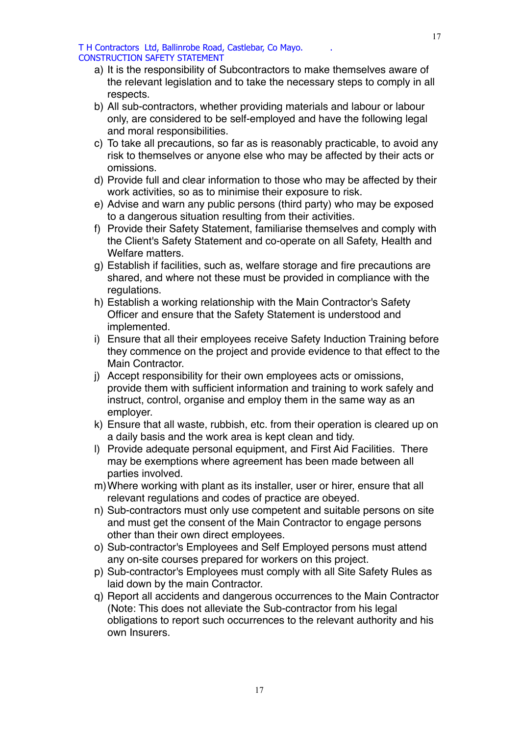a) It is the responsibility of Subcontractors to make themselves aware of the relevant legislation and to take the necessary steps to comply in all respects.
b) All sub-contractors, whether providing materials and labour or labour only, are considered to be self-employed and have the following legal and moral responsibilities.
c) To take all precautions, so far as is reasonably practicable, to avoid any risk to themselves or anyone else who may be affected by their acts or omissions.
d) Provide full and clear information to those who may be affected by their work activities, so as to minimise their exposure to risk.
e) Advise and warn any public persons (third party) who may be exposed to a dangerous situation resulting from their activities.
f) Provide their Safety Statement, familiarise themselves and comply with the Client's Safety Statement and co-operate on all Safety, Health and Welfare matters.
g) Establish if facilities, such as, welfare storage and fire precautions are shared, and where not these must be provided in compliance with the regulations.
h) Establish a working relationship with the Main Contractor's Safety Officer and ensure that the Safety Statement is understood and implemented.
i) Ensure that all their employees receive Safety Induction Training before they commence on the project and provide evidence to that effect to the Main Contractor.
j) Accept responsibility for their own employees acts or omissions, provide them with sufficient information and training to work safely and instruct, control, organise and employ them in the same way as an employer.
k) Ensure that all waste, rubbish, etc. from their operation is cleared up on a daily basis and the work area is kept clean and tidy.
l) Provide adequate personal equipment, and First Aid Facilities. There may be exemptions where agreement has been made between all parties involved.
m) Where working with plant as its installer, user or hirer, ensure that all relevant regulations and codes of practice are obeyed.
n) Sub-contractors must only use competent and suitable persons on site and must get the consent of the Main Contractor to engage persons other than their own direct employees.
o) Sub-contractor's Employees and Self Employed persons must attend any on-site courses prepared for workers on this project.
p) Sub-contractor's Employees must comply with all Site Safety Rules as laid down by the main Contractor.
q) Report all accidents and dangerous occurrences to the Main Contractor (Note: This does not alleviate the Sub-contractor from his legal obligations to report such occurrences to the relevant authority and his own Insurers.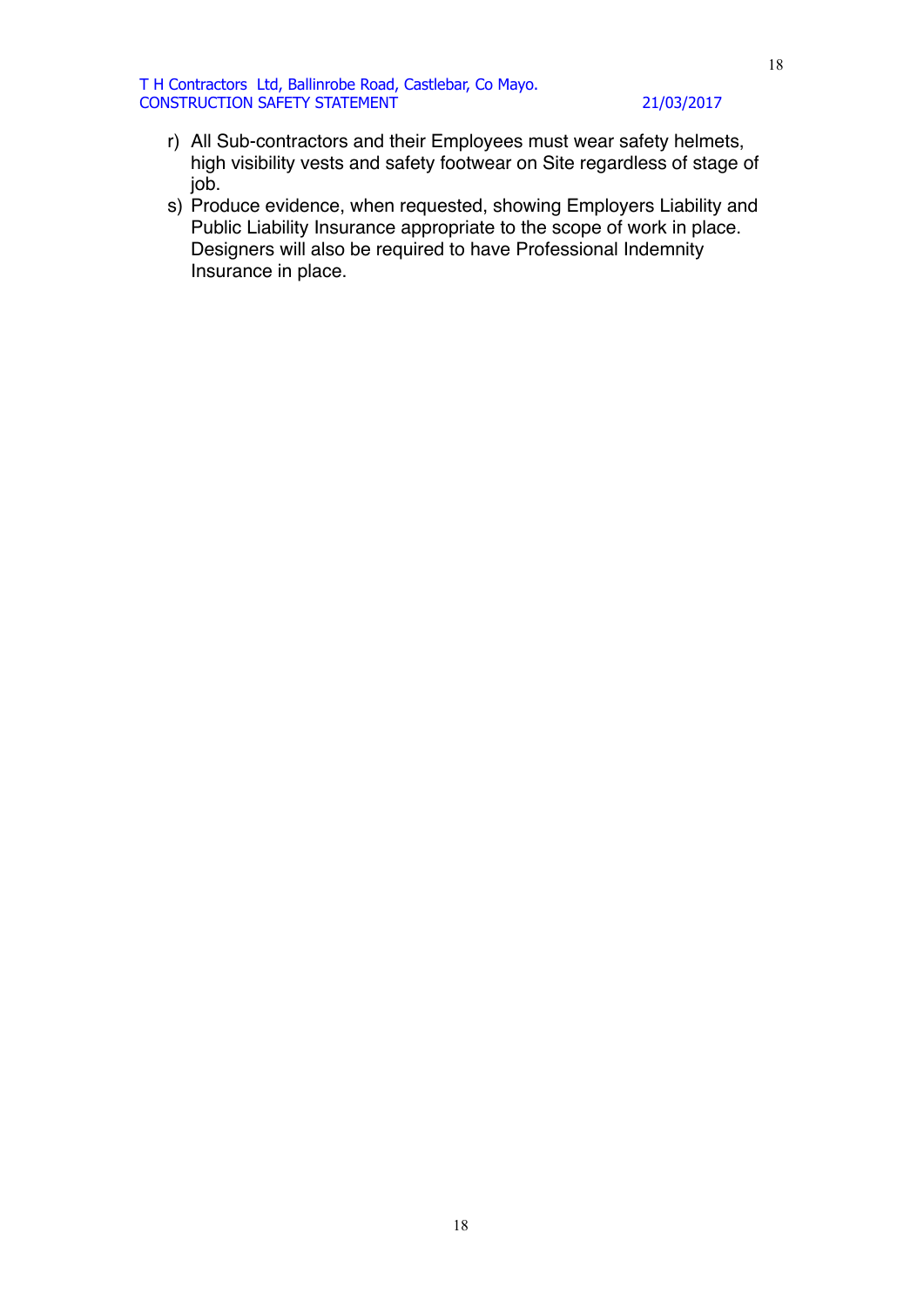r) All Sub-contractors and their Employees must wear safety helmets, high visibility vests and safety footwear on Site regardless of stage of job.
s) Produce evidence, when requested, showing Employers Liability and Public Liability Insurance appropriate to the scope of work in place. Designers will also be required to have Professional Indemnity Insurance in place.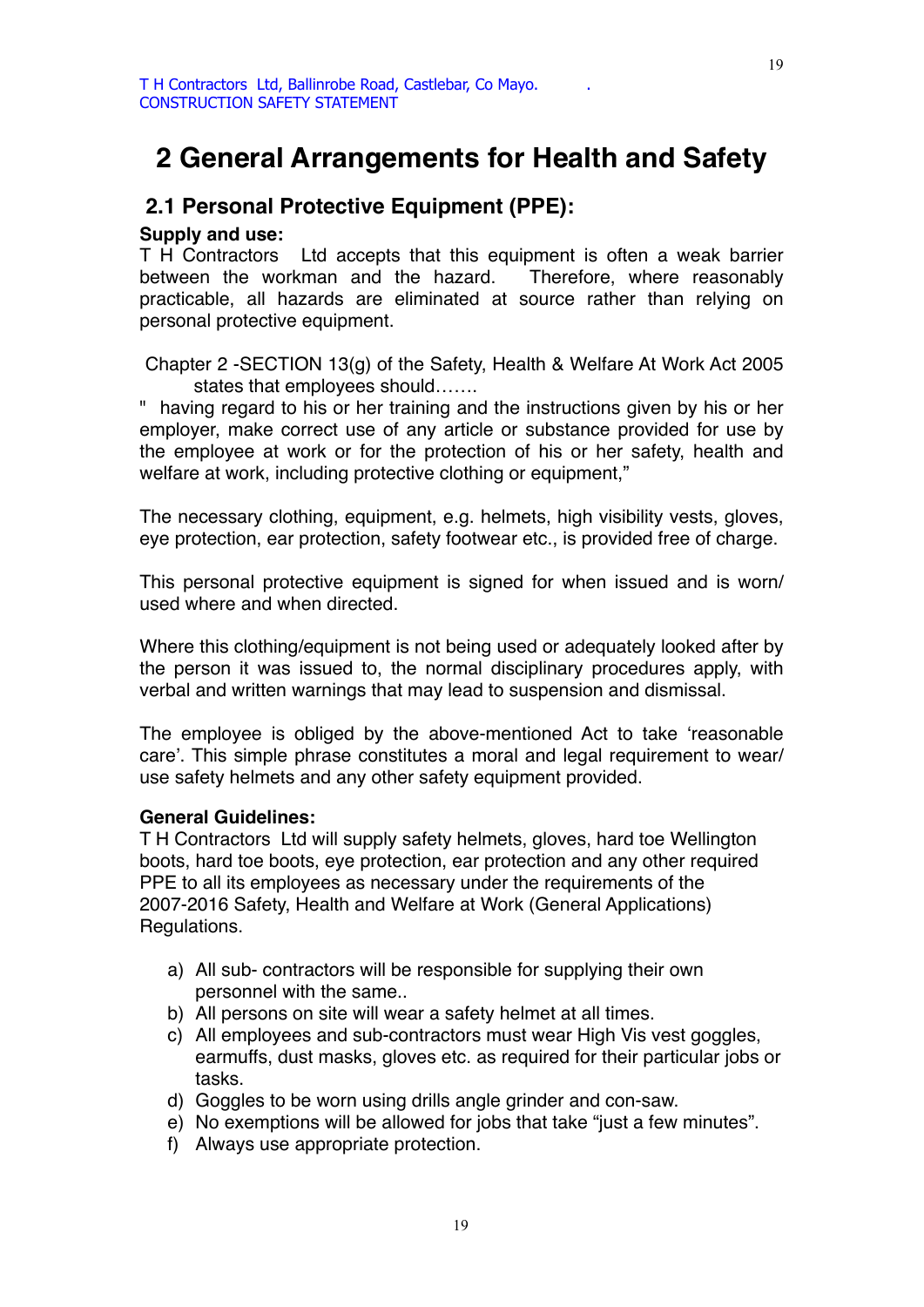# 2 General Arrangements for Health and Safety

## 2.1 Personal Protective Equipment (PPE):

**Supply and use:**

T H Contractors Ltd accepts that this equipment is often a weak barrier between the workman and the hazard. Therefore, where reasonably practicable, all hazards are eliminated at source rather than relying on personal protective equipment.

Chapter 2 -SECTION 13(g) of the Safety, Health & Welfare At Work Act 2005 states that employees should…….

" having regard to his or her training and the instructions given by his or her employer, make correct use of any article or substance provided for use by the employee at work or for the protection of his or her safety, health and welfare at work, including protective clothing or equipment,"

The necessary clothing, equipment, e.g. helmets, high visibility vests, gloves, eye protection, ear protection, safety footwear etc., is provided free of charge.

This personal protective equipment is signed for when issued and is worn/ used where and when directed.

Where this clothing/equipment is not being used or adequately looked after by the person it was issued to, the normal disciplinary procedures apply, with verbal and written warnings that may lead to suspension and dismissal.

The employee is obliged by the above-mentioned Act to take 'reasonable care'. This simple phrase constitutes a moral and legal requirement to wear/ use safety helmets and any other safety equipment provided.

**General Guidelines:**

T H Contractors Ltd will supply safety helmets, gloves, hard toe Wellington boots, hard toe boots, eye protection, ear protection and any other required PPE to all its employees as necessary under the requirements of the 2007-2016 Safety, Health and Welfare at Work (General Applications) Regulations.

a) All sub- contractors will be responsible for supplying their own personnel with the same..
b) All persons on site will wear a safety helmet at all times.
c) All employees and sub-contractors must wear High Vis vest goggles, earmuffs, dust masks, gloves etc. as required for their particular jobs or tasks.
d) Goggles to be worn using drills angle grinder and con-saw.
e) No exemptions will be allowed for jobs that take "just a few minutes".
f) Always use appropriate protection.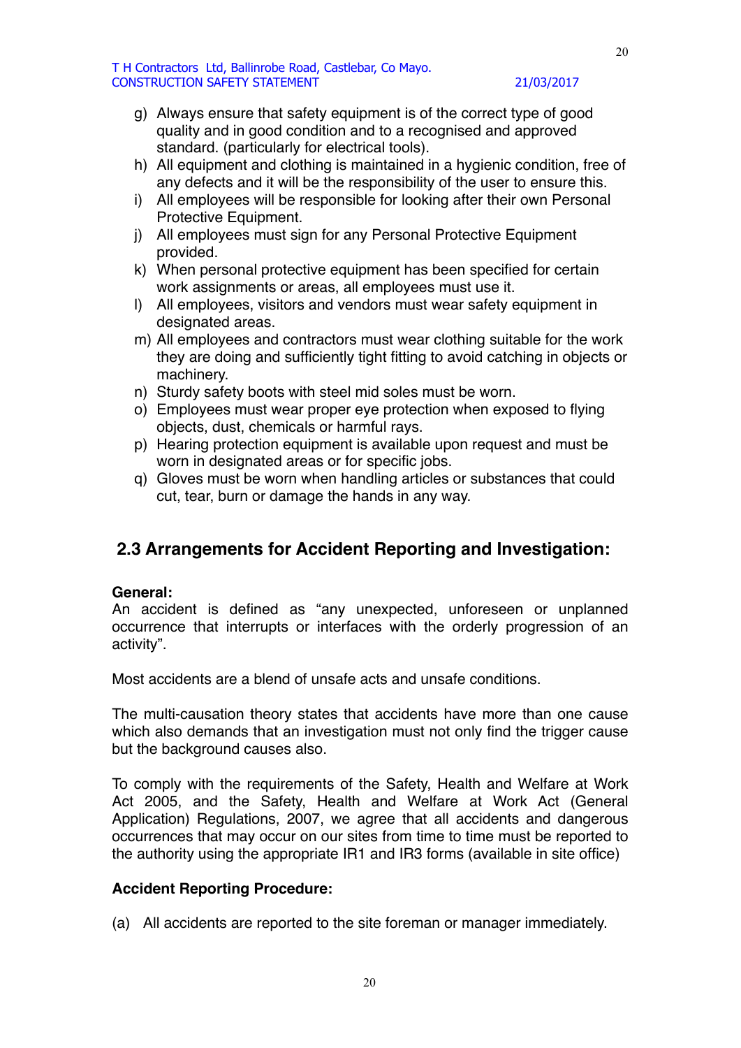g) Always ensure that safety equipment is of the correct type of good quality and in good condition and to a recognised and approved standard. (particularly for electrical tools).
h) All equipment and clothing is maintained in a hygienic condition, free of any defects and it will be the responsibility of the user to ensure this.
i) All employees will be responsible for looking after their own Personal Protective Equipment.
j) All employees must sign for any Personal Protective Equipment provided.
k) When personal protective equipment has been specified for certain work assignments or areas, all employees must use it.
l) All employees, visitors and vendors must wear safety equipment in designated areas.
m) All employees and contractors must wear clothing suitable for the work they are doing and sufficiently tight fitting to avoid catching in objects or machinery.
n) Sturdy safety boots with steel mid soles must be worn.
o) Employees must wear proper eye protection when exposed to flying objects, dust, chemicals or harmful rays.
p) Hearing protection equipment is available upon request and must be worn in designated areas or for specific jobs.
q) Gloves must be worn when handling articles or substances that could cut, tear, burn or damage the hands in any way.

## 2.3 Arrangements for Accident Reporting and Investigation:

**General:**
An accident is defined as "any unexpected, unforeseen or unplanned occurrence that interrupts or interfaces with the orderly progression of an activity".

Most accidents are a blend of unsafe acts and unsafe conditions.

The multi-causation theory states that accidents have more than one cause which also demands that an investigation must not only find the trigger cause but the background causes also.

To comply with the requirements of the Safety, Health and Welfare at Work Act 2005, and the Safety, Health and Welfare at Work Act (General Application) Regulations, 2007, we agree that all accidents and dangerous occurrences that may occur on our sites from time to time must be reported to the authority using the appropriate IR1 and IR3 forms (available in site office)

**Accident Reporting Procedure:**

(a) All accidents are reported to the site foreman or manager immediately.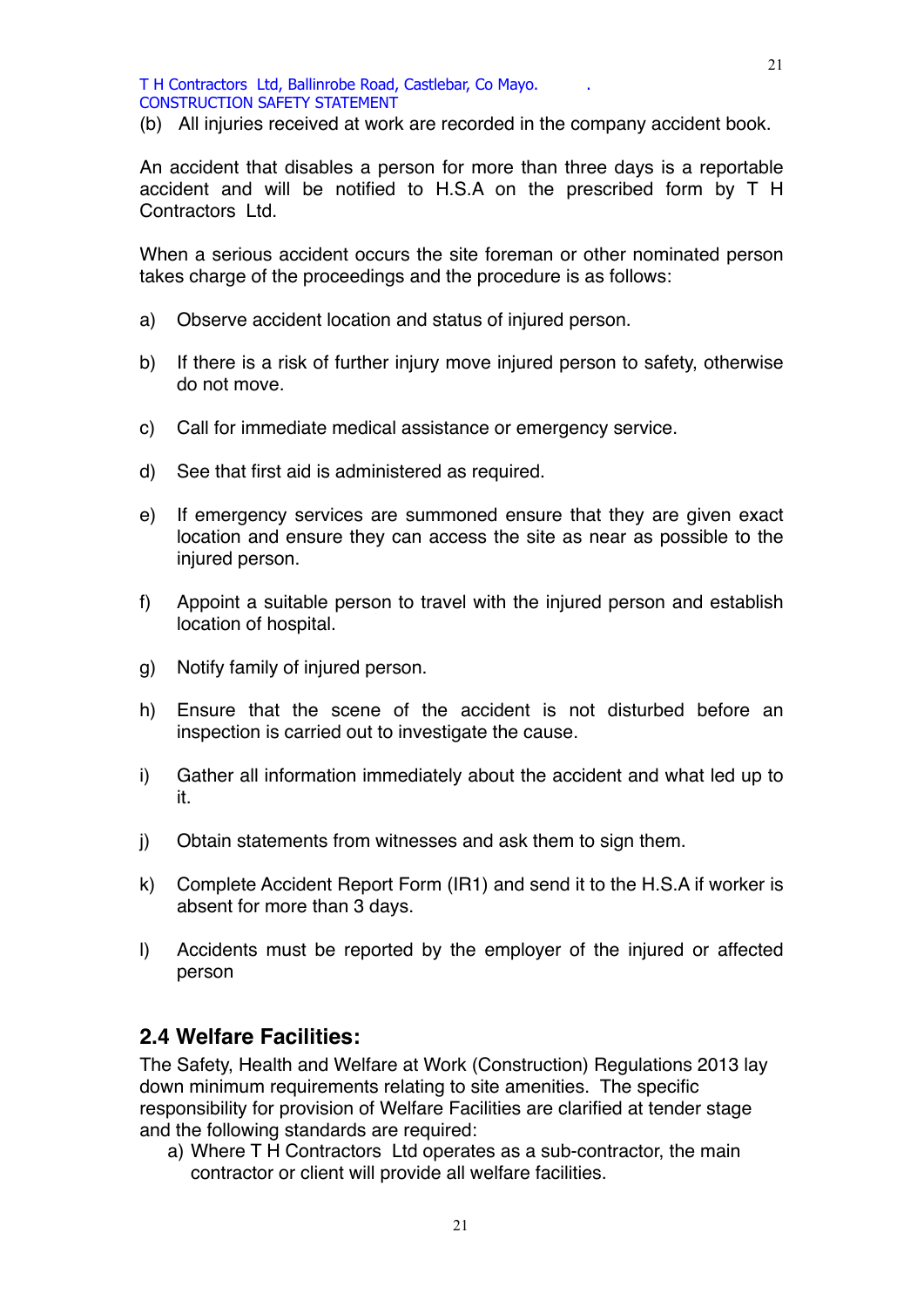(b) All injuries received at work are recorded in the company accident book.

An accident that disables a person for more than three days is a reportable accident and will be notified to H.S.A on the prescribed form by T H Contractors Ltd.

When a serious accident occurs the site foreman or other nominated person takes charge of the proceedings and the procedure is as follows:

a) Observe accident location and status of injured person.

b) If there is a risk of further injury move injured person to safety, otherwise do not move.

c) Call for immediate medical assistance or emergency service.

d) See that first aid is administered as required.

e) If emergency services are summoned ensure that they are given exact location and ensure they can access the site as near as possible to the injured person.

f) Appoint a suitable person to travel with the injured person and establish location of hospital.

g) Notify family of injured person.

h) Ensure that the scene of the accident is not disturbed before an inspection is carried out to investigate the cause.

i) Gather all information immediately about the accident and what led up to it.

j) Obtain statements from witnesses and ask them to sign them.

k) Complete Accident Report Form (IR1) and send it to the H.S.A if worker is absent for more than 3 days.

l) Accidents must be reported by the employer of the injured or affected person

## 2.4 Welfare Facilities:

The Safety, Health and Welfare at Work (Construction) Regulations 2013 lay down minimum requirements relating to site amenities. The specific responsibility for provision of Welfare Facilities are clarified at tender stage and the following standards are required:

a) Where T H Contractors Ltd operates as a sub-contractor, the main contractor or client will provide all welfare facilities.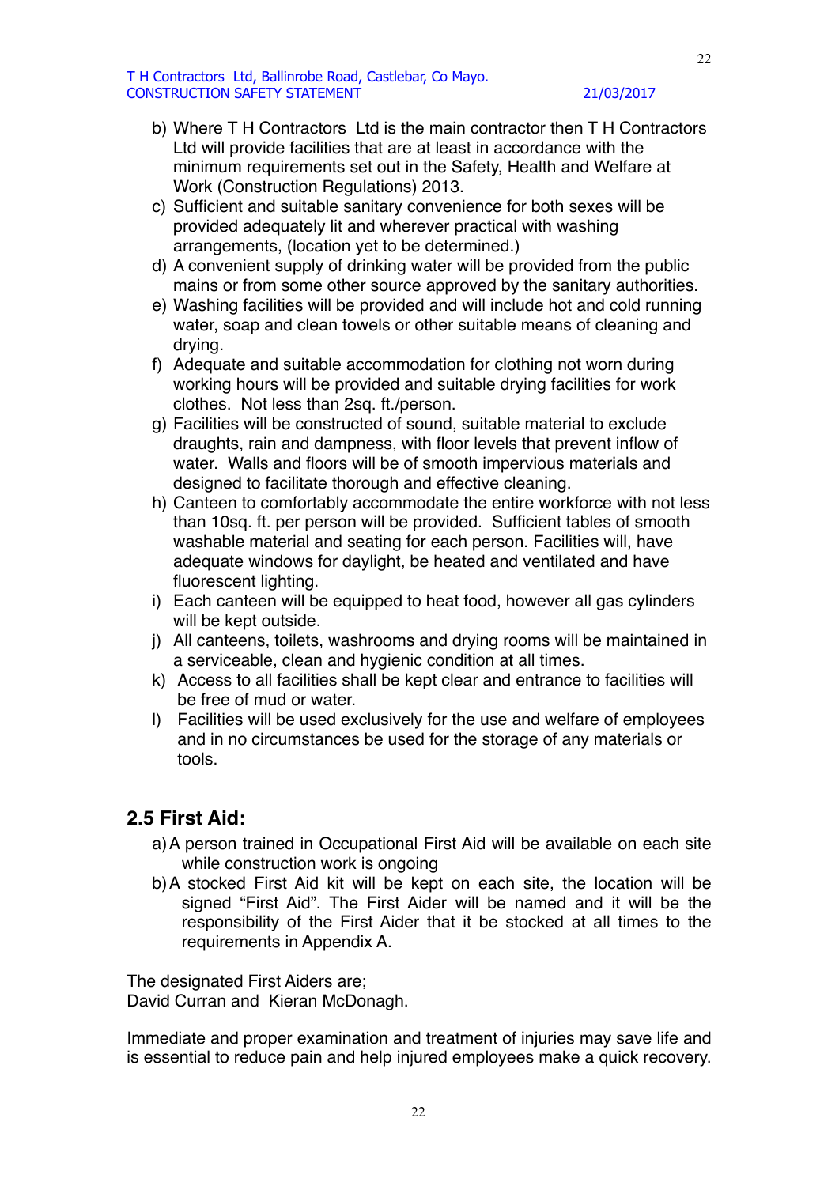b) Where T H Contractors Ltd is the main contractor then T H Contractors Ltd will provide facilities that are at least in accordance with the minimum requirements set out in the Safety, Health and Welfare at Work (Construction Regulations) 2013.
c) Sufficient and suitable sanitary convenience for both sexes will be provided adequately lit and wherever practical with washing arrangements, (location yet to be determined.)
d) A convenient supply of drinking water will be provided from the public mains or from some other source approved by the sanitary authorities.
e) Washing facilities will be provided and will include hot and cold running water, soap and clean towels or other suitable means of cleaning and drying.
f) Adequate and suitable accommodation for clothing not worn during working hours will be provided and suitable drying facilities for work clothes. Not less than 2sq. ft./person.
g) Facilities will be constructed of sound, suitable material to exclude draughts, rain and dampness, with floor levels that prevent inflow of water. Walls and floors will be of smooth impervious materials and designed to facilitate thorough and effective cleaning.
h) Canteen to comfortably accommodate the entire workforce with not less than 10sq. ft. per person will be provided. Sufficient tables of smooth washable material and seating for each person. Facilities will, have adequate windows for daylight, be heated and ventilated and have fluorescent lighting.
i) Each canteen will be equipped to heat food, however all gas cylinders will be kept outside.
j) All canteens, toilets, washrooms and drying rooms will be maintained in a serviceable, clean and hygienic condition at all times.
k) Access to all facilities shall be kept clear and entrance to facilities will be free of mud or water.
l) Facilities will be used exclusively for the use and welfare of employees and in no circumstances be used for the storage of any materials or tools.

## 2.5 First Aid:

a) A person trained in Occupational First Aid will be available on each site while construction work is ongoing
b) A stocked First Aid kit will be kept on each site, the location will be signed "First Aid". The First Aider will be named and it will be the responsibility of the First Aider that it be stocked at all times to the requirements in Appendix A.

The designated First Aiders are;
David Curran and Kieran McDonagh.

Immediate and proper examination and treatment of injuries may save life and is essential to reduce pain and help injured employees make a quick recovery.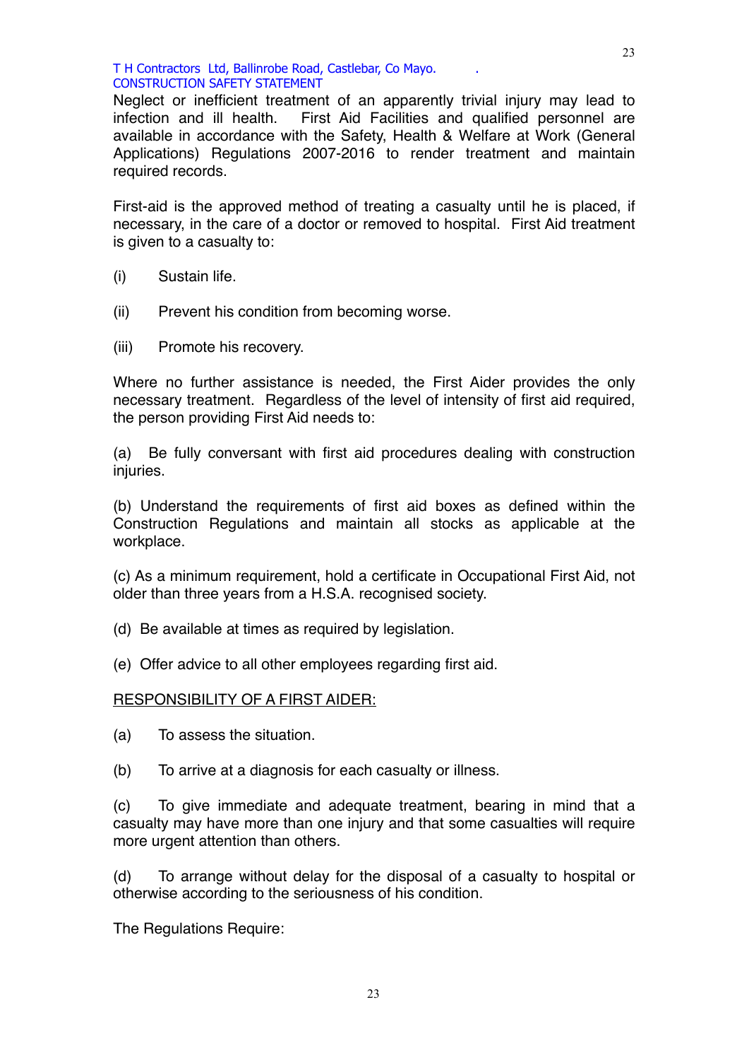Neglect or inefficient treatment of an apparently trivial injury may lead to infection and ill health. First Aid Facilities and qualified personnel are available in accordance with the Safety, Health & Welfare at Work (General Applications) Regulations 2007-2016 to render treatment and maintain required records.

First-aid is the approved method of treating a casualty until he is placed, if necessary, in the care of a doctor or removed to hospital. First Aid treatment is given to a casualty to:

(i) Sustain life.

(ii) Prevent his condition from becoming worse.

(iii) Promote his recovery.

Where no further assistance is needed, the First Aider provides the only necessary treatment. Regardless of the level of intensity of first aid required, the person providing First Aid needs to:

(a) Be fully conversant with first aid procedures dealing with construction injuries.

(b) Understand the requirements of first aid boxes as defined within the Construction Regulations and maintain all stocks as applicable at the workplace.

(c) As a minimum requirement, hold a certificate in Occupational First Aid, not older than three years from a H.S.A. recognised society.

(d) Be available at times as required by legislation.

(e) Offer advice to all other employees regarding first aid.

<u>RESPONSIBILITY OF A FIRST AIDER:</u>

(a) To assess the situation.

(b) To arrive at a diagnosis for each casualty or illness.

(c) To give immediate and adequate treatment, bearing in mind that a casualty may have more than one injury and that some casualties will require more urgent attention than others.

(d) To arrange without delay for the disposal of a casualty to hospital or otherwise according to the seriousness of his condition.

The Regulations Require: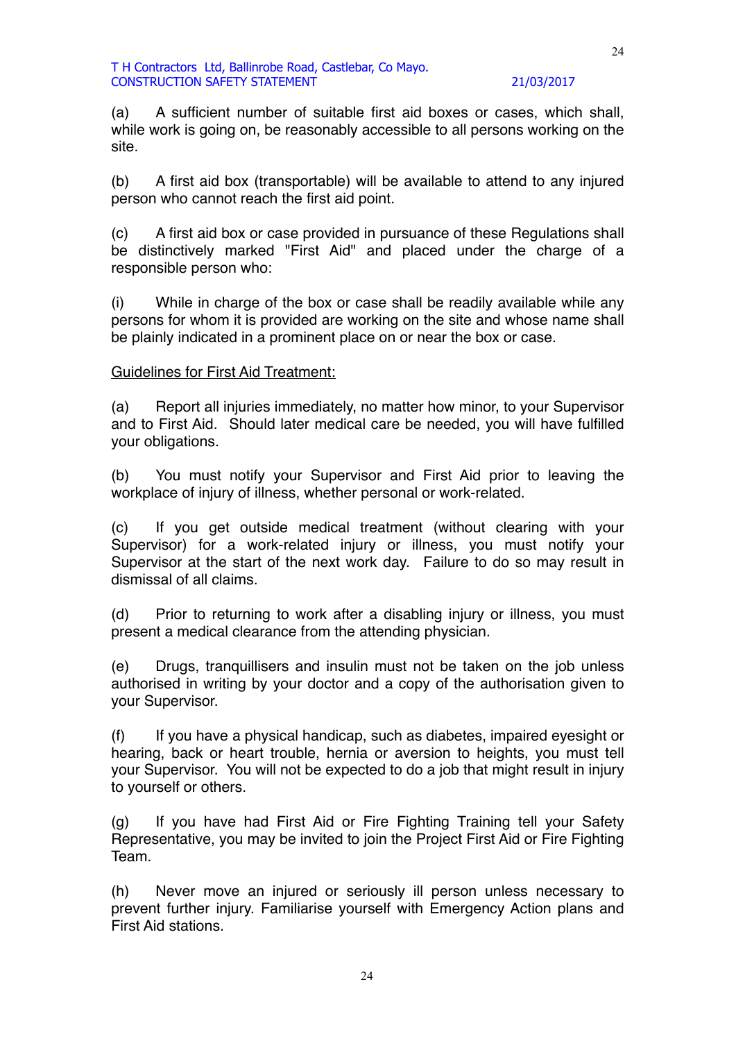(a) A sufficient number of suitable first aid boxes or cases, which shall, while work is going on, be reasonably accessible to all persons working on the site.

(b) A first aid box (transportable) will be available to attend to any injured person who cannot reach the first aid point.

(c) A first aid box or case provided in pursuance of these Regulations shall be distinctively marked "First Aid" and placed under the charge of a responsible person who:

(i) While in charge of the box or case shall be readily available while any persons for whom it is provided are working on the site and whose name shall be plainly indicated in a prominent place on or near the box or case.

<u>Guidelines for First Aid Treatment:</u>

(a) Report all injuries immediately, no matter how minor, to your Supervisor and to First Aid. Should later medical care be needed, you will have fulfilled your obligations.

(b) You must notify your Supervisor and First Aid prior to leaving the workplace of injury of illness, whether personal or work-related.

(c) If you get outside medical treatment (without clearing with your Supervisor) for a work-related injury or illness, you must notify your Supervisor at the start of the next work day. Failure to do so may result in dismissal of all claims.

(d) Prior to returning to work after a disabling injury or illness, you must present a medical clearance from the attending physician.

(e) Drugs, tranquillisers and insulin must not be taken on the job unless authorised in writing by your doctor and a copy of the authorisation given to your Supervisor.

(f) If you have a physical handicap, such as diabetes, impaired eyesight or hearing, back or heart trouble, hernia or aversion to heights, you must tell your Supervisor. You will not be expected to do a job that might result in injury to yourself or others.

(g) If you have had First Aid or Fire Fighting Training tell your Safety Representative, you may be invited to join the Project First Aid or Fire Fighting Team.

(h) Never move an injured or seriously ill person unless necessary to prevent further injury. Familiarise yourself with Emergency Action plans and First Aid stations.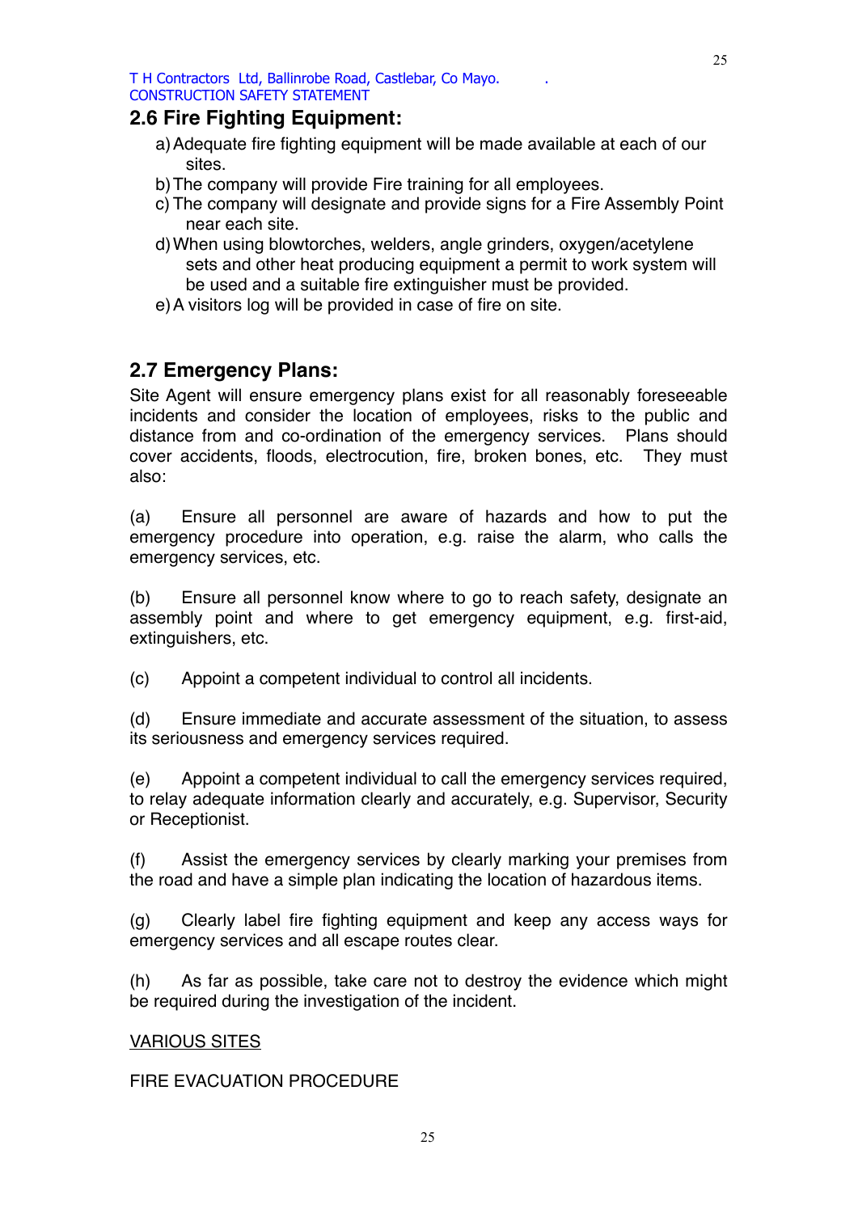## 2.6 Fire Fighting Equipment:

a) Adequate fire fighting equipment will be made available at each of our sites.
b) The company will provide Fire training for all employees.
c) The company will designate and provide signs for a Fire Assembly Point near each site.
d) When using blowtorches, welders, angle grinders, oxygen/acetylene sets and other heat producing equipment a permit to work system will be used and a suitable fire extinguisher must be provided.
e) A visitors log will be provided in case of fire on site.

## 2.7 Emergency Plans:

Site Agent will ensure emergency plans exist for all reasonably foreseeable incidents and consider the location of employees, risks to the public and distance from and co-ordination of the emergency services. Plans should cover accidents, floods, electrocution, fire, broken bones, etc. They must also:

(a) Ensure all personnel are aware of hazards and how to put the emergency procedure into operation, e.g. raise the alarm, who calls the emergency services, etc.

(b) Ensure all personnel know where to go to reach safety, designate an assembly point and where to get emergency equipment, e.g. first-aid, extinguishers, etc.

(c) Appoint a competent individual to control all incidents.

(d) Ensure immediate and accurate assessment of the situation, to assess its seriousness and emergency services required.

(e) Appoint a competent individual to call the emergency services required, to relay adequate information clearly and accurately, e.g. Supervisor, Security or Receptionist.

(f) Assist the emergency services by clearly marking your premises from the road and have a simple plan indicating the location of hazardous items.

(g) Clearly label fire fighting equipment and keep any access ways for emergency services and all escape routes clear.

(h) As far as possible, take care not to destroy the evidence which might be required during the investigation of the incident.

<u>VARIOUS SITES</u>

FIRE EVACUATION PROCEDURE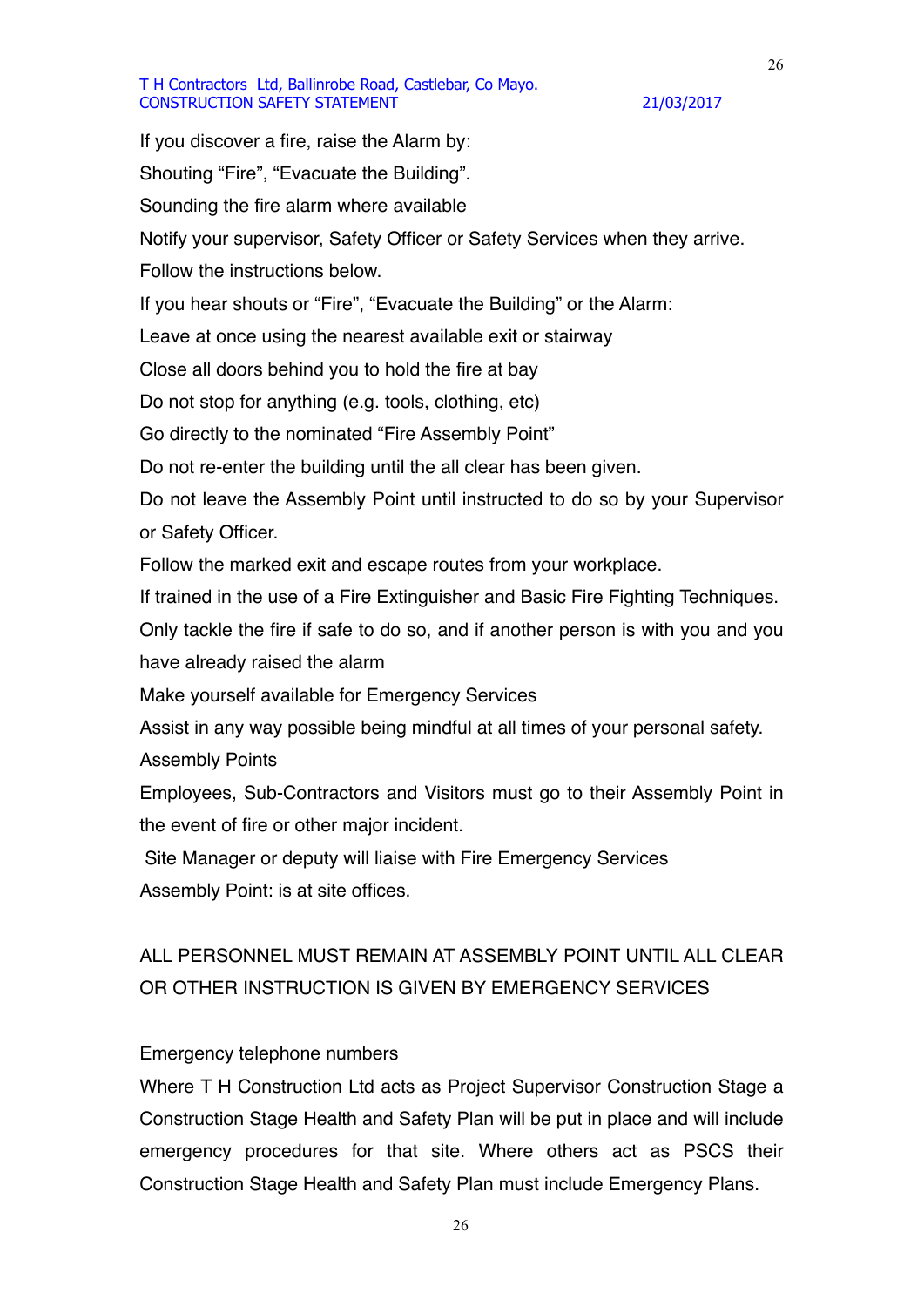If you discover a fire, raise the Alarm by:

Shouting “Fire”, “Evacuate the Building”.

Sounding the fire alarm where available

Notify your supervisor, Safety Officer or Safety Services when they arrive.

Follow the instructions below.

If you hear shouts or “Fire”, “Evacuate the Building” or the Alarm:

Leave at once using the nearest available exit or stairway

Close all doors behind you to hold the fire at bay

Do not stop for anything (e.g. tools, clothing, etc)

Go directly to the nominated “Fire Assembly Point”

Do not re-enter the building until the all clear has been given.

Do not leave the Assembly Point until instructed to do so by your Supervisor or Safety Officer.

Follow the marked exit and escape routes from your workplace.

If trained in the use of a Fire Extinguisher and Basic Fire Fighting Techniques.

Only tackle the fire if safe to do so, and if another person is with you and you have already raised the alarm

Make yourself available for Emergency Services

Assist in any way possible being mindful at all times of your personal safety.

Assembly Points

Employees, Sub-Contractors and Visitors must go to their Assembly Point in the event of fire or other major incident.

Site Manager or deputy will liaise with Fire Emergency Services

Assembly Point: is at site offices.

ALL PERSONNEL MUST REMAIN AT ASSEMBLY POINT UNTIL ALL CLEAR OR OTHER INSTRUCTION IS GIVEN BY EMERGENCY SERVICES

Emergency telephone numbers

Where T H Construction Ltd acts as Project Supervisor Construction Stage a Construction Stage Health and Safety Plan will be put in place and will include emergency procedures for that site. Where others act as PSCS their Construction Stage Health and Safety Plan must include Emergency Plans.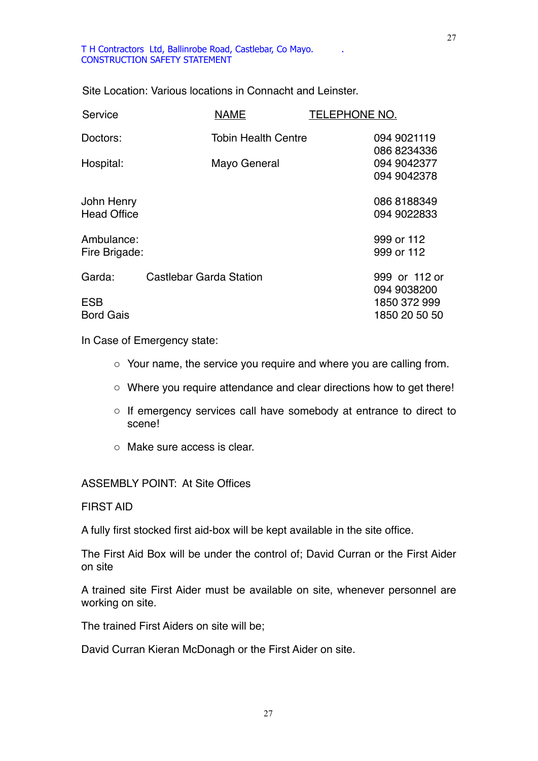T H Contractors Ltd, Ballinrobe Road, Castlebar, Co Mayo.
CONSTRUCTION SAFETY STATEMENT

Site Location: Various locations in Connacht and Leinster.

| Service | NAME | TELEPHONE NO. |
|---|---|---|
| Doctors: | Tobin Health Centre | 094 9021119<br>086 8234336 |
| Hospital: | Mayo General | 094 9042377<br>094 9042378 |
| John Henry | | 086 8188349 |
| Head Office | | 094 9022833 |
| Ambulance: | | 999 or 112 |
| Fire Brigade: | | 999 or 112 |
| Garda: | Castlebar Garda Station | 999 or 112 or<br>094 9038200 |
| ESB | | 1850 372 999 |
| Bord Gais | | 1850 20 50 50 |

In Case of Emergency state:

- Your name, the service you require and where you are calling from.
- Where you require attendance and clear directions how to get there!
- If emergency services call have somebody at entrance to direct to scene!
- Make sure access is clear.

ASSEMBLY POINT: At Site Offices

FIRST AID

A fully first stocked first aid-box will be kept available in the site office.

The First Aid Box will be under the control of; David Curran or the First Aider on site

A trained site First Aider must be available on site, whenever personnel are working on site.

The trained First Aiders on site will be;

David Curran Kieran McDonagh or the First Aider on site.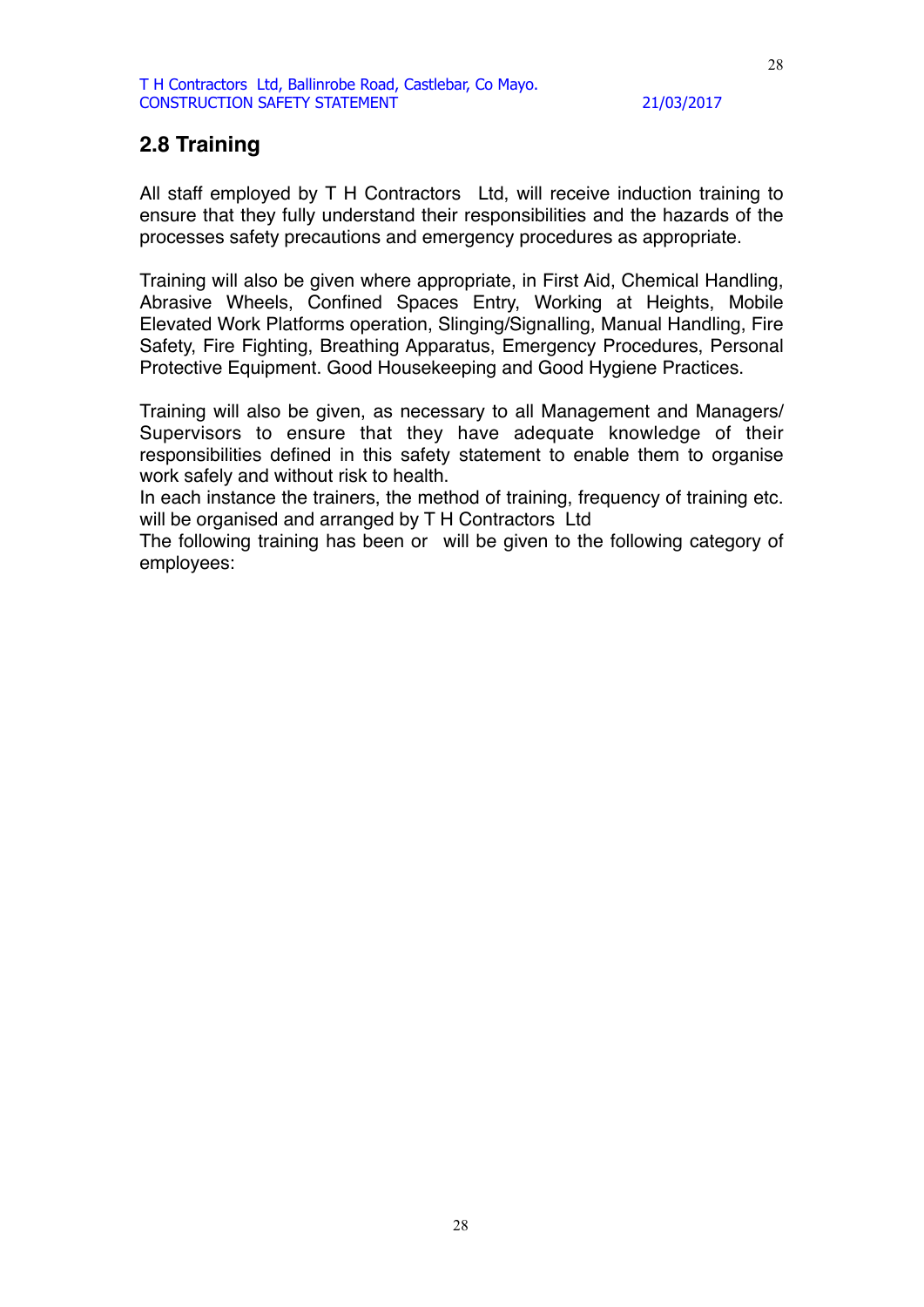## 2.8 Training

All staff employed by T H Contractors Ltd, will receive induction training to ensure that they fully understand their responsibilities and the hazards of the processes safety precautions and emergency procedures as appropriate.

Training will also be given where appropriate, in First Aid, Chemical Handling, Abrasive Wheels, Confined Spaces Entry, Working at Heights, Mobile Elevated Work Platforms operation, Slinging/Signalling, Manual Handling, Fire Safety, Fire Fighting, Breathing Apparatus, Emergency Procedures, Personal Protective Equipment. Good Housekeeping and Good Hygiene Practices.

Training will also be given, as necessary to all Management and Managers/ Supervisors to ensure that they have adequate knowledge of their responsibilities defined in this safety statement to enable them to organise work safely and without risk to health.
In each instance the trainers, the method of training, frequency of training etc. will be organised and arranged by T H Contractors Ltd
The following training has been or will be given to the following category of employees: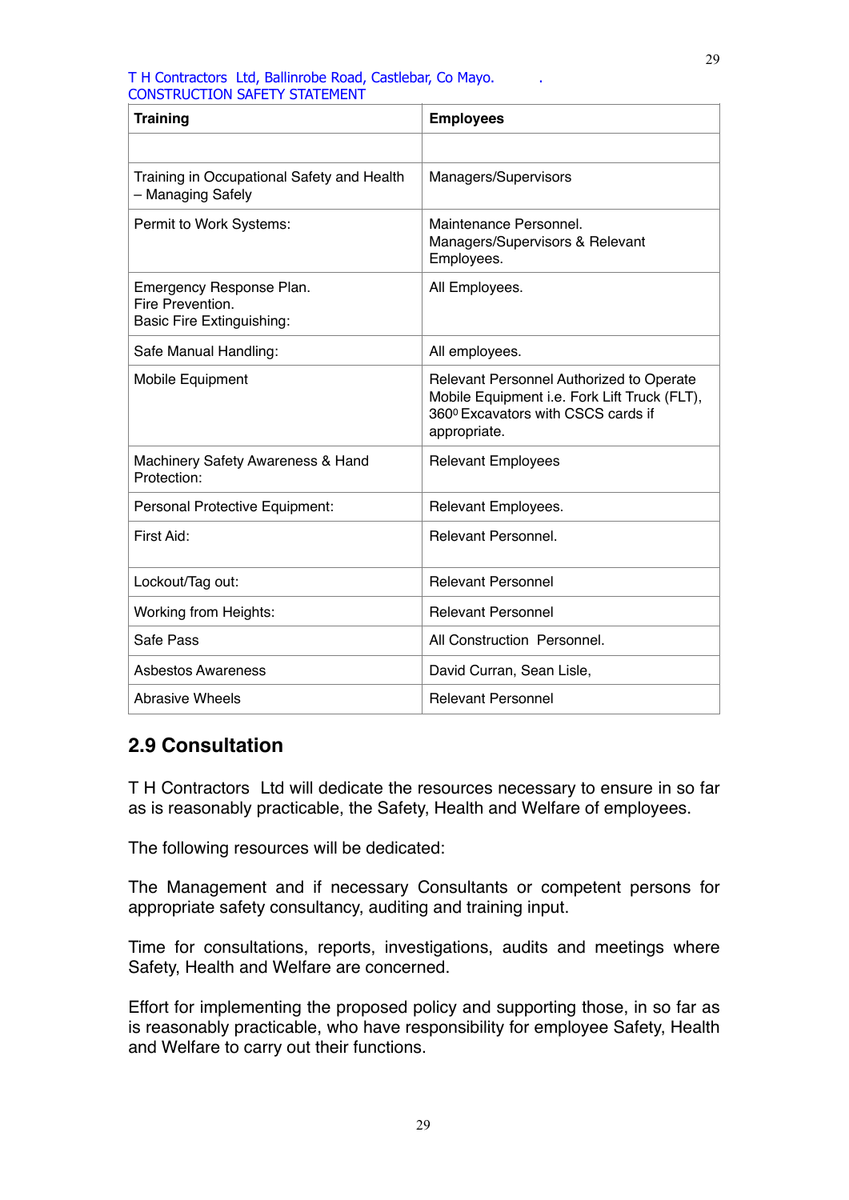| Training | Employees |
|---|---|
| | |
| Training in Occupational Safety and Health – Managing Safely | Managers/Supervisors |
| Permit to Work Systems: | Maintenance Personnel. Managers/Supervisors & Relevant Employees. |
| Emergency Response Plan. Fire Prevention. Basic Fire Extinguishing: | All Employees. |
| Safe Manual Handling: | All employees. |
| Mobile Equipment | Relevant Personnel Authorized to Operate Mobile Equipment i.e. Fork Lift Truck (FLT), $360^0$ Excavators with CSCS cards if appropriate. |
| Machinery Safety Awareness & Hand Protection: | Relevant Employees |
| Personal Protective Equipment: | Relevant Employees. |
| First Aid: | Relevant Personnel. |
| Lockout/Tag out: | Relevant Personnel |
| Working from Heights: | Relevant Personnel |
| Safe Pass | All Construction Personnel. |
| Asbestos Awareness | David Curran, Sean Lisle, |
| Abrasive Wheels | Relevant Personnel |

## 2.9 Consultation

T H Contractors Ltd will dedicate the resources necessary to ensure in so far as is reasonably practicable, the Safety, Health and Welfare of employees.

The following resources will be dedicated:

The Management and if necessary Consultants or competent persons for appropriate safety consultancy, auditing and training input.

Time for consultations, reports, investigations, audits and meetings where Safety, Health and Welfare are concerned.

Effort for implementing the proposed policy and supporting those, in so far as is reasonably practicable, who have responsibility for employee Safety, Health and Welfare to carry out their functions.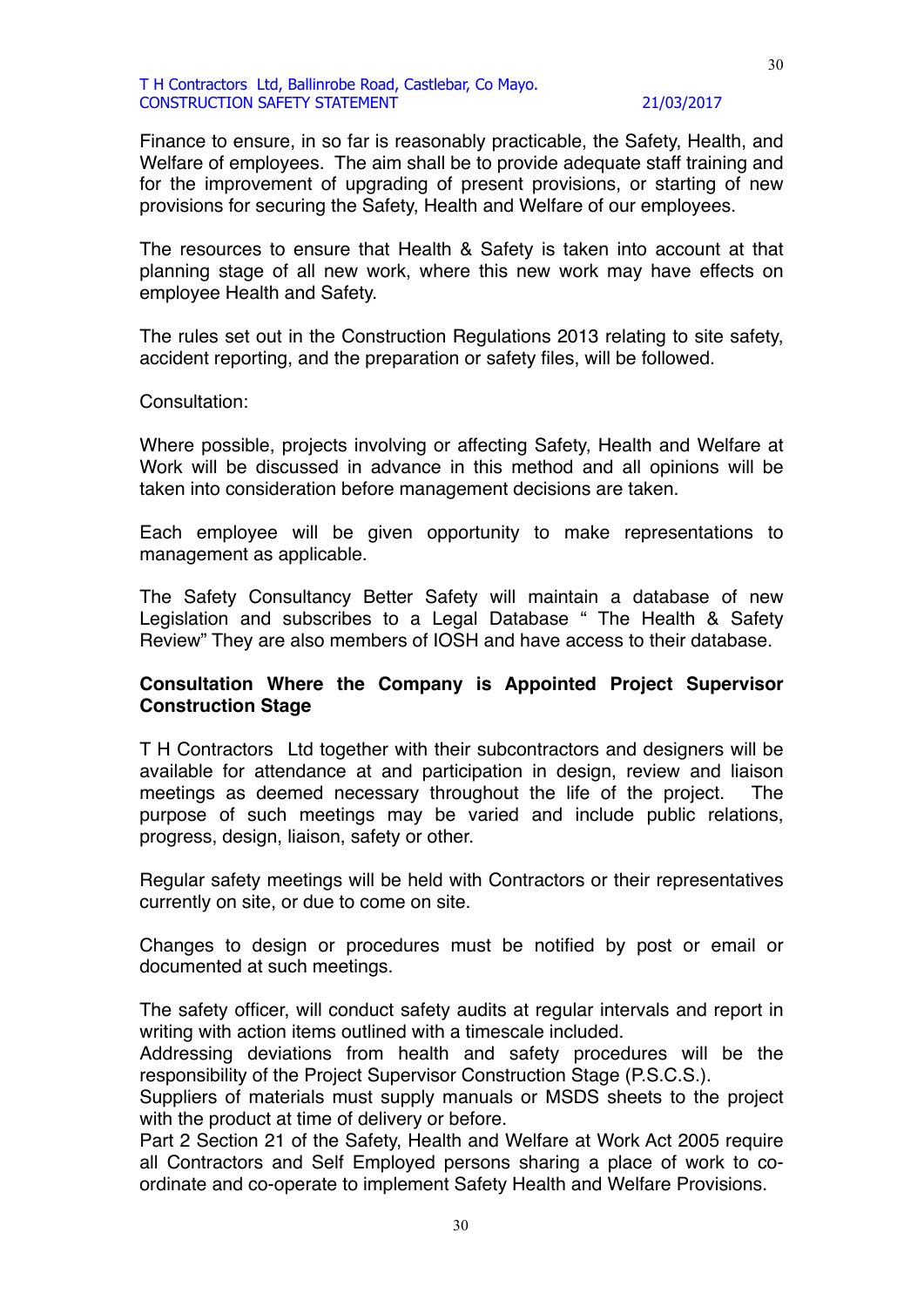Finance to ensure, in so far is reasonably practicable, the Safety, Health, and Welfare of employees. The aim shall be to provide adequate staff training and for the improvement of upgrading of present provisions, or starting of new provisions for securing the Safety, Health and Welfare of our employees.

The resources to ensure that Health & Safety is taken into account at that planning stage of all new work, where this new work may have effects on employee Health and Safety.

The rules set out in the Construction Regulations 2013 relating to site safety, accident reporting, and the preparation or safety files, will be followed.

Consultation:

Where possible, projects involving or affecting Safety, Health and Welfare at Work will be discussed in advance in this method and all opinions will be taken into consideration before management decisions are taken.

Each employee will be given opportunity to make representations to management as applicable.

The Safety Consultancy Better Safety will maintain a database of new Legislation and subscribes to a Legal Database " The Health & Safety Review" They are also members of IOSH and have access to their database.

**Consultation Where the Company is Appointed Project Supervisor Construction Stage**

T H Contractors Ltd together with their subcontractors and designers will be available for attendance at and participation in design, review and liaison meetings as deemed necessary throughout the life of the project. The purpose of such meetings may be varied and include public relations, progress, design, liaison, safety or other.

Regular safety meetings will be held with Contractors or their representatives currently on site, or due to come on site.

Changes to design or procedures must be notified by post or email or documented at such meetings.

The safety officer, will conduct safety audits at regular intervals and report in writing with action items outlined with a timescale included.
Addressing deviations from health and safety procedures will be the responsibility of the Project Supervisor Construction Stage (P.S.C.S.).
Suppliers of materials must supply manuals or MSDS sheets to the project with the product at time of delivery or before.
Part 2 Section 21 of the Safety, Health and Welfare at Work Act 2005 require all Contractors and Self Employed persons sharing a place of work to co-ordinate and co-operate to implement Safety Health and Welfare Provisions.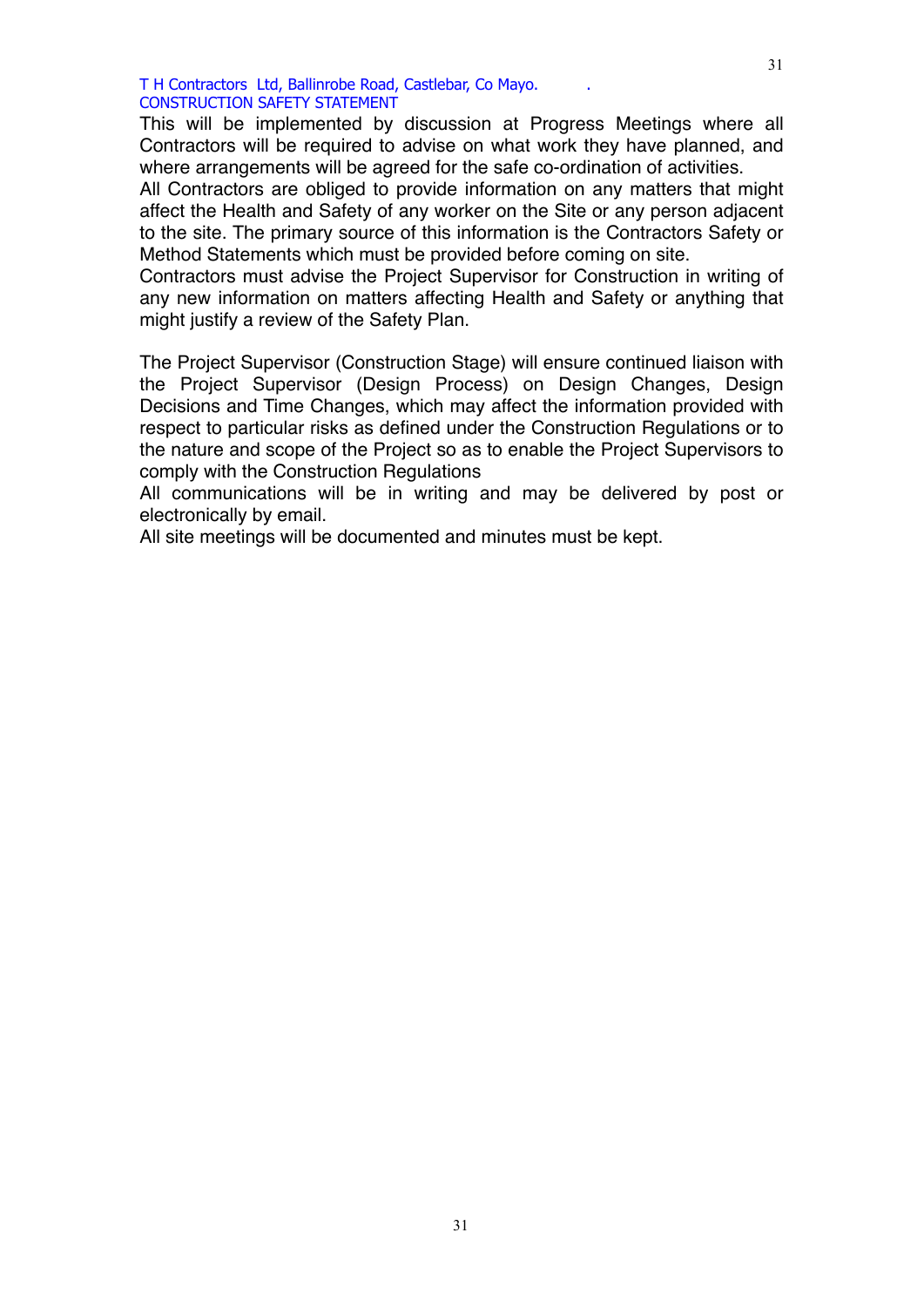This will be implemented by discussion at Progress Meetings where all Contractors will be required to advise on what work they have planned, and where arrangements will be agreed for the safe co-ordination of activities.

All Contractors are obliged to provide information on any matters that might affect the Health and Safety of any worker on the Site or any person adjacent to the site. The primary source of this information is the Contractors Safety or Method Statements which must be provided before coming on site.

Contractors must advise the Project Supervisor for Construction in writing of any new information on matters affecting Health and Safety or anything that might justify a review of the Safety Plan.

The Project Supervisor (Construction Stage) will ensure continued liaison with the Project Supervisor (Design Process) on Design Changes, Design Decisions and Time Changes, which may affect the information provided with respect to particular risks as defined under the Construction Regulations or to the nature and scope of the Project so as to enable the Project Supervisors to comply with the Construction Regulations

All communications will be in writing and may be delivered by post or electronically by email.

All site meetings will be documented and minutes must be kept.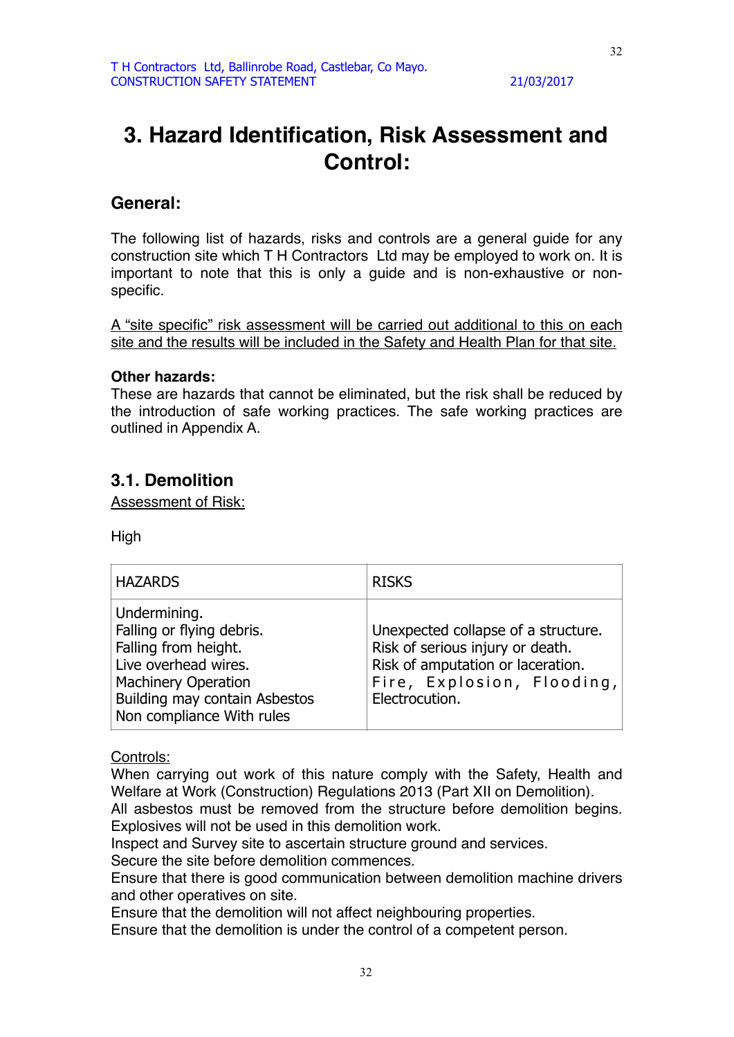# 3. Hazard Identification, Risk Assessment and Control:

## General:

The following list of hazards, risks and controls are a general guide for any construction site which T H Contractors Ltd may be employed to work on. It is important to note that this is only a guide and is non-exhaustive or non-specific.

<u>A "site specific" risk assessment will be carried out additional to this on each site and the results will be included in the Safety and Health Plan for that site.</u>

**Other hazards:**
These are hazards that cannot be eliminated, but the risk shall be reduced by the introduction of safe working practices. The safe working practices are outlined in Appendix A.

## 3.1. Demolition

<u>Assessment of Risk:</u>

High

| HAZARDS | RISKS |
|---|---|
| Undermining.<br>Falling or flying debris.<br>Falling from height.<br>Live overhead wires.<br>Machinery Operation<br>Building may contain Asbestos<br>Non compliance With rules | Unexpected collapse of a structure.<br>Risk of serious injury or death.<br>Risk of amputation or laceration.<br>Fire, Explosion, Flooding, Electrocution. |

<u>Controls:</u>
When carrying out work of this nature comply with the Safety, Health and Welfare at Work (Construction) Regulations 2013 (Part XII on Demolition).
All asbestos must be removed from the structure before demolition begins.
Explosives will not be used in this demolition work.
Inspect and Survey site to ascertain structure ground and services.
Secure the site before demolition commences.
Ensure that there is good communication between demolition machine drivers and other operatives on site.
Ensure that the demolition will not affect neighbouring properties.
Ensure that the demolition is under the control of a competent person.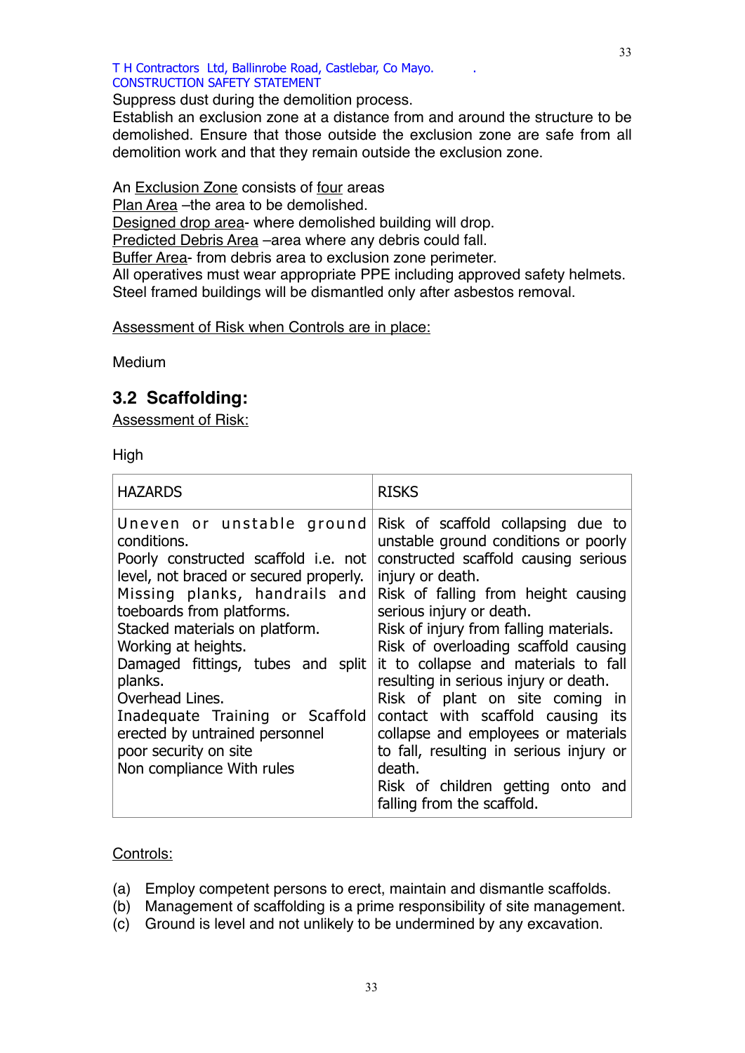Suppress dust during the demolition process.
Establish an exclusion zone at a distance from and around the structure to be demolished. Ensure that those outside the exclusion zone are safe from all demolition work and that they remain outside the exclusion zone.

An Exclusion Zone consists of four areas
Plan Area –the area to be demolished.
Designed drop area- where demolished building will drop.
Predicted Debris Area –area where any debris could fall.
Buffer Area- from debris area to exclusion zone perimeter.
All operatives must wear appropriate PPE including approved safety helmets.
Steel framed buildings will be dismantled only after asbestos removal.

Assessment of Risk when Controls are in place:

Medium

## 3.2 Scaffolding:

Assessment of Risk:

High

| HAZARDS | RISKS |
|---|---|
| Uneven or unstable ground conditions.<br>Poorly constructed scaffold i.e. not level, not braced or secured properly.<br>Missing planks, handrails and toeboards from platforms.<br>Stacked materials on platform.<br>Working at heights.<br>Damaged fittings, tubes and split planks.<br>Overhead Lines.<br>Inadequate Training or Scaffold erected by untrained personnel<br>poor security on site<br>Non compliance With rules | Risk of scaffold collapsing due to unstable ground conditions or poorly constructed scaffold causing serious injury or death.<br>Risk of falling from height causing serious injury or death.<br>Risk of injury from falling materials.<br>Risk of overloading scaffold causing it to collapse and materials to fall resulting in serious injury or death.<br>Risk of plant on site coming in contact with scaffold causing its collapse and employees or materials to fall, resulting in serious injury or death.<br>Risk of children getting onto and falling from the scaffold. |

Controls:

(a) Employ competent persons to erect, maintain and dismantle scaffolds.
(b) Management of scaffolding is a prime responsibility of site management.
(c) Ground is level and not unlikely to be undermined by any excavation.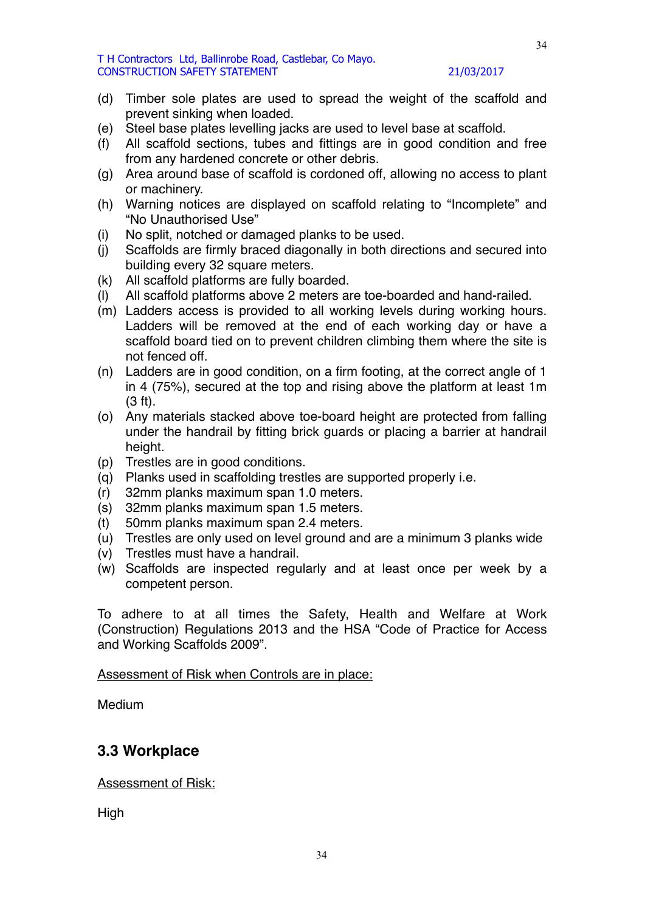(d) Timber sole plates are used to spread the weight of the scaffold and prevent sinking when loaded.
(e) Steel base plates levelling jacks are used to level base at scaffold.
(f) All scaffold sections, tubes and fittings are in good condition and free from any hardened concrete or other debris.
(g) Area around base of scaffold is cordoned off, allowing no access to plant or machinery.
(h) Warning notices are displayed on scaffold relating to “Incomplete” and “No Unauthorised Use”
(i) No split, notched or damaged planks to be used.
(j) Scaffolds are firmly braced diagonally in both directions and secured into building every 32 square meters.
(k) All scaffold platforms are fully boarded.
(l) All scaffold platforms above 2 meters are toe-boarded and hand-railed.
(m) Ladders access is provided to all working levels during working hours. Ladders will be removed at the end of each working day or have a scaffold board tied on to prevent children climbing them where the site is not fenced off.
(n) Ladders are in good condition, on a firm footing, at the correct angle of 1 in 4 (75%), secured at the top and rising above the platform at least 1m (3 ft).
(o) Any materials stacked above toe-board height are protected from falling under the handrail by fitting brick guards or placing a barrier at handrail height.
(p) Trestles are in good conditions.
(q) Planks used in scaffolding trestles are supported properly i.e.
(r) 32mm planks maximum span 1.0 meters.
(s) 32mm planks maximum span 1.5 meters.
(t) 50mm planks maximum span 2.4 meters.
(u) Trestles are only used on level ground and are a minimum 3 planks wide
(v) Trestles must have a handrail.
(w) Scaffolds are inspected regularly and at least once per week by a competent person.

To adhere to at all times the Safety, Health and Welfare at Work (Construction) Regulations 2013 and the HSA “Code of Practice for Access and Working Scaffolds 2009”.

Assessment of Risk when Controls are in place:

Medium

## 3.3 Workplace

Assessment of Risk:

High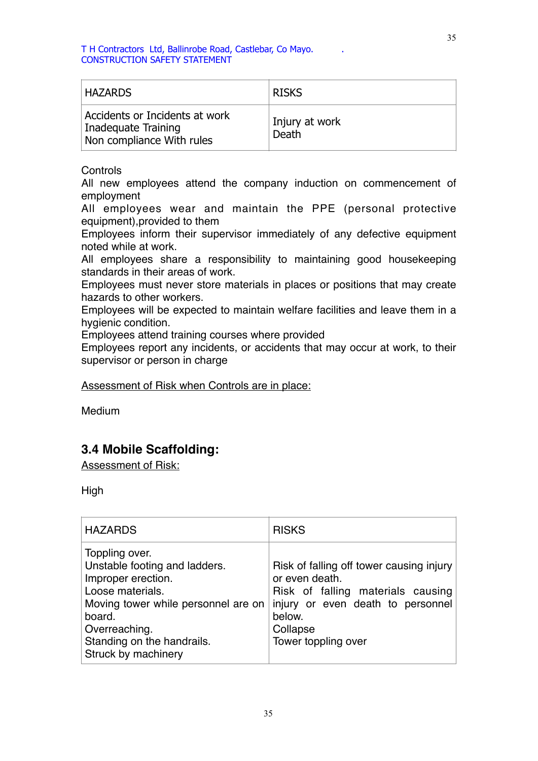| HAZARDS | RISKS |
|---|---|
| Accidents or Incidents at work<br>Inadequate Training<br>Non compliance With rules | Injury at work<br>Death |

Controls
All new employees attend the company induction on commencement of employment
All employees wear and maintain the PPE (personal protective equipment),provided to them
Employees inform their supervisor immediately of any defective equipment noted while at work.
All employees share a responsibility to maintaining good housekeeping standards in their areas of work.
Employees must never store materials in places or positions that may create hazards to other workers.
Employees will be expected to maintain welfare facilities and leave them in a hygienic condition.
Employees attend training courses where provided
Employees report any incidents, or accidents that may occur at work, to their supervisor or person in charge

Assessment of Risk when Controls are in place:

Medium

## 3.4 Mobile Scaffolding:

Assessment of Risk:

High

| HAZARDS | RISKS |
|---|---|
| Toppling over.<br>Unstable footing and ladders.<br>Improper erection.<br>Loose materials.<br>Moving tower while personnel are on board.<br>Overreaching.<br>Standing on the handrails.<br>Struck by machinery | Risk of falling off tower causing injury or even death.<br>Risk of falling materials causing injury or even death to personnel below.<br>Collapse<br>Tower toppling over |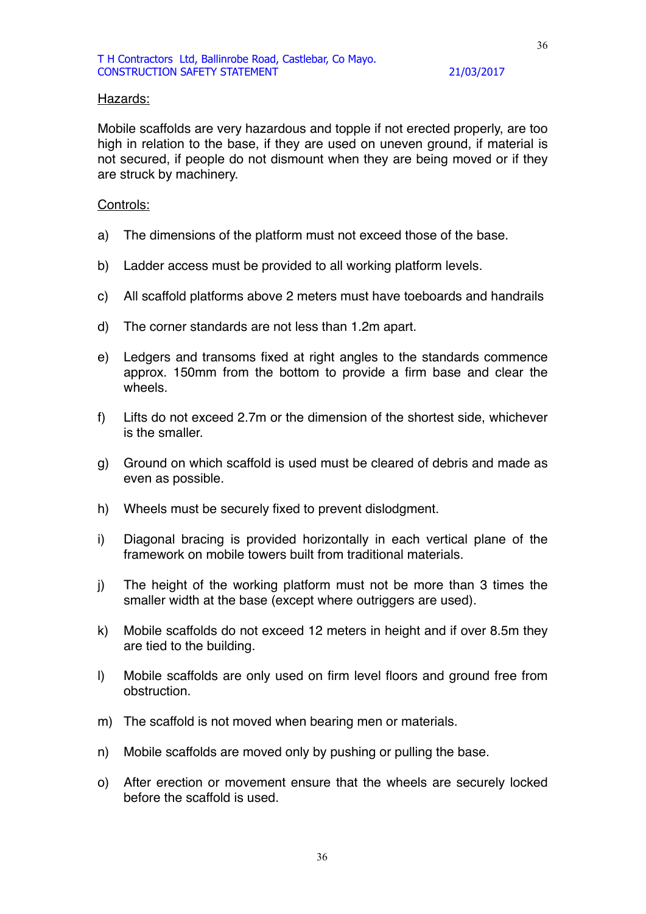Hazards:

Mobile scaffolds are very hazardous and topple if not erected properly, are too high in relation to the base, if they are used on uneven ground, if material is not secured, if people do not dismount when they are being moved or if they are struck by machinery.

Controls:

a) The dimensions of the platform must not exceed those of the base.

b) Ladder access must be provided to all working platform levels.

c) All scaffold platforms above 2 meters must have toeboards and handrails

d) The corner standards are not less than 1.2m apart.

e) Ledgers and transoms fixed at right angles to the standards commence approx. 150mm from the bottom to provide a firm base and clear the wheels.

f) Lifts do not exceed 2.7m or the dimension of the shortest side, whichever is the smaller.

g) Ground on which scaffold is used must be cleared of debris and made as even as possible.

h) Wheels must be securely fixed to prevent dislodgment.

i) Diagonal bracing is provided horizontally in each vertical plane of the framework on mobile towers built from traditional materials.

j) The height of the working platform must not be more than 3 times the smaller width at the base (except where outriggers are used).

k) Mobile scaffolds do not exceed 12 meters in height and if over 8.5m they are tied to the building.

l) Mobile scaffolds are only used on firm level floors and ground free from obstruction.

m) The scaffold is not moved when bearing men or materials.

n) Mobile scaffolds are moved only by pushing or pulling the base.

o) After erection or movement ensure that the wheels are securely locked before the scaffold is used.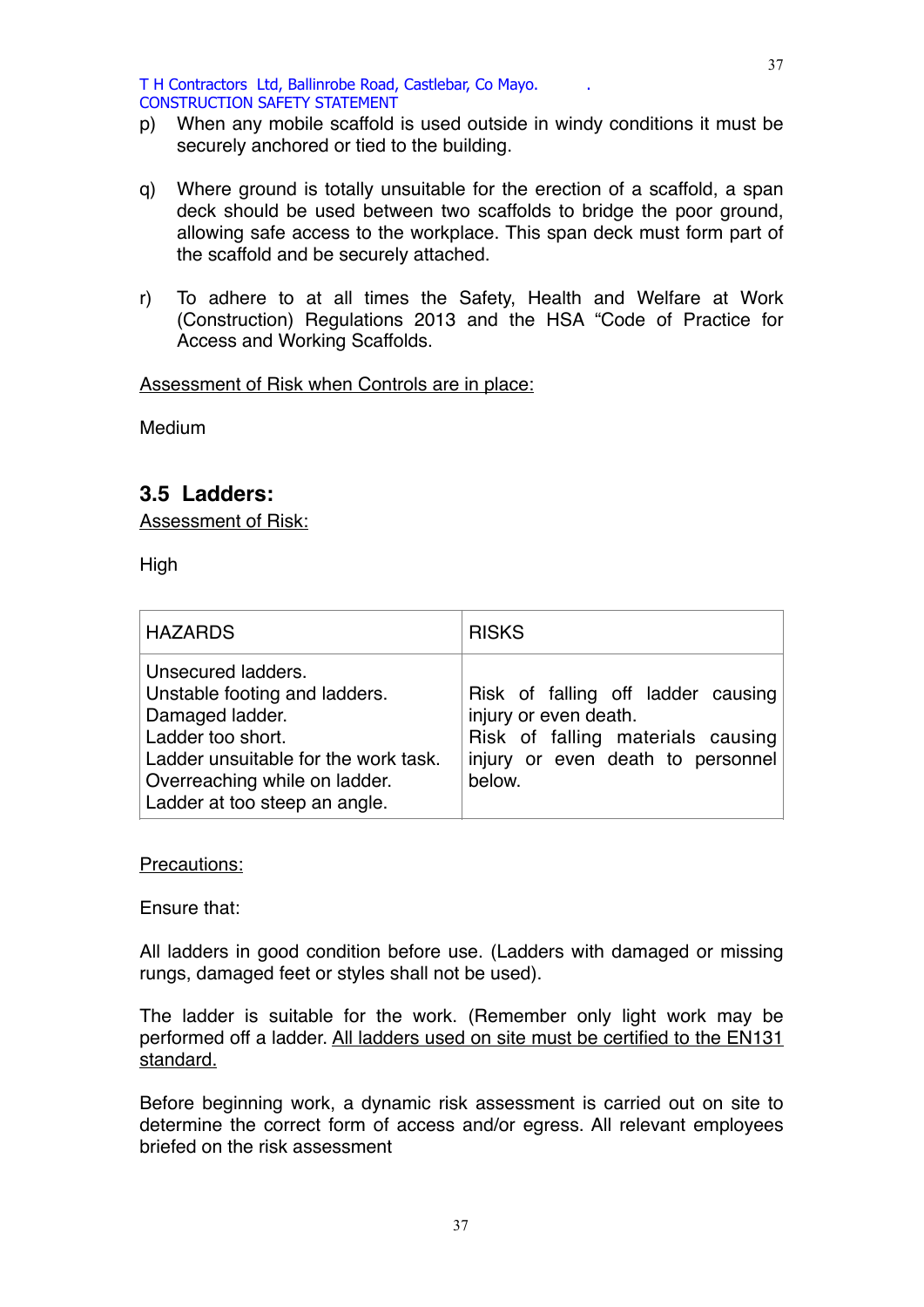p) When any mobile scaffold is used outside in windy conditions it must be securely anchored or tied to the building.

q) Where ground is totally unsuitable for the erection of a scaffold, a span deck should be used between two scaffolds to bridge the poor ground, allowing safe access to the workplace. This span deck must form part of the scaffold and be securely attached.

r) To adhere to at all times the Safety, Health and Welfare at Work (Construction) Regulations 2013 and the HSA "Code of Practice for Access and Working Scaffolds.

<u>Assessment of Risk when Controls are in place:</u>

Medium

## 3.5 Ladders:

<u>Assessment of Risk:</u>

High

| HAZARDS | RISKS |
|---|---|
| Unsecured ladders.<br>Unstable footing and ladders.<br>Damaged ladder.<br>Ladder too short.<br>Ladder unsuitable for the work task.<br>Overreaching while on ladder.<br>Ladder at too steep an angle. | Risk of falling off ladder causing injury or even death.<br>Risk of falling materials causing injury or even death to personnel below. |

<u>Precautions:</u>

Ensure that:

All ladders in good condition before use. (Ladders with damaged or missing rungs, damaged feet or styles shall not be used).

The ladder is suitable for the work. (Remember only light work may be performed off a ladder. <u>All ladders used on site must be certified to the EN131 standard.</u>

Before beginning work, a dynamic risk assessment is carried out on site to determine the correct form of access and/or egress. All relevant employees briefed on the risk assessment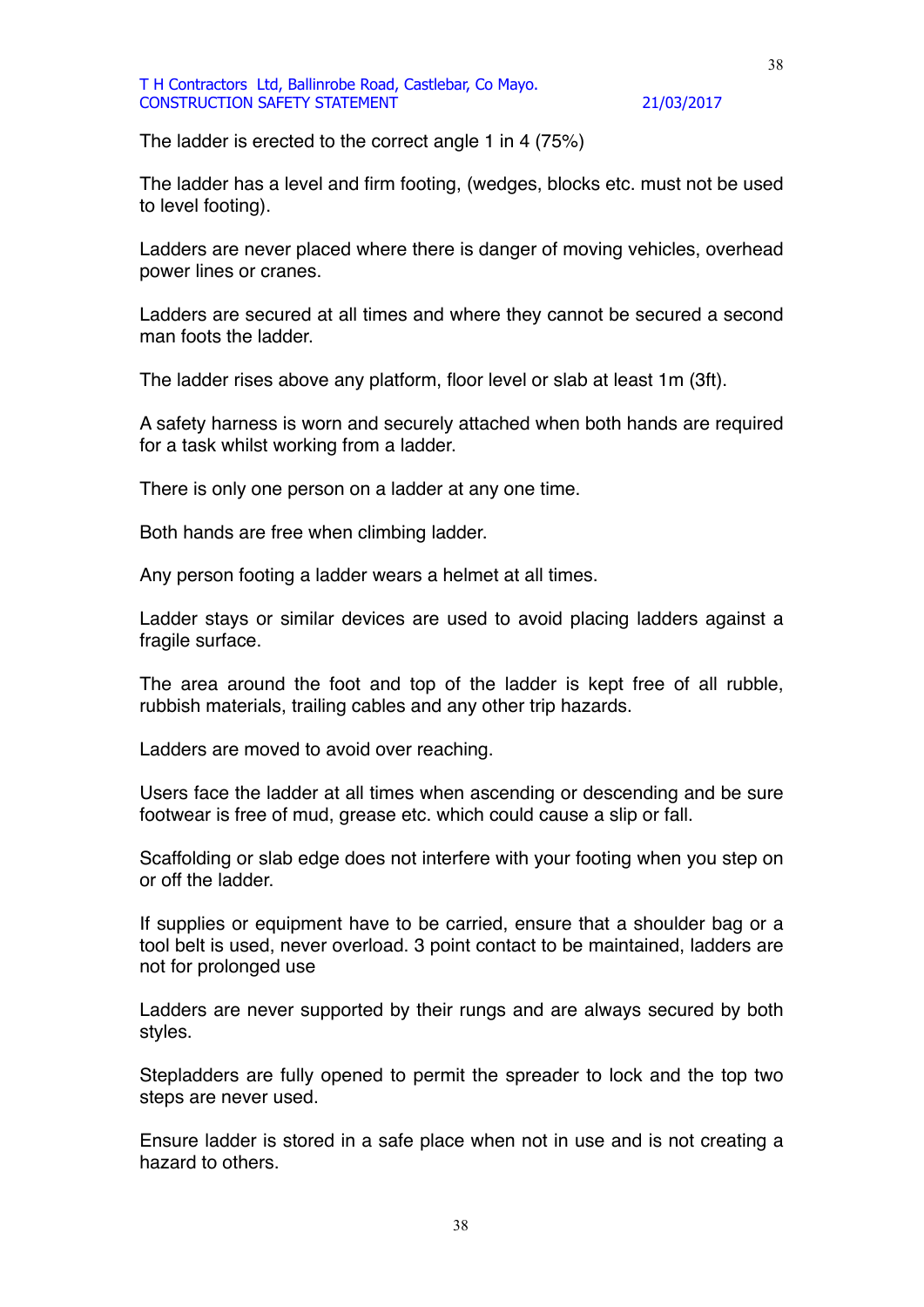The ladder is erected to the correct angle 1 in 4 (75%)

The ladder has a level and firm footing, (wedges, blocks etc. must not be used to level footing).

Ladders are never placed where there is danger of moving vehicles, overhead power lines or cranes.

Ladders are secured at all times and where they cannot be secured a second man foots the ladder.

The ladder rises above any platform, floor level or slab at least 1m (3ft).

A safety harness is worn and securely attached when both hands are required for a task whilst working from a ladder.

There is only one person on a ladder at any one time.

Both hands are free when climbing ladder.

Any person footing a ladder wears a helmet at all times.

Ladder stays or similar devices are used to avoid placing ladders against a fragile surface.

The area around the foot and top of the ladder is kept free of all rubble, rubbish materials, trailing cables and any other trip hazards.

Ladders are moved to avoid over reaching.

Users face the ladder at all times when ascending or descending and be sure footwear is free of mud, grease etc. which could cause a slip or fall.

Scaffolding or slab edge does not interfere with your footing when you step on or off the ladder.

If supplies or equipment have to be carried, ensure that a shoulder bag or a tool belt is used, never overload. 3 point contact to be maintained, ladders are not for prolonged use

Ladders are never supported by their rungs and are always secured by both styles.

Stepladders are fully opened to permit the spreader to lock and the top two steps are never used.

Ensure ladder is stored in a safe place when not in use and is not creating a hazard to others.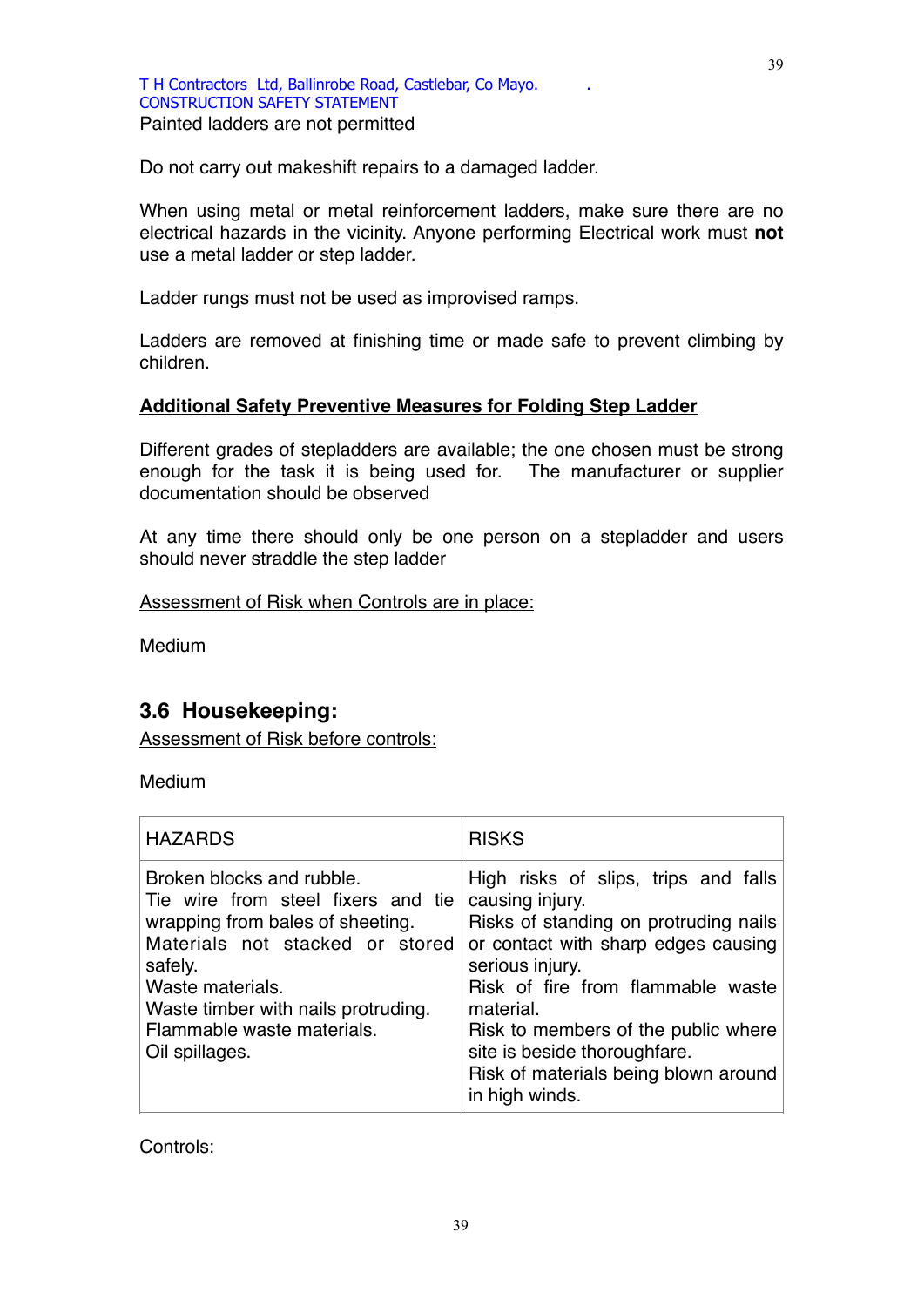Painted ladders are not permitted

Do not carry out makeshift repairs to a damaged ladder.

When using metal or metal reinforcement ladders, make sure there are no electrical hazards in the vicinity. Anyone performing Electrical work must **not** use a metal ladder or step ladder.

Ladder rungs must not be used as improvised ramps.

Ladders are removed at finishing time or made safe to prevent climbing by children.

**Additional Safety Preventive Measures for Folding Step Ladder**

Different grades of stepladders are available; the one chosen must be strong enough for the task it is being used for. The manufacturer or supplier documentation should be observed

At any time there should only be one person on a stepladder and users should never straddle the step ladder

Assessment of Risk when Controls are in place:

Medium

## 3.6 Housekeeping:

Assessment of Risk before controls:

Medium

| HAZARDS | RISKS |
|---|---|
| Broken blocks and rubble.<br>Tie wire from steel fixers and tie wrapping from bales of sheeting.<br>Materials not stacked or stored safely.<br>Waste materials.<br>Waste timber with nails protruding.<br>Flammable waste materials.<br>Oil spillages. | High risks of slips, trips and falls causing injury.<br>Risks of standing on protruding nails or contact with sharp edges causing serious injury.<br>Risk of fire from flammable waste material.<br>Risk to members of the public where site is beside thoroughfare.<br>Risk of materials being blown around in high winds. |

Controls: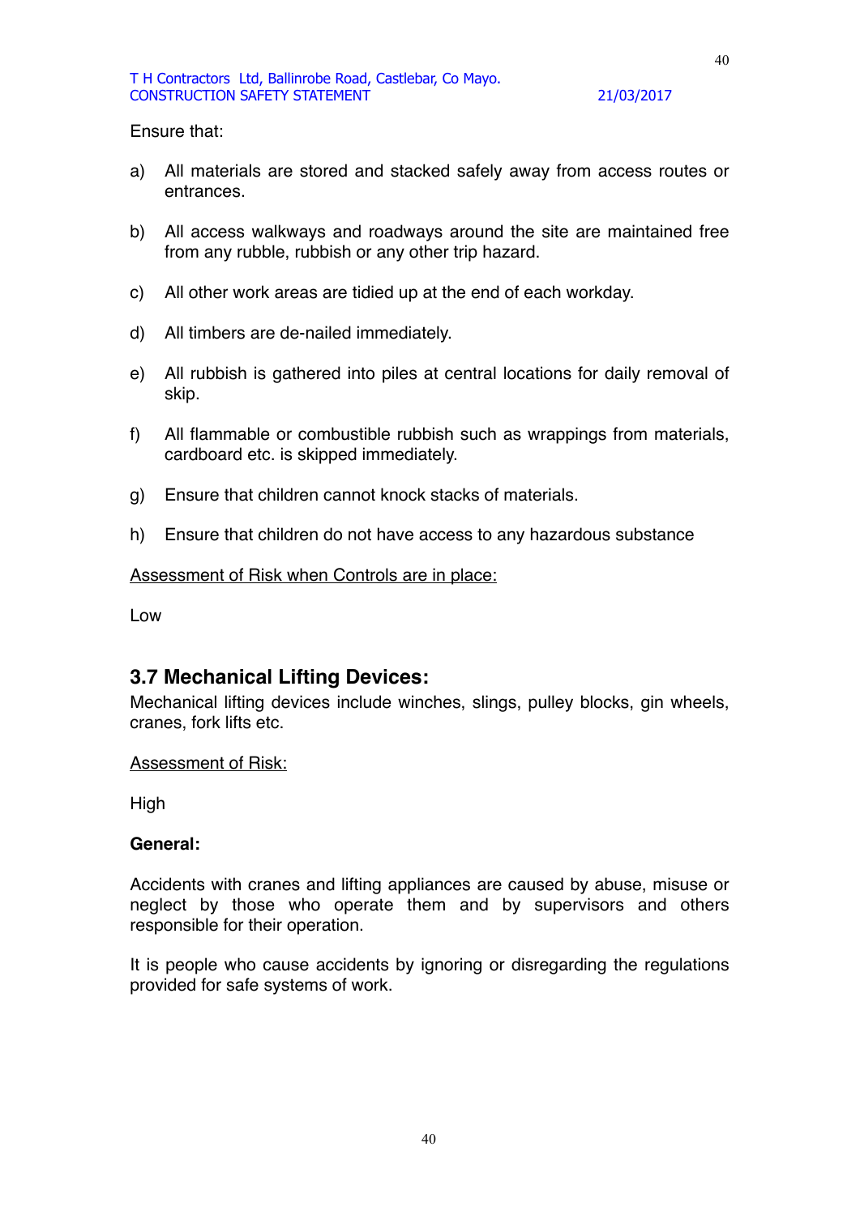Ensure that:

a) All materials are stored and stacked safely away from access routes or entrances.

b) All access walkways and roadways around the site are maintained free from any rubble, rubbish or any other trip hazard.

c) All other work areas are tidied up at the end of each workday.

d) All timbers are de-nailed immediately.

e) All rubbish is gathered into piles at central locations for daily removal of skip.

f) All flammable or combustible rubbish such as wrappings from materials, cardboard etc. is skipped immediately.

g) Ensure that children cannot knock stacks of materials.

h) Ensure that children do not have access to any hazardous substance

<u>Assessment of Risk when Controls are in place:</u>

Low

## 3.7 Mechanical Lifting Devices:

Mechanical lifting devices include winches, slings, pulley blocks, gin wheels, cranes, fork lifts etc.

<u>Assessment of Risk:</u>

High

**General:**

Accidents with cranes and lifting appliances are caused by abuse, misuse or neglect by those who operate them and by supervisors and others responsible for their operation.

It is people who cause accidents by ignoring or disregarding the regulations provided for safe systems of work.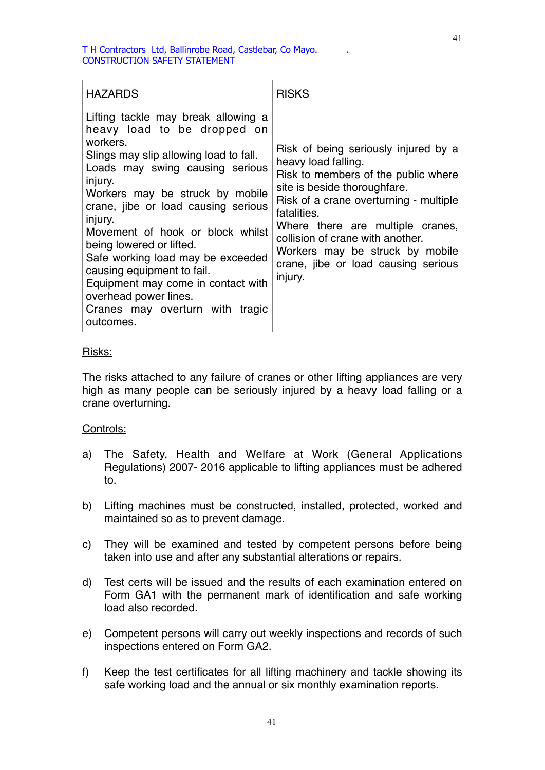| HAZARDS | RISKS |
|---|---|
| Lifting tackle may break allowing a heavy load to be dropped on workers.<br>Slings may slip allowing load to fall.<br>Loads may swing causing serious injury.<br>Workers may be struck by mobile crane, jibe or load causing serious injury.<br>Movement of hook or block whilst being lowered or lifted.<br>Safe working load may be exceeded causing equipment to fail.<br>Equipment may come in contact with overhead power lines.<br>Cranes may overturn with tragic outcomes. | Risk of being seriously injured by a heavy load falling.<br>Risk to members of the public where site is beside thoroughfare.<br>Risk of a crane overturning - multiple fatalities.<br>Where there are multiple cranes, collision of crane with another.<br>Workers may be struck by mobile crane, jibe or load causing serious injury. |

<u>Risks:</u>

The risks attached to any failure of cranes or other lifting appliances are very high as many people can be seriously injured by a heavy load falling or a crane overturning.

<u>Controls:</u>

a) The Safety, Health and Welfare at Work (General Applications Regulations) 2007- 2016 applicable to lifting appliances must be adhered to.

b) Lifting machines must be constructed, installed, protected, worked and maintained so as to prevent damage.

c) They will be examined and tested by competent persons before being taken into use and after any substantial alterations or repairs.

d) Test certs will be issued and the results of each examination entered on Form GA1 with the permanent mark of identification and safe working load also recorded.

e) Competent persons will carry out weekly inspections and records of such inspections entered on Form GA2.

f) Keep the test certificates for all lifting machinery and tackle showing its safe working load and the annual or six monthly examination reports.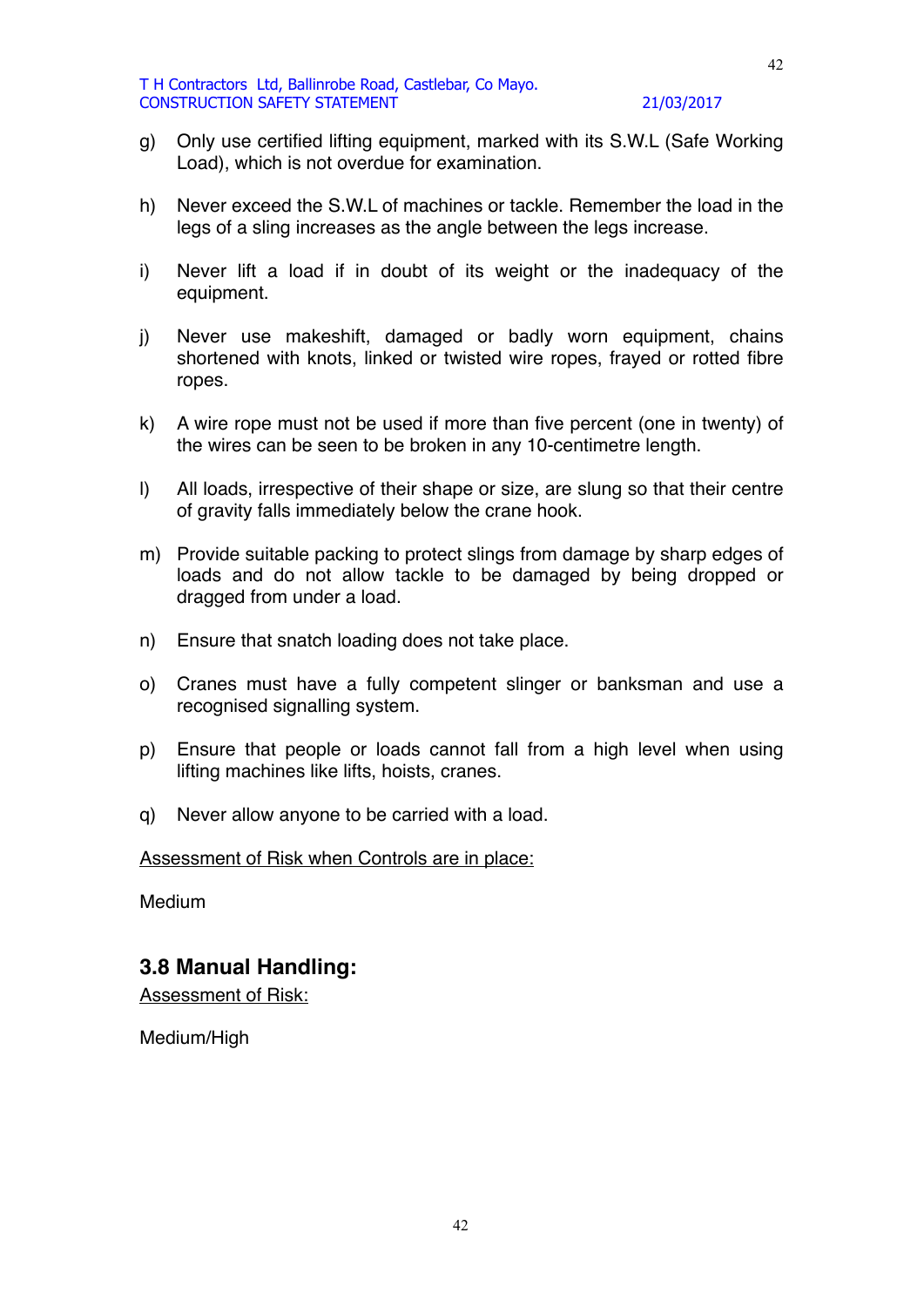g) Only use certified lifting equipment, marked with its S.W.L (Safe Working Load), which is not overdue for examination.

h) Never exceed the S.W.L of machines or tackle. Remember the load in the legs of a sling increases as the angle between the legs increase.

i) Never lift a load if in doubt of its weight or the inadequacy of the equipment.

j) Never use makeshift, damaged or badly worn equipment, chains shortened with knots, linked or twisted wire ropes, frayed or rotted fibre ropes.

k) A wire rope must not be used if more than five percent (one in twenty) of the wires can be seen to be broken in any 10-centimetre length.

l) All loads, irrespective of their shape or size, are slung so that their centre of gravity falls immediately below the crane hook.

m) Provide suitable packing to protect slings from damage by sharp edges of loads and do not allow tackle to be damaged by being dropped or dragged from under a load.

n) Ensure that snatch loading does not take place.

o) Cranes must have a fully competent slinger or banksman and use a recognised signalling system.

p) Ensure that people or loads cannot fall from a high level when using lifting machines like lifts, hoists, cranes.

q) Never allow anyone to be carried with a load.

<u>Assessment of Risk when Controls are in place:</u>

Medium

## 3.8 Manual Handling:

<u>Assessment of Risk:</u>

Medium/High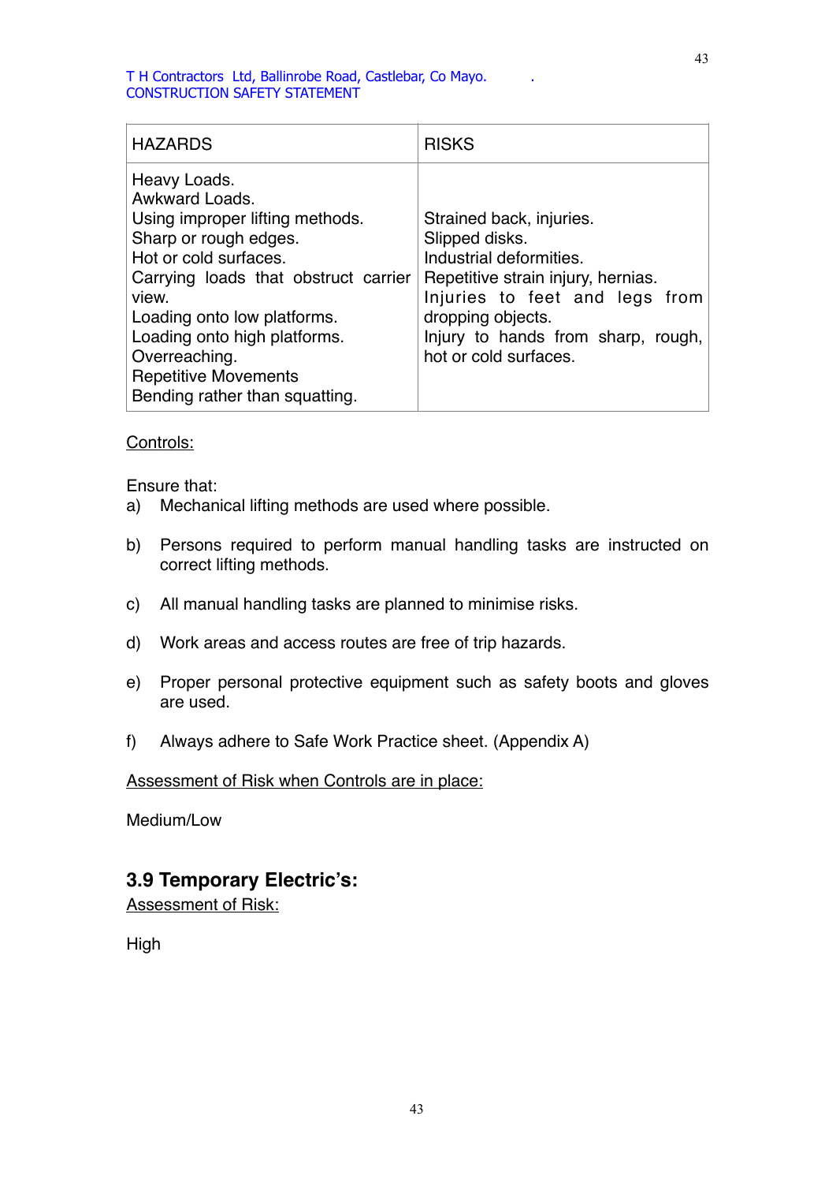| HAZARDS | RISKS |
|---|---|
| Heavy Loads.<br>Awkward Loads.<br>Using improper lifting methods.<br>Sharp or rough edges.<br>Hot or cold surfaces.<br>Carrying loads that obstruct carrier view.<br>Loading onto low platforms.<br>Loading onto high platforms.<br>Overreaching.<br>Repetitive Movements<br>Bending rather than squatting. | Strained back, injuries.<br>Slipped disks.<br>Industrial deformities.<br>Repetitive strain injury, hernias.<br>Injuries to feet and legs from dropping objects.<br>Injury to hands from sharp, rough, hot or cold surfaces. |

<u>Controls:</u>

Ensure that:

a) Mechanical lifting methods are used where possible.

b) Persons required to perform manual handling tasks are instructed on correct lifting methods.

c) All manual handling tasks are planned to minimise risks.

d) Work areas and access routes are free of trip hazards.

e) Proper personal protective equipment such as safety boots and gloves are used.

f) Always adhere to Safe Work Practice sheet. (Appendix A)

<u>Assessment of Risk when Controls are in place:</u>

Medium/Low

## 3.9 Temporary Electric's:

<u>Assessment of Risk:</u>

High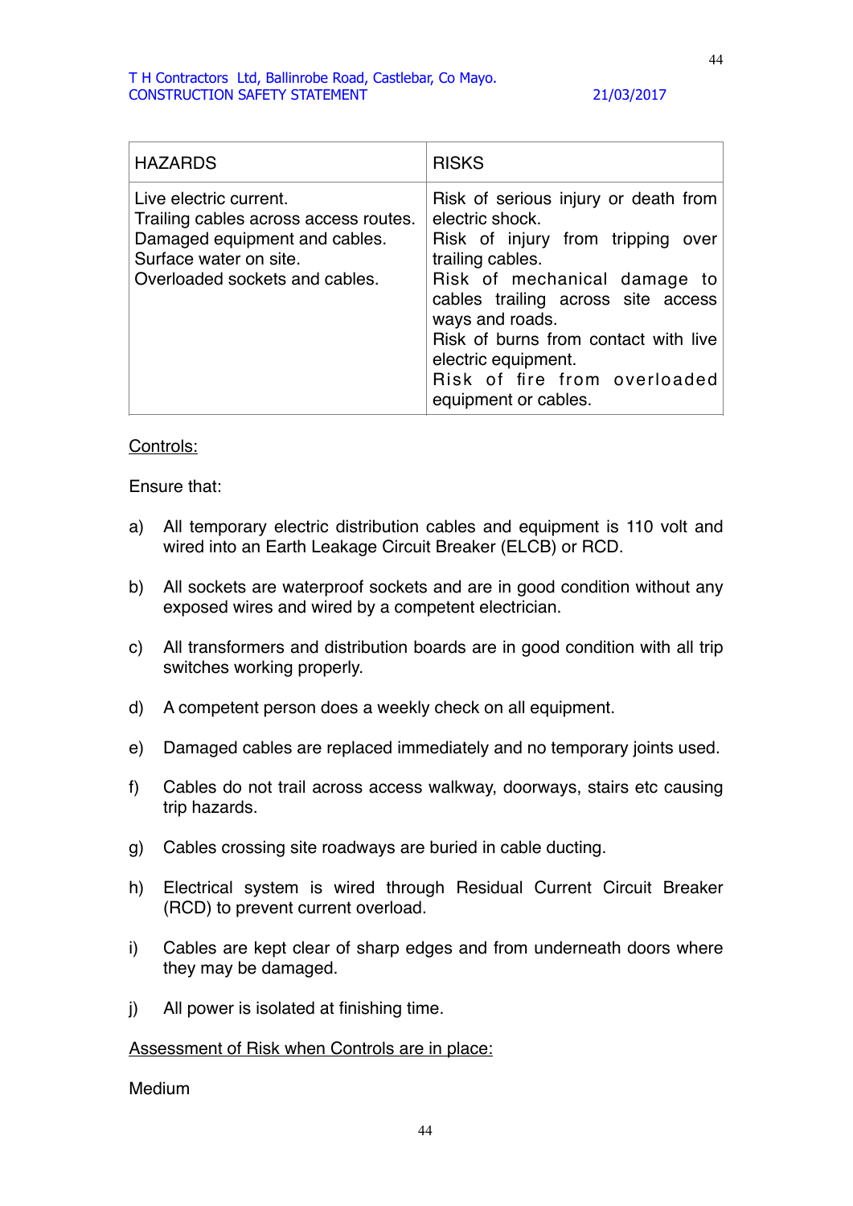| HAZARDS | RISKS |
|---|---|
| Live electric current.<br>Trailing cables across access routes.<br>Damaged equipment and cables.<br>Surface water on site.<br>Overloaded sockets and cables. | Risk of serious injury or death from electric shock.<br>Risk of injury from tripping over trailing cables.<br>Risk of mechanical damage to cables trailing across site access ways and roads.<br>Risk of burns from contact with live electric equipment.<br>Risk of fire from overloaded equipment or cables. |

Controls:

Ensure that:

a) All temporary electric distribution cables and equipment is 110 volt and wired into an Earth Leakage Circuit Breaker (ELCB) or RCD.

b) All sockets are waterproof sockets and are in good condition without any exposed wires and wired by a competent electrician.

c) All transformers and distribution boards are in good condition with all trip switches working properly.

d) A competent person does a weekly check on all equipment.

e) Damaged cables are replaced immediately and no temporary joints used.

f) Cables do not trail across access walkway, doorways, stairs etc causing trip hazards.

g) Cables crossing site roadways are buried in cable ducting.

h) Electrical system is wired through Residual Current Circuit Breaker (RCD) to prevent current overload.

i) Cables are kept clear of sharp edges and from underneath doors where they may be damaged.

j) All power is isolated at finishing time.

Assessment of Risk when Controls are in place:

Medium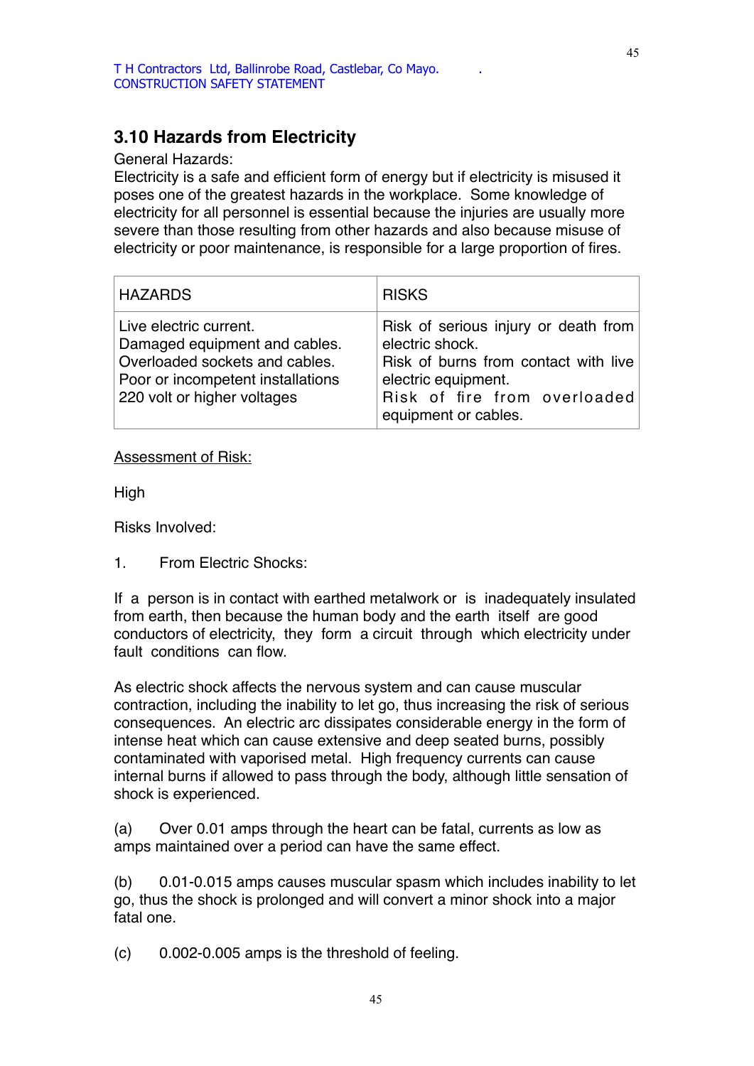## 3.10 Hazards from Electricity

General Hazards:
Electricity is a safe and efficient form of energy but if electricity is misused it poses one of the greatest hazards in the workplace. Some knowledge of electricity for all personnel is essential because the injuries are usually more severe than those resulting from other hazards and also because misuse of electricity or poor maintenance, is responsible for a large proportion of fires.

| HAZARDS | RISKS |
|---|---|
| Live electric current.<br>Damaged equipment and cables.<br>Overloaded sockets and cables.<br>Poor or incompetent installations<br>220 volt or higher voltages | Risk of serious injury or death from electric shock.<br>Risk of burns from contact with live electric equipment.<br>Risk of fire from overloaded equipment or cables. |

<u>Assessment of Risk:</u>

High

Risks Involved:

1. From Electric Shocks:

If a person is in contact with earthed metalwork or is inadequately insulated from earth, then because the human body and the earth itself are good conductors of electricity, they form a circuit through which electricity under fault conditions can flow.

As electric shock affects the nervous system and can cause muscular contraction, including the inability to let go, thus increasing the risk of serious consequences. An electric arc dissipates considerable energy in the form of intense heat which can cause extensive and deep seated burns, possibly contaminated with vaporised metal. High frequency currents can cause internal burns if allowed to pass through the body, although little sensation of shock is experienced.

(a) Over 0.01 amps through the heart can be fatal, currents as low as amps maintained over a period can have the same effect.

(b) 0.01-0.015 amps causes muscular spasm which includes inability to let go, thus the shock is prolonged and will convert a minor shock into a major fatal one.

(c) 0.002-0.005 amps is the threshold of feeling.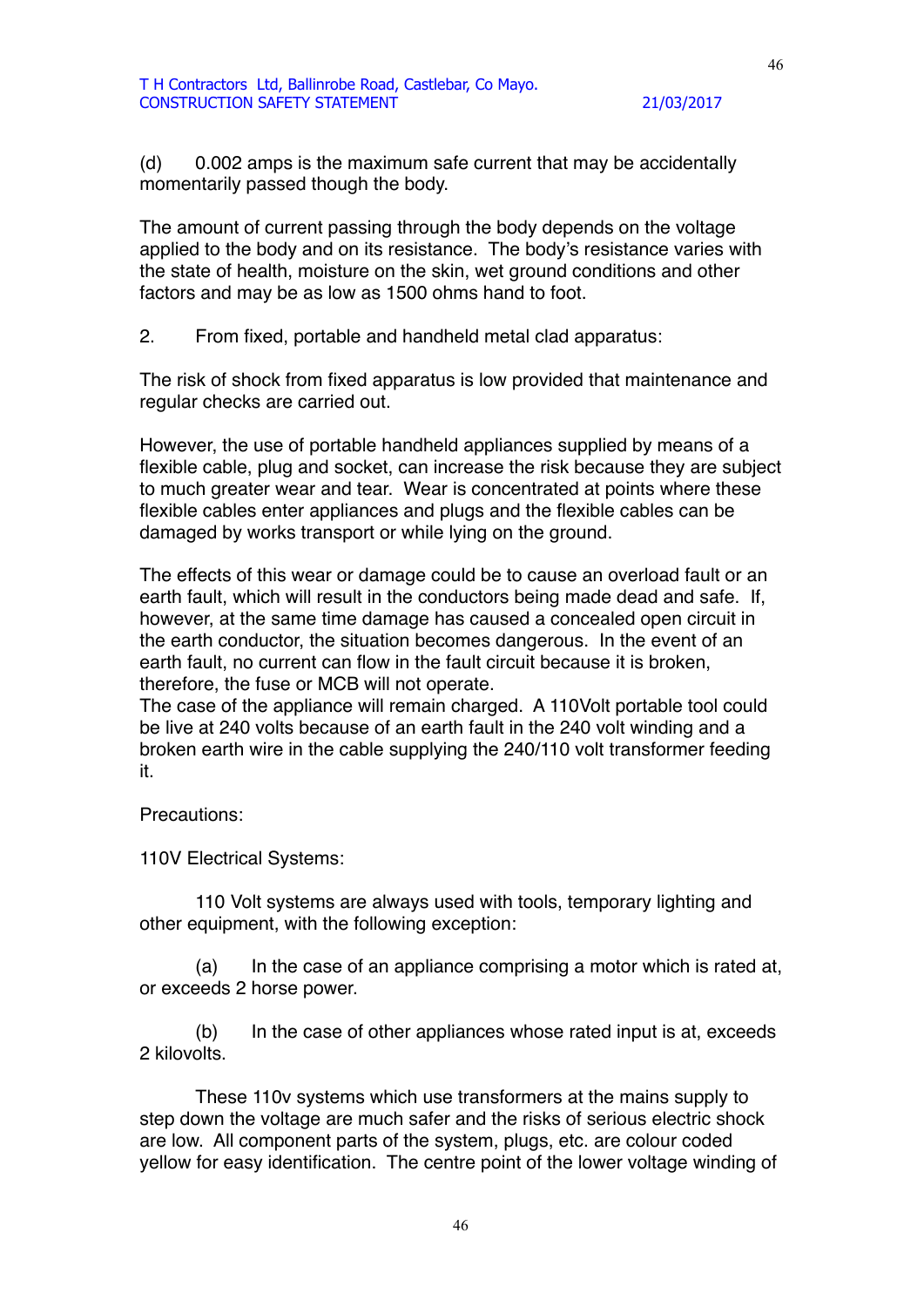(d) 0.002 amps is the maximum safe current that may be accidentally momentarily passed though the body.

The amount of current passing through the body depends on the voltage applied to the body and on its resistance. The body's resistance varies with the state of health, moisture on the skin, wet ground conditions and other factors and may be as low as 1500 ohms hand to foot.

2. From fixed, portable and handheld metal clad apparatus:

The risk of shock from fixed apparatus is low provided that maintenance and regular checks are carried out.

However, the use of portable handheld appliances supplied by means of a flexible cable, plug and socket, can increase the risk because they are subject to much greater wear and tear. Wear is concentrated at points where these flexible cables enter appliances and plugs and the flexible cables can be damaged by works transport or while lying on the ground.

The effects of this wear or damage could be to cause an overload fault or an earth fault, which will result in the conductors being made dead and safe. If, however, at the same time damage has caused a concealed open circuit in the earth conductor, the situation becomes dangerous. In the event of an earth fault, no current can flow in the fault circuit because it is broken, therefore, the fuse or MCB will not operate.
The case of the appliance will remain charged. A 110Volt portable tool could be live at 240 volts because of an earth fault in the 240 volt winding and a broken earth wire in the cable supplying the 240/110 volt transformer feeding it.

Precautions:

110V Electrical Systems:

110 Volt systems are always used with tools, temporary lighting and other equipment, with the following exception:

(a) In the case of an appliance comprising a motor which is rated at, or exceeds 2 horse power.

(b) In the case of other appliances whose rated input is at, exceeds 2 kilovolts.

These 110v systems which use transformers at the mains supply to step down the voltage are much safer and the risks of serious electric shock are low. All component parts of the system, plugs, etc. are colour coded yellow for easy identification. The centre point of the lower voltage winding of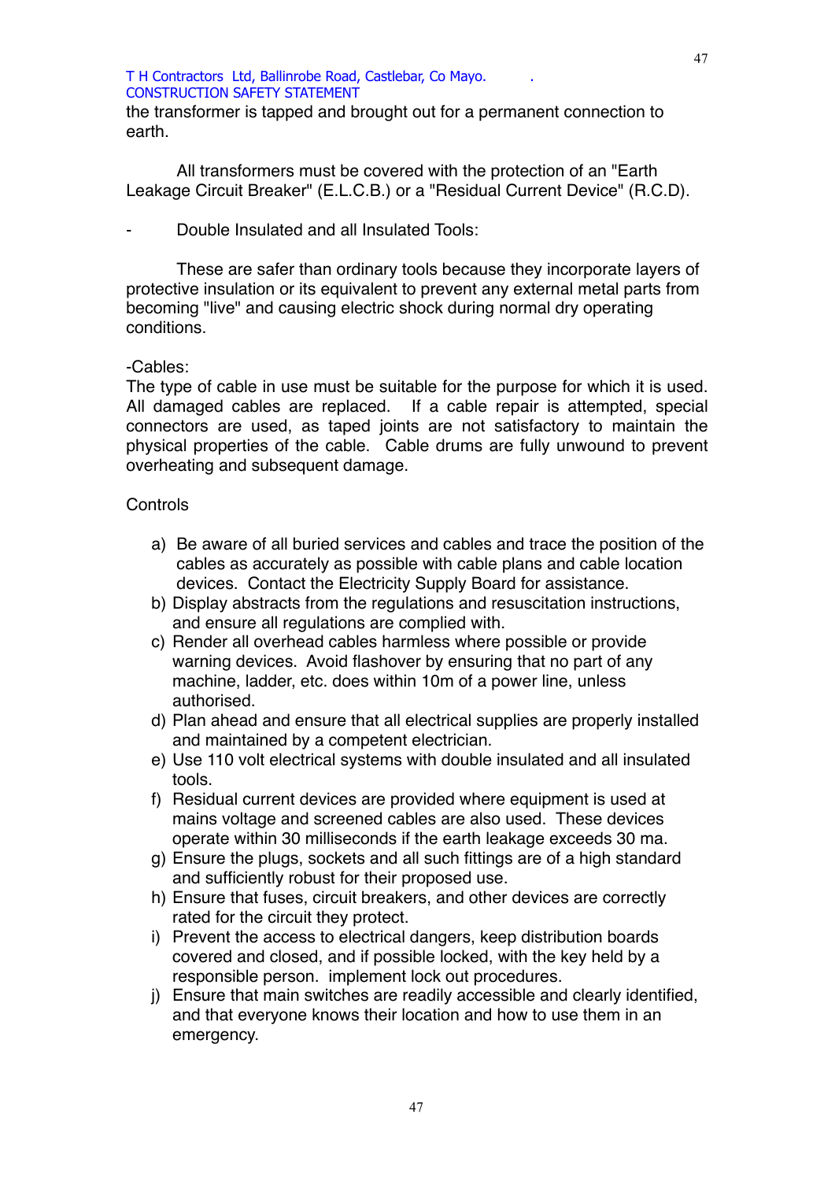the transformer is tapped and brought out for a permanent connection to earth.

All transformers must be covered with the protection of an "Earth Leakage Circuit Breaker" (E.L.C.B.) or a "Residual Current Device" (R.C.D).

- Double Insulated and all Insulated Tools:

These are safer than ordinary tools because they incorporate layers of protective insulation or its equivalent to prevent any external metal parts from becoming "live" and causing electric shock during normal dry operating conditions.

-Cables:
The type of cable in use must be suitable for the purpose for which it is used. All damaged cables are replaced. If a cable repair is attempted, special connectors are used, as taped joints are not satisfactory to maintain the physical properties of the cable. Cable drums are fully unwound to prevent overheating and subsequent damage.

Controls

a) Be aware of all buried services and cables and trace the position of the cables as accurately as possible with cable plans and cable location devices. Contact the Electricity Supply Board for assistance.
b) Display abstracts from the regulations and resuscitation instructions, and ensure all regulations are complied with.
c) Render all overhead cables harmless where possible or provide warning devices. Avoid flashover by ensuring that no part of any machine, ladder, etc. does within 10m of a power line, unless authorised.
d) Plan ahead and ensure that all electrical supplies are properly installed and maintained by a competent electrician.
e) Use 110 volt electrical systems with double insulated and all insulated tools.
f) Residual current devices are provided where equipment is used at mains voltage and screened cables are also used. These devices operate within 30 milliseconds if the earth leakage exceeds 30 ma.
g) Ensure the plugs, sockets and all such fittings are of a high standard and sufficiently robust for their proposed use.
h) Ensure that fuses, circuit breakers, and other devices are correctly rated for the circuit they protect.
i) Prevent the access to electrical dangers, keep distribution boards covered and closed, and if possible locked, with the key held by a responsible person. implement lock out procedures.
j) Ensure that main switches are readily accessible and clearly identified, and that everyone knows their location and how to use them in an emergency.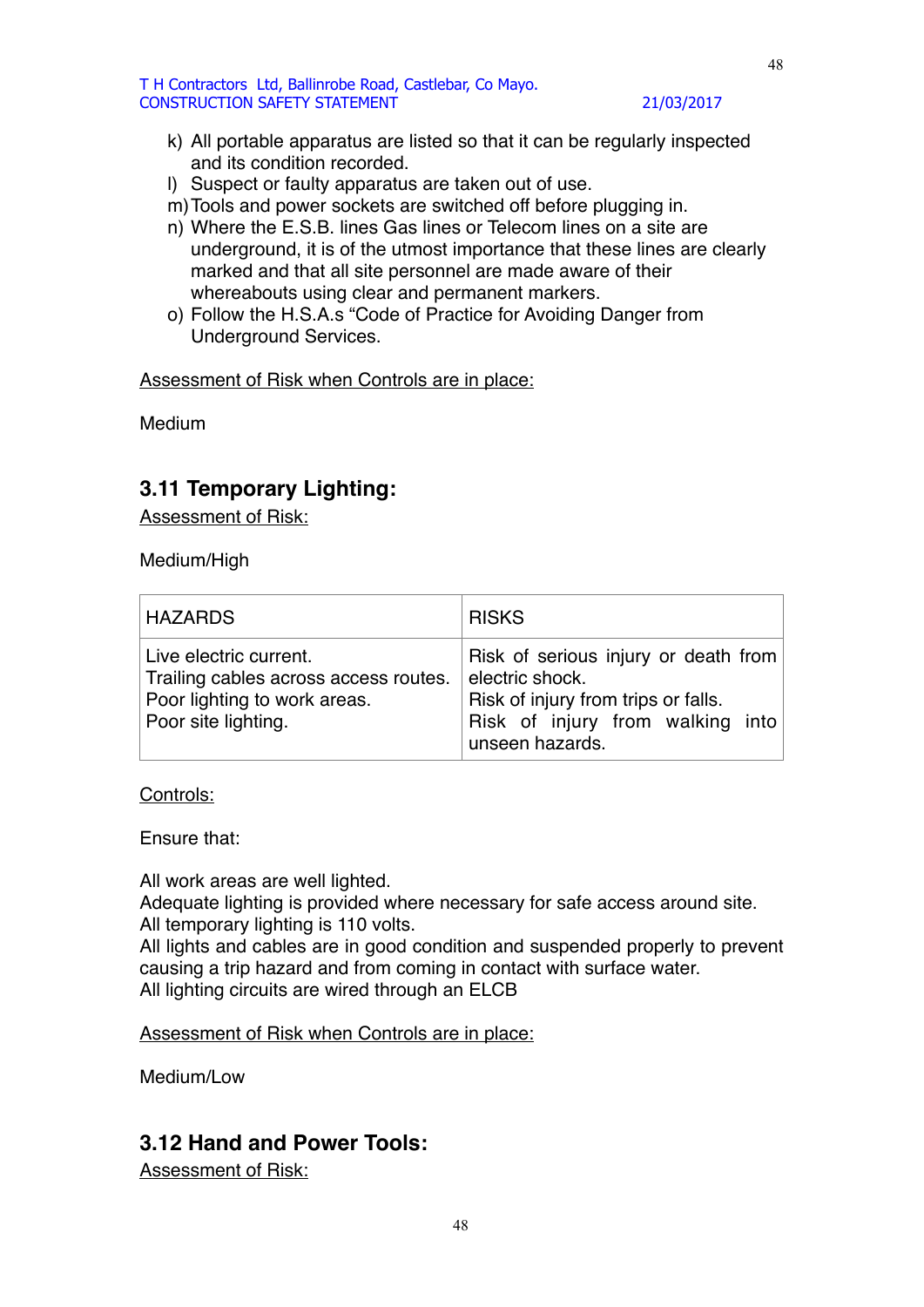k) All portable apparatus are listed so that it can be regularly inspected and its condition recorded.
l) Suspect or faulty apparatus are taken out of use.
m) Tools and power sockets are switched off before plugging in.
n) Where the E.S.B. lines Gas lines or Telecom lines on a site are underground, it is of the utmost importance that these lines are clearly marked and that all site personnel are made aware of their whereabouts using clear and permanent markers.
o) Follow the H.S.A.s "Code of Practice for Avoiding Danger from Underground Services.

<u>Assessment of Risk when Controls are in place:</u>

Medium

### 3.11 Temporary Lighting:

<u>Assessment of Risk:</u>

Medium/High

| HAZARDS | RISKS |
|---|---|
| Live electric current.<br>Trailing cables across access routes.<br>Poor lighting to work areas.<br>Poor site lighting. | Risk of serious injury or death from electric shock.<br>Risk of injury from trips or falls.<br>Risk of injury from walking into unseen hazards. |

<u>Controls:</u>

Ensure that:

All work areas are well lighted.
Adequate lighting is provided where necessary for safe access around site.
All temporary lighting is 110 volts.
All lights and cables are in good condition and suspended properly to prevent causing a trip hazard and from coming in contact with surface water.
All lighting circuits are wired through an ELCB

<u>Assessment of Risk when Controls are in place:</u>

Medium/Low

### 3.12 Hand and Power Tools:

<u>Assessment of Risk:</u>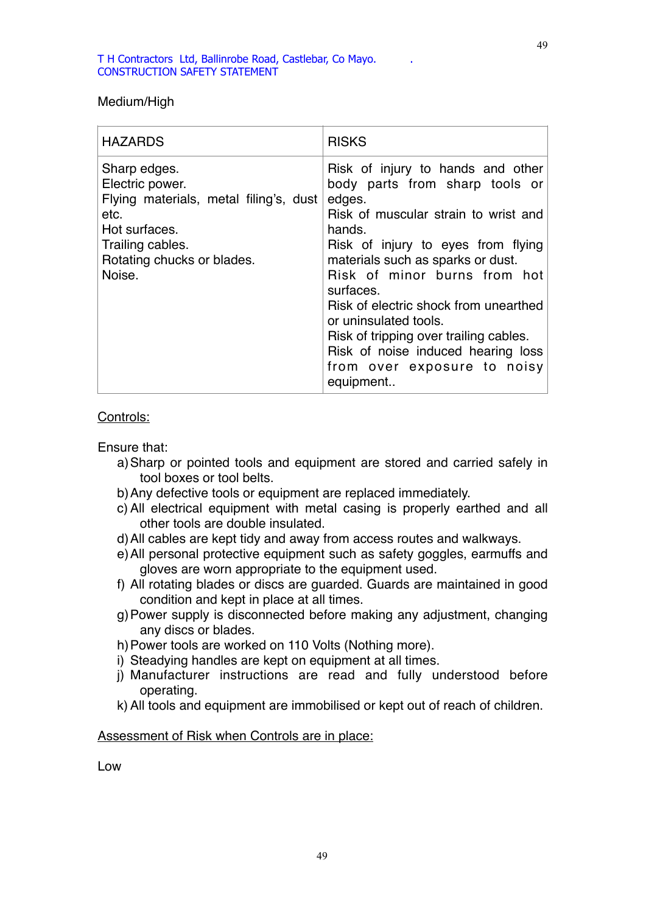Medium/High

| HAZARDS | RISKS |
|---|---|
| Sharp edges.<br>Electric power.<br>Flying materials, metal filing's, dust etc.<br>Hot surfaces.<br>Trailing cables.<br>Rotating chucks or blades.<br>Noise. | Risk of injury to hands and other body parts from sharp tools or edges.<br>Risk of muscular strain to wrist and hands.<br>Risk of injury to eyes from flying materials such as sparks or dust.<br>Risk of minor burns from hot surfaces.<br>Risk of electric shock from unearthed or uninsulated tools.<br>Risk of tripping over trailing cables.<br>Risk of noise induced hearing loss from over exposure to noisy equipment.. |

Controls:

Ensure that:

a) Sharp or pointed tools and equipment are stored and carried safely in tool boxes or tool belts.
b) Any defective tools or equipment are replaced immediately.
c) All electrical equipment with metal casing is properly earthed and all other tools are double insulated.
d) All cables are kept tidy and away from access routes and walkways.
e) All personal protective equipment such as safety goggles, earmuffs and gloves are worn appropriate to the equipment used.
f) All rotating blades or discs are guarded. Guards are maintained in good condition and kept in place at all times.
g) Power supply is disconnected before making any adjustment, changing any discs or blades.
h) Power tools are worked on 110 Volts (Nothing more).
i) Steadying handles are kept on equipment at all times.
j) Manufacturer instructions are read and fully understood before operating.
k) All tools and equipment are immobilised or kept out of reach of children.

Assessment of Risk when Controls are in place:

Low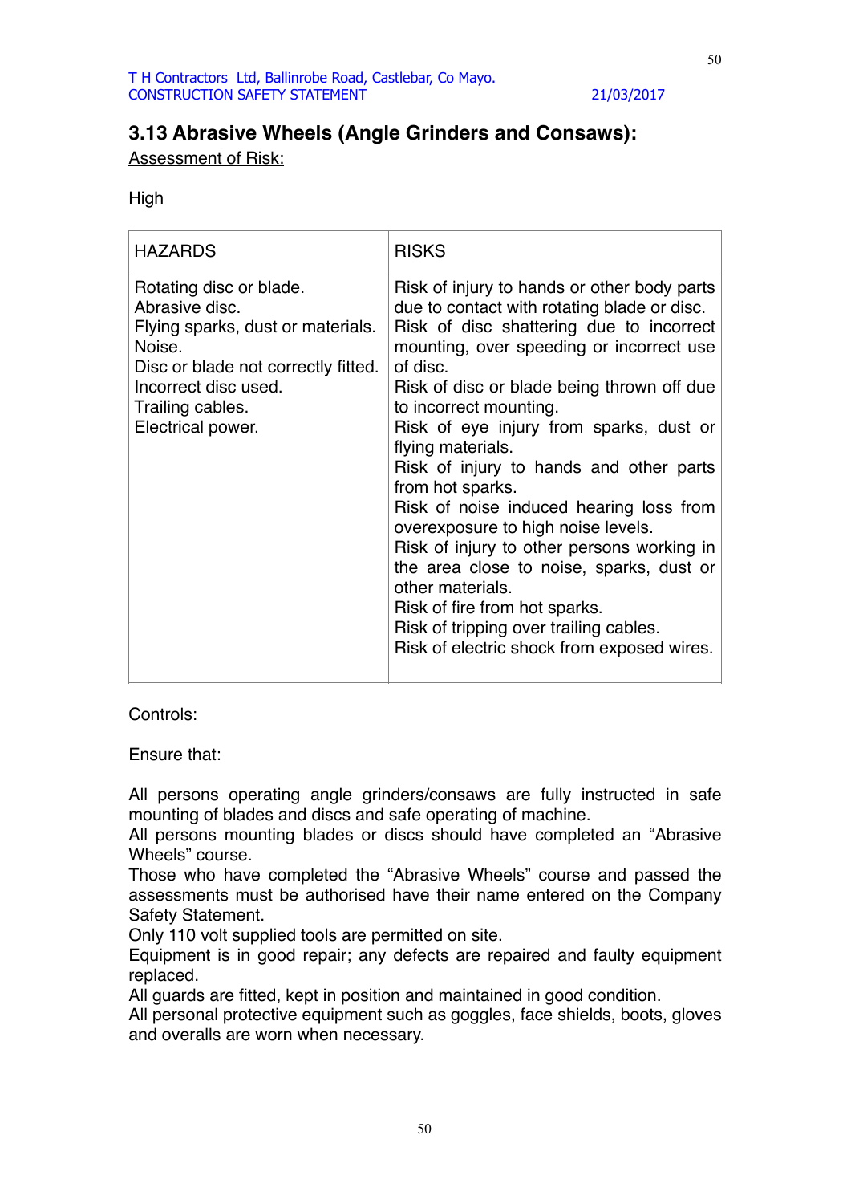## 3.13 Abrasive Wheels (Angle Grinders and Consaws):

Assessment of Risk:

High

| HAZARDS | RISKS |
|---|---|
| Rotating disc or blade.<br>Abrasive disc.<br>Flying sparks, dust or materials.<br>Noise.<br>Disc or blade not correctly fitted.<br>Incorrect disc used.<br>Trailing cables.<br>Electrical power. | Risk of injury to hands or other body parts due to contact with rotating blade or disc.<br>Risk of disc shattering due to incorrect mounting, over speeding or incorrect use of disc.<br>Risk of disc or blade being thrown off due to incorrect mounting.<br>Risk of eye injury from sparks, dust or flying materials.<br>Risk of injury to hands and other parts from hot sparks.<br>Risk of noise induced hearing loss from overexposure to high noise levels.<br>Risk of injury to other persons working in the area close to noise, sparks, dust or other materials.<br>Risk of fire from hot sparks.<br>Risk of tripping over trailing cables.<br>Risk of electric shock from exposed wires. |

Controls:

Ensure that:

All persons operating angle grinders/consaws are fully instructed in safe mounting of blades and discs and safe operating of machine.
All persons mounting blades or discs should have completed an "Abrasive Wheels" course.
Those who have completed the "Abrasive Wheels" course and passed the assessments must be authorised have their name entered on the Company Safety Statement.
Only 110 volt supplied tools are permitted on site.
Equipment is in good repair; any defects are repaired and faulty equipment replaced.
All guards are fitted, kept in position and maintained in good condition.
All personal protective equipment such as goggles, face shields, boots, gloves and overalls are worn when necessary.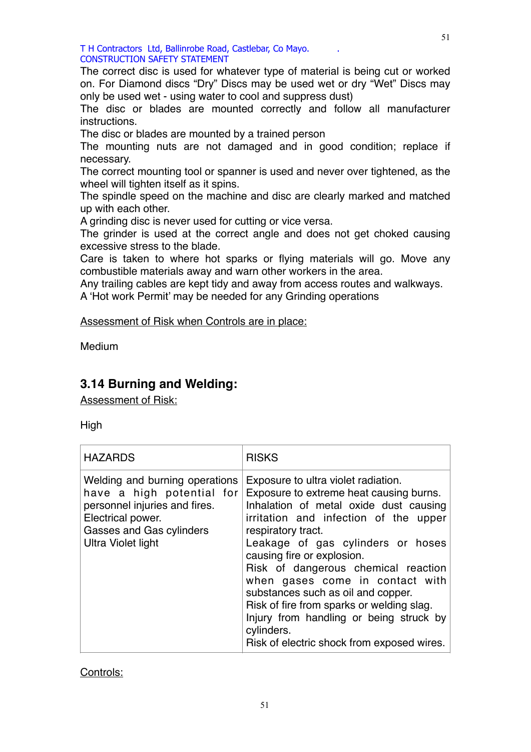The correct disc is used for whatever type of material is being cut or worked on. For Diamond discs "Dry" Discs may be used wet or dry "Wet" Discs may only be used wet - using water to cool and suppress dust)

The disc or blades are mounted correctly and follow all manufacturer instructions.

The disc or blades are mounted by a trained person

The mounting nuts are not damaged and in good condition; replace if necessary.

The correct mounting tool or spanner is used and never over tightened, as the wheel will tighten itself as it spins.

The spindle speed on the machine and disc are clearly marked and matched up with each other.

A grinding disc is never used for cutting or vice versa.

The grinder is used at the correct angle and does not get choked causing excessive stress to the blade.

Care is taken to where hot sparks or flying materials will go. Move any combustible materials away and warn other workers in the area.

Any trailing cables are kept tidy and away from access routes and walkways.

A 'Hot work Permit' may be needed for any Grinding operations

Assessment of Risk when Controls are in place:

Medium

## 3.14 Burning and Welding:

Assessment of Risk:

High

| HAZARDS | RISKS |
|---|---|
| Welding and burning operations have a high potential for personnel injuries and fires.<br>Electrical power.<br>Gasses and Gas cylinders<br>Ultra Violet light | Exposure to ultra violet radiation.<br>Exposure to extreme heat causing burns.<br>Inhalation of metal oxide dust causing irritation and infection of the upper respiratory tract.<br>Leakage of gas cylinders or hoses causing fire or explosion.<br>Risk of dangerous chemical reaction when gases come in contact with substances such as oil and copper.<br>Risk of fire from sparks or welding slag.<br>Injury from handling or being struck by cylinders.<br>Risk of electric shock from exposed wires. |

Controls: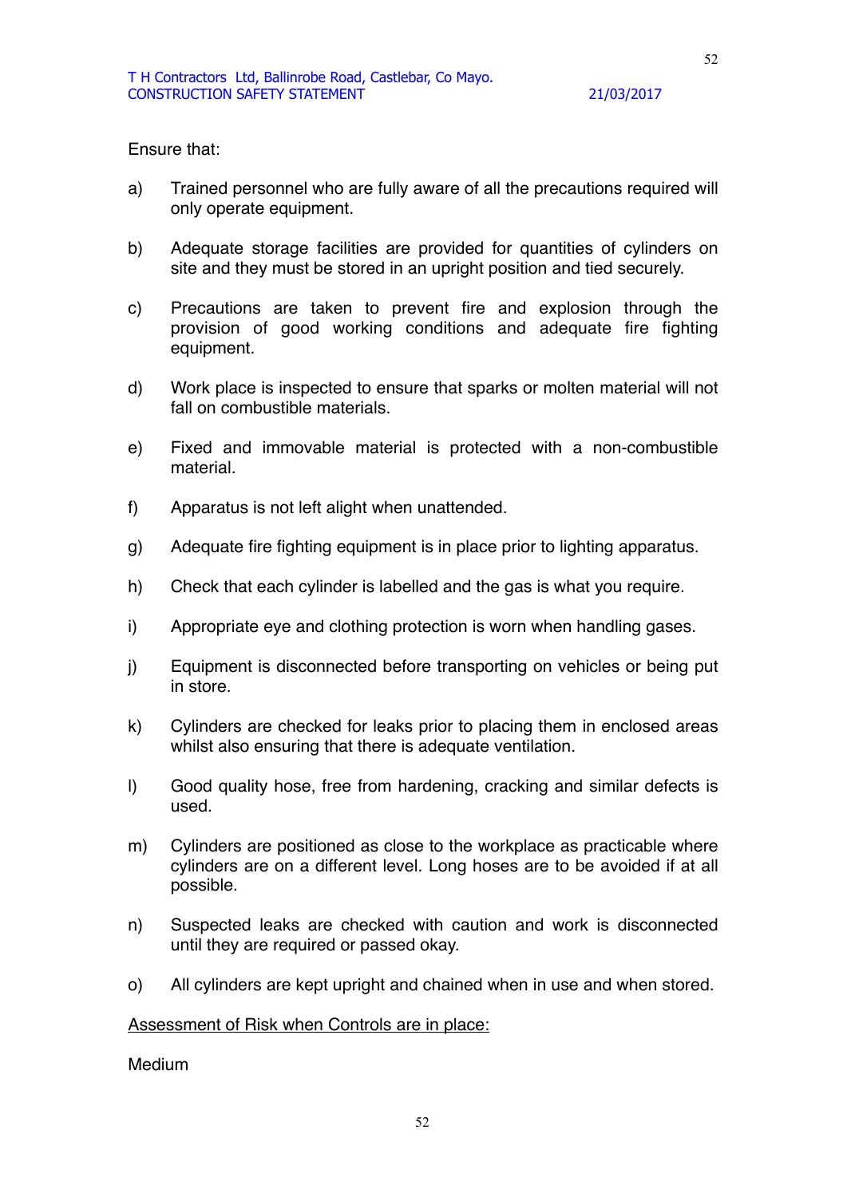Ensure that:

a) Trained personnel who are fully aware of all the precautions required will only operate equipment.

b) Adequate storage facilities are provided for quantities of cylinders on site and they must be stored in an upright position and tied securely.

c) Precautions are taken to prevent fire and explosion through the provision of good working conditions and adequate fire fighting equipment.

d) Work place is inspected to ensure that sparks or molten material will not fall on combustible materials.

e) Fixed and immovable material is protected with a non-combustible material.

f) Apparatus is not left alight when unattended.

g) Adequate fire fighting equipment is in place prior to lighting apparatus.

h) Check that each cylinder is labelled and the gas is what you require.

i) Appropriate eye and clothing protection is worn when handling gases.

j) Equipment is disconnected before transporting on vehicles or being put in store.

k) Cylinders are checked for leaks prior to placing them in enclosed areas whilst also ensuring that there is adequate ventilation.

l) Good quality hose, free from hardening, cracking and similar defects is used.

m) Cylinders are positioned as close to the workplace as practicable where cylinders are on a different level. Long hoses are to be avoided if at all possible.

n) Suspected leaks are checked with caution and work is disconnected until they are required or passed okay.

o) All cylinders are kept upright and chained when in use and when stored.

<u>Assessment of Risk when Controls are in place:</u>

Medium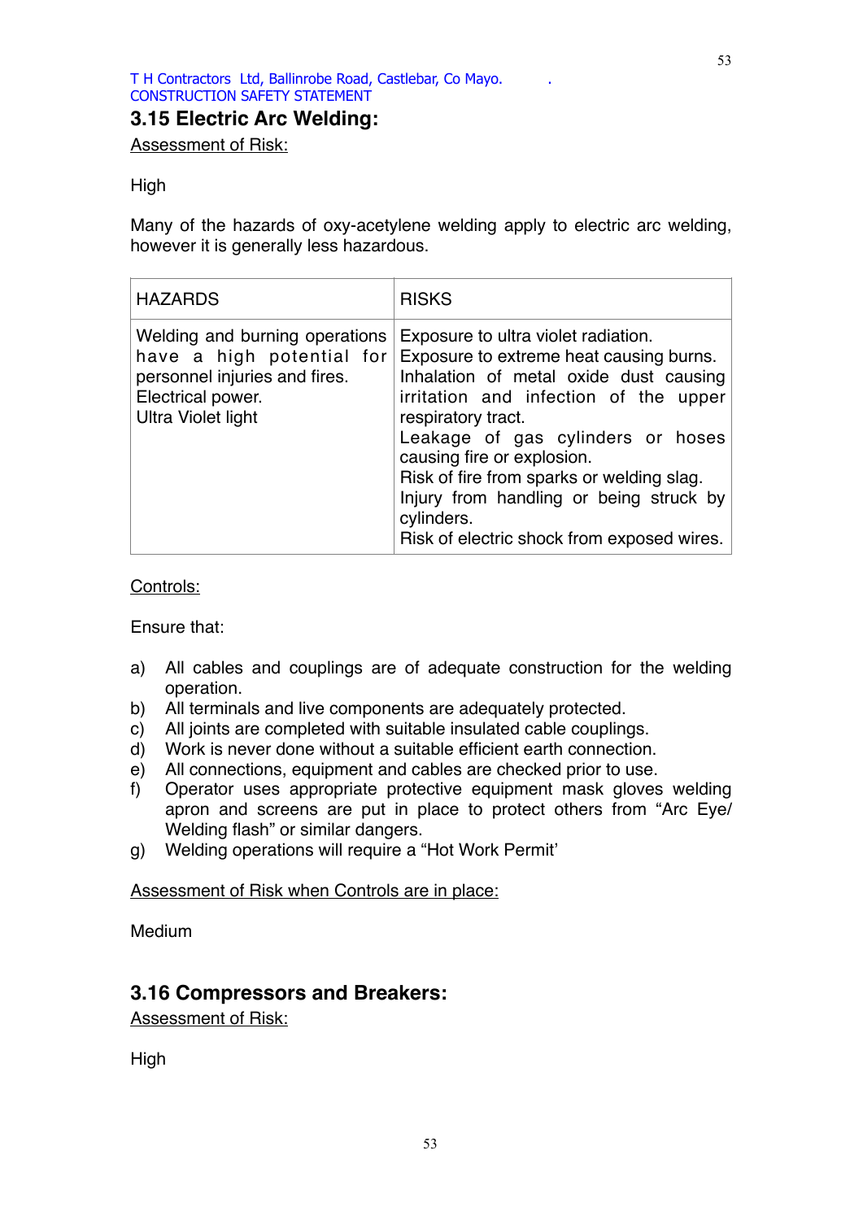## 3.15 Electric Arc Welding:

Assessment of Risk:

High

Many of the hazards of oxy-acetylene welding apply to electric arc welding, however it is generally less hazardous.

| HAZARDS | RISKS |
|---|---|
| Welding and burning operations have a high potential for personnel injuries and fires.<br>Electrical power.<br>Ultra Violet light | Exposure to ultra violet radiation.<br>Exposure to extreme heat causing burns.<br>Inhalation of metal oxide dust causing irritation and infection of the upper respiratory tract.<br>Leakage of gas cylinders or hoses causing fire or explosion.<br>Risk of fire from sparks or welding slag.<br>Injury from handling or being struck by cylinders.<br>Risk of electric shock from exposed wires. |

Controls:

Ensure that:

a) All cables and couplings are of adequate construction for the welding operation.
b) All terminals and live components are adequately protected.
c) All joints are completed with suitable insulated cable couplings.
d) Work is never done without a suitable efficient earth connection.
e) All connections, equipment and cables are checked prior to use.
f) Operator uses appropriate protective equipment mask gloves welding apron and screens are put in place to protect others from "Arc Eye/ Welding flash" or similar dangers.
g) Welding operations will require a "Hot Work Permit'

Assessment of Risk when Controls are in place:

Medium

## 3.16 Compressors and Breakers:

Assessment of Risk:

High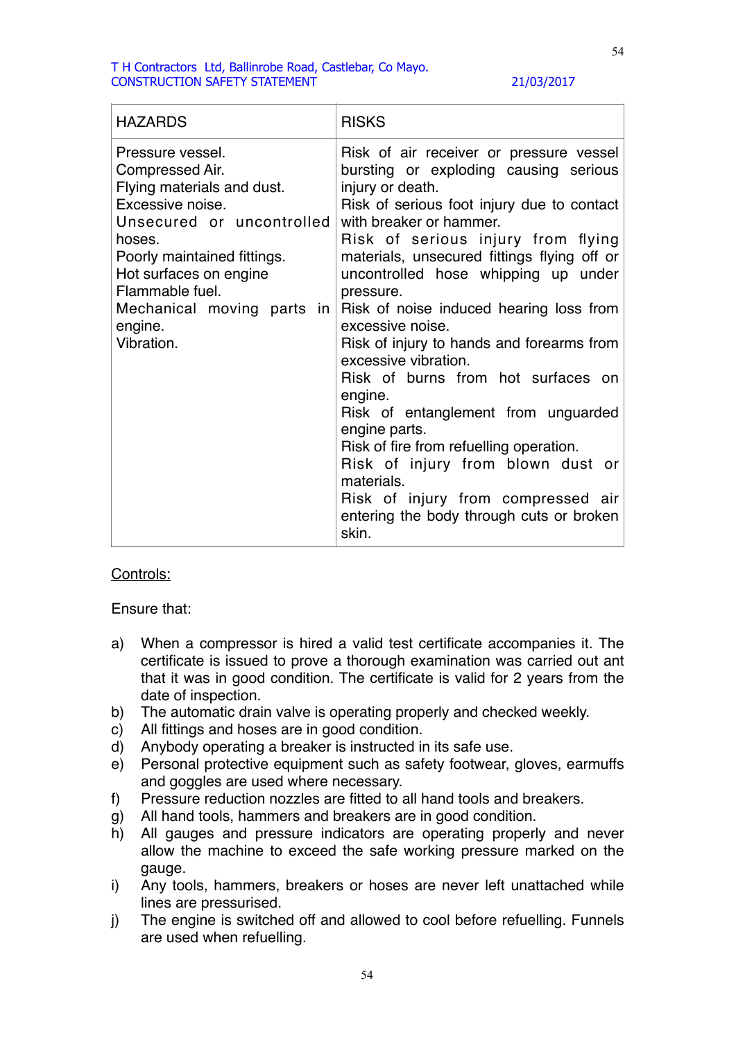| HAZARDS | RISKS |
|---|---|
| Pressure vessel.<br>Compressed Air.<br>Flying materials and dust.<br>Excessive noise.<br>Unsecured or uncontrolled hoses.<br>Poorly maintained fittings.<br>Hot surfaces on engine<br>Flammable fuel.<br>Mechanical moving parts in engine.<br>Vibration. | Risk of air receiver or pressure vessel bursting or exploding causing serious injury or death.<br>Risk of serious foot injury due to contact with breaker or hammer.<br>Risk of serious injury from flying materials, unsecured fittings flying off or uncontrolled hose whipping up under pressure.<br>Risk of noise induced hearing loss from excessive noise.<br>Risk of injury to hands and forearms from excessive vibration.<br>Risk of burns from hot surfaces on engine.<br>Risk of entanglement from unguarded engine parts.<br>Risk of fire from refuelling operation.<br>Risk of injury from blown dust or materials.<br>Risk of injury from compressed air entering the body through cuts or broken skin. |

<u>Controls:</u>

Ensure that:

a) When a compressor is hired a valid test certificate accompanies it. The certificate is issued to prove a thorough examination was carried out ant that it was in good condition. The certificate is valid for 2 years from the date of inspection.
b) The automatic drain valve is operating properly and checked weekly.
c) All fittings and hoses are in good condition.
d) Anybody operating a breaker is instructed in its safe use.
e) Personal protective equipment such as safety footwear, gloves, earmuffs and goggles are used where necessary.
f) Pressure reduction nozzles are fitted to all hand tools and breakers.
g) All hand tools, hammers and breakers are in good condition.
h) All gauges and pressure indicators are operating properly and never allow the machine to exceed the safe working pressure marked on the gauge.
i) Any tools, hammers, breakers or hoses are never left unattached while lines are pressurised.
j) The engine is switched off and allowed to cool before refuelling. Funnels are used when refuelling.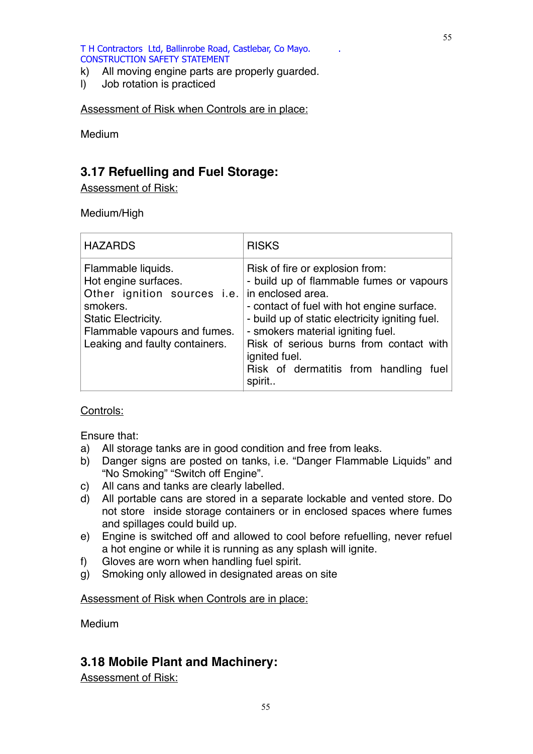k) All moving engine parts are properly guarded.
l) Job rotation is practiced

Assessment of Risk when Controls are in place:

Medium

## 3.17 Refuelling and Fuel Storage:

Assessment of Risk:

Medium/High

| HAZARDS | RISKS |
|---|---|
| Flammable liquids.<br>Hot engine surfaces.<br>Other ignition sources i.e. smokers.<br>Static Electricity.<br>Flammable vapours and fumes.<br>Leaking and faulty containers. | Risk of fire or explosion from:<br>- build up of flammable fumes or vapours in enclosed area.<br>- contact of fuel with hot engine surface.<br>- build up of static electricity igniting fuel.<br>- smokers material igniting fuel.<br>Risk of serious burns from contact with ignited fuel.<br>Risk of dermatitis from handling fuel spirit.. |

Controls:

Ensure that:

a) All storage tanks are in good condition and free from leaks.
b) Danger signs are posted on tanks, i.e. "Danger Flammable Liquids" and "No Smoking" "Switch off Engine".
c) All cans and tanks are clearly labelled.
d) All portable cans are stored in a separate lockable and vented store. Do not store inside storage containers or in enclosed spaces where fumes and spillages could build up.
e) Engine is switched off and allowed to cool before refuelling, never refuel a hot engine or while it is running as any splash will ignite.
f) Gloves are worn when handling fuel spirit.
g) Smoking only allowed in designated areas on site

Assessment of Risk when Controls are in place:

Medium

## 3.18 Mobile Plant and Machinery:

Assessment of Risk: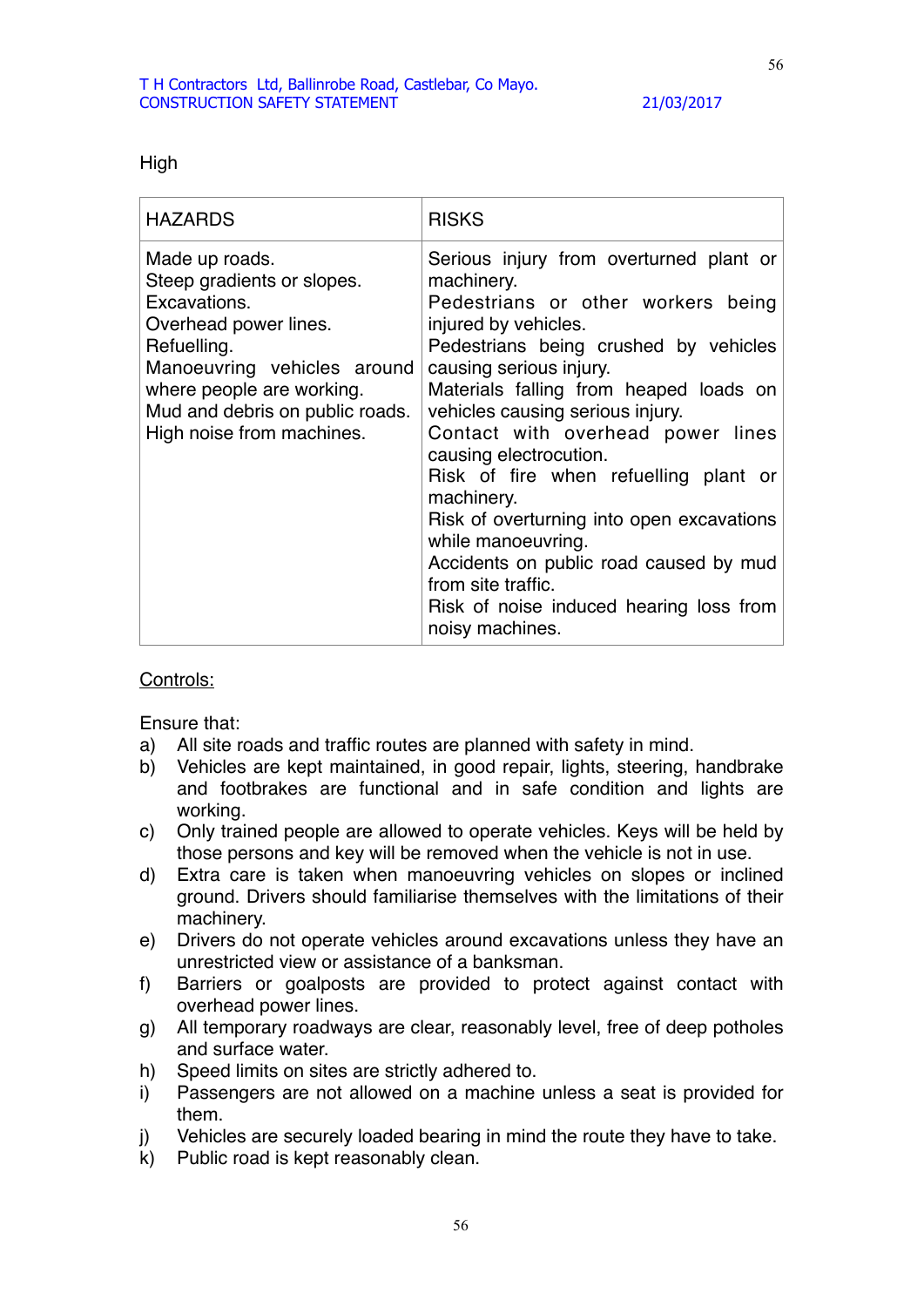High

| HAZARDS | RISKS |
|---|---|
| Made up roads.<br>Steep gradients or slopes.<br>Excavations.<br>Overhead power lines.<br>Refuelling.<br>Manoeuvring vehicles around where people are working.<br>Mud and debris on public roads.<br>High noise from machines. | Serious injury from overturned plant or machinery.<br>Pedestrians or other workers being injured by vehicles.<br>Pedestrians being crushed by vehicles causing serious injury.<br>Materials falling from heaped loads on vehicles causing serious injury.<br>Contact with overhead power lines causing electrocution.<br>Risk of fire when refuelling plant or machinery.<br>Risk of overturning into open excavations while manoeuvring.<br>Accidents on public road caused by mud from site traffic.<br>Risk of noise induced hearing loss from noisy machines. |

<u>Controls:</u>

Ensure that:

a) All site roads and traffic routes are planned with safety in mind.
b) Vehicles are kept maintained, in good repair, lights, steering, handbrake and footbrakes are functional and in safe condition and lights are working.
c) Only trained people are allowed to operate vehicles. Keys will be held by those persons and key will be removed when the vehicle is not in use.
d) Extra care is taken when manoeuvring vehicles on slopes or inclined ground. Drivers should familiarise themselves with the limitations of their machinery.
e) Drivers do not operate vehicles around excavations unless they have an unrestricted view or assistance of a banksman.
f) Barriers or goalposts are provided to protect against contact with overhead power lines.
g) All temporary roadways are clear, reasonably level, free of deep potholes and surface water.
h) Speed limits on sites are strictly adhered to.
i) Passengers are not allowed on a machine unless a seat is provided for them.
j) Vehicles are securely loaded bearing in mind the route they have to take.
k) Public road is kept reasonably clean.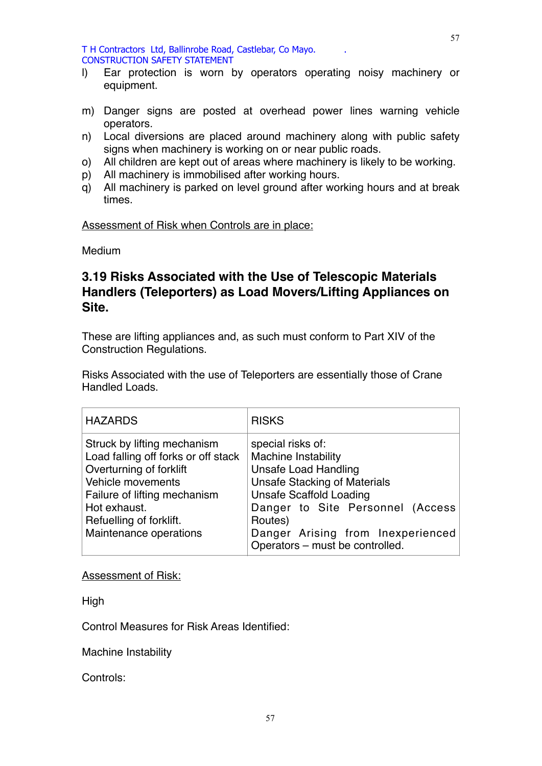l) Ear protection is worn by operators operating noisy machinery or equipment.

m) Danger signs are posted at overhead power lines warning vehicle operators.
n) Local diversions are placed around machinery along with public safety signs when machinery is working on or near public roads.
o) All children are kept out of areas where machinery is likely to be working.
p) All machinery is immobilised after working hours.
q) All machinery is parked on level ground after working hours and at break times.

<u>Assessment of Risk when Controls are in place:</u>

Medium

## 3.19 Risks Associated with the Use of Telescopic Materials Handlers (Teleporters) as Load Movers/Lifting Appliances on Site.

These are lifting appliances and, as such must conform to Part XIV of the Construction Regulations.

Risks Associated with the use of Teleporters are essentially those of Crane Handled Loads.

| HAZARDS | RISKS |
|---|---|
| Struck by lifting mechanism<br>Load falling off forks or off stack<br>Overturning of forklift<br>Vehicle movements<br>Failure of lifting mechanism<br>Hot exhaust.<br>Refuelling of forklift.<br>Maintenance operations | special risks of:<br>Machine Instability<br>Unsafe Load Handling<br>Unsafe Stacking of Materials<br>Unsafe Scaffold Loading<br>Danger to Site Personnel (Access Routes)<br>Danger Arising from Inexperienced Operators – must be controlled. |

<u>Assessment of Risk:</u>

High

Control Measures for Risk Areas Identified:

Machine Instability

Controls: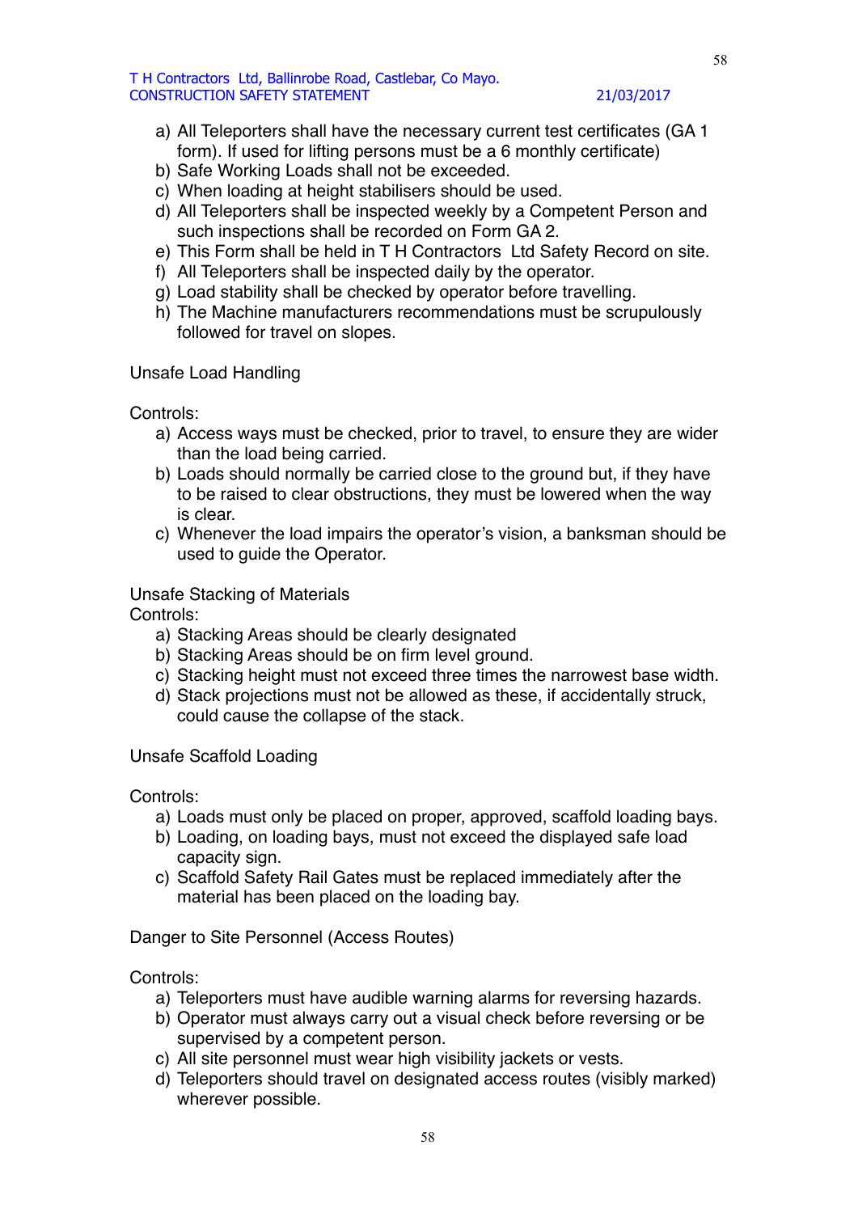a) All Teleporters shall have the necessary current test certificates (GA 1 form). If used for lifting persons must be a 6 monthly certificate)
b) Safe Working Loads shall not be exceeded.
c) When loading at height stabilisers should be used.
d) All Teleporters shall be inspected weekly by a Competent Person and such inspections shall be recorded on Form GA 2.
e) This Form shall be held in T H Contractors Ltd Safety Record on site.
f) All Teleporters shall be inspected daily by the operator.
g) Load stability shall be checked by operator before travelling.
h) The Machine manufacturers recommendations must be scrupulously followed for travel on slopes.

Unsafe Load Handling

Controls:

a) Access ways must be checked, prior to travel, to ensure they are wider than the load being carried.
b) Loads should normally be carried close to the ground but, if they have to be raised to clear obstructions, they must be lowered when the way is clear.
c) Whenever the load impairs the operator's vision, a banksman should be used to guide the Operator.

Unsafe Stacking of Materials

Controls:

a) Stacking Areas should be clearly designated
b) Stacking Areas should be on firm level ground.
c) Stacking height must not exceed three times the narrowest base width.
d) Stack projections must not be allowed as these, if accidentally struck, could cause the collapse of the stack.

Unsafe Scaffold Loading

Controls:

a) Loads must only be placed on proper, approved, scaffold loading bays.
b) Loading, on loading bays, must not exceed the displayed safe load capacity sign.
c) Scaffold Safety Rail Gates must be replaced immediately after the material has been placed on the loading bay.

Danger to Site Personnel (Access Routes)

Controls:

a) Teleporters must have audible warning alarms for reversing hazards.
b) Operator must always carry out a visual check before reversing or be supervised by a competent person.
c) All site personnel must wear high visibility jackets or vests.
d) Teleporters should travel on designated access routes (visibly marked) wherever possible.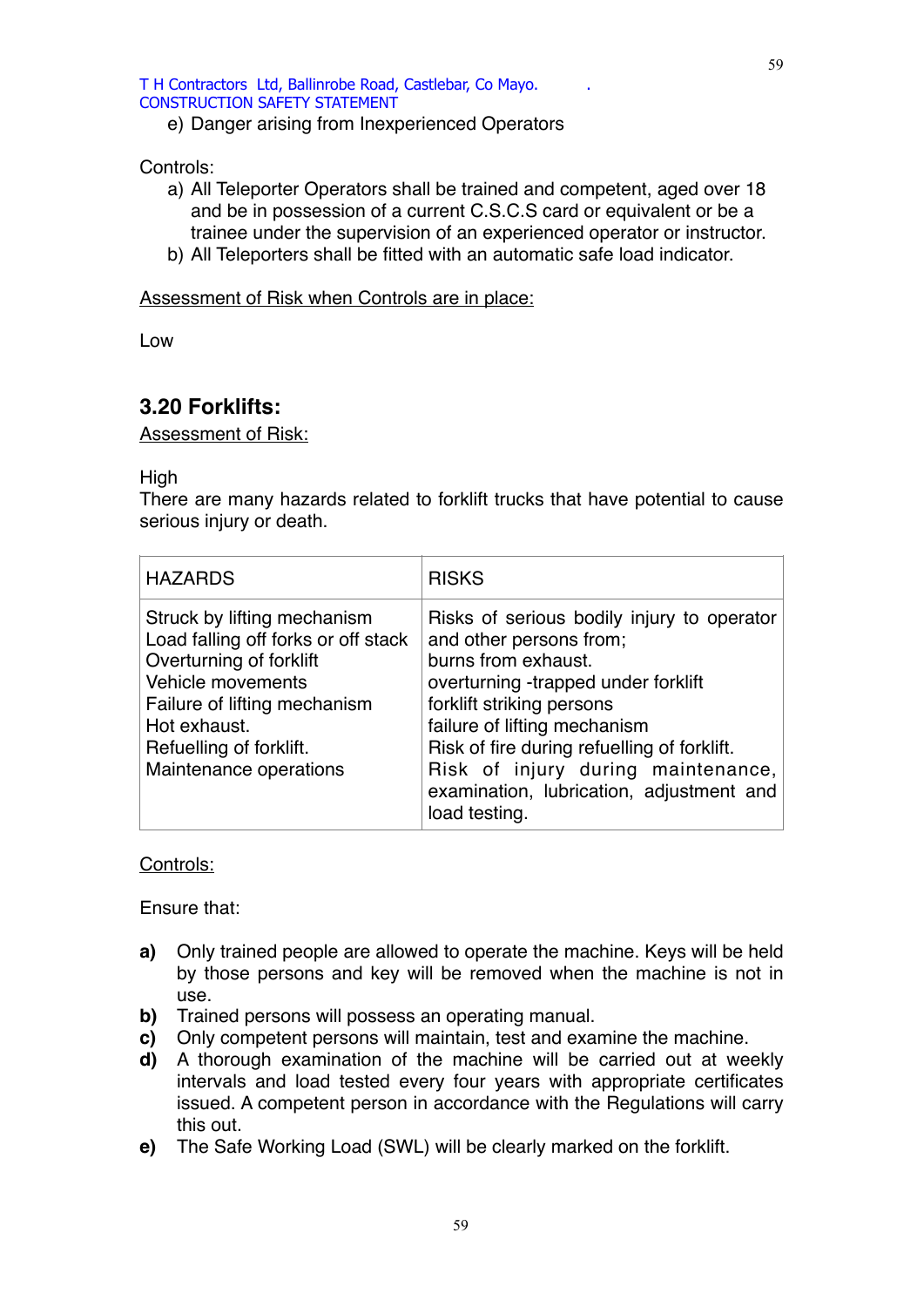e) Danger arising from Inexperienced Operators

Controls:

a) All Teleporter Operators shall be trained and competent, aged over 18 and be in possession of a current C.S.C.S card or equivalent or be a trainee under the supervision of an experienced operator or instructor.
b) All Teleporters shall be fitted with an automatic safe load indicator.

Assessment of Risk when Controls are in place:

Low

## 3.20 Forklifts:

Assessment of Risk:

High
There are many hazards related to forklift trucks that have potential to cause serious injury or death.

| HAZARDS | RISKS |
|---|---|
| Struck by lifting mechanism<br>Load falling off forks or off stack<br>Overturning of forklift<br>Vehicle movements<br>Failure of lifting mechanism<br>Hot exhaust.<br>Refuelling of forklift.<br>Maintenance operations | Risks of serious bodily injury to operator and other persons from;<br>burns from exhaust.<br>overturning -trapped under forklift<br>forklift striking persons<br>failure of lifting mechanism<br>Risk of fire during refuelling of forklift.<br>Risk of injury during maintenance, examination, lubrication, adjustment and load testing. |

Controls:

Ensure that:

**a)** Only trained people are allowed to operate the machine. Keys will be held by those persons and key will be removed when the machine is not in use.
**b)** Trained persons will possess an operating manual.
**c)** Only competent persons will maintain, test and examine the machine.
**d)** A thorough examination of the machine will be carried out at weekly intervals and load tested every four years with appropriate certificates issued. A competent person in accordance with the Regulations will carry this out.
**e)** The Safe Working Load (SWL) will be clearly marked on the forklift.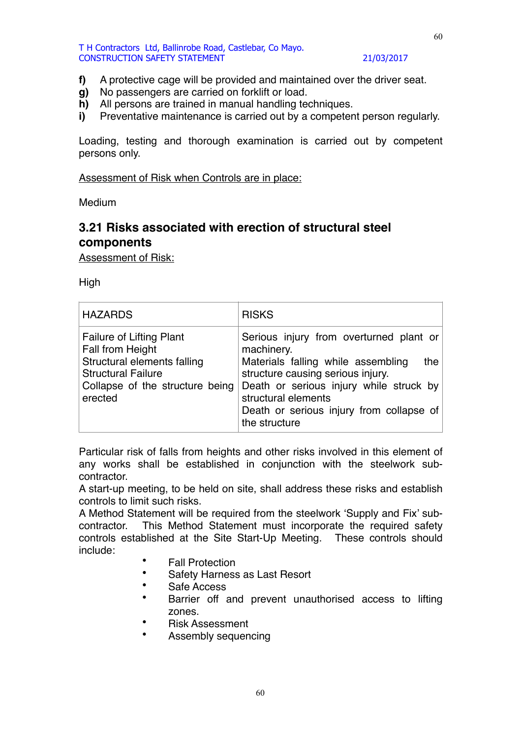**f)** A protective cage will be provided and maintained over the driver seat.
**g)** No passengers are carried on forklift or load.
**h)** All persons are trained in manual handling techniques.
**i)** Preventative maintenance is carried out by a competent person regularly.

Loading, testing and thorough examination is carried out by competent persons only.

<u>Assessment of Risk when Controls are in place:</u>

Medium

## 3.21 Risks associated with erection of structural steel components

<u>Assessment of Risk:</u>

High

| HAZARDS | RISKS |
|---|---|
| Failure of Lifting Plant<br>Fall from Height<br>Structural elements falling<br>Structural Failure<br>Collapse of the structure being erected | Serious injury from overturned plant or machinery.<br>Materials falling while assembling the structure causing serious injury.<br>Death or serious injury while struck by structural elements<br>Death or serious injury from collapse of the structure |

Particular risk of falls from heights and other risks involved in this element of any works shall be established in conjunction with the steelwork sub-contractor.
A start-up meeting, to be held on site, shall address these risks and establish controls to limit such risks.
A Method Statement will be required from the steelwork 'Supply and Fix' sub-contractor. This Method Statement must incorporate the required safety controls established at the Site Start-Up Meeting. These controls should include:

- Fall Protection
- Safety Harness as Last Resort
- Safe Access
- Barrier off and prevent unauthorised access to lifting zones.
- Risk Assessment
- Assembly sequencing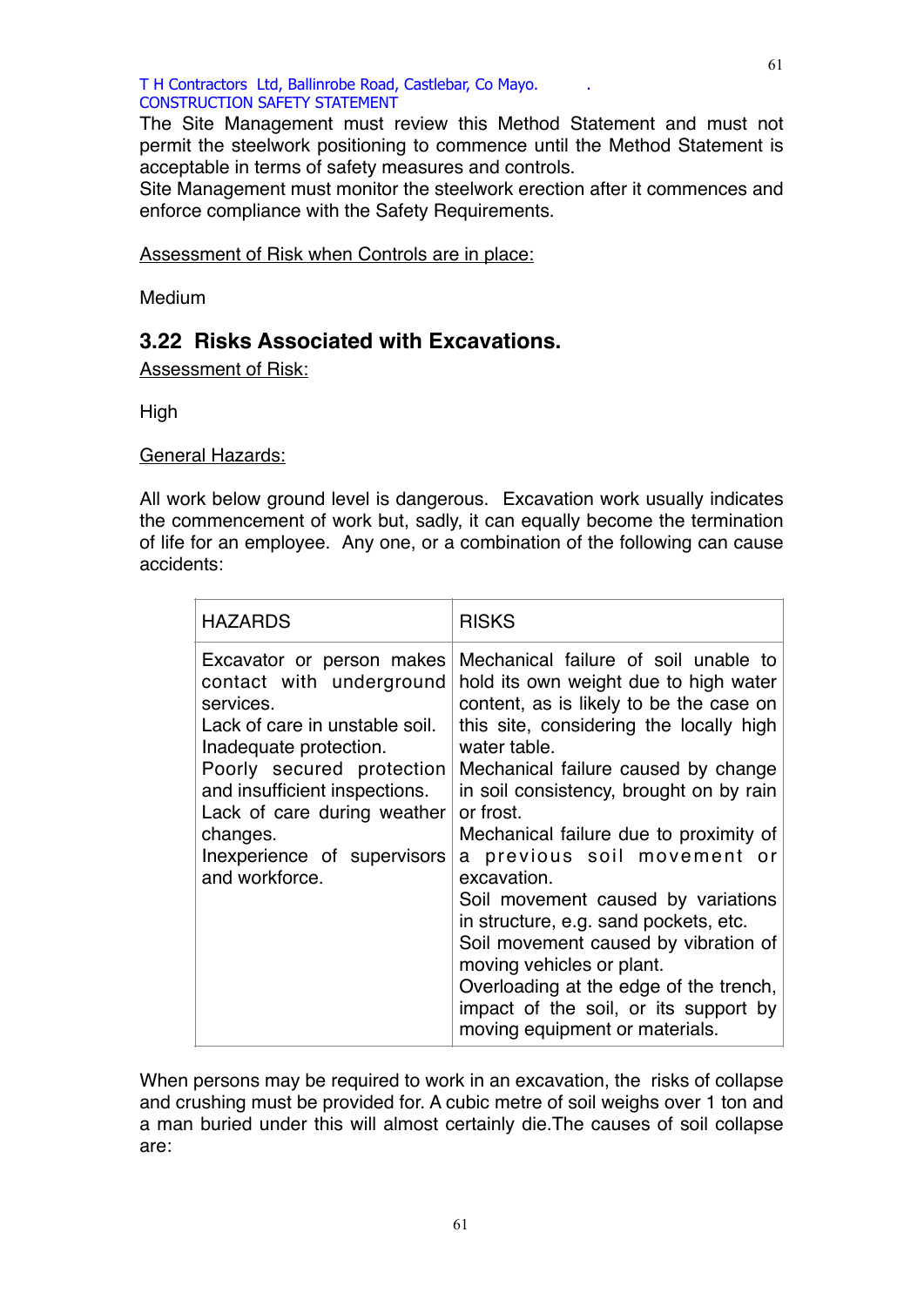The Site Management must review this Method Statement and must not permit the steelwork positioning to commence until the Method Statement is acceptable in terms of safety measures and controls.
Site Management must monitor the steelwork erection after it commences and enforce compliance with the Safety Requirements.

Assessment of Risk when Controls are in place:

Medium

## 3.22 Risks Associated with Excavations.

Assessment of Risk:

High

General Hazards:

All work below ground level is dangerous. Excavation work usually indicates the commencement of work but, sadly, it can equally become the termination of life for an employee. Any one, or a combination of the following can cause accidents:

| HAZARDS | RISKS |
|---|---|
| Excavator or person makes contact with underground services.<br>Lack of care in unstable soil.<br>Inadequate protection.<br>Poorly secured protection and insufficient inspections.<br>Lack of care during weather changes.<br>Inexperience of supervisors and workforce. | Mechanical failure of soil unable to hold its own weight due to high water content, as is likely to be the case on this site, considering the locally high water table.<br>Mechanical failure caused by change in soil consistency, brought on by rain or frost.<br>Mechanical failure due to proximity of a previous soil movement or excavation.<br>Soil movement caused by variations in structure, e.g. sand pockets, etc.<br>Soil movement caused by vibration of moving vehicles or plant.<br>Overloading at the edge of the trench, impact of the soil, or its support by moving equipment or materials. |

When persons may be required to work in an excavation, the risks of collapse and crushing must be provided for. A cubic metre of soil weighs over 1 ton and a man buried under this will almost certainly die.The causes of soil collapse are: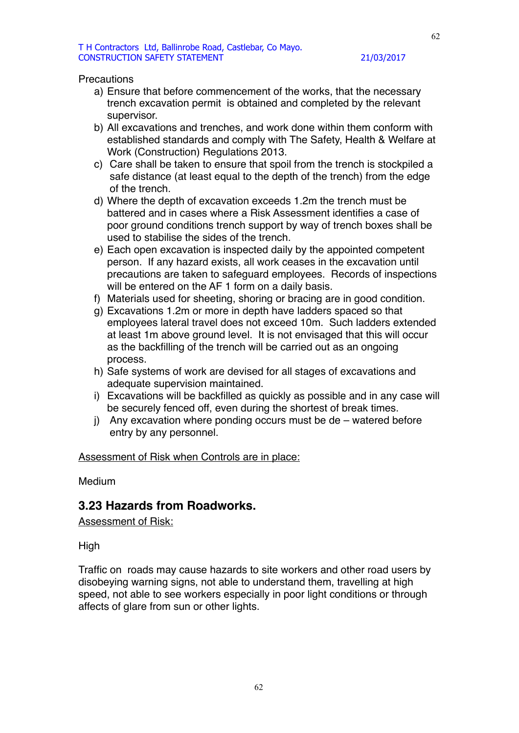Precautions

a) Ensure that before commencement of the works, that the necessary trench excavation permit is obtained and completed by the relevant supervisor.
b) All excavations and trenches, and work done within them conform with established standards and comply with The Safety, Health & Welfare at Work (Construction) Regulations 2013.
c) Care shall be taken to ensure that spoil from the trench is stockpiled a safe distance (at least equal to the depth of the trench) from the edge of the trench.
d) Where the depth of excavation exceeds 1.2m the trench must be battered and in cases where a Risk Assessment identifies a case of poor ground conditions trench support by way of trench boxes shall be used to stabilise the sides of the trench.
e) Each open excavation is inspected daily by the appointed competent person. If any hazard exists, all work ceases in the excavation until precautions are taken to safeguard employees. Records of inspections will be entered on the AF 1 form on a daily basis.
f) Materials used for sheeting, shoring or bracing are in good condition.
g) Excavations 1.2m or more in depth have ladders spaced so that employees lateral travel does not exceed 10m. Such ladders extended at least 1m above ground level. It is not envisaged that this will occur as the backfilling of the trench will be carried out as an ongoing process.
h) Safe systems of work are devised for all stages of excavations and adequate supervision maintained.
i) Excavations will be backfilled as quickly as possible and in any case will be securely fenced off, even during the shortest of break times.
j) Any excavation where ponding occurs must be de – watered before entry by any personnel.

<u>Assessment of Risk when Controls are in place:</u>

Medium

## 3.23 Hazards from Roadworks.

<u>Assessment of Risk:</u>

High

Traffic on roads may cause hazards to site workers and other road users by disobeying warning signs, not able to understand them, travelling at high speed, not able to see workers especially in poor light conditions or through affects of glare from sun or other lights.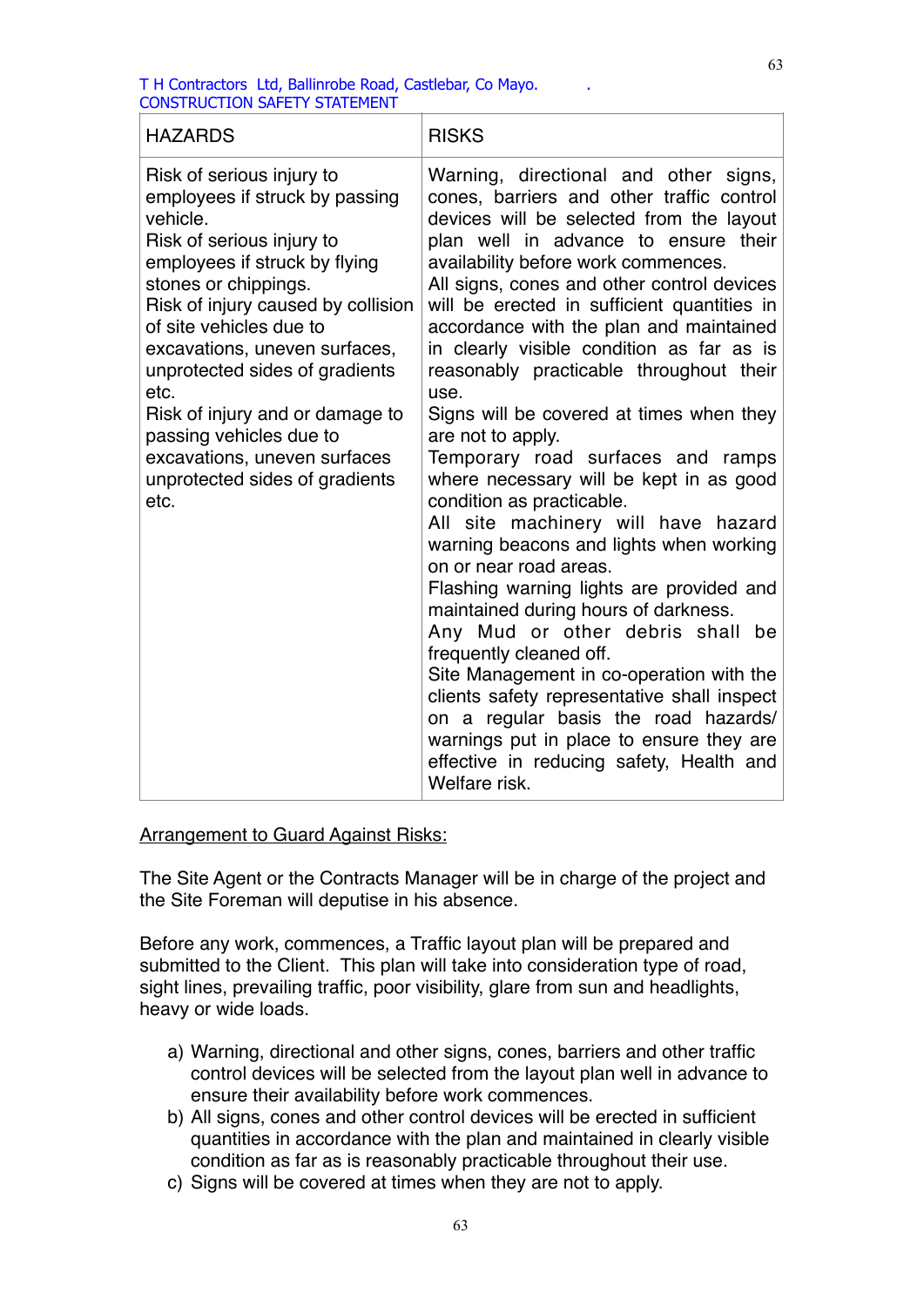| HAZARDS | RISKS |
|---|---|
| Risk of serious injury to employees if struck by passing vehicle.<br>Risk of serious injury to employees if struck by flying stones or chippings.<br>Risk of injury caused by collision of site vehicles due to excavations, uneven surfaces, unprotected sides of gradients etc.<br>Risk of injury and or damage to passing vehicles due to excavations, uneven surfaces unprotected sides of gradients etc. | Warning, directional and other signs, cones, barriers and other traffic control devices will be selected from the layout plan well in advance to ensure their availability before work commences.<br>All signs, cones and other control devices will be erected in sufficient quantities in accordance with the plan and maintained in clearly visible condition as far as is reasonably practicable throughout their use.<br>Signs will be covered at times when they are not to apply.<br>Temporary road surfaces and ramps where necessary will be kept in as good condition as practicable.<br>All site machinery will have hazard warning beacons and lights when working on or near road areas.<br>Flashing warning lights are provided and maintained during hours of darkness.<br>Any Mud or other debris shall be frequently cleaned off.<br>Site Management in co-operation with the clients safety representative shall inspect on a regular basis the road hazards/ warnings put in place to ensure they are effective in reducing safety, Health and Welfare risk. |

<u>Arrangement to Guard Against Risks:</u>

The Site Agent or the Contracts Manager will be in charge of the project and the Site Foreman will deputise in his absence.

Before any work, commences, a Traffic layout plan will be prepared and submitted to the Client. This plan will take into consideration type of road, sight lines, prevailing traffic, poor visibility, glare from sun and headlights, heavy or wide loads.

a) Warning, directional and other signs, cones, barriers and other traffic control devices will be selected from the layout plan well in advance to ensure their availability before work commences.
b) All signs, cones and other control devices will be erected in sufficient quantities in accordance with the plan and maintained in clearly visible condition as far as is reasonably practicable throughout their use.
c) Signs will be covered at times when they are not to apply.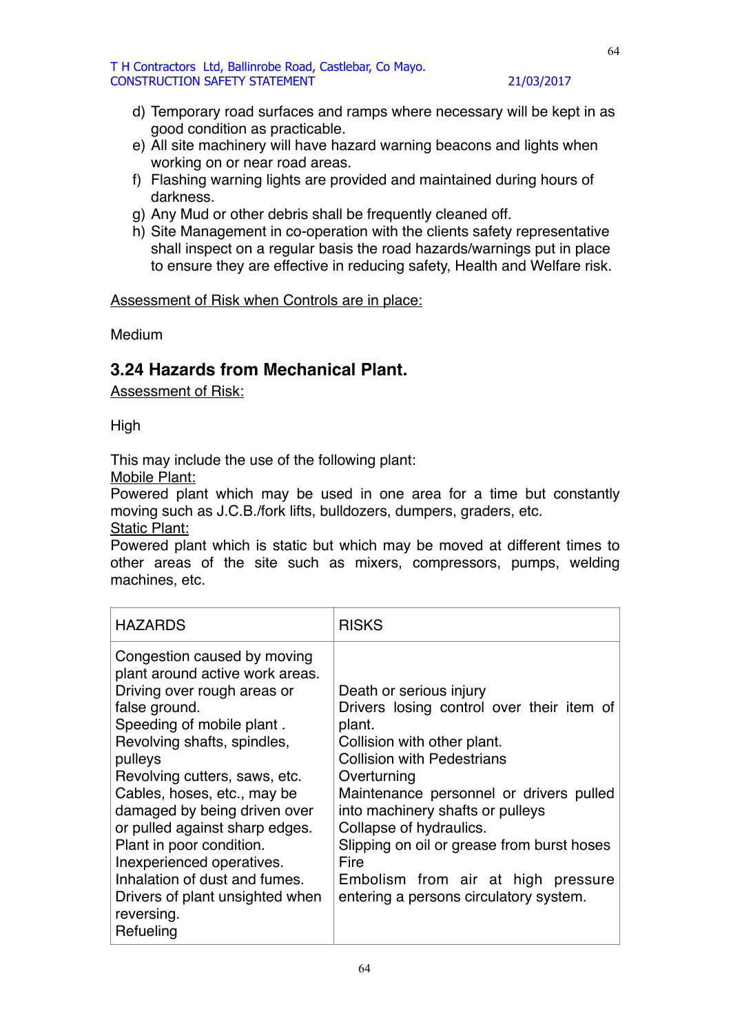d) Temporary road surfaces and ramps where necessary will be kept in as good condition as practicable.
e) All site machinery will have hazard warning beacons and lights when working on or near road areas.
f) Flashing warning lights are provided and maintained during hours of darkness.
g) Any Mud or other debris shall be frequently cleaned off.
h) Site Management in co-operation with the clients safety representative shall inspect on a regular basis the road hazards/warnings put in place to ensure they are effective in reducing safety, Health and Welfare risk.

<u>Assessment of Risk when Controls are in place:</u>

Medium

### 3.24 Hazards from Mechanical Plant.

<u>Assessment of Risk:</u>

High

This may include the use of the following plant:

<u>Mobile Plant:</u>

Powered plant which may be used in one area for a time but constantly moving such as J.C.B./fork lifts, bulldozers, dumpers, graders, etc.

<u>Static Plant:</u>

Powered plant which is static but which may be moved at different times to other areas of the site such as mixers, compressors, pumps, welding machines, etc.

| HAZARDS | RISKS |
|---|---|
| Congestion caused by moving plant around active work areas.<br>Driving over rough areas or false ground.<br>Speeding of mobile plant .<br>Revolving shafts, spindles, pulleys<br>Revolving cutters, saws, etc.<br>Cables, hoses, etc., may be damaged by being driven over or pulled against sharp edges.<br>Plant in poor condition.<br>Inexperienced operatives.<br>Inhalation of dust and fumes.<br>Drivers of plant unsighted when reversing.<br>Refueling | Death or serious injury<br>Drivers losing control over their item of plant.<br>Collision with other plant.<br>Collision with Pedestrians<br>Overturning<br>Maintenance personnel or drivers pulled into machinery shafts or pulleys<br>Collapse of hydraulics.<br>Slipping on oil or grease from burst hoses<br>Fire<br>Embolism from air at high pressure entering a persons circulatory system. |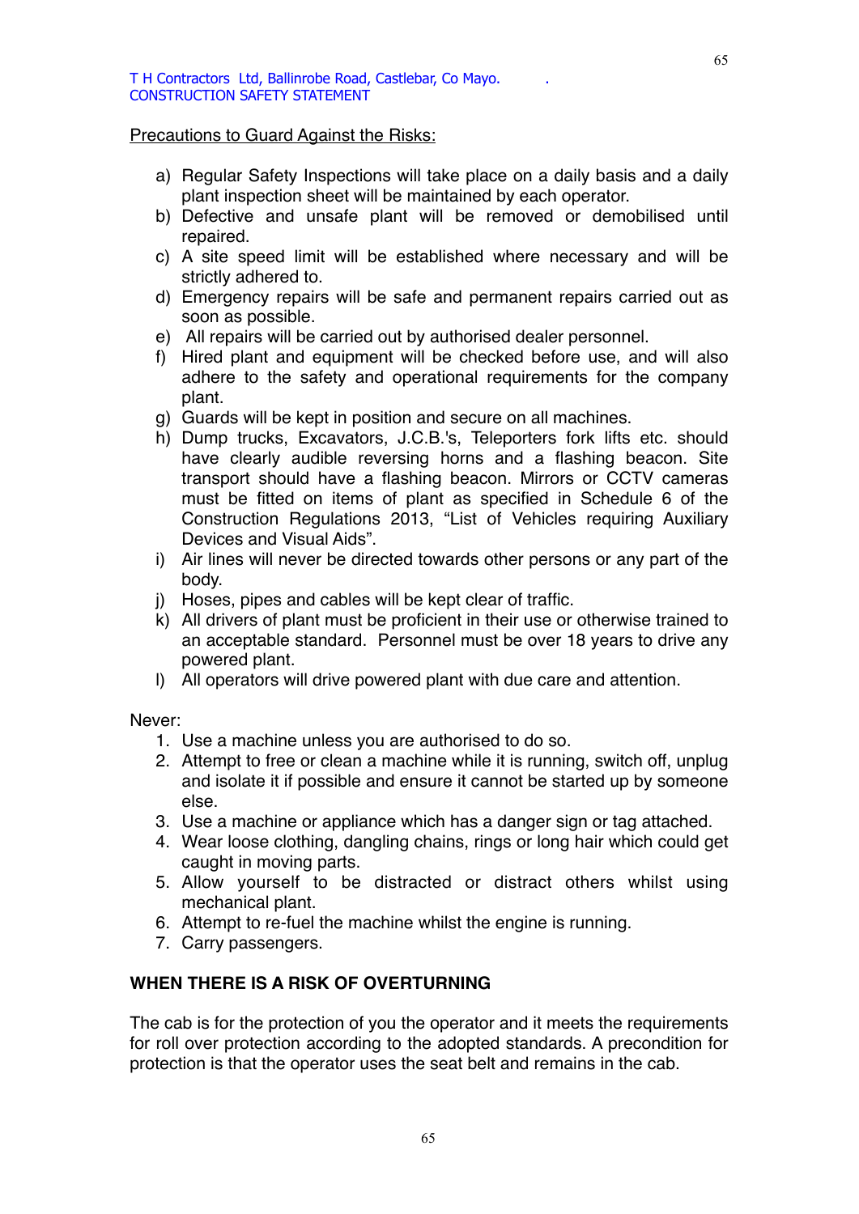Precautions to Guard Against the Risks:

a) Regular Safety Inspections will take place on a daily basis and a daily plant inspection sheet will be maintained by each operator.
b) Defective and unsafe plant will be removed or demobilised until repaired.
c) A site speed limit will be established where necessary and will be strictly adhered to.
d) Emergency repairs will be safe and permanent repairs carried out as soon as possible.
e) All repairs will be carried out by authorised dealer personnel.
f) Hired plant and equipment will be checked before use, and will also adhere to the safety and operational requirements for the company plant.
g) Guards will be kept in position and secure on all machines.
h) Dump trucks, Excavators, J.C.B.'s, Teleporters fork lifts etc. should have clearly audible reversing horns and a flashing beacon. Site transport should have a flashing beacon. Mirrors or CCTV cameras must be fitted on items of plant as specified in Schedule 6 of the Construction Regulations 2013, "List of Vehicles requiring Auxiliary Devices and Visual Aids".
i) Air lines will never be directed towards other persons or any part of the body.
j) Hoses, pipes and cables will be kept clear of traffic.
k) All drivers of plant must be proficient in their use or otherwise trained to an acceptable standard. Personnel must be over 18 years to drive any powered plant.
l) All operators will drive powered plant with due care and attention.

Never:

1. Use a machine unless you are authorised to do so.
2. Attempt to free or clean a machine while it is running, switch off, unplug and isolate it if possible and ensure it cannot be started up by someone else.
3. Use a machine or appliance which has a danger sign or tag attached.
4. Wear loose clothing, dangling chains, rings or long hair which could get caught in moving parts.
5. Allow yourself to be distracted or distract others whilst using mechanical plant.
6. Attempt to re-fuel the machine whilst the engine is running.
7. Carry passengers.

**WHEN THERE IS A RISK OF OVERTURNING**

The cab is for the protection of you the operator and it meets the requirements for roll over protection according to the adopted standards. A precondition for protection is that the operator uses the seat belt and remains in the cab.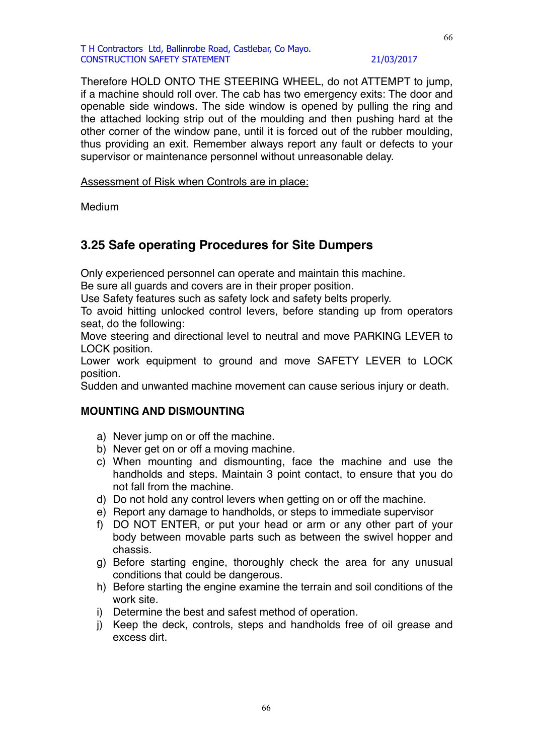Therefore HOLD ONTO THE STEERING WHEEL, do not ATTEMPT to jump, if a machine should roll over. The cab has two emergency exits: The door and openable side windows. The side window is opened by pulling the ring and the attached locking strip out of the moulding and then pushing hard at the other corner of the window pane, until it is forced out of the rubber moulding, thus providing an exit. Remember always report any fault or defects to your supervisor or maintenance personnel without unreasonable delay.

<u>Assessment of Risk when Controls are in place:</u>

Medium

## 3.25 Safe operating Procedures for Site Dumpers

Only experienced personnel can operate and maintain this machine.
Be sure all guards and covers are in their proper position.
Use Safety features such as safety lock and safety belts properly.
To avoid hitting unlocked control levers, before standing up from operators seat, do the following:
Move steering and directional level to neutral and move PARKING LEVER to LOCK position.
Lower work equipment to ground and move SAFETY LEVER to LOCK position.
Sudden and unwanted machine movement can cause serious injury or death.

**MOUNTING AND DISMOUNTING**

a) Never jump on or off the machine.
b) Never get on or off a moving machine.
c) When mounting and dismounting, face the machine and use the handholds and steps. Maintain 3 point contact, to ensure that you do not fall from the machine.
d) Do not hold any control levers when getting on or off the machine.
e) Report any damage to handholds, or steps to immediate supervisor
f) DO NOT ENTER, or put your head or arm or any other part of your body between movable parts such as between the swivel hopper and chassis.
g) Before starting engine, thoroughly check the area for any unusual conditions that could be dangerous.
h) Before starting the engine examine the terrain and soil conditions of the work site.
i) Determine the best and safest method of operation.
j) Keep the deck, controls, steps and handholds free of oil grease and excess dirt.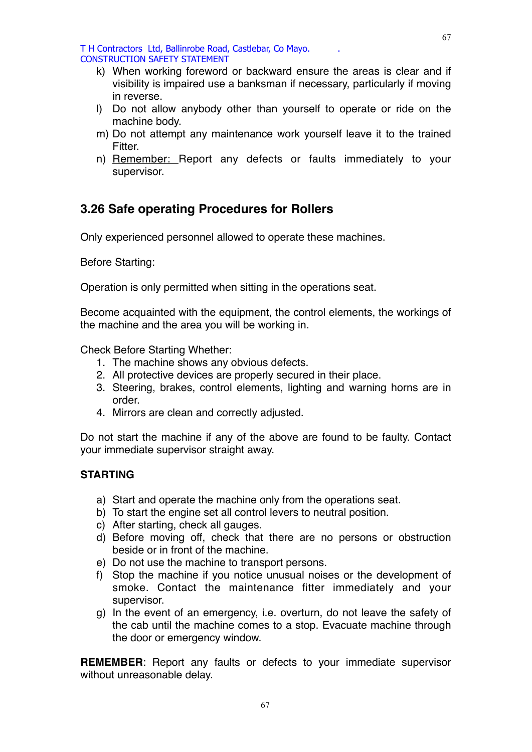k) When working foreword or backward ensure the areas is clear and if visibility is impaired use a banksman if necessary, particularly if moving in reverse.
l) Do not allow anybody other than yourself to operate or ride on the machine body.
m) Do not attempt any maintenance work yourself leave it to the trained Fitter.
n) Remember: Report any defects or faults immediately to your supervisor.

## 3.26 Safe operating Procedures for Rollers

Only experienced personnel allowed to operate these machines.

Before Starting:

Operation is only permitted when sitting in the operations seat.

Become acquainted with the equipment, the control elements, the workings of the machine and the area you will be working in.

Check Before Starting Whether:

1. The machine shows any obvious defects.
2. All protective devices are properly secured in their place.
3. Steering, brakes, control elements, lighting and warning horns are in order.
4. Mirrors are clean and correctly adjusted.

Do not start the machine if any of the above are found to be faulty. Contact your immediate supervisor straight away.

**STARTING**

a) Start and operate the machine only from the operations seat.
b) To start the engine set all control levers to neutral position.
c) After starting, check all gauges.
d) Before moving off, check that there are no persons or obstruction beside or in front of the machine.
e) Do not use the machine to transport persons.
f) Stop the machine if you notice unusual noises or the development of smoke. Contact the maintenance fitter immediately and your supervisor.
g) In the event of an emergency, i.e. overturn, do not leave the safety of the cab until the machine comes to a stop. Evacuate machine through the door or emergency window.

**REMEMBER**: Report any faults or defects to your immediate supervisor without unreasonable delay.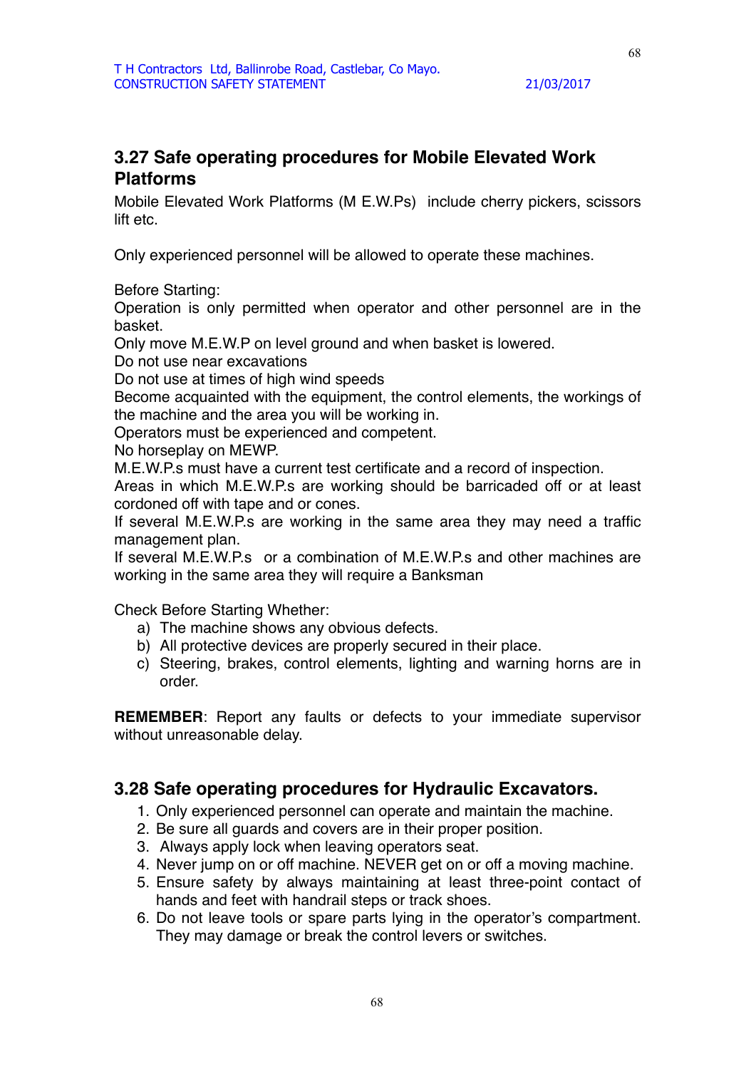## 3.27 Safe operating procedures for Mobile Elevated Work Platforms

Mobile Elevated Work Platforms (M E.W.Ps) include cherry pickers, scissors lift etc.

Only experienced personnel will be allowed to operate these machines.

Before Starting:
Operation is only permitted when operator and other personnel are in the basket.
Only move M.E.W.P on level ground and when basket is lowered.
Do not use near excavations
Do not use at times of high wind speeds
Become acquainted with the equipment, the control elements, the workings of the machine and the area you will be working in.
Operators must be experienced and competent.
No horseplay on MEWP.
M.E.W.P.s must have a current test certificate and a record of inspection.
Areas in which M.E.W.P.s are working should be barricaded off or at least cordoned off with tape and or cones.
If several M.E.W.P.s are working in the same area they may need a traffic management plan.
If several M.E.W.P.s or a combination of M.E.W.P.s and other machines are working in the same area they will require a Banksman

Check Before Starting Whether:

a) The machine shows any obvious defects.
b) All protective devices are properly secured in their place.
c) Steering, brakes, control elements, lighting and warning horns are in order.

**REMEMBER**: Report any faults or defects to your immediate supervisor without unreasonable delay.

## 3.28 Safe operating procedures for Hydraulic Excavators.

1. Only experienced personnel can operate and maintain the machine.
2. Be sure all guards and covers are in their proper position.
3. Always apply lock when leaving operators seat.
4. Never jump on or off machine. NEVER get on or off a moving machine.
5. Ensure safety by always maintaining at least three-point contact of hands and feet with handrail steps or track shoes.
6. Do not leave tools or spare parts lying in the operator's compartment. They may damage or break the control levers or switches.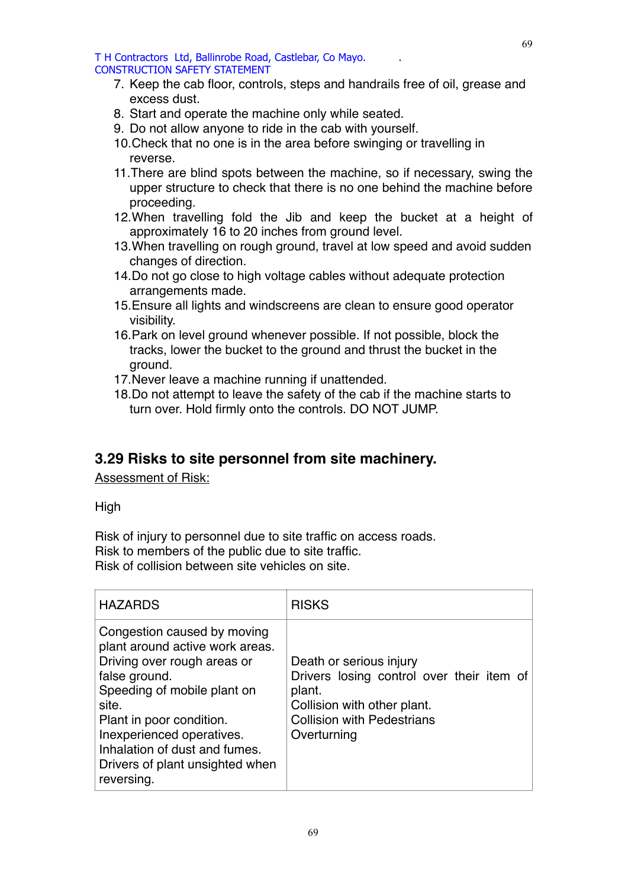7. Keep the cab floor, controls, steps and handrails free of oil, grease and excess dust.
8. Start and operate the machine only while seated.
9. Do not allow anyone to ride in the cab with yourself.
10. Check that no one is in the area before swinging or travelling in reverse.
11. There are blind spots between the machine, so if necessary, swing the upper structure to check that there is no one behind the machine before proceeding.
12. When travelling fold the Jib and keep the bucket at a height of approximately 16 to 20 inches from ground level.
13. When travelling on rough ground, travel at low speed and avoid sudden changes of direction.
14. Do not go close to high voltage cables without adequate protection arrangements made.
15. Ensure all lights and windscreens are clean to ensure good operator visibility.
16. Park on level ground whenever possible. If not possible, block the tracks, lower the bucket to the ground and thrust the bucket in the ground.
17. Never leave a machine running if unattended.
18. Do not attempt to leave the safety of the cab if the machine starts to turn over. Hold firmly onto the controls. DO NOT JUMP.

## 3.29 Risks to site personnel from site machinery.

<u>Assessment of Risk:</u>

High

Risk of injury to personnel due to site traffic on access roads.
Risk to members of the public due to site traffic.
Risk of collision between site vehicles on site.

| HAZARDS | RISKS |
|---|---|
| Congestion caused by moving plant around active work areas.<br>Driving over rough areas or false ground.<br>Speeding of mobile plant on site.<br>Plant in poor condition.<br>Inexperienced operatives.<br>Inhalation of dust and fumes.<br>Drivers of plant unsighted when reversing. | Death or serious injury<br>Drivers losing control over their item of plant.<br>Collision with other plant.<br>Collision with Pedestrians<br>Overturning |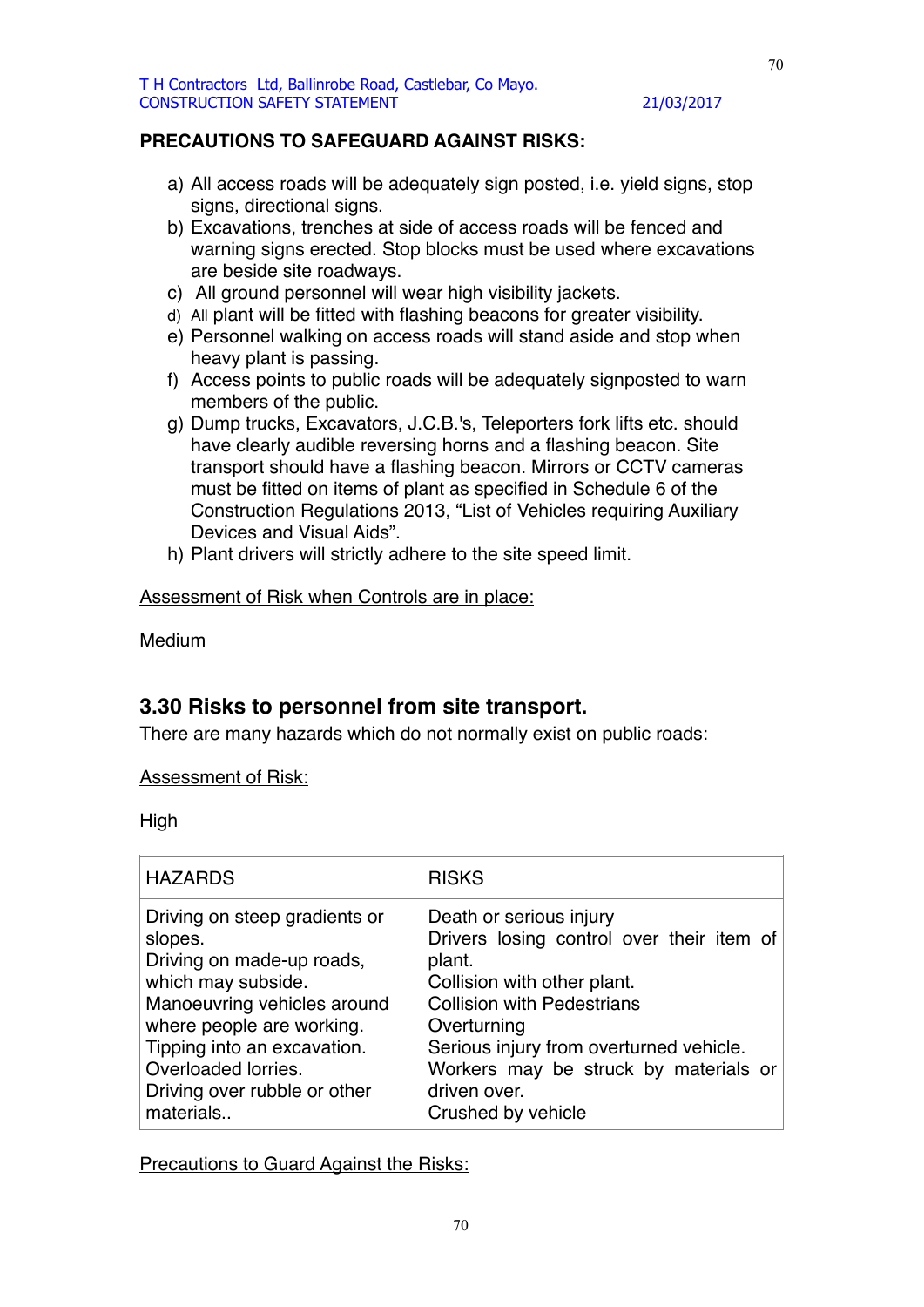**PRECAUTIONS TO SAFEGUARD AGAINST RISKS:**

a) All access roads will be adequately sign posted, i.e. yield signs, stop signs, directional signs.
b) Excavations, trenches at side of access roads will be fenced and warning signs erected. Stop blocks must be used where excavations are beside site roadways.
c) All ground personnel will wear high visibility jackets.
d) All plant will be fitted with flashing beacons for greater visibility.
e) Personnel walking on access roads will stand aside and stop when heavy plant is passing.
f) Access points to public roads will be adequately signposted to warn members of the public.
g) Dump trucks, Excavators, J.C.B.'s, Teleporters fork lifts etc. should have clearly audible reversing horns and a flashing beacon. Site transport should have a flashing beacon. Mirrors or CCTV cameras must be fitted on items of plant as specified in Schedule 6 of the Construction Regulations 2013, "List of Vehicles requiring Auxiliary Devices and Visual Aids".
h) Plant drivers will strictly adhere to the site speed limit.

Assessment of Risk when Controls are in place:

Medium

## 3.30 Risks to personnel from site transport.

There are many hazards which do not normally exist on public roads:

Assessment of Risk:

High

| HAZARDS | RISKS |
|---|---|
| Driving on steep gradients or slopes.<br>Driving on made-up roads, which may subside.<br>Manoeuvring vehicles around where people are working.<br>Tipping into an excavation.<br>Overloaded lorries.<br>Driving over rubble or other materials.. | Death or serious injury<br>Drivers losing control over their item of plant.<br>Collision with other plant.<br>Collision with Pedestrians<br>Overturning<br>Serious injury from overturned vehicle.<br>Workers may be struck by materials or driven over.<br>Crushed by vehicle |

Precautions to Guard Against the Risks: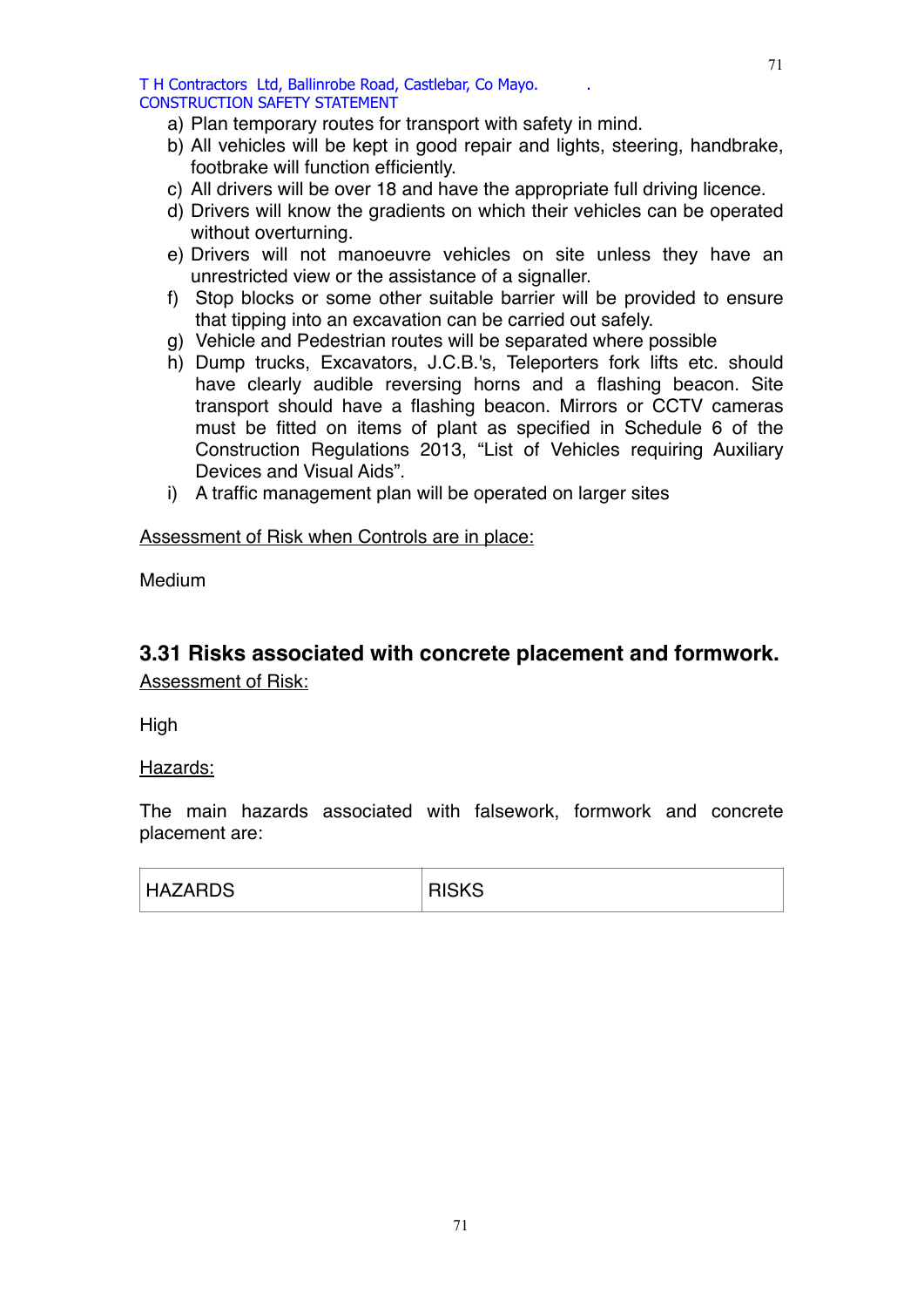a) Plan temporary routes for transport with safety in mind.
b) All vehicles will be kept in good repair and lights, steering, handbrake, footbrake will function efficiently.
c) All drivers will be over 18 and have the appropriate full driving licence.
d) Drivers will know the gradients on which their vehicles can be operated without overturning.
e) Drivers will not manoeuvre vehicles on site unless they have an unrestricted view or the assistance of a signaller.
f) Stop blocks or some other suitable barrier will be provided to ensure that tipping into an excavation can be carried out safely.
g) Vehicle and Pedestrian routes will be separated where possible
h) Dump trucks, Excavators, J.C.B.'s, Teleporters fork lifts etc. should have clearly audible reversing horns and a flashing beacon. Site transport should have a flashing beacon. Mirrors or CCTV cameras must be fitted on items of plant as specified in Schedule 6 of the Construction Regulations 2013, "List of Vehicles requiring Auxiliary Devices and Visual Aids".
i) A traffic management plan will be operated on larger sites

<u>Assessment of Risk when Controls are in place:</u>

Medium

## 3.31 Risks associated with concrete placement and formwork.

<u>Assessment of Risk:</u>

High

<u>Hazards:</u>

The main hazards associated with falsework, formwork and concrete placement are:

| HAZARDS | RISKS |
|---|---|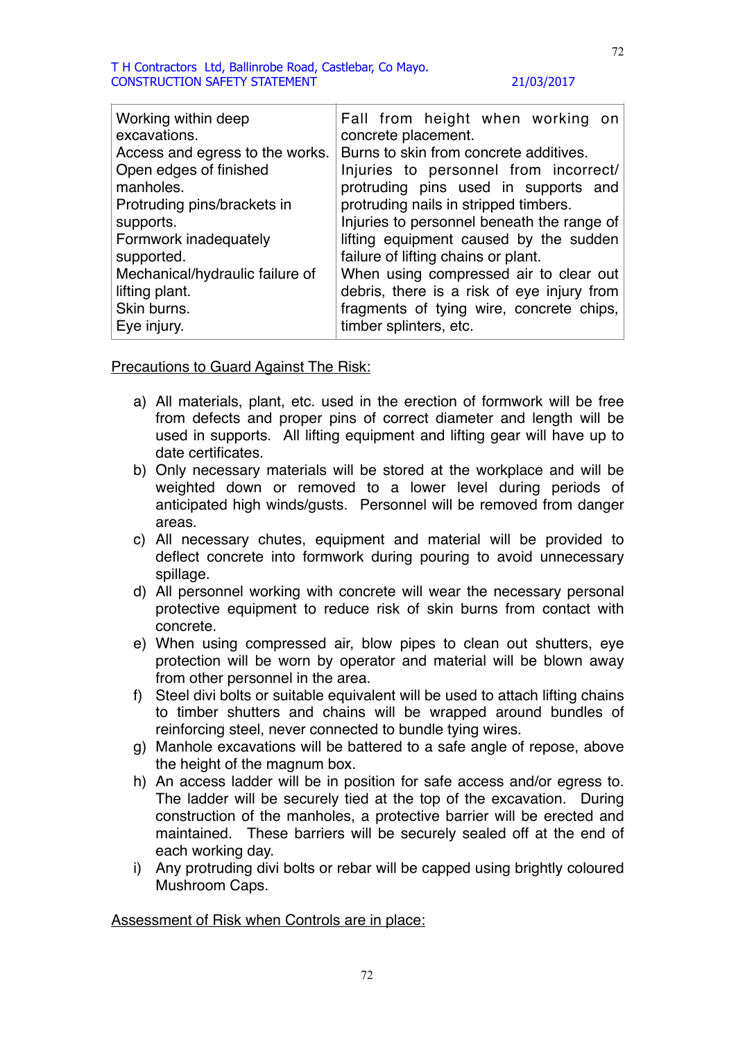| Working within deep excavations.<br>Access and egress to the works.<br>Open edges of finished manholes.<br>Protruding pins/brackets in supports.<br>Formwork inadequately supported.<br>Mechanical/hydraulic failure of lifting plant.<br>Skin burns.<br>Eye injury. | Fall from height when working on concrete placement.<br>Burns to skin from concrete additives.<br>Injuries to personnel from incorrect/ protruding pins used in supports and protruding nails in stripped timbers.<br>Injuries to personnel beneath the range of lifting equipment caused by the sudden failure of lifting chains or plant.<br>When using compressed air to clear out debris, there is a risk of eye injury from fragments of tying wire, concrete chips, timber splinters, etc. |
|---|---|

Precautions to Guard Against The Risk:

a) All materials, plant, etc. used in the erection of formwork will be free from defects and proper pins of correct diameter and length will be used in supports. All lifting equipment and lifting gear will have up to date certificates.
b) Only necessary materials will be stored at the workplace and will be weighted down or removed to a lower level during periods of anticipated high winds/gusts. Personnel will be removed from danger areas.
c) All necessary chutes, equipment and material will be provided to deflect concrete into formwork during pouring to avoid unnecessary spillage.
d) All personnel working with concrete will wear the necessary personal protective equipment to reduce risk of skin burns from contact with concrete.
e) When using compressed air, blow pipes to clean out shutters, eye protection will be worn by operator and material will be blown away from other personnel in the area.
f) Steel divi bolts or suitable equivalent will be used to attach lifting chains to timber shutters and chains will be wrapped around bundles of reinforcing steel, never connected to bundle tying wires.
g) Manhole excavations will be battered to a safe angle of repose, above the height of the magnum box.
h) An access ladder will be in position for safe access and/or egress to. The ladder will be securely tied at the top of the excavation. During construction of the manholes, a protective barrier will be erected and maintained. These barriers will be securely sealed off at the end of each working day.
i) Any protruding divi bolts or rebar will be capped using brightly coloured Mushroom Caps.

Assessment of Risk when Controls are in place: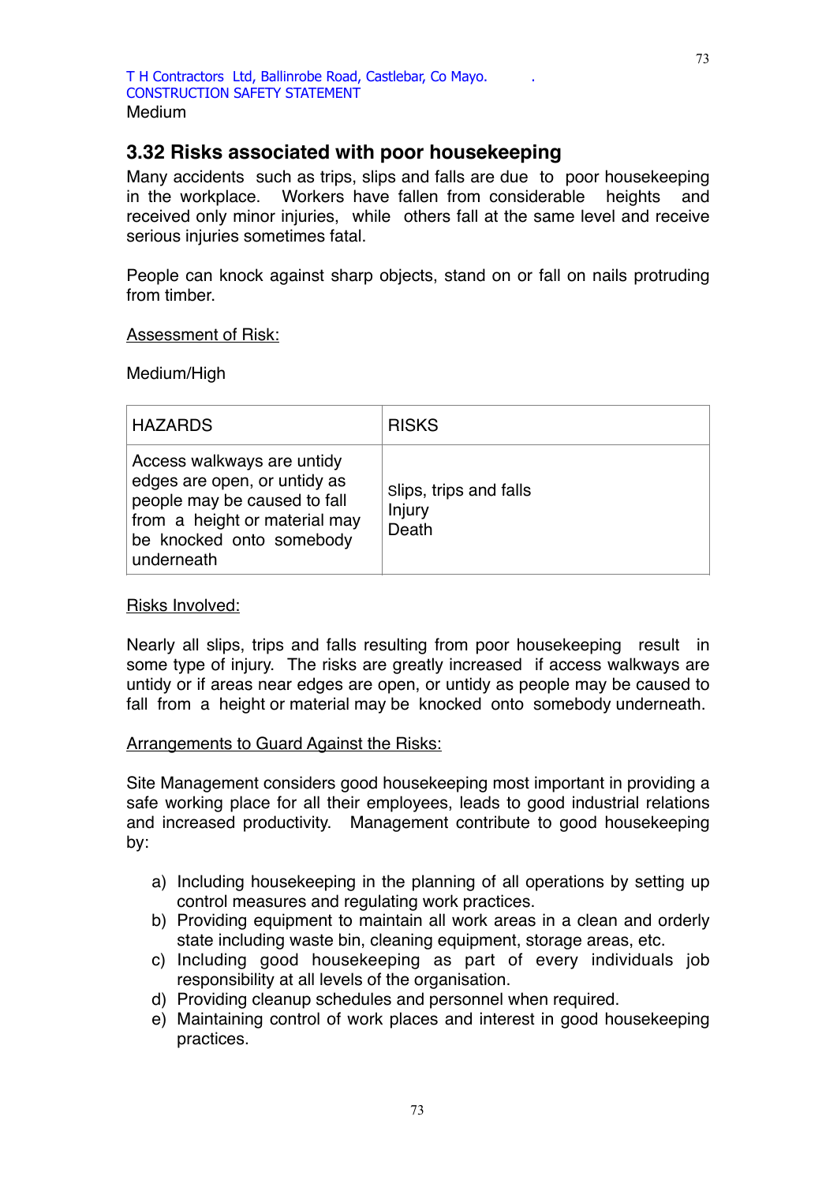Medium

## 3.32 Risks associated with poor housekeeping

Many accidents such as trips, slips and falls are due to poor housekeeping in the workplace. Workers have fallen from considerable heights and received only minor injuries, while others fall at the same level and receive serious injuries sometimes fatal.

People can knock against sharp objects, stand on or fall on nails protruding from timber.

Assessment of Risk:

Medium/High

| HAZARDS | RISKS |
|---|---|
| Access walkways are untidy edges are open, or untidy as people may be caused to fall from a height or material may be knocked onto somebody underneath | Slips, trips and falls<br>Injury<br>Death |

Risks Involved:

Nearly all slips, trips and falls resulting from poor housekeeping result in some type of injury. The risks are greatly increased if access walkways are untidy or if areas near edges are open, or untidy as people may be caused to fall from a height or material may be knocked onto somebody underneath.

Arrangements to Guard Against the Risks:

Site Management considers good housekeeping most important in providing a safe working place for all their employees, leads to good industrial relations and increased productivity. Management contribute to good housekeeping by:

a) Including housekeeping in the planning of all operations by setting up control measures and regulating work practices.
b) Providing equipment to maintain all work areas in a clean and orderly state including waste bin, cleaning equipment, storage areas, etc.
c) Including good housekeeping as part of every individuals job responsibility at all levels of the organisation.
d) Providing cleanup schedules and personnel when required.
e) Maintaining control of work places and interest in good housekeeping practices.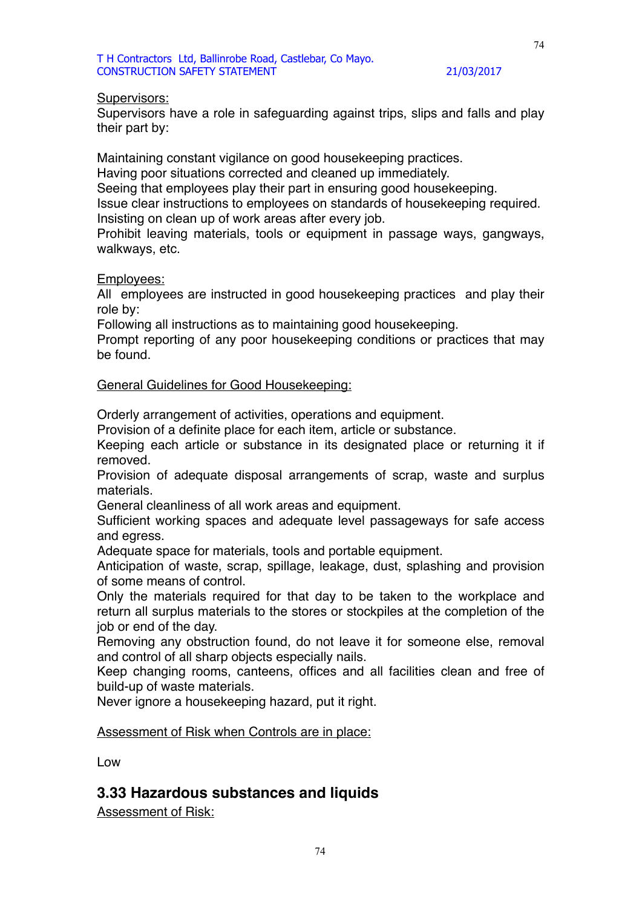Supervisors:

Supervisors have a role in safeguarding against trips, slips and falls and play their part by:

Maintaining constant vigilance on good housekeeping practices.
Having poor situations corrected and cleaned up immediately.
Seeing that employees play their part in ensuring good housekeeping.
Issue clear instructions to employees on standards of housekeeping required.
Insisting on clean up of work areas after every job.
Prohibit leaving materials, tools or equipment in passage ways, gangways, walkways, etc.

Employees:

All employees are instructed in good housekeeping practices and play their role by:
Following all instructions as to maintaining good housekeeping.
Prompt reporting of any poor housekeeping conditions or practices that may be found.

General Guidelines for Good Housekeeping:

Orderly arrangement of activities, operations and equipment.
Provision of a definite place for each item, article or substance.
Keeping each article or substance in its designated place or returning it if removed.
Provision of adequate disposal arrangements of scrap, waste and surplus materials.
General cleanliness of all work areas and equipment.
Sufficient working spaces and adequate level passageways for safe access and egress.
Adequate space for materials, tools and portable equipment.
Anticipation of waste, scrap, spillage, leakage, dust, splashing and provision of some means of control.
Only the materials required for that day to be taken to the workplace and return all surplus materials to the stores or stockpiles at the completion of the job or end of the day.
Removing any obstruction found, do not leave it for someone else, removal and control of all sharp objects especially nails.
Keep changing rooms, canteens, offices and all facilities clean and free of build-up of waste materials.
Never ignore a housekeeping hazard, put it right.

Assessment of Risk when Controls are in place:

Low

## 3.33 Hazardous substances and liquids

Assessment of Risk: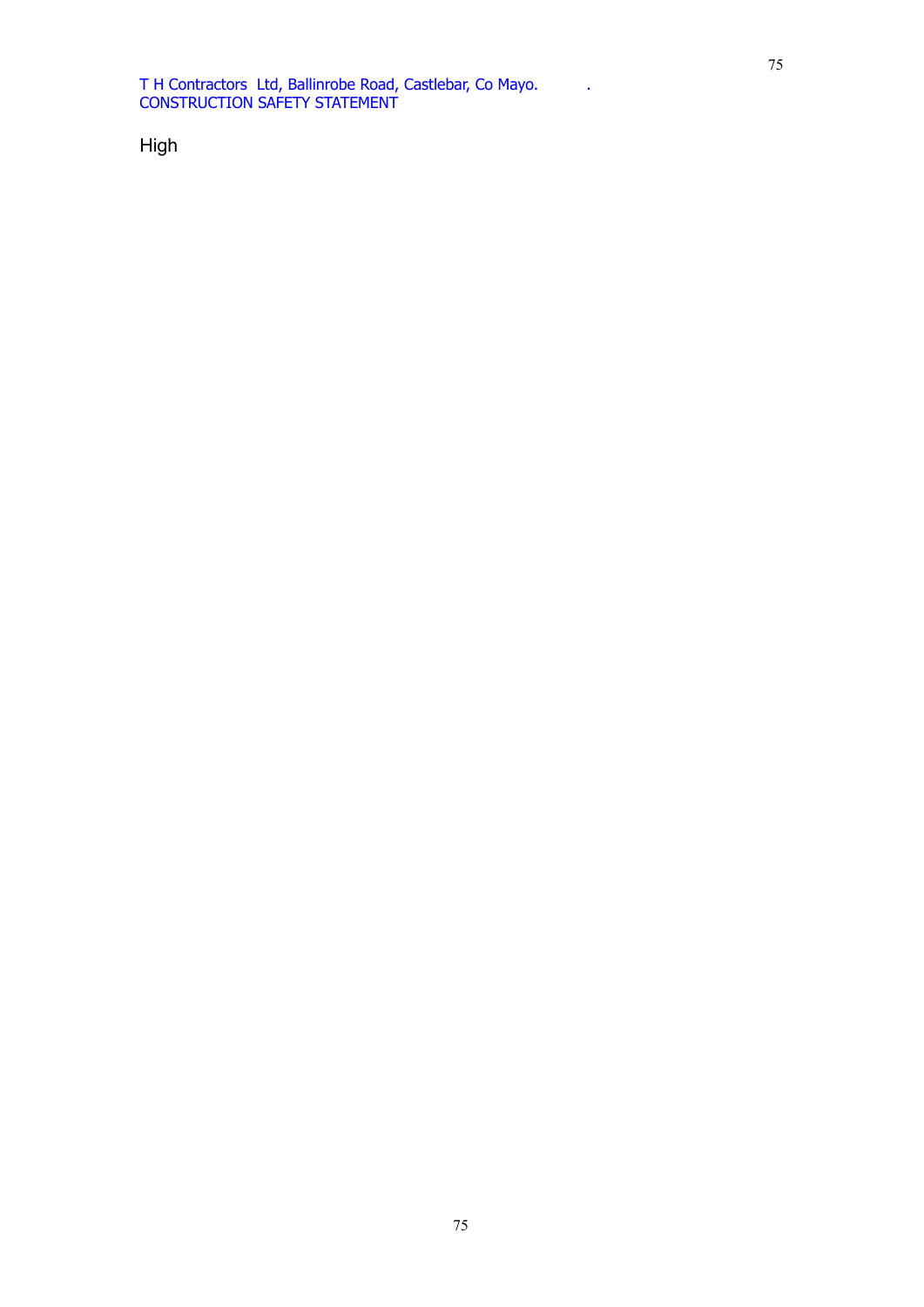High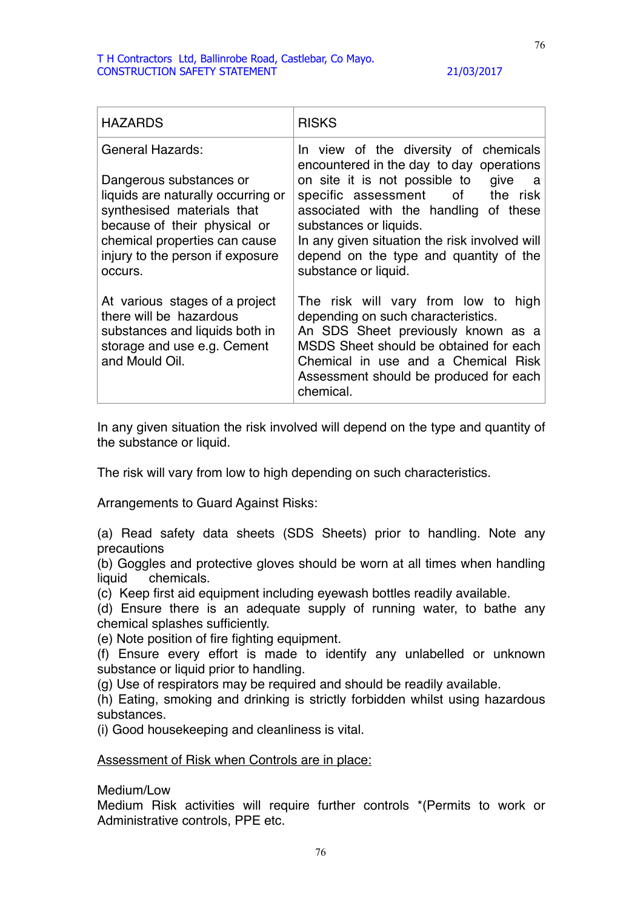| HAZARDS | RISKS |
|---|---|
| General Hazards:<br><br>Dangerous substances or liquids are naturally occurring or synthesised materials that because of their physical or chemical properties can cause injury to the person if exposure occurs. | In view of the diversity of chemicals encountered in the day to day operations on site it is not possible to give a specific assessment of the risk associated with the handling of these substances or liquids.<br>In any given situation the risk involved will depend on the type and quantity of the substance or liquid. |
| At various stages of a project there will be hazardous substances and liquids both in storage and use e.g. Cement and Mould Oil. | The risk will vary from low to high depending on such characteristics.<br>An SDS Sheet previously known as a MSDS Sheet should be obtained for each Chemical in use and a Chemical Risk Assessment should be produced for each chemical. |

In any given situation the risk involved will depend on the type and quantity of the substance or liquid.

The risk will vary from low to high depending on such characteristics.

Arrangements to Guard Against Risks:

(a) Read safety data sheets (SDS Sheets) prior to handling. Note any precautions
(b) Goggles and protective gloves should be worn at all times when handling liquid chemicals.
(c) Keep first aid equipment including eyewash bottles readily available.
(d) Ensure there is an adequate supply of running water, to bathe any chemical splashes sufficiently.
(e) Note position of fire fighting equipment.
(f) Ensure every effort is made to identify any unlabelled or unknown substance or liquid prior to handling.
(g) Use of respirators may be required and should be readily available.
(h) Eating, smoking and drinking is strictly forbidden whilst using hazardous substances.
(i) Good housekeeping and cleanliness is vital.

<u>Assessment of Risk when Controls are in place:</u>

Medium/Low
Medium Risk activities will require further controls *(Permits to work or Administrative controls, PPE etc.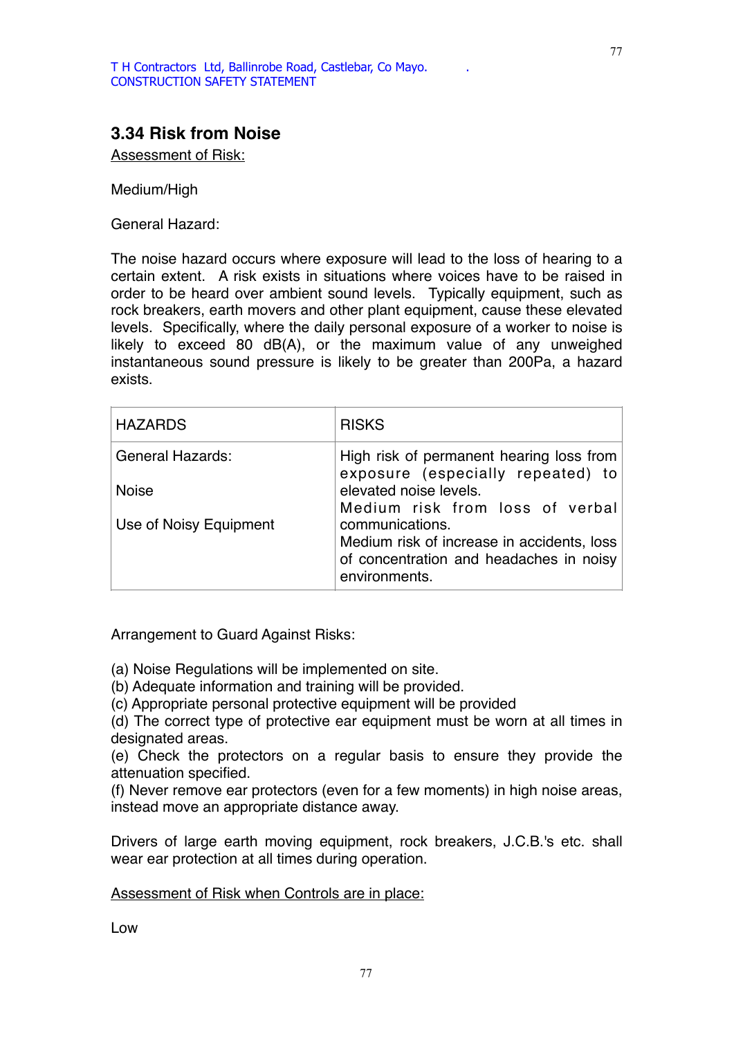## 3.34 Risk from Noise

Assessment of Risk:

Medium/High

General Hazard:

The noise hazard occurs where exposure will lead to the loss of hearing to a certain extent. A risk exists in situations where voices have to be raised in order to be heard over ambient sound levels. Typically equipment, such as rock breakers, earth movers and other plant equipment, cause these elevated levels. Specifically, where the daily personal exposure of a worker to noise is likely to exceed 80 dB(A), or the maximum value of any unweighed instantaneous sound pressure is likely to be greater than 200Pa, a hazard exists.

| HAZARDS | RISKS |
| --- | --- |
| General Hazards:<br><br>Noise<br><br>Use of Noisy Equipment | High risk of permanent hearing loss from exposure (especially repeated) to elevated noise levels.<br>Medium risk from loss of verbal communications.<br>Medium risk of increase in accidents, loss of concentration and headaches in noisy environments. |

Arrangement to Guard Against Risks:

(a) Noise Regulations will be implemented on site.
(b) Adequate information and training will be provided.
(c) Appropriate personal protective equipment will be provided
(d) The correct type of protective ear equipment must be worn at all times in designated areas.
(e) Check the protectors on a regular basis to ensure they provide the attenuation specified.
(f) Never remove ear protectors (even for a few moments) in high noise areas, instead move an appropriate distance away.

Drivers of large earth moving equipment, rock breakers, J.C.B.'s etc. shall wear ear protection at all times during operation.

Assessment of Risk when Controls are in place:

Low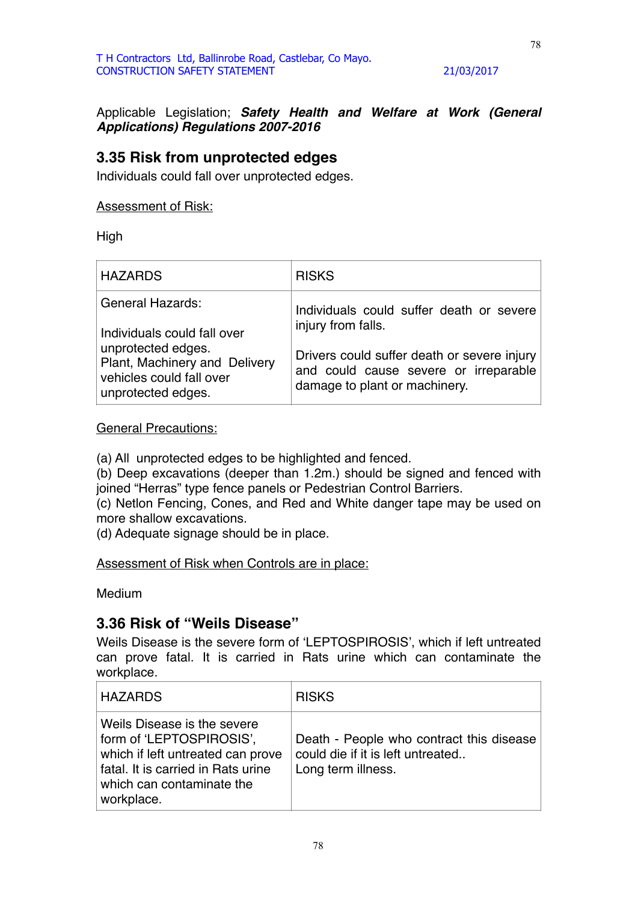Applicable Legislation; ***Safety Health and Welfare at Work (General Applications) Regulations 2007-2016***

## 3.35 Risk from unprotected edges

Individuals could fall over unprotected edges.

Assessment of Risk:

High

| HAZARDS | RISKS |
|---|---|
| General Hazards:<br><br>Individuals could fall over unprotected edges.<br>Plant, Machinery and Delivery vehicles could fall over unprotected edges. | Individuals could suffer death or severe injury from falls.<br><br>Drivers could suffer death or severe injury and could cause severe or irreparable damage to plant or machinery. |

General Precautions:

(a) All unprotected edges to be highlighted and fenced.
(b) Deep excavations (deeper than 1.2m.) should be signed and fenced with joined "Herras" type fence panels or Pedestrian Control Barriers.
(c) Netlon Fencing, Cones, and Red and White danger tape may be used on more shallow excavations.
(d) Adequate signage should be in place.

Assessment of Risk when Controls are in place:

Medium

## 3.36 Risk of "Weils Disease"

Weils Disease is the severe form of 'LEPTOSPIROSIS', which if left untreated can prove fatal. It is carried in Rats urine which can contaminate the workplace.

| HAZARDS | RISKS |
|---|---|
| Weils Disease is the severe form of 'LEPTOSPIROSIS', which if left untreated can prove fatal. It is carried in Rats urine which can contaminate the workplace. | Death - People who contract this disease could die if it is left untreated..<br>Long term illness. |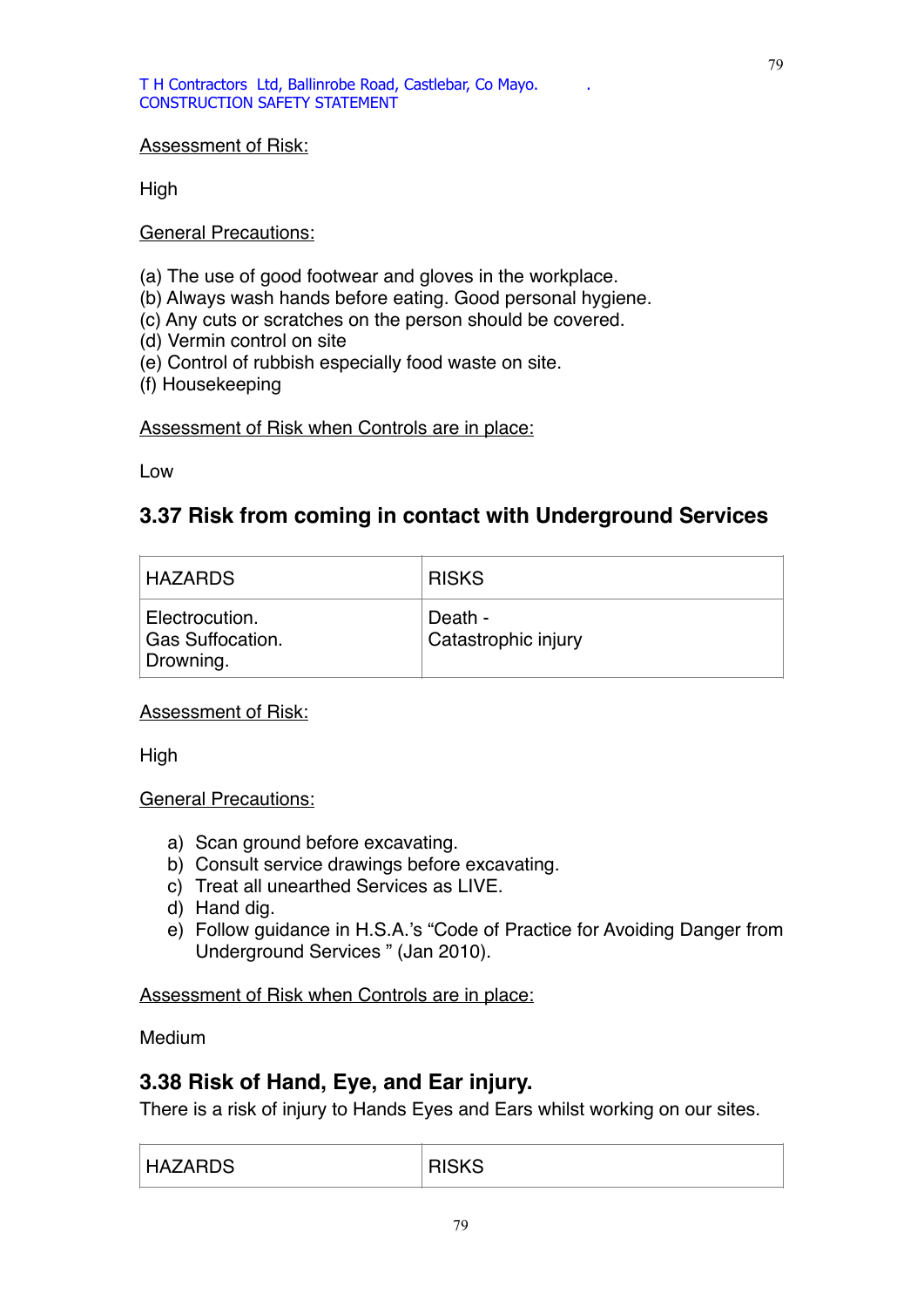Assessment of Risk:

High

General Precautions:

(a) The use of good footwear and gloves in the workplace.
(b) Always wash hands before eating. Good personal hygiene.
(c) Any cuts or scratches on the person should be covered.
(d) Vermin control on site
(e) Control of rubbish especially food waste on site.
(f) Housekeeping

Assessment of Risk when Controls are in place:

Low

## 3.37 Risk from coming in contact with Underground Services

| HAZARDS | RISKS |
|---|---|
| Electrocution.<br>Gas Suffocation.<br>Drowning. | Death -<br>Catastrophic injury |

Assessment of Risk:

High

General Precautions:

a) Scan ground before excavating.
b) Consult service drawings before excavating.
c) Treat all unearthed Services as LIVE.
d) Hand dig.
e) Follow guidance in H.S.A.'s "Code of Practice for Avoiding Danger from Underground Services " (Jan 2010).

Assessment of Risk when Controls are in place:

Medium

## 3.38 Risk of Hand, Eye, and Ear injury.

There is a risk of injury to Hands Eyes and Ears whilst working on our sites.

| HAZARDS | RISKS |
|---|---|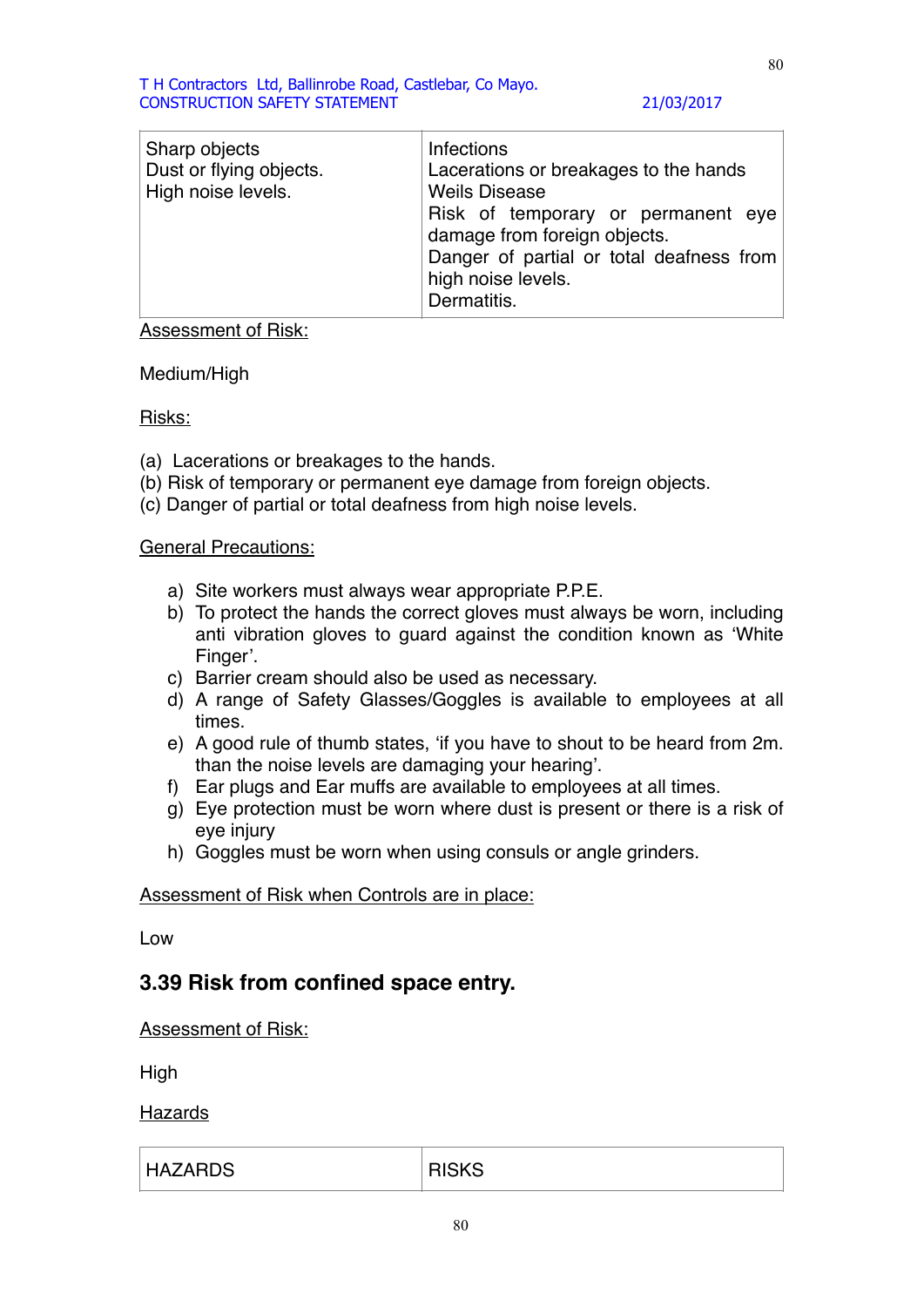| Sharp objects<br>Dust or flying objects.<br>High noise levels. | Infections<br>Lacerations or breakages to the hands<br>Weils Disease<br>Risk of temporary or permanent eye damage from foreign objects.<br>Danger of partial or total deafness from high noise levels.<br>Dermatitis. |
|---|---|

Assessment of Risk:

Medium/High

Risks:

(a) Lacerations or breakages to the hands.
(b) Risk of temporary or permanent eye damage from foreign objects.
(c) Danger of partial or total deafness from high noise levels.

General Precautions:

a) Site workers must always wear appropriate P.P.E.
b) To protect the hands the correct gloves must always be worn, including anti vibration gloves to guard against the condition known as 'White Finger'.
c) Barrier cream should also be used as necessary.
d) A range of Safety Glasses/Goggles is available to employees at all times.
e) A good rule of thumb states, 'if you have to shout to be heard from 2m. than the noise levels are damaging your hearing'.
f) Ear plugs and Ear muffs are available to employees at all times.
g) Eye protection must be worn where dust is present or there is a risk of eye injury
h) Goggles must be worn when using consuls or angle grinders.

Assessment of Risk when Controls are in place:

Low

## 3.39 Risk from confined space entry.

Assessment of Risk:

High

Hazards

| HAZARDS | RISKS |
|---|---|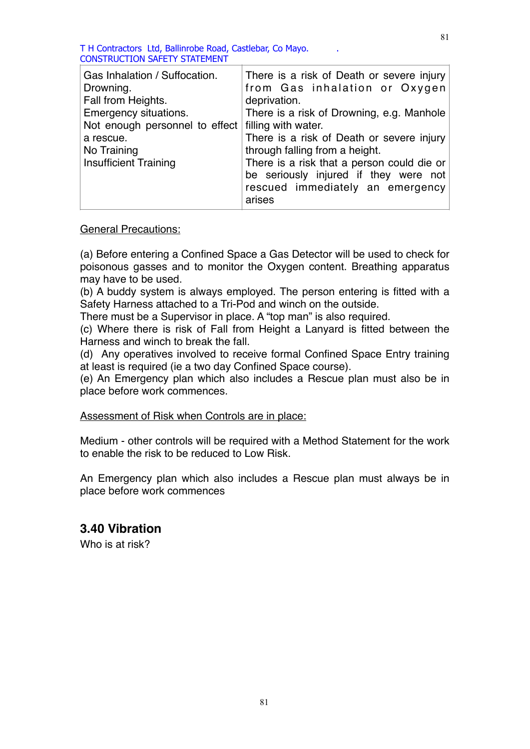| Gas Inhalation / Suffocation.<br>Drowning.<br>Fall from Heights.<br>Emergency situations.<br>Not enough personnel to effect a rescue.<br>No Training<br>Insufficient Training | There is a risk of Death or severe injury from Gas inhalation or Oxygen deprivation.<br>There is a risk of Drowning, e.g. Manhole filling with water.<br>There is a risk of Death or severe injury through falling from a height.<br>There is a risk that a person could die or be seriously injured if they were not rescued immediately an emergency arises |
|---|---|

General Precautions:

(a) Before entering a Confined Space a Gas Detector will be used to check for poisonous gasses and to monitor the Oxygen content. Breathing apparatus may have to be used.
(b) A buddy system is always employed. The person entering is fitted with a Safety Harness attached to a Tri-Pod and winch on the outside.
There must be a Supervisor in place. A "top man" is also required.
(c) Where there is risk of Fall from Height a Lanyard is fitted between the Harness and winch to break the fall.
(d) Any operatives involved to receive formal Confined Space Entry training at least is required (ie a two day Confined Space course).
(e) An Emergency plan which also includes a Rescue plan must also be in place before work commences.

Assessment of Risk when Controls are in place:

Medium - other controls will be required with a Method Statement for the work to enable the risk to be reduced to Low Risk.

An Emergency plan which also includes a Rescue plan must always be in place before work commences

## 3.40 Vibration

Who is at risk?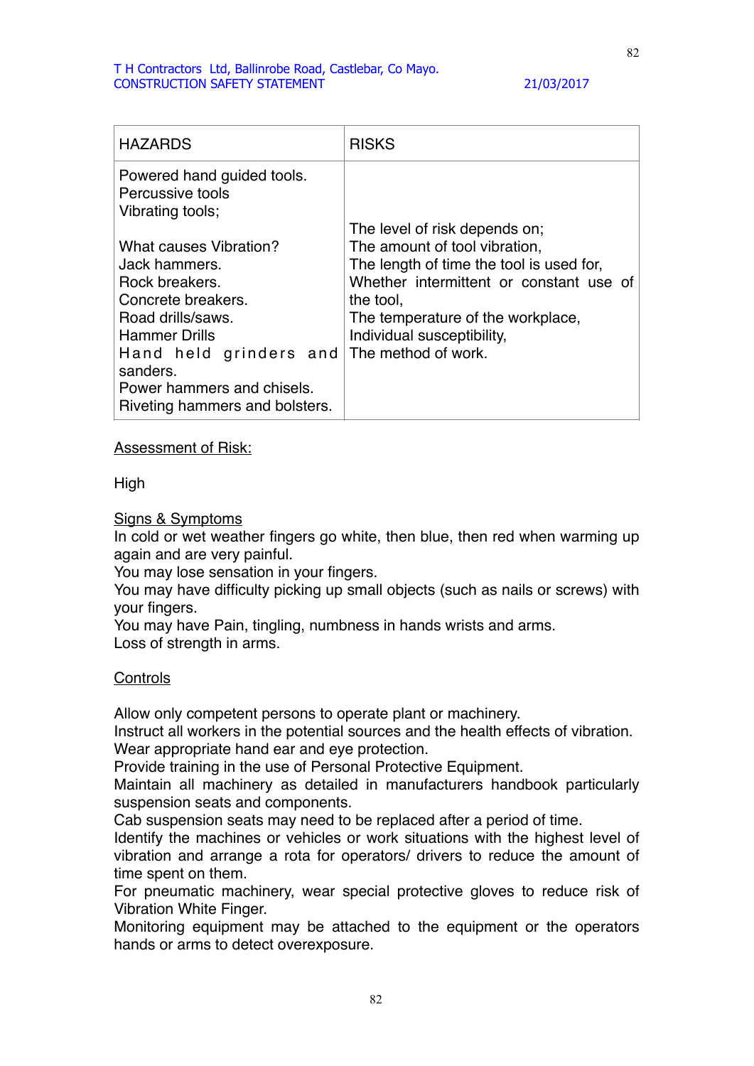| HAZARDS | RISKS |
|---|---|
| Powered hand guided tools.<br>Percussive tools<br>Vibrating tools;<br><br>What causes Vibration?<br>Jack hammers.<br>Rock breakers.<br>Concrete breakers.<br>Road drills/saws.<br>Hammer Drills<br>Hand held grinders and sanders.<br>Power hammers and chisels.<br>Riveting hammers and bolsters. | The level of risk depends on;<br>The amount of tool vibration,<br>The length of time the tool is used for,<br>Whether intermittent or constant use of the tool,<br>The temperature of the workplace,<br>Individual susceptibility,<br>The method of work. |

<u>Assessment of Risk:</u>

High

<u>Signs & Symptoms</u>

In cold or wet weather fingers go white, then blue, then red when warming up again and are very painful.
You may lose sensation in your fingers.
You may have difficulty picking up small objects (such as nails or screws) with your fingers.
You may have Pain, tingling, numbness in hands wrists and arms.
Loss of strength in arms.

<u>Controls</u>

Allow only competent persons to operate plant or machinery.
Instruct all workers in the potential sources and the health effects of vibration.
Wear appropriate hand ear and eye protection.
Provide training in the use of Personal Protective Equipment.
Maintain all machinery as detailed in manufacturers handbook particularly suspension seats and components.
Cab suspension seats may need to be replaced after a period of time.
Identify the machines or vehicles or work situations with the highest level of vibration and arrange a rota for operators/ drivers to reduce the amount of time spent on them.
For pneumatic machinery, wear special protective gloves to reduce risk of Vibration White Finger.
Monitoring equipment may be attached to the equipment or the operators hands or arms to detect overexposure.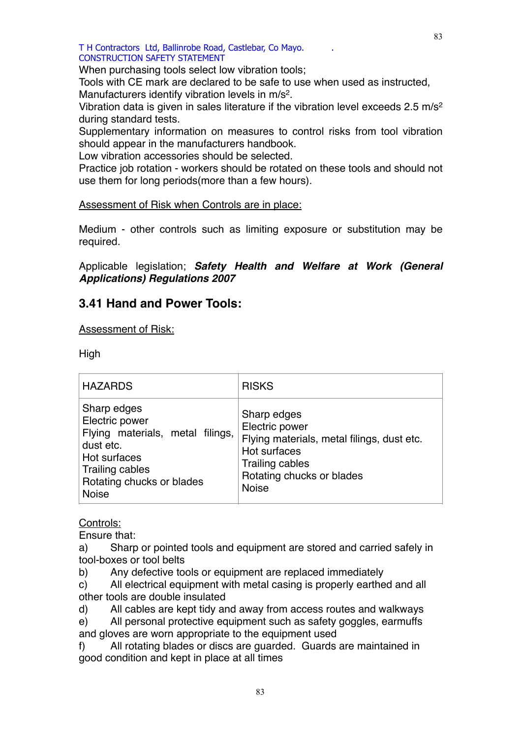When purchasing tools select low vibration tools;

Tools with CE mark are declared to be safe to use when used as instructed, Manufacturers identify vibration levels in $m/s^2$.

Vibration data is given in sales literature if the vibration level exceeds 2.5 $m/s^2$ during standard tests.

Supplementary information on measures to control risks from tool vibration should appear in the manufacturers handbook.

Low vibration accessories should be selected.

Practice job rotation - workers should be rotated on these tools and should not use them for long periods(more than a few hours).

<u>Assessment of Risk when Controls are in place:</u>

Medium - other controls such as limiting exposure or substitution may be required.

Applicable legislation; ***Safety Health and Welfare at Work (General Applications) Regulations 2007***

## 3.41 Hand and Power Tools:

<u>Assessment of Risk:</u>

High

| HAZARDS | RISKS |
|---|---|
| Sharp edges<br>Electric power<br>Flying materials, metal filings, dust etc.<br>Hot surfaces<br>Trailing cables<br>Rotating chucks or blades<br>Noise | Sharp edges<br>Electric power<br>Flying materials, metal filings, dust etc.<br>Hot surfaces<br>Trailing cables<br>Rotating chucks or blades<br>Noise |

<u>Controls:</u>

Ensure that:

a) Sharp or pointed tools and equipment are stored and carried safely in tool-boxes or tool belts

b) Any defective tools or equipment are replaced immediately

c) All electrical equipment with metal casing is properly earthed and all other tools are double insulated

d) All cables are kept tidy and away from access routes and walkways

e) All personal protective equipment such as safety goggles, earmuffs and gloves are worn appropriate to the equipment used

f) All rotating blades or discs are guarded. Guards are maintained in good condition and kept in place at all times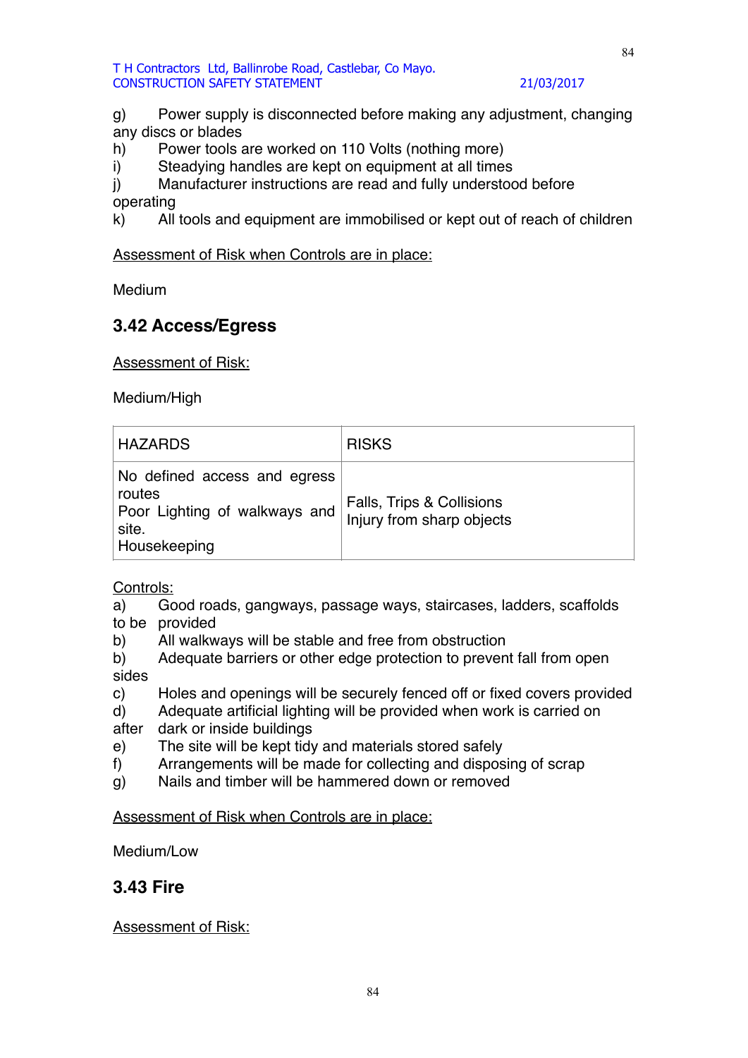g) Power supply is disconnected before making any adjustment, changing any discs or blades

h) Power tools are worked on 110 Volts (nothing more)

i) Steadying handles are kept on equipment at all times

j) Manufacturer instructions are read and fully understood before operating

k) All tools and equipment are immobilised or kept out of reach of children

Assessment of Risk when Controls are in place:

Medium

## 3.42 Access/Egress

Assessment of Risk:

Medium/High

| HAZARDS | RISKS |
|---|---|
| No defined access and egress routes<br>Poor Lighting of walkways and site.<br>Housekeeping | Falls, Trips & Collisions<br>Injury from sharp objects |

Controls:

a) Good roads, gangways, passage ways, staircases, ladders, scaffolds to be provided

b) All walkways will be stable and free from obstruction

b) Adequate barriers or other edge protection to prevent fall from open sides

c) Holes and openings will be securely fenced off or fixed covers provided

d) Adequate artificial lighting will be provided when work is carried on after dark or inside buildings

e) The site will be kept tidy and materials stored safely

f) Arrangements will be made for collecting and disposing of scrap

g) Nails and timber will be hammered down or removed

Assessment of Risk when Controls are in place:

Medium/Low

## 3.43 Fire

Assessment of Risk: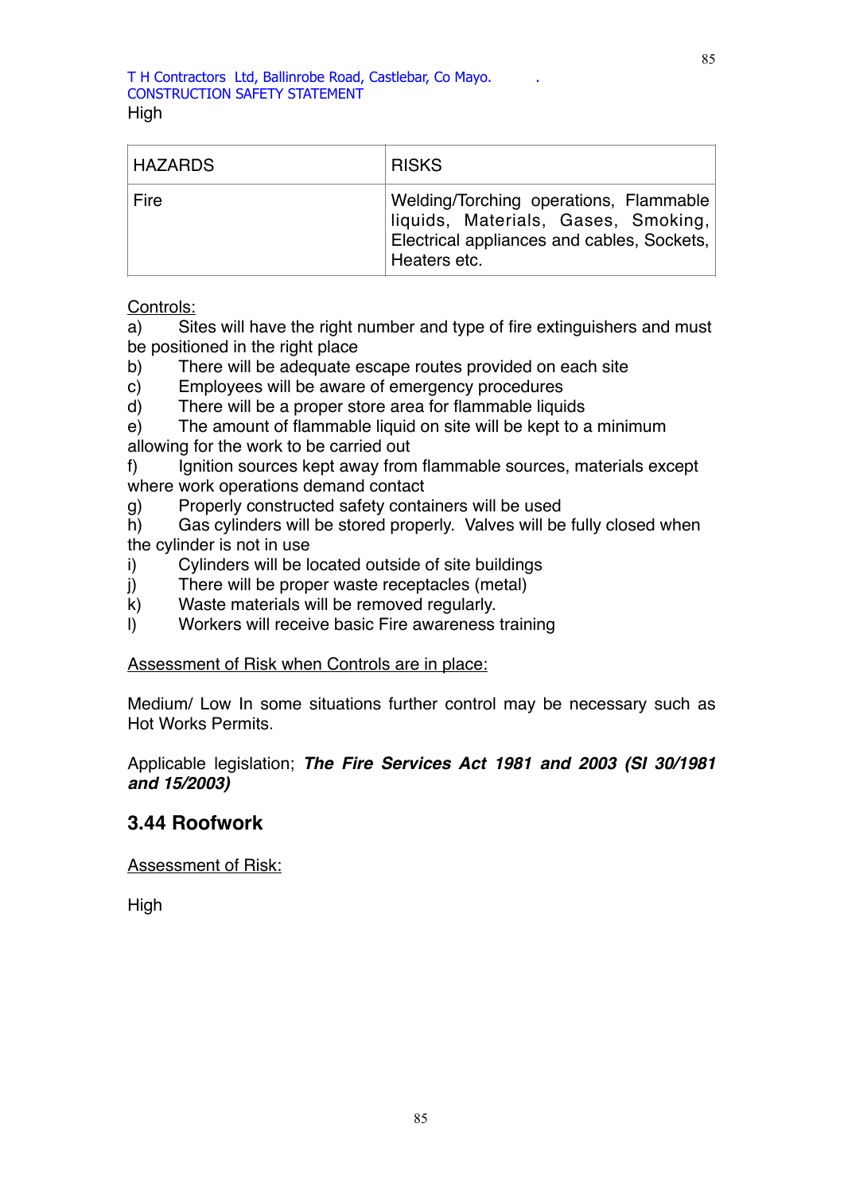High

| HAZARDS | RISKS |
|---|---|
| Fire | Welding/Torching operations, Flammable liquids, Materials, Gases, Smoking, Electrical appliances and cables, Sockets, Heaters etc. |

Controls:

a) Sites will have the right number and type of fire extinguishers and must be positioned in the right place
b) There will be adequate escape routes provided on each site
c) Employees will be aware of emergency procedures
d) There will be a proper store area for flammable liquids
e) The amount of flammable liquid on site will be kept to a minimum allowing for the work to be carried out
f) Ignition sources kept away from flammable sources, materials except where work operations demand contact
g) Properly constructed safety containers will be used
h) Gas cylinders will be stored properly. Valves will be fully closed when the cylinder is not in use
i) Cylinders will be located outside of site buildings
j) There will be proper waste receptacles (metal)
k) Waste materials will be removed regularly.
l) Workers will receive basic Fire awareness training

Assessment of Risk when Controls are in place:

Medium/ Low In some situations further control may be necessary such as Hot Works Permits.

Applicable legislation; ***The Fire Services Act 1981 and 2003 (SI 30/1981 and 15/2003)***

## 3.44 Roofwork

Assessment of Risk:

High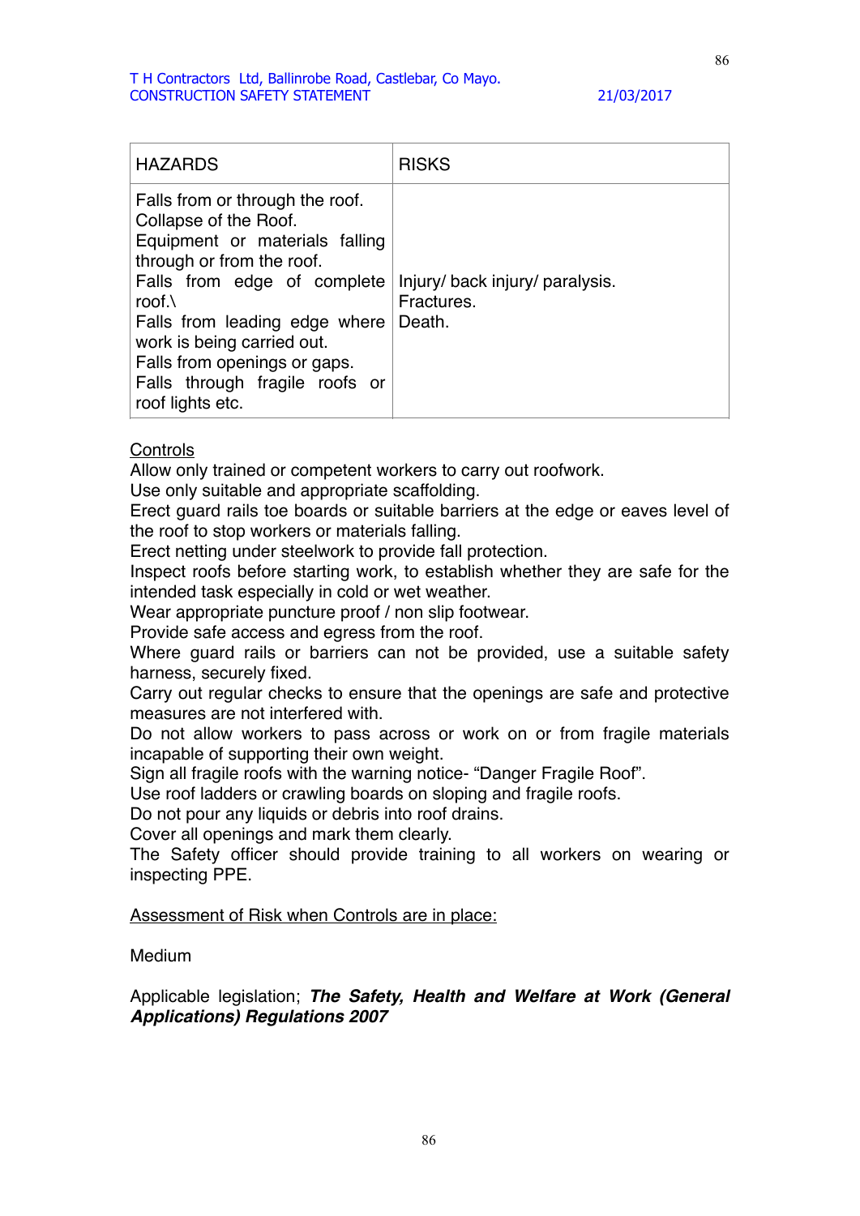| HAZARDS | RISKS |
|---|---|
| Falls from or through the roof.<br>Collapse of the Roof.<br>Equipment or materials falling through or from the roof.<br>Falls from edge of complete roof.\<br>Falls from leading edge where work is being carried out.<br>Falls from openings or gaps.<br>Falls through fragile roofs or roof lights etc. | Injury/ back injury/ paralysis.<br>Fractures.<br>Death. |

<u>Controls</u>

Allow only trained or competent workers to carry out roofwork.
Use only suitable and appropriate scaffolding.
Erect guard rails toe boards or suitable barriers at the edge or eaves level of the roof to stop workers or materials falling.
Erect netting under steelwork to provide fall protection.
Inspect roofs before starting work, to establish whether they are safe for the intended task especially in cold or wet weather.
Wear appropriate puncture proof / non slip footwear.
Provide safe access and egress from the roof.
Where guard rails or barriers can not be provided, use a suitable safety harness, securely fixed.
Carry out regular checks to ensure that the openings are safe and protective measures are not interfered with.
Do not allow workers to pass across or work on or from fragile materials incapable of supporting their own weight.
Sign all fragile roofs with the warning notice- "Danger Fragile Roof".
Use roof ladders or crawling boards on sloping and fragile roofs.
Do not pour any liquids or debris into roof drains.
Cover all openings and mark them clearly.
The Safety officer should provide training to all workers on wearing or inspecting PPE.

<u>Assessment of Risk when Controls are in place:</u>

Medium

Applicable legislation; ***The Safety, Health and Welfare at Work (General Applications) Regulations 2007***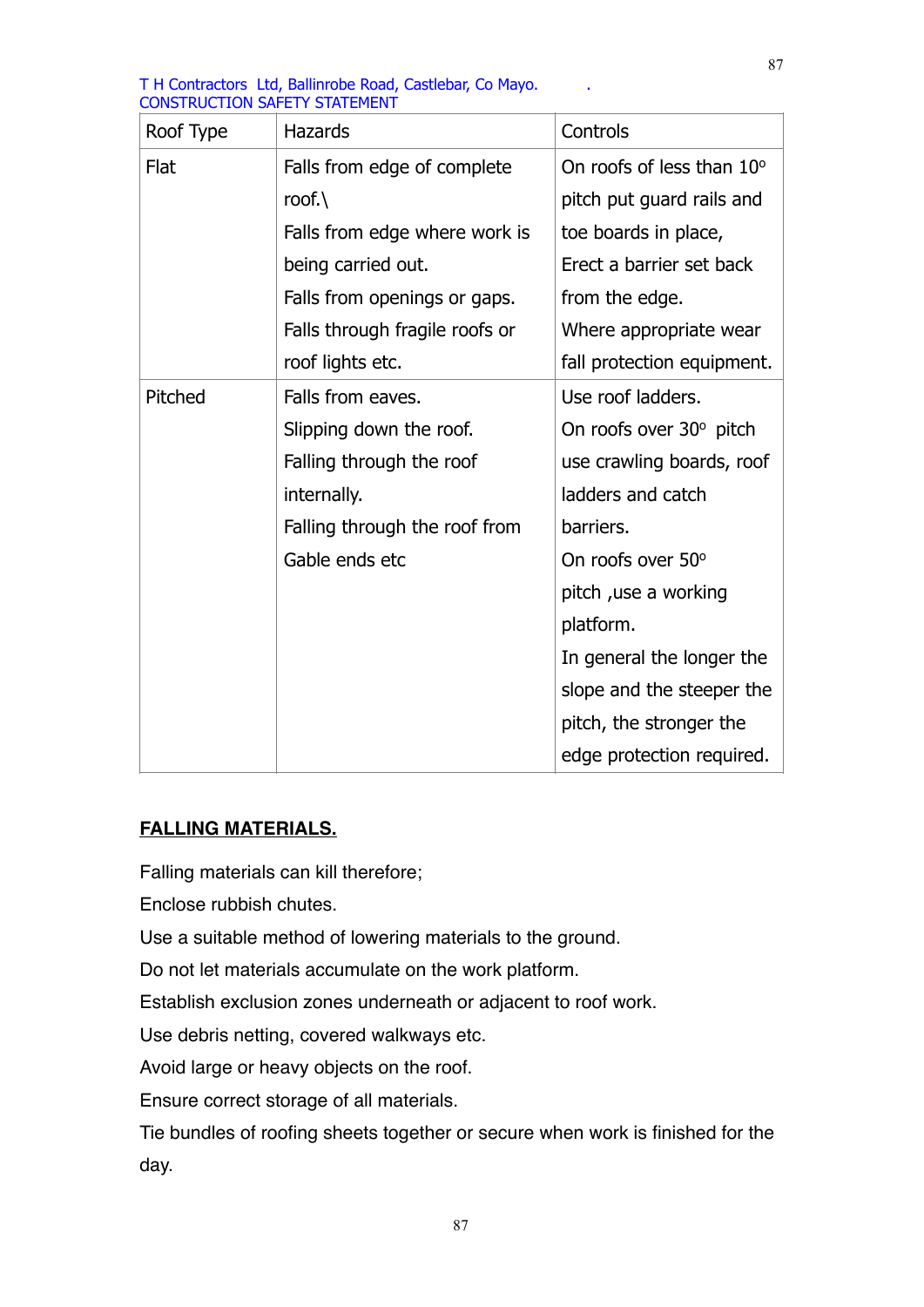| Roof Type | Hazards | Controls |
| --- | --- | --- |
| Flat | Falls from edge of complete roof.\ Falls from edge where work is being carried out. Falls from openings or gaps. Falls through fragile roofs or roof lights etc. | On roofs of less than 10° pitch put guard rails and toe boards in place, Erect a barrier set back from the edge. Where appropriate wear fall protection equipment. |
| Pitched | Falls from eaves. Slipping down the roof. Falling through the roof internally. Falling through the roof from Gable ends etc | Use roof ladders. On roofs over 30° pitch use crawling boards, roof ladders and catch barriers. On roofs over 50° pitch ,use a working platform. In general the longer the slope and the steeper the pitch, the stronger the edge protection required. |

**FALLING MATERIALS.**

Falling materials can kill therefore;

Enclose rubbish chutes.

Use a suitable method of lowering materials to the ground.

Do not let materials accumulate on the work platform.

Establish exclusion zones underneath or adjacent to roof work.

Use debris netting, covered walkways etc.

Avoid large or heavy objects on the roof.

Ensure correct storage of all materials.

Tie bundles of roofing sheets together or secure when work is finished for the day.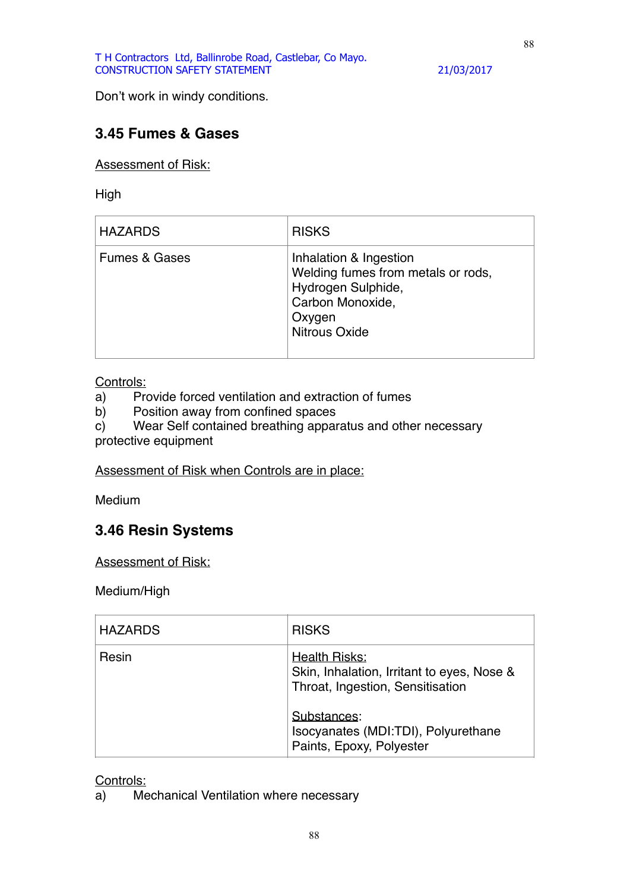Don't work in windy conditions.

### 3.45 Fumes & Gases

Assessment of Risk:

High

| HAZARDS | RISKS |
|---|---|
| Fumes & Gases | Inhalation & Ingestion<br>Welding fumes from metals or rods,<br>Hydrogen Sulphide,<br>Carbon Monoxide,<br>Oxygen<br>Nitrous Oxide |

Controls:

a) Provide forced ventilation and extraction of fumes
b) Position away from confined spaces
c) Wear Self contained breathing apparatus and other necessary protective equipment

Assessment of Risk when Controls are in place:

Medium

### 3.46 Resin Systems

Assessment of Risk:

Medium/High

| HAZARDS | RISKS |
|---|---|
| Resin | Health Risks:<br>Skin, Inhalation, Irritant to eyes, Nose & Throat, Ingestion, Sensitisation<br><br>Substances:<br>Isocyanates (MDI:TDI), Polyurethane Paints, Epoxy, Polyester |

Controls:

a) Mechanical Ventilation where necessary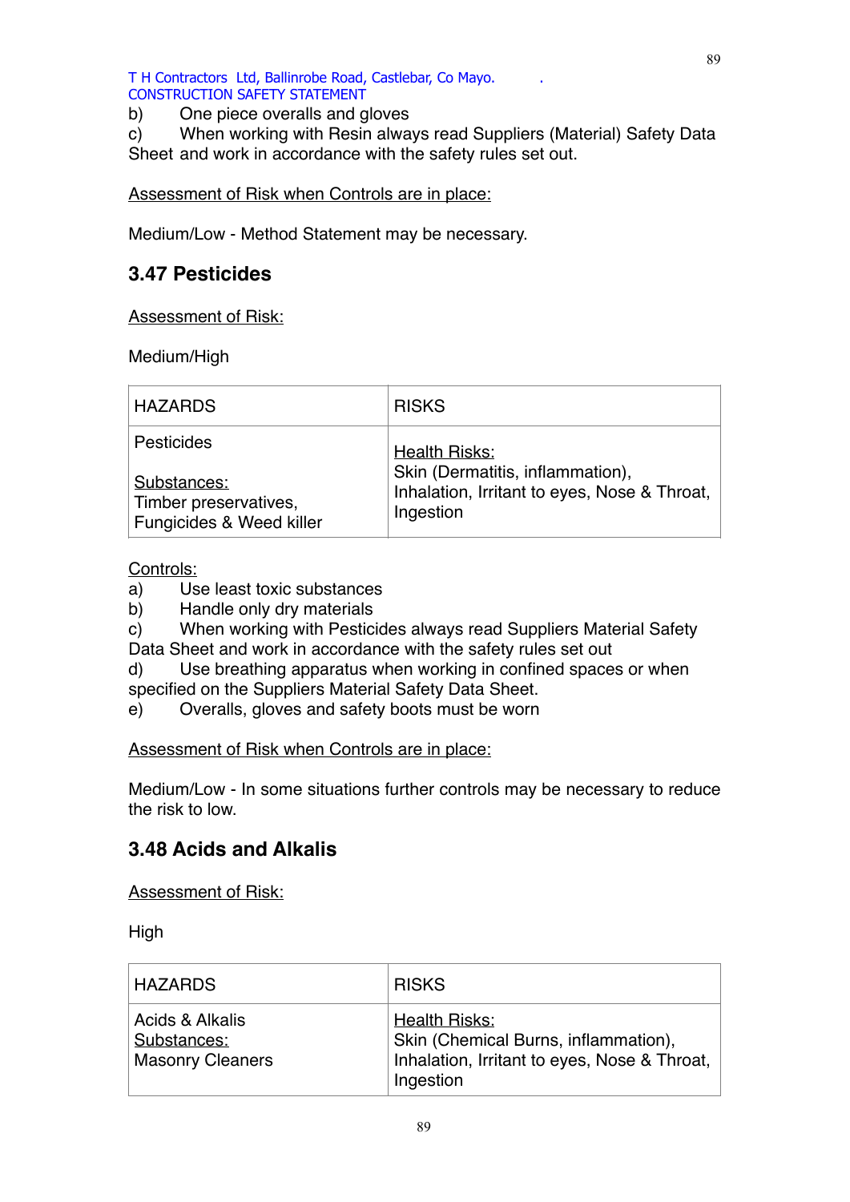b) One piece overalls and gloves

c) When working with Resin always read Suppliers (Material) Safety Data Sheet and work in accordance with the safety rules set out.

Assessment of Risk when Controls are in place:

Medium/Low - Method Statement may be necessary.

## 3.47 Pesticides

Assessment of Risk:

Medium/High

| HAZARDS | RISKS |
|---|---|
| Pesticides<br><br>Substances:<br>Timber preservatives, Fungicides & Weed killer | Health Risks:<br>Skin (Dermatitis, inflammation), Inhalation, Irritant to eyes, Nose & Throat, Ingestion |

Controls:

a) Use least toxic substances

b) Handle only dry materials

c) When working with Pesticides always read Suppliers Material Safety Data Sheet and work in accordance with the safety rules set out

d) Use breathing apparatus when working in confined spaces or when specified on the Suppliers Material Safety Data Sheet.

e) Overalls, gloves and safety boots must be worn

Assessment of Risk when Controls are in place:

Medium/Low - In some situations further controls may be necessary to reduce the risk to low.

## 3.48 Acids and Alkalis

Assessment of Risk:

High

| HAZARDS | RISKS |
|---|---|
| Acids & Alkalis<br>Substances:<br>Masonry Cleaners | Health Risks:<br>Skin (Chemical Burns, inflammation), Inhalation, Irritant to eyes, Nose & Throat, Ingestion |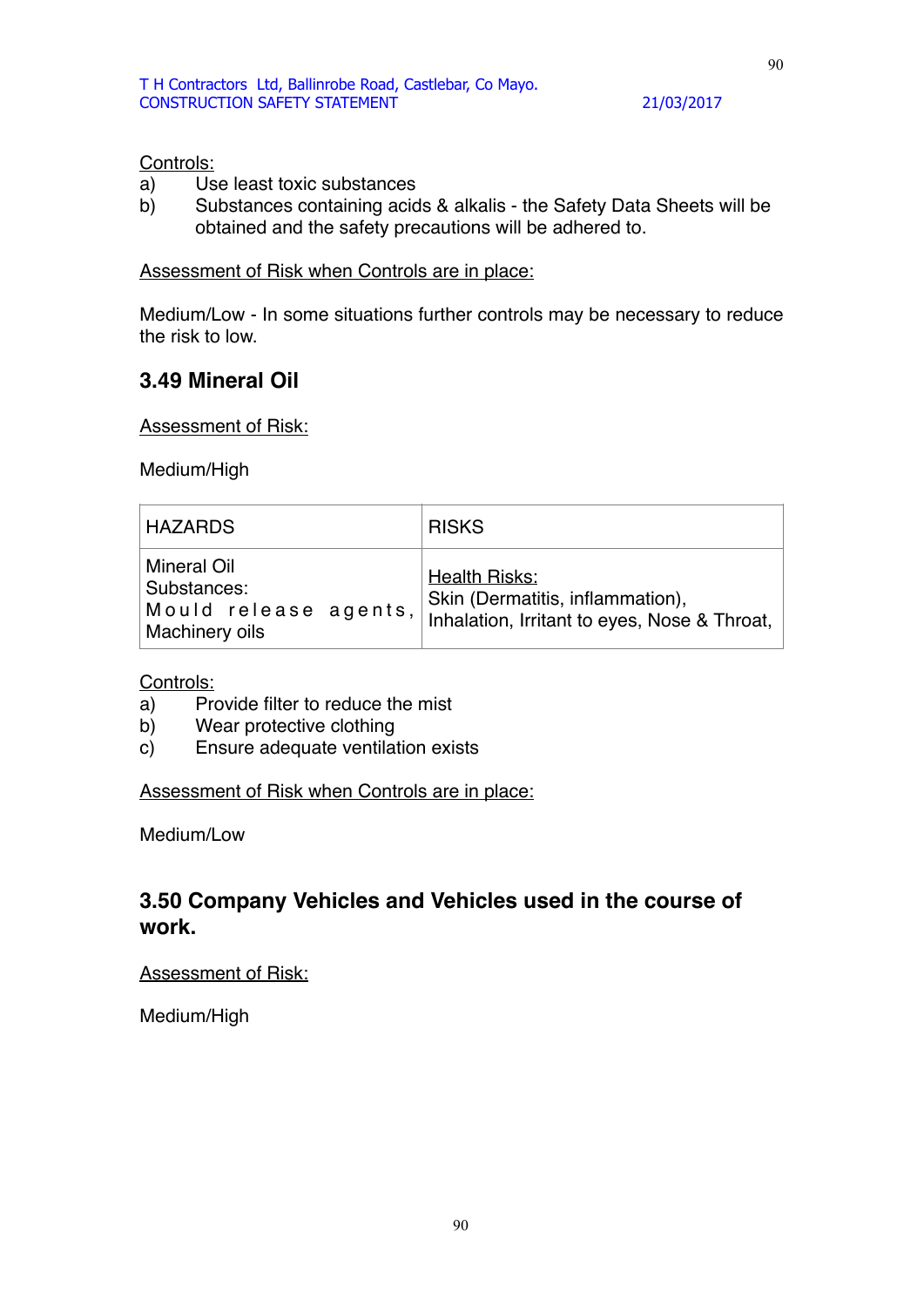Controls:

a) Use least toxic substances
b) Substances containing acids & alkalis - the Safety Data Sheets will be obtained and the safety precautions will be adhered to.

Assessment of Risk when Controls are in place:

Medium/Low - In some situations further controls may be necessary to reduce the risk to low.

## 3.49 Mineral Oil

Assessment of Risk:

Medium/High

| HAZARDS | RISKS |
|---|---|
| Mineral Oil Substances: Mould release agents, Machinery oils | Health Risks: Skin (Dermatitis, inflammation), Inhalation, Irritant to eyes, Nose & Throat, |

Controls:

a) Provide filter to reduce the mist
b) Wear protective clothing
c) Ensure adequate ventilation exists

Assessment of Risk when Controls are in place:

Medium/Low

## 3.50 Company Vehicles and Vehicles used in the course of work.

Assessment of Risk:

Medium/High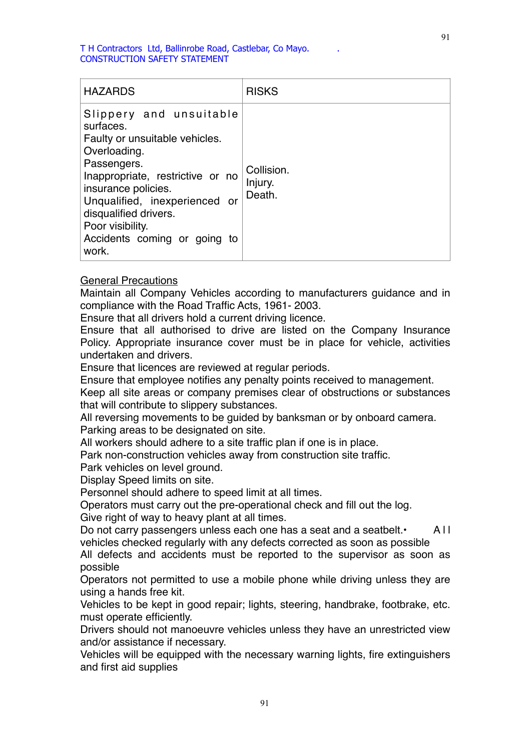| HAZARDS | RISKS |
|---|---|
| Slippery and unsuitable surfaces.<br>Faulty or unsuitable vehicles.<br>Overloading.<br>Passengers.<br>Inappropriate, restrictive or no insurance policies.<br>Unqualified, inexperienced or disqualified drivers.<br>Poor visibility.<br>Accidents coming or going to work. | Collision.<br>Injury.<br>Death. |

General Precautions

Maintain all Company Vehicles according to manufacturers guidance and in compliance with the Road Traffic Acts, 1961- 2003.
Ensure that all drivers hold a current driving licence.
Ensure that all authorised to drive are listed on the Company Insurance Policy. Appropriate insurance cover must be in place for vehicle, activities undertaken and drivers.
Ensure that licences are reviewed at regular periods.
Ensure that employee notifies any penalty points received to management.
Keep all site areas or company premises clear of obstructions or substances that will contribute to slippery substances.
All reversing movements to be guided by banksman or by onboard camera.
Parking areas to be designated on site.
All workers should adhere to a site traffic plan if one is in place.
Park non-construction vehicles away from construction site traffic.
Park vehicles on level ground.
Display Speed limits on site.
Personnel should adhere to speed limit at all times.
Operators must carry out the pre-operational check and fill out the log.
Give right of way to heavy plant at all times.
Do not carry passengers unless each one has a seat and a seatbelt.• All vehicles checked regularly with any defects corrected as soon as possible
All defects and accidents must be reported to the supervisor as soon as possible
Operators not permitted to use a mobile phone while driving unless they are using a hands free kit.
Vehicles to be kept in good repair; lights, steering, handbrake, footbrake, etc. must operate efficiently.
Drivers should not manoeuvre vehicles unless they have an unrestricted view and/or assistance if necessary.
Vehicles will be equipped with the necessary warning lights, fire extinguishers and first aid supplies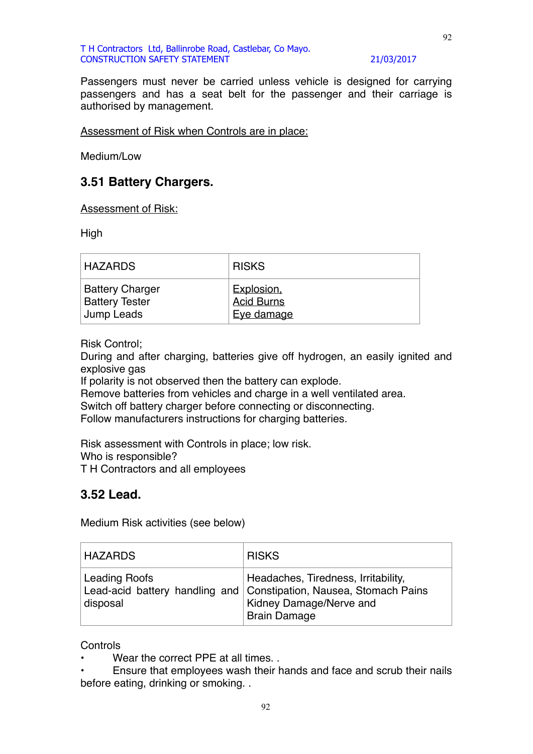Passengers must never be carried unless vehicle is designed for carrying passengers and has a seat belt for the passenger and their carriage is authorised by management.

Assessment of Risk when Controls are in place:

Medium/Low

### 3.51 Battery Chargers.

Assessment of Risk:

High

| HAZARDS | RISKS |
|---|---|
| Battery Charger<br>Battery Tester<br>Jump Leads | Explosion,<br>Acid Burns<br>Eye damage |

Risk Control;
During and after charging, batteries give off hydrogen, an easily ignited and explosive gas
If polarity is not observed then the battery can explode.
Remove batteries from vehicles and charge in a well ventilated area.
Switch off battery charger before connecting or disconnecting.
Follow manufacturers instructions for charging batteries.

Risk assessment with Controls in place; low risk.
Who is responsible?
T H Contractors and all employees

### 3.52 Lead.

Medium Risk activities (see below)

| HAZARDS | RISKS |
|---|---|
| Leading Roofs<br>Lead-acid battery handling and disposal | Headaches, Tiredness, Irritability, Constipation, Nausea, Stomach Pains Kidney Damage/Nerve and Brain Damage |

Controls

- Wear the correct PPE at all times. .
- Ensure that employees wash their hands and face and scrub their nails before eating, drinking or smoking. .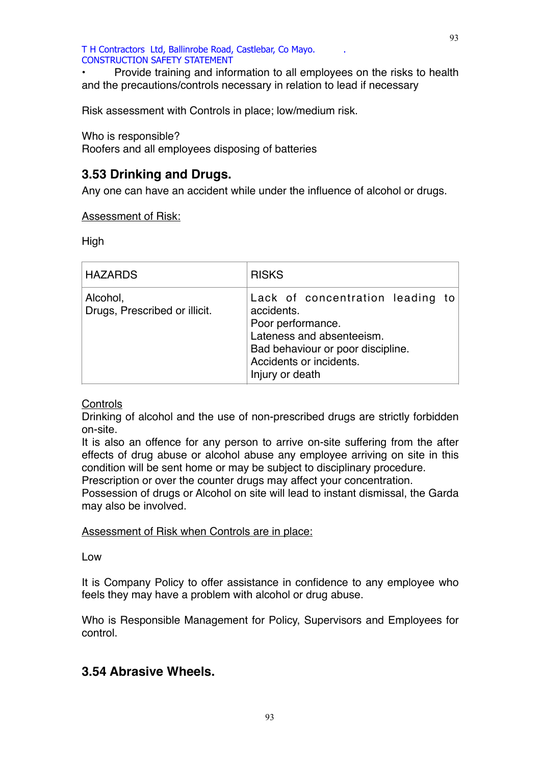- Provide training and information to all employees on the risks to health and the precautions/controls necessary in relation to lead if necessary

Risk assessment with Controls in place; low/medium risk.

Who is responsible?
Roofers and all employees disposing of batteries

## 3.53 Drinking and Drugs.

Any one can have an accident while under the influence of alcohol or drugs.

Assessment of Risk:

High

| HAZARDS | RISKS |
|---|---|
| Alcohol,<br>Drugs, Prescribed or illicit. | Lack of concentration leading to accidents.<br>Poor performance.<br>Lateness and absenteeism.<br>Bad behaviour or poor discipline.<br>Accidents or incidents.<br>Injury or death |

Controls
Drinking of alcohol and the use of non-prescribed drugs are strictly forbidden on-site.
It is also an offence for any person to arrive on-site suffering from the after effects of drug abuse or alcohol abuse any employee arriving on site in this condition will be sent home or may be subject to disciplinary procedure.
Prescription or over the counter drugs may affect your concentration.
Possession of drugs or Alcohol on site will lead to instant dismissal, the Garda may also be involved.

Assessment of Risk when Controls are in place:

Low

It is Company Policy to offer assistance in confidence to any employee who feels they may have a problem with alcohol or drug abuse.

Who is Responsible Management for Policy, Supervisors and Employees for control.

## 3.54 Abrasive Wheels.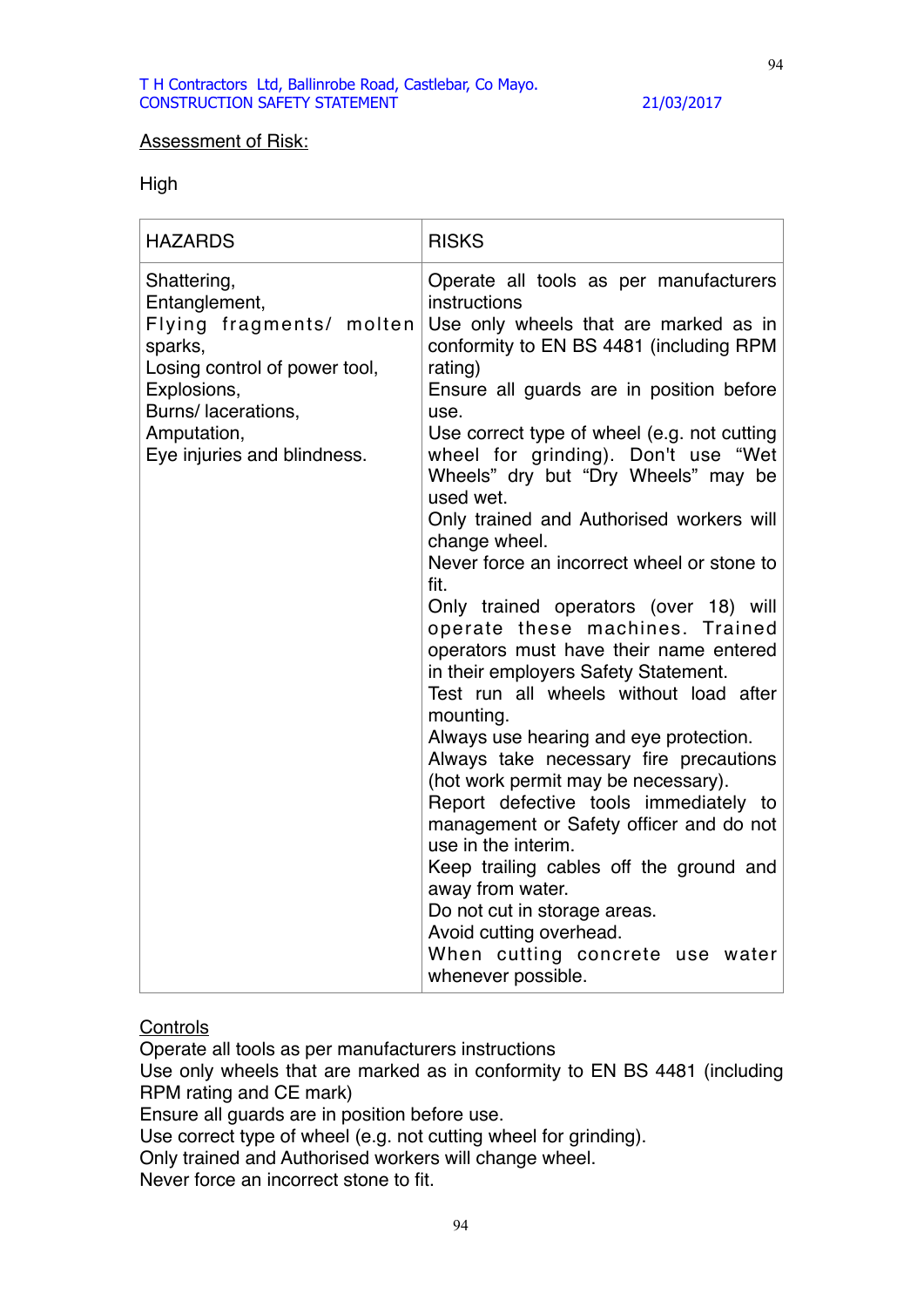Assessment of Risk:

High

| HAZARDS | RISKS |
|---|---|
| Shattering,<br>Entanglement,<br>Flying fragments/ molten sparks,<br>Losing control of power tool,<br>Explosions,<br>Burns/ lacerations,<br>Amputation,<br>Eye injuries and blindness. | Operate all tools as per manufacturers instructions<br>Use only wheels that are marked as in conformity to EN BS 4481 (including RPM rating)<br>Ensure all guards are in position before use.<br>Use correct type of wheel (e.g. not cutting wheel for grinding). Don't use “Wet Wheels” dry but “Dry Wheels” may be used wet.<br>Only trained and Authorised workers will change wheel.<br>Never force an incorrect wheel or stone to fit.<br>Only trained operators (over 18) will operate these machines. Trained operators must have their name entered in their employers Safety Statement.<br>Test run all wheels without load after mounting.<br>Always use hearing and eye protection.<br>Always take necessary fire precautions (hot work permit may be necessary).<br>Report defective tools immediately to management or Safety officer and do not use in the interim.<br>Keep trailing cables off the ground and away from water.<br>Do not cut in storage areas.<br>Avoid cutting overhead.<br>When cutting concrete use water whenever possible. |

Controls
Operate all tools as per manufacturers instructions
Use only wheels that are marked as in conformity to EN BS 4481 (including RPM rating and CE mark)
Ensure all guards are in position before use.
Use correct type of wheel (e.g. not cutting wheel for grinding).
Only trained and Authorised workers will change wheel.
Never force an incorrect stone to fit.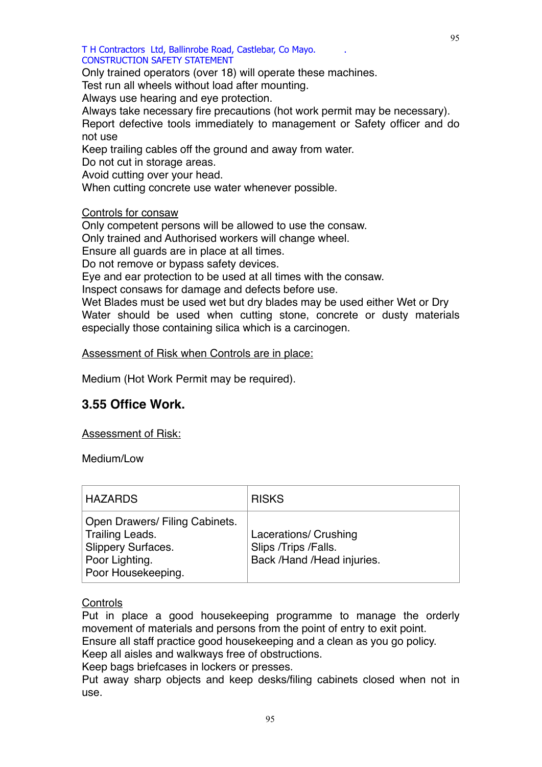Only trained operators (over 18) will operate these machines.
Test run all wheels without load after mounting.
Always use hearing and eye protection.
Always take necessary fire precautions (hot work permit may be necessary).
Report defective tools immediately to management or Safety officer and do not use
Keep trailing cables off the ground and away from water.
Do not cut in storage areas.
Avoid cutting over your head.
When cutting concrete use water whenever possible.

Controls for consaw
Only competent persons will be allowed to use the consaw.
Only trained and Authorised workers will change wheel.
Ensure all guards are in place at all times.
Do not remove or bypass safety devices.
Eye and ear protection to be used at all times with the consaw.
Inspect consaws for damage and defects before use.
Wet Blades must be used wet but dry blades may be used either Wet or Dry
Water should be used when cutting stone, concrete or dusty materials especially those containing silica which is a carcinogen.

Assessment of Risk when Controls are in place:

Medium (Hot Work Permit may be required).

## 3.55 Office Work.

Assessment of Risk:

Medium/Low

| HAZARDS | RISKS |
|---|---|
| Open Drawers/ Filing Cabinets.<br>Trailing Leads.<br>Slippery Surfaces.<br>Poor Lighting.<br>Poor Housekeeping. | Lacerations/ Crushing<br>Slips /Trips /Falls.<br>Back /Hand /Head injuries. |

Controls
Put in place a good housekeeping programme to manage the orderly movement of materials and persons from the point of entry to exit point.
Ensure all staff practice good housekeeping and a clean as you go policy.
Keep all aisles and walkways free of obstructions.
Keep bags briefcases in lockers or presses.
Put away sharp objects and keep desks/filing cabinets closed when not in use.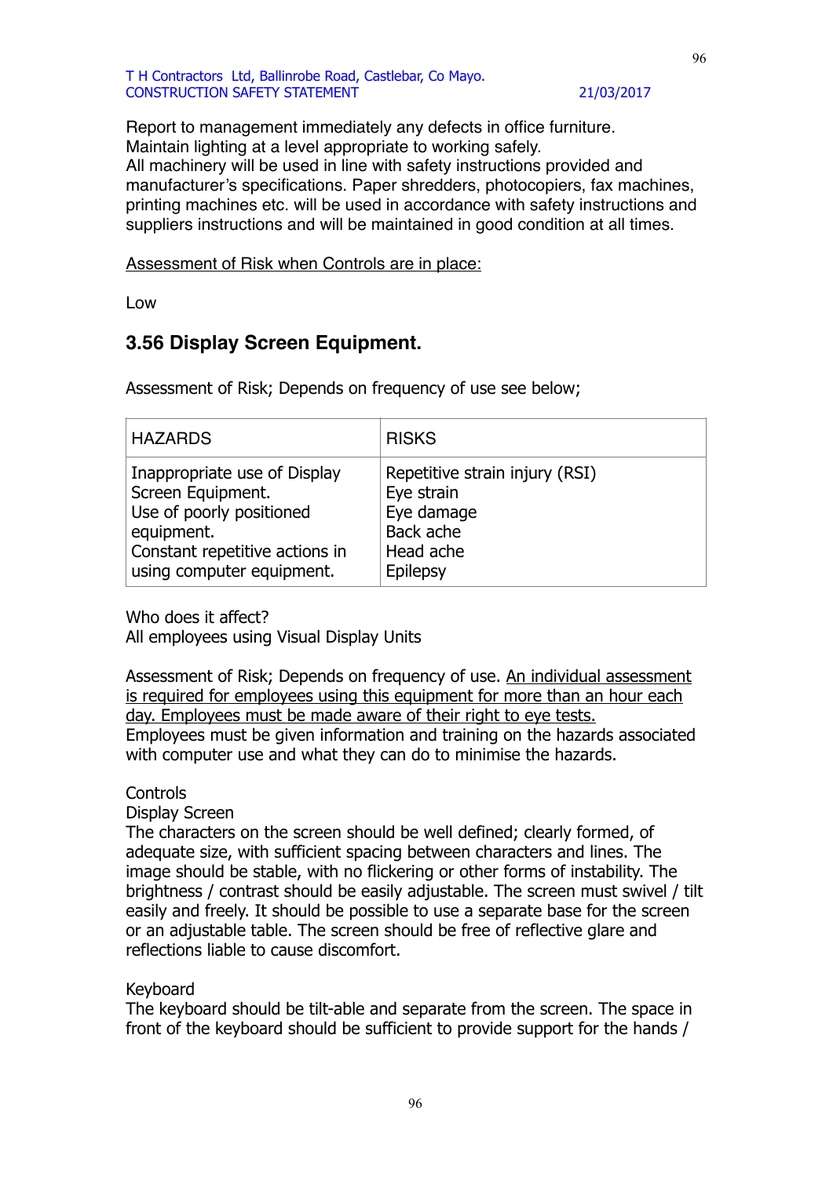Report to management immediately any defects in office furniture.
Maintain lighting at a level appropriate to working safely.
All machinery will be used in line with safety instructions provided and manufacturer's specifications. Paper shredders, photocopiers, fax machines, printing machines etc. will be used in accordance with safety instructions and suppliers instructions and will be maintained in good condition at all times.

<u>Assessment of Risk when Controls are in place:</u>

Low

## 3.56 Display Screen Equipment.

Assessment of Risk; Depends on frequency of use see below;

| HAZARDS | RISKS |
|---|---|
| Inappropriate use of Display Screen Equipment.<br>Use of poorly positioned equipment.<br>Constant repetitive actions in using computer equipment. | Repetitive strain injury (RSI)<br>Eye strain<br>Eye damage<br>Back ache<br>Head ache<br>Epilepsy |

Who does it affect?
All employees using Visual Display Units

Assessment of Risk; Depends on frequency of use. <u>An individual assessment is required for employees using this equipment for more than an hour each day. Employees must be made aware of their right to eye tests.</u>
Employees must be given information and training on the hazards associated with computer use and what they can do to minimise the hazards.

Controls
Display Screen
The characters on the screen should be well defined; clearly formed, of adequate size, with sufficient spacing between characters and lines. The image should be stable, with no flickering or other forms of instability. The brightness / contrast should be easily adjustable. The screen must swivel / tilt easily and freely. It should be possible to use a separate base for the screen or an adjustable table. The screen should be free of reflective glare and reflections liable to cause discomfort.

Keyboard
The keyboard should be tilt-able and separate from the screen. The space in front of the keyboard should be sufficient to provide support for the hands /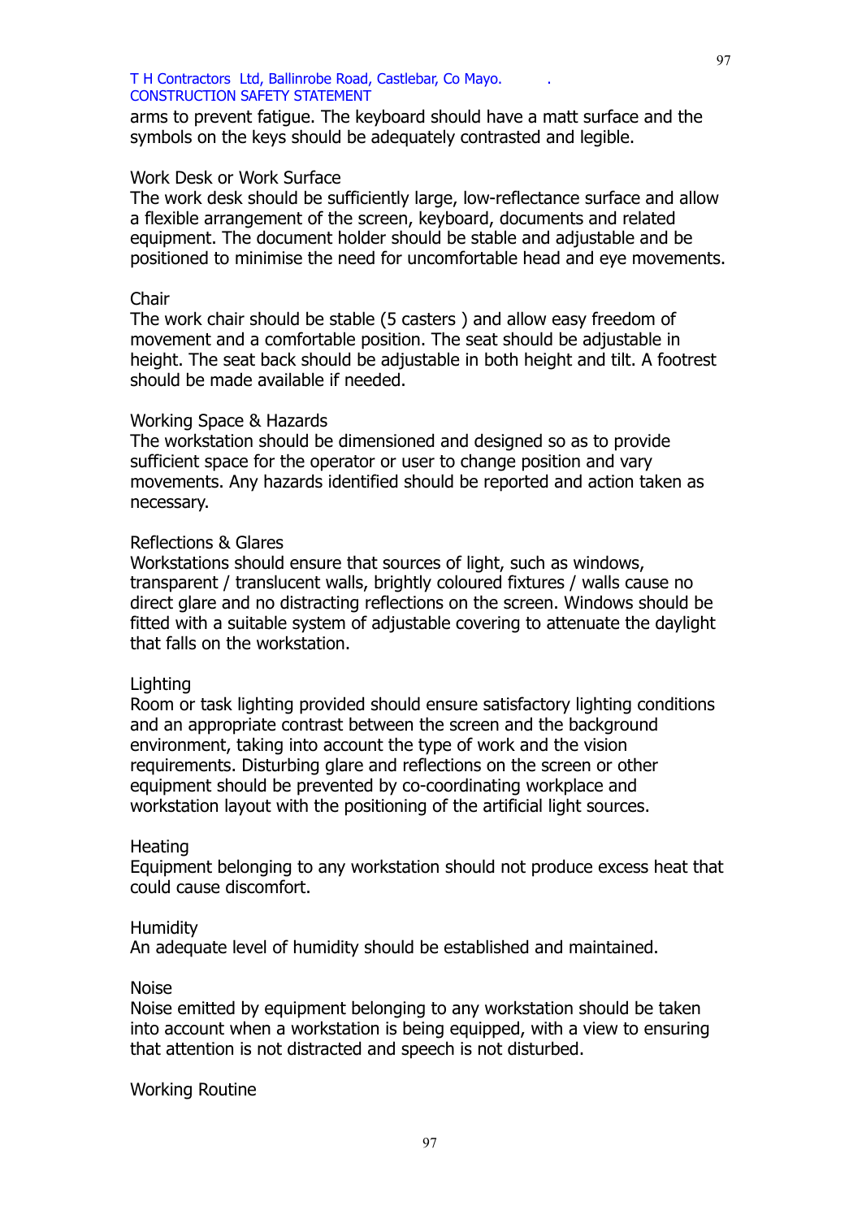arms to prevent fatigue. The keyboard should have a matt surface and the symbols on the keys should be adequately contrasted and legible.

### Work Desk or Work Surface

The work desk should be sufficiently large, low-reflectance surface and allow a flexible arrangement of the screen, keyboard, documents and related equipment. The document holder should be stable and adjustable and be positioned to minimise the need for uncomfortable head and eye movements.

### Chair

The work chair should be stable (5 casters ) and allow easy freedom of movement and a comfortable position. The seat should be adjustable in height. The seat back should be adjustable in both height and tilt. A footrest should be made available if needed.

### Working Space & Hazards

The workstation should be dimensioned and designed so as to provide sufficient space for the operator or user to change position and vary movements. Any hazards identified should be reported and action taken as necessary.

### Reflections & Glares

Workstations should ensure that sources of light, such as windows, transparent / translucent walls, brightly coloured fixtures / walls cause no direct glare and no distracting reflections on the screen. Windows should be fitted with a suitable system of adjustable covering to attenuate the daylight that falls on the workstation.

### Lighting

Room or task lighting provided should ensure satisfactory lighting conditions and an appropriate contrast between the screen and the background environment, taking into account the type of work and the vision requirements. Disturbing glare and reflections on the screen or other equipment should be prevented by co-coordinating workplace and workstation layout with the positioning of the artificial light sources.

### Heating

Equipment belonging to any workstation should not produce excess heat that could cause discomfort.

### Humidity

An adequate level of humidity should be established and maintained.

### Noise

Noise emitted by equipment belonging to any workstation should be taken into account when a workstation is being equipped, with a view to ensuring that attention is not distracted and speech is not disturbed.

### Working Routine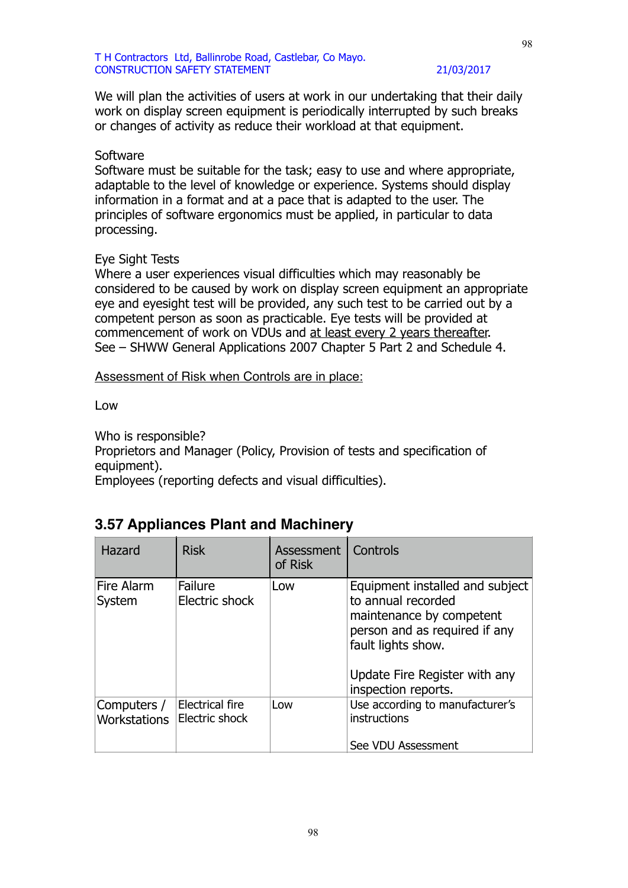We will plan the activities of users at work in our undertaking that their daily work on display screen equipment is periodically interrupted by such breaks or changes of activity as reduce their workload at that equipment.

Software
Software must be suitable for the task; easy to use and where appropriate, adaptable to the level of knowledge or experience. Systems should display information in a format and at a pace that is adapted to the user. The principles of software ergonomics must be applied, in particular to data processing.

Eye Sight Tests
Where a user experiences visual difficulties which may reasonably be considered to be caused by work on display screen equipment an appropriate eye and eyesight test will be provided, any such test to be carried out by a competent person as soon as practicable. Eye tests will be provided at commencement of work on VDUs and <u>at least every 2 years thereafter</u>.
See – SHWW General Applications 2007 Chapter 5 Part 2 and Schedule 4.

<u>Assessment of Risk when Controls are in place:</u>

Low

Who is responsible?
Proprietors and Manager (Policy, Provision of tests and specification of equipment).
Employees (reporting defects and visual difficulties).

## 3.57 Appliances Plant and Machinery

| Hazard | Risk | Assessment of Risk | Controls |
|---|---|---|---|
| Fire Alarm System | Failure<br>Electric shock | Low | Equipment installed and subject to annual recorded maintenance by competent person and as required if any fault lights show.<br><br>Update Fire Register with any inspection reports. |
| Computers / Workstations | Electrical fire<br>Electric shock | Low | Use according to manufacturer's instructions<br><br>See VDU Assessment |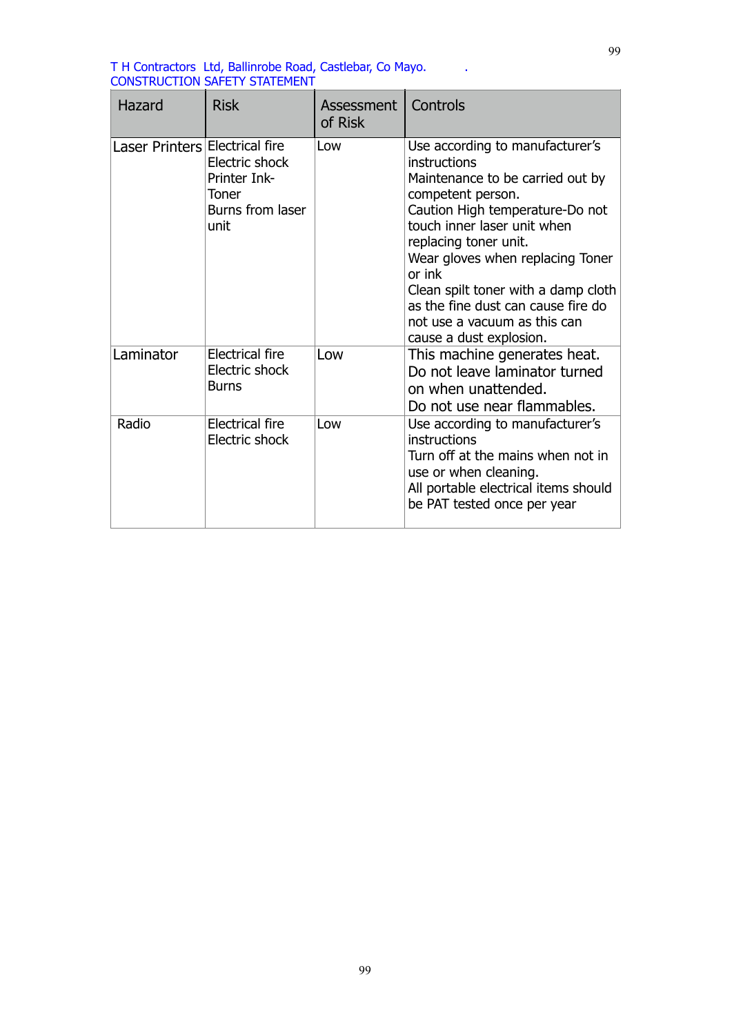T H Contractors Ltd, Ballinrobe Road, Castlebar, Co Mayo.
CONSTRUCTION SAFETY STATEMENT

| Hazard | Risk | Assessment of Risk | Controls |
|---|---|---|---|
| Laser Printers | Electrical fire<br>Electric shock<br>Printer Ink-Toner<br>Burns from laser unit | Low | Use according to manufacturer's instructions<br>Maintenance to be carried out by competent person.<br>Caution High temperature-Do not touch inner laser unit when replacing toner unit.<br>Wear gloves when replacing Toner or ink<br>Clean spilt toner with a damp cloth as the fine dust can cause fire do not use a vacuum as this can cause a dust explosion. |
| Laminator | Electrical fire<br>Electric shock<br>Burns | Low | This machine generates heat.<br>Do not leave laminator turned on when unattended.<br>Do not use near flammables. |
| Radio | Electrical fire<br>Electric shock | Low | Use according to manufacturer's instructions<br>Turn off at the mains when not in use or when cleaning.<br>All portable electrical items should be PAT tested once per year |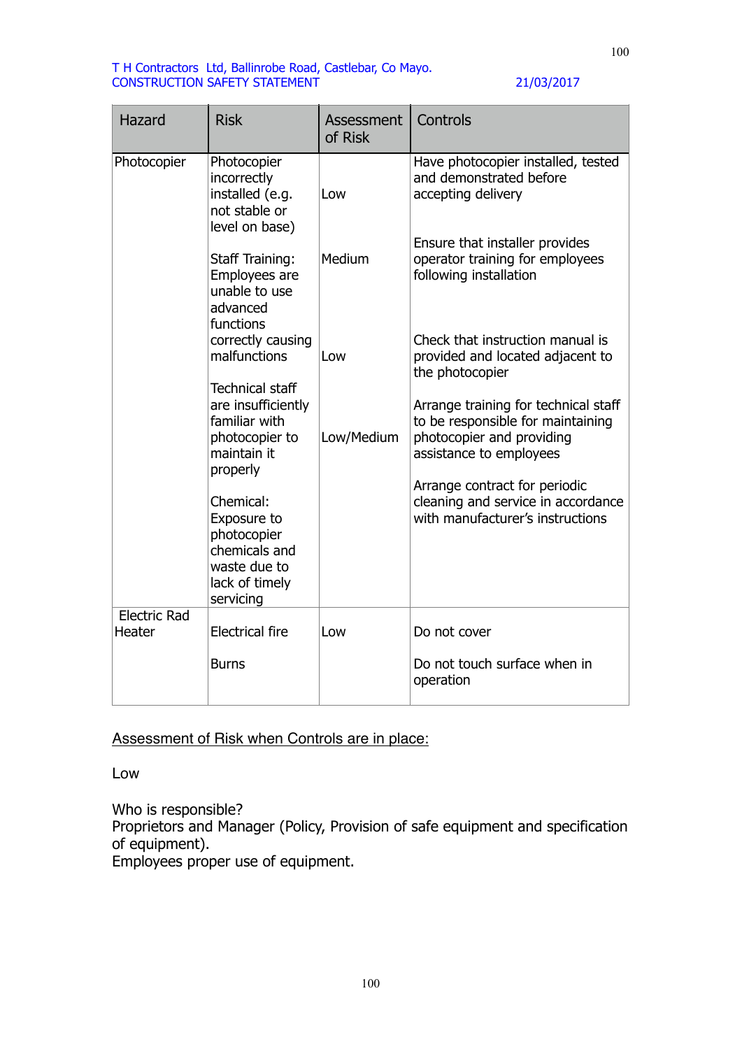| Hazard | Risk | Assessment of Risk | Controls |
|---|---|---|---|
| Photocopier | Photocopier incorrectly installed (e.g. not stable or level on base) | Low | Have photocopier installed, tested and demonstrated before accepting delivery |
| | Staff Training: Employees are unable to use advanced functions correctly causing malfunctions | Medium | Ensure that installer provides operator training for employees following installation |
| | | Low | Check that instruction manual is provided and located adjacent to the photocopier |
| | Technical staff are insufficiently familiar with photocopier to maintain it properly | Low/Medium | Arrange training for technical staff to be responsible for maintaining photocopier and providing assistance to employees |
| | Chemical: Exposure to photocopier chemicals and waste due to lack of timely servicing | | Arrange contract for periodic cleaning and service in accordance with manufacturer's instructions |
| Electric Rad Heater | Electrical fire | Low | Do not cover |
| | Burns | | Do not touch surface when in operation |

<u>Assessment of Risk when Controls are in place:</u>

Low

Who is responsible?
Proprietors and Manager (Policy, Provision of safe equipment and specification of equipment).
Employees proper use of equipment.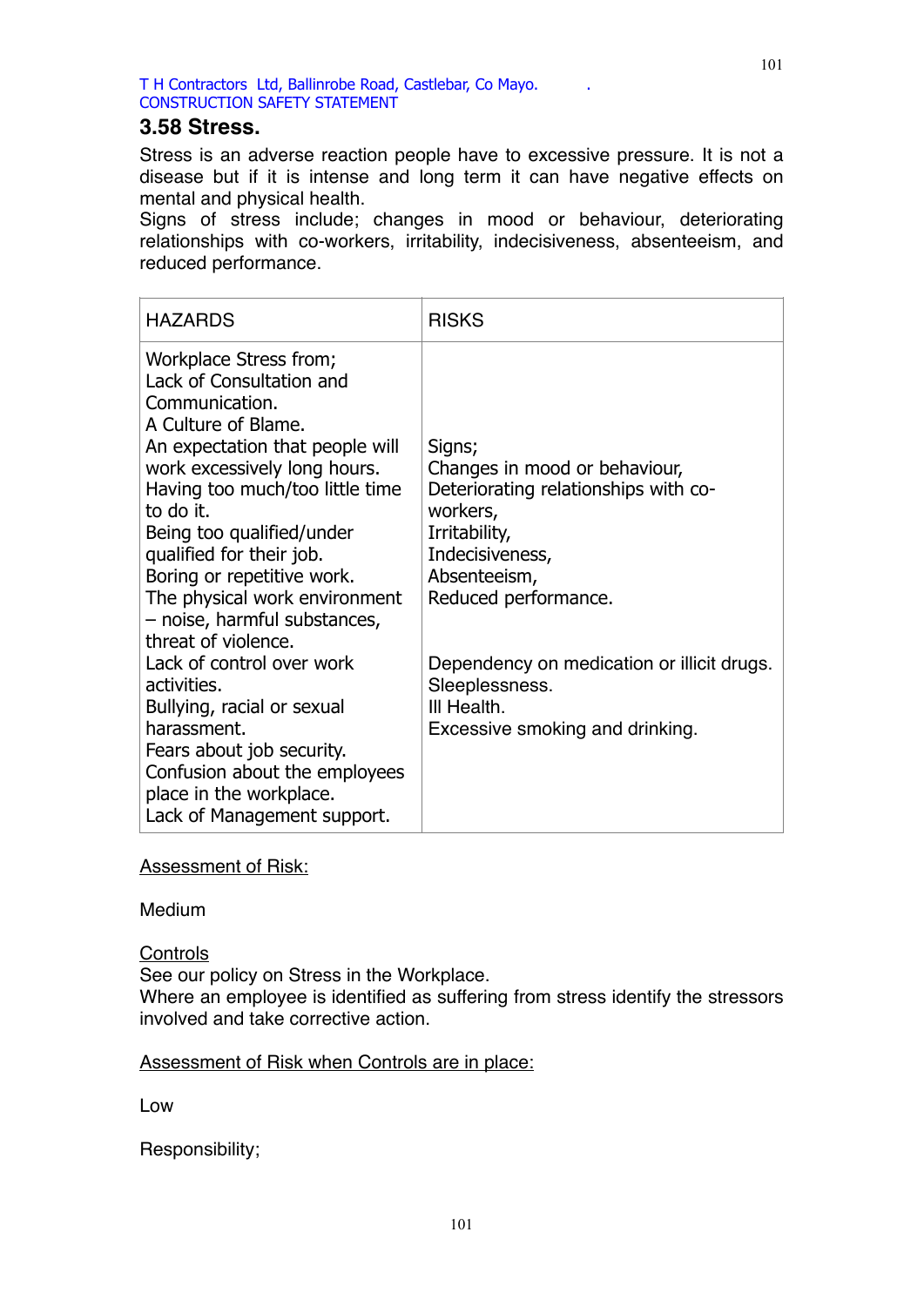## 3.58 Stress.

Stress is an adverse reaction people have to excessive pressure. It is not a disease but if it is intense and long term it can have negative effects on mental and physical health.
Signs of stress include; changes in mood or behaviour, deteriorating relationships with co-workers, irritability, indecisiveness, absenteeism, and reduced performance.

| HAZARDS | RISKS |
|---|---|
| Workplace Stress from;<br>Lack of Consultation and Communication.<br>A Culture of Blame.<br>An expectation that people will work excessively long hours.<br>Having too much/too little time to do it.<br>Being too qualified/under qualified for their job.<br>Boring or repetitive work.<br>The physical work environment – noise, harmful substances, threat of violence.<br>Lack of control over work activities.<br>Bullying, racial or sexual harassment.<br>Fears about job security.<br>Confusion about the employees place in the workplace.<br>Lack of Management support. | Signs;<br>Changes in mood or behaviour,<br>Deteriorating relationships with co-workers,<br>Irritability,<br>Indecisiveness,<br>Absenteeism,<br>Reduced performance.<br><br>Dependency on medication or illicit drugs.<br>Sleeplessness.<br>Ill Health.<br>Excessive smoking and drinking. |

<u>Assessment of Risk:</u>

Medium

<u>Controls</u>
See our policy on Stress in the Workplace.
Where an employee is identified as suffering from stress identify the stressors involved and take corrective action.

<u>Assessment of Risk when Controls are in place:</u>

Low

Responsibility;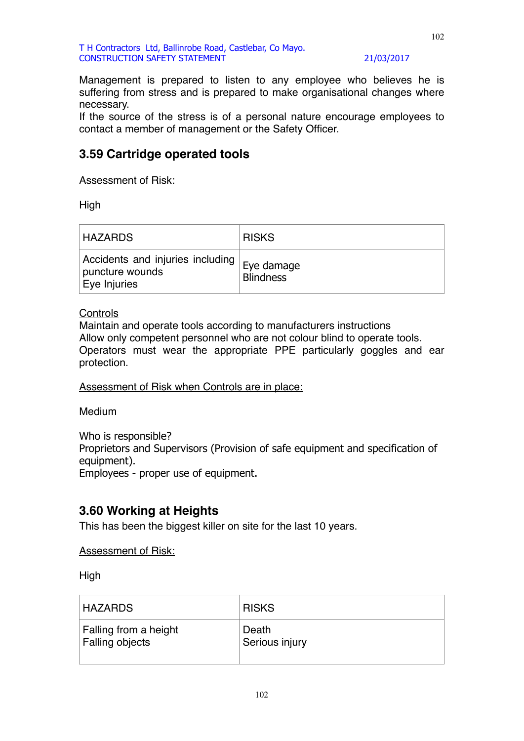Management is prepared to listen to any employee who believes he is suffering from stress and is prepared to make organisational changes where necessary.
If the source of the stress is of a personal nature encourage employees to contact a member of management or the Safety Officer.

## 3.59 Cartridge operated tools

<u>Assessment of Risk:</u>

High

| HAZARDS | RISKS |
|---|---|
| Accidents and injuries including puncture wounds<br>Eye Injuries | Eye damage<br>Blindness |

<u>Controls</u>
Maintain and operate tools according to manufacturers instructions
Allow only competent personnel who are not colour blind to operate tools.
Operators must wear the appropriate PPE particularly goggles and ear protection.

<u>Assessment of Risk when Controls are in place:</u>

Medium

Who is responsible?
Proprietors and Supervisors (Provision of safe equipment and specification of equipment).
Employees - proper use of equipment.

## 3.60 Working at Heights

This has been the biggest killer on site for the last 10 years.

<u>Assessment of Risk:</u>

High

| HAZARDS | RISKS |
|---|---|
| Falling from a height<br>Falling objects | Death<br>Serious injury |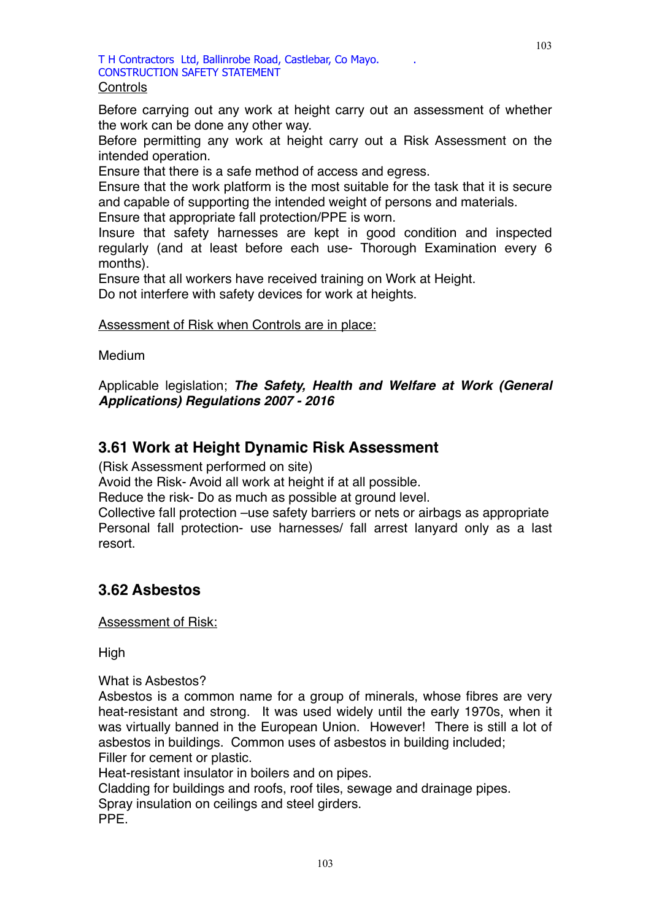Controls

Before carrying out any work at height carry out an assessment of whether the work can be done any other way.
Before permitting any work at height carry out a Risk Assessment on the intended operation.
Ensure that there is a safe method of access and egress.
Ensure that the work platform is the most suitable for the task that it is secure and capable of supporting the intended weight of persons and materials.
Ensure that appropriate fall protection/PPE is worn.
Insure that safety harnesses are kept in good condition and inspected regularly (and at least before each use- Thorough Examination every 6 months).
Ensure that all workers have received training on Work at Height.
Do not interfere with safety devices for work at heights.

Assessment of Risk when Controls are in place:

Medium

Applicable legislation; ***The Safety, Health and Welfare at Work (General Applications) Regulations 2007 - 2016***

## 3.61 Work at Height Dynamic Risk Assessment

(Risk Assessment performed on site)
Avoid the Risk- Avoid all work at height if at all possible.
Reduce the risk- Do as much as possible at ground level.
Collective fall protection –use safety barriers or nets or airbags as appropriate
Personal fall protection- use harnesses/ fall arrest lanyard only as a last resort.

## 3.62 Asbestos

Assessment of Risk:

High

What is Asbestos?
Asbestos is a common name for a group of minerals, whose fibres are very heat-resistant and strong. It was used widely until the early 1970s, when it was virtually banned in the European Union. However! There is still a lot of asbestos in buildings. Common uses of asbestos in building included;
Filler for cement or plastic.
Heat-resistant insulator in boilers and on pipes.
Cladding for buildings and roofs, roof tiles, sewage and drainage pipes.
Spray insulation on ceilings and steel girders.
PPE.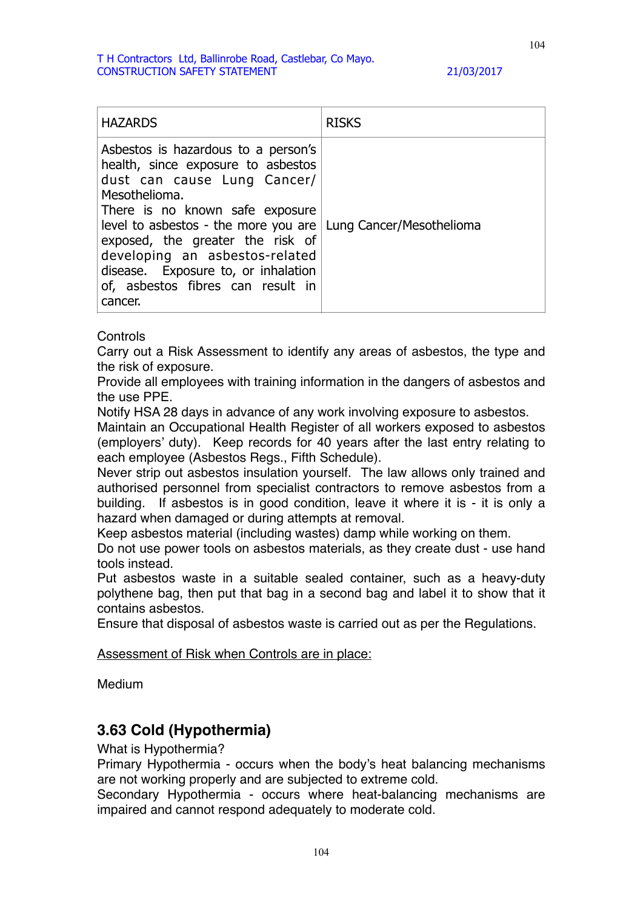| HAZARDS | RISKS |
|---|---|
| Asbestos is hazardous to a person's health, since exposure to asbestos dust can cause Lung Cancer/ Mesothelioma. There is no known safe exposure level to asbestos - the more you are exposed, the greater the risk of developing an asbestos-related disease. Exposure to, or inhalation of, asbestos fibres can result in cancer. | Lung Cancer/Mesothelioma |

Controls
Carry out a Risk Assessment to identify any areas of asbestos, the type and the risk of exposure.
Provide all employees with training information in the dangers of asbestos and the use PPE.
Notify HSA 28 days in advance of any work involving exposure to asbestos.
Maintain an Occupational Health Register of all workers exposed to asbestos (employers' duty). Keep records for 40 years after the last entry relating to each employee (Asbestos Regs., Fifth Schedule).
Never strip out asbestos insulation yourself. The law allows only trained and authorised personnel from specialist contractors to remove asbestos from a building. If asbestos is in good condition, leave it where it is - it is only a hazard when damaged or during attempts at removal.
Keep asbestos material (including wastes) damp while working on them.
Do not use power tools on asbestos materials, as they create dust - use hand tools instead.
Put asbestos waste in a suitable sealed container, such as a heavy-duty polythene bag, then put that bag in a second bag and label it to show that it contains asbestos.
Ensure that disposal of asbestos waste is carried out as per the Regulations.

Assessment of Risk when Controls are in place:

Medium

## 3.63 Cold (Hypothermia)

What is Hypothermia?
Primary Hypothermia - occurs when the body's heat balancing mechanisms are not working properly and are subjected to extreme cold.
Secondary Hypothermia - occurs where heat-balancing mechanisms are impaired and cannot respond adequately to moderate cold.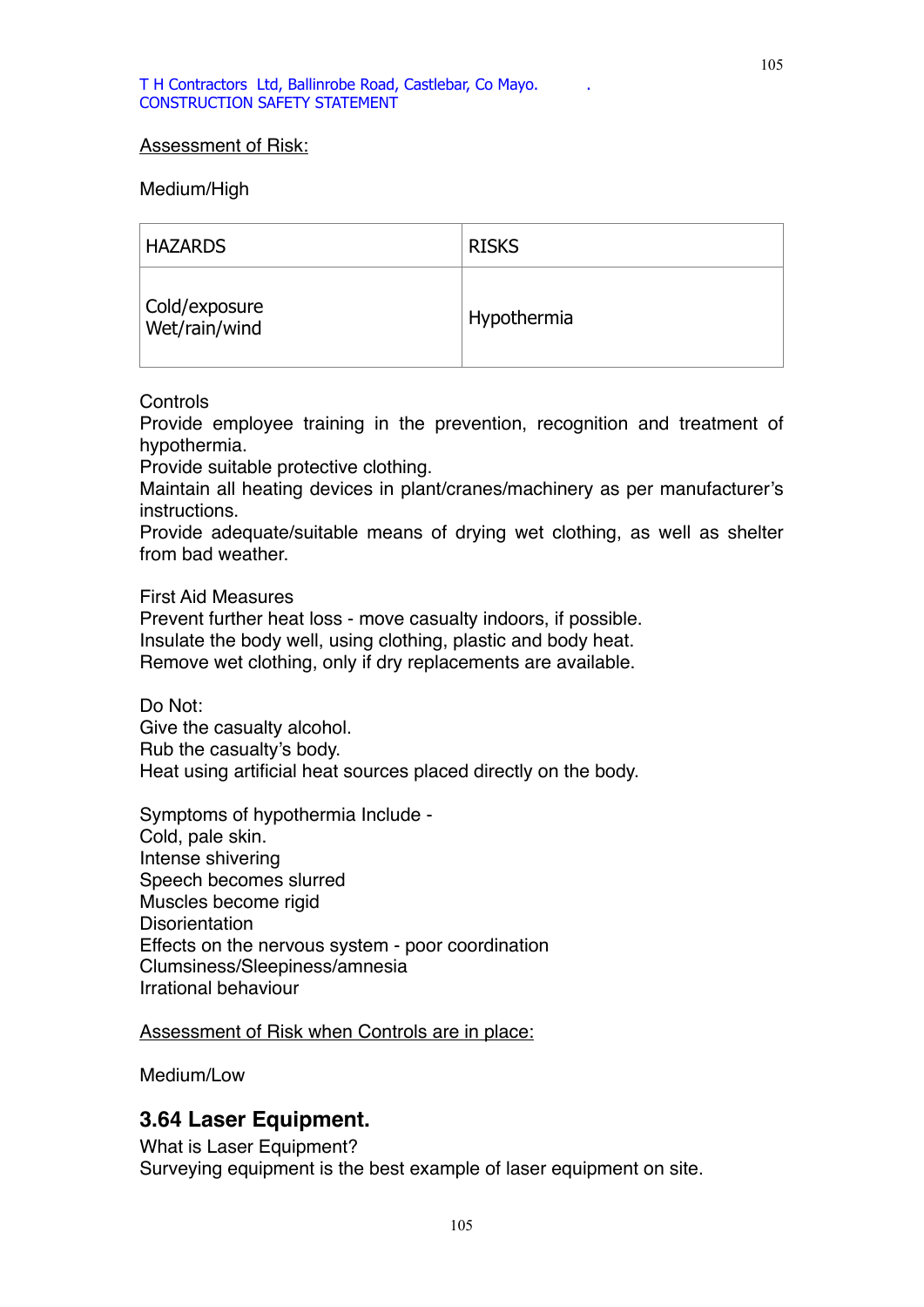Assessment of Risk:

Medium/High

| HAZARDS | RISKS |
|---|---|
| Cold/exposure<br>Wet/rain/wind | Hypothermia |

Controls
Provide employee training in the prevention, recognition and treatment of hypothermia.
Provide suitable protective clothing.
Maintain all heating devices in plant/cranes/machinery as per manufacturer's instructions.
Provide adequate/suitable means of drying wet clothing, as well as shelter from bad weather.

First Aid Measures
Prevent further heat loss - move casualty indoors, if possible.
Insulate the body well, using clothing, plastic and body heat.
Remove wet clothing, only if dry replacements are available.

Do Not:
Give the casualty alcohol.
Rub the casualty's body.
Heat using artificial heat sources placed directly on the body.

Symptoms of hypothermia Include -
Cold, pale skin.
Intense shivering
Speech becomes slurred
Muscles become rigid
Disorientation
Effects on the nervous system - poor coordination
Clumsiness/Sleepiness/amnesia
Irrational behaviour

Assessment of Risk when Controls are in place:

Medium/Low

## 3.64 Laser Equipment.

What is Laser Equipment?
Surveying equipment is the best example of laser equipment on site.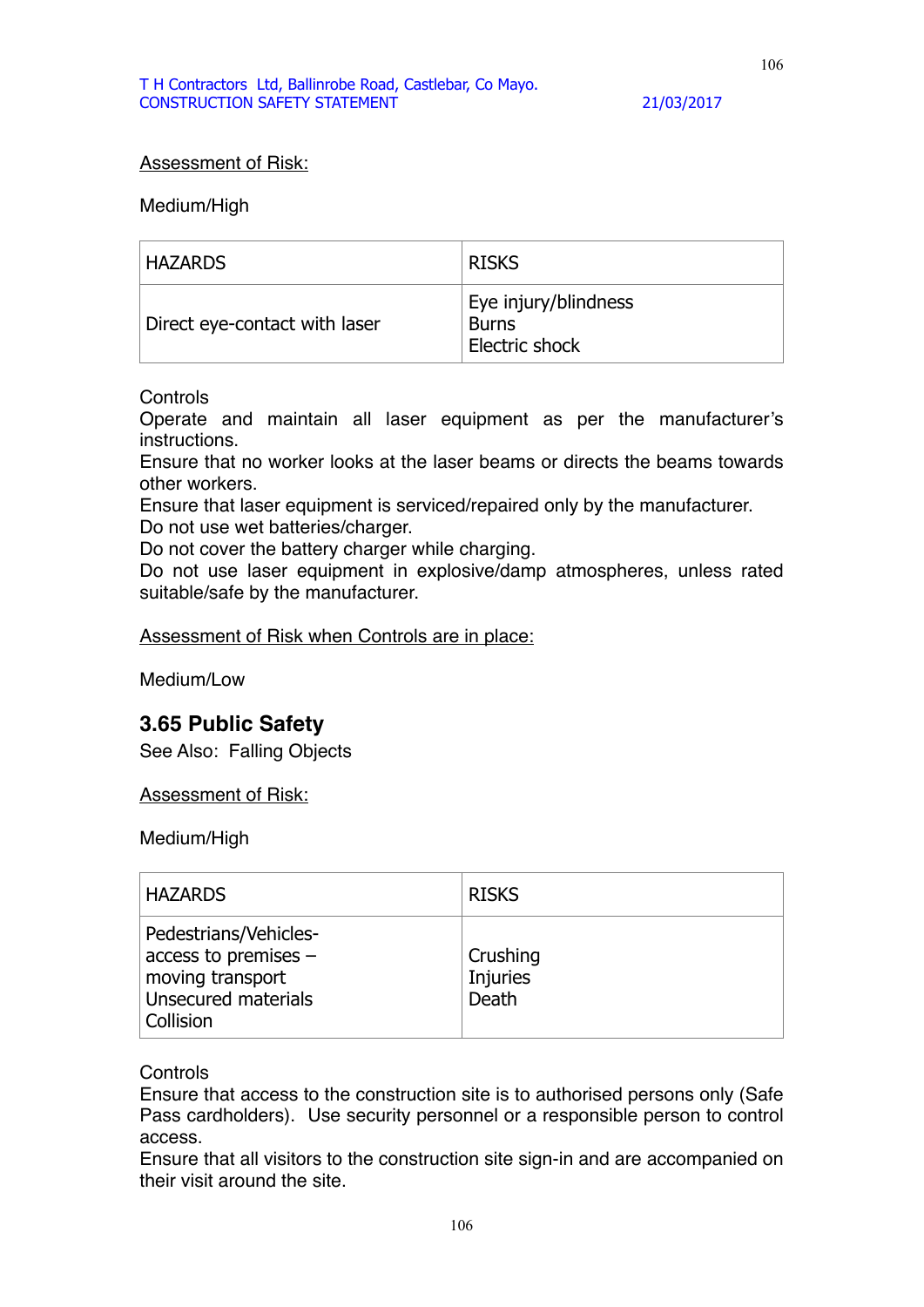<u>Assessment of Risk:</u>

Medium/High

| HAZARDS | RISKS |
|---|---|
| Direct eye-contact with laser | Eye injury/blindness<br>Burns<br>Electric shock |

Controls
Operate and maintain all laser equipment as per the manufacturer's instructions.
Ensure that no worker looks at the laser beams or directs the beams towards other workers.
Ensure that laser equipment is serviced/repaired only by the manufacturer.
Do not use wet batteries/charger.
Do not cover the battery charger while charging.
Do not use laser equipment in explosive/damp atmospheres, unless rated suitable/safe by the manufacturer.

<u>Assessment of Risk when Controls are in place:</u>

Medium/Low

## 3.65 Public Safety

See Also: Falling Objects

<u>Assessment of Risk:</u>

Medium/High

| HAZARDS | RISKS |
|---|---|
| Pedestrians/Vehicles-access to premises – moving transport<br>Unsecured materials<br>Collision | Crushing<br>Injuries<br>Death |

Controls
Ensure that access to the construction site is to authorised persons only (Safe Pass cardholders). Use security personnel or a responsible person to control access.
Ensure that all visitors to the construction site sign-in and are accompanied on their visit around the site.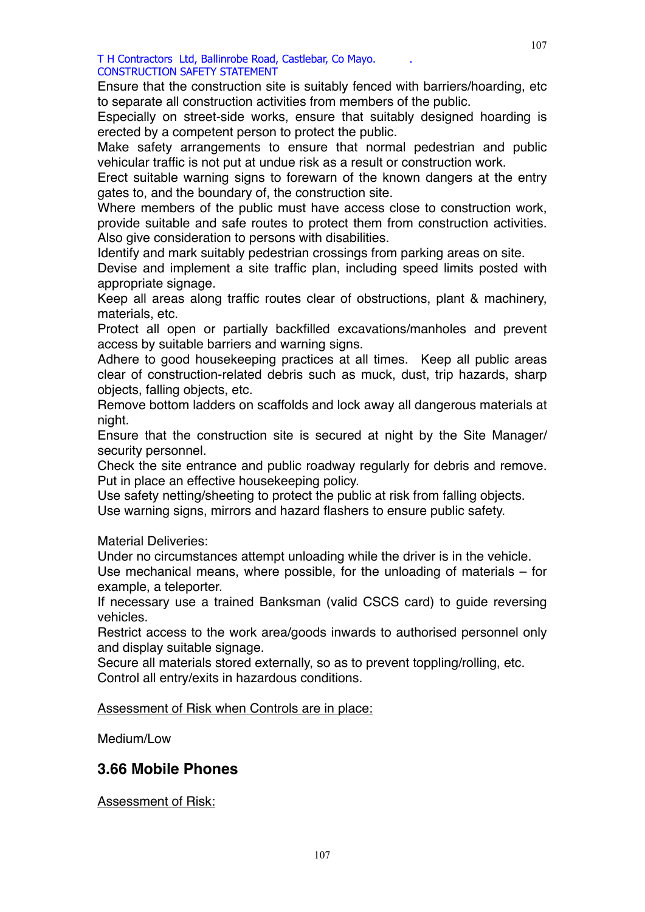Ensure that the construction site is suitably fenced with barriers/hoarding, etc to separate all construction activities from members of the public.
Especially on street-side works, ensure that suitably designed hoarding is erected by a competent person to protect the public.
Make safety arrangements to ensure that normal pedestrian and public vehicular traffic is not put at undue risk as a result or construction work.
Erect suitable warning signs to forewarn of the known dangers at the entry gates to, and the boundary of, the construction site.
Where members of the public must have access close to construction work, provide suitable and safe routes to protect them from construction activities. Also give consideration to persons with disabilities.
Identify and mark suitably pedestrian crossings from parking areas on site.
Devise and implement a site traffic plan, including speed limits posted with appropriate signage.
Keep all areas along traffic routes clear of obstructions, plant & machinery, materials, etc.
Protect all open or partially backfilled excavations/manholes and prevent access by suitable barriers and warning signs.
Adhere to good housekeeping practices at all times. Keep all public areas clear of construction-related debris such as muck, dust, trip hazards, sharp objects, falling objects, etc.
Remove bottom ladders on scaffolds and lock away all dangerous materials at night.
Ensure that the construction site is secured at night by the Site Manager/ security personnel.
Check the site entrance and public roadway regularly for debris and remove. Put in place an effective housekeeping policy.
Use safety netting/sheeting to protect the public at risk from falling objects.
Use warning signs, mirrors and hazard flashers to ensure public safety.

Material Deliveries:
Under no circumstances attempt unloading while the driver is in the vehicle.
Use mechanical means, where possible, for the unloading of materials – for example, a teleporter.
If necessary use a trained Banksman (valid CSCS card) to guide reversing vehicles.
Restrict access to the work area/goods inwards to authorised personnel only and display suitable signage.
Secure all materials stored externally, so as to prevent toppling/rolling, etc.
Control all entry/exits in hazardous conditions.

<u>Assessment of Risk when Controls are in place:</u>

Medium/Low

## 3.66 Mobile Phones

<u>Assessment of Risk:</u>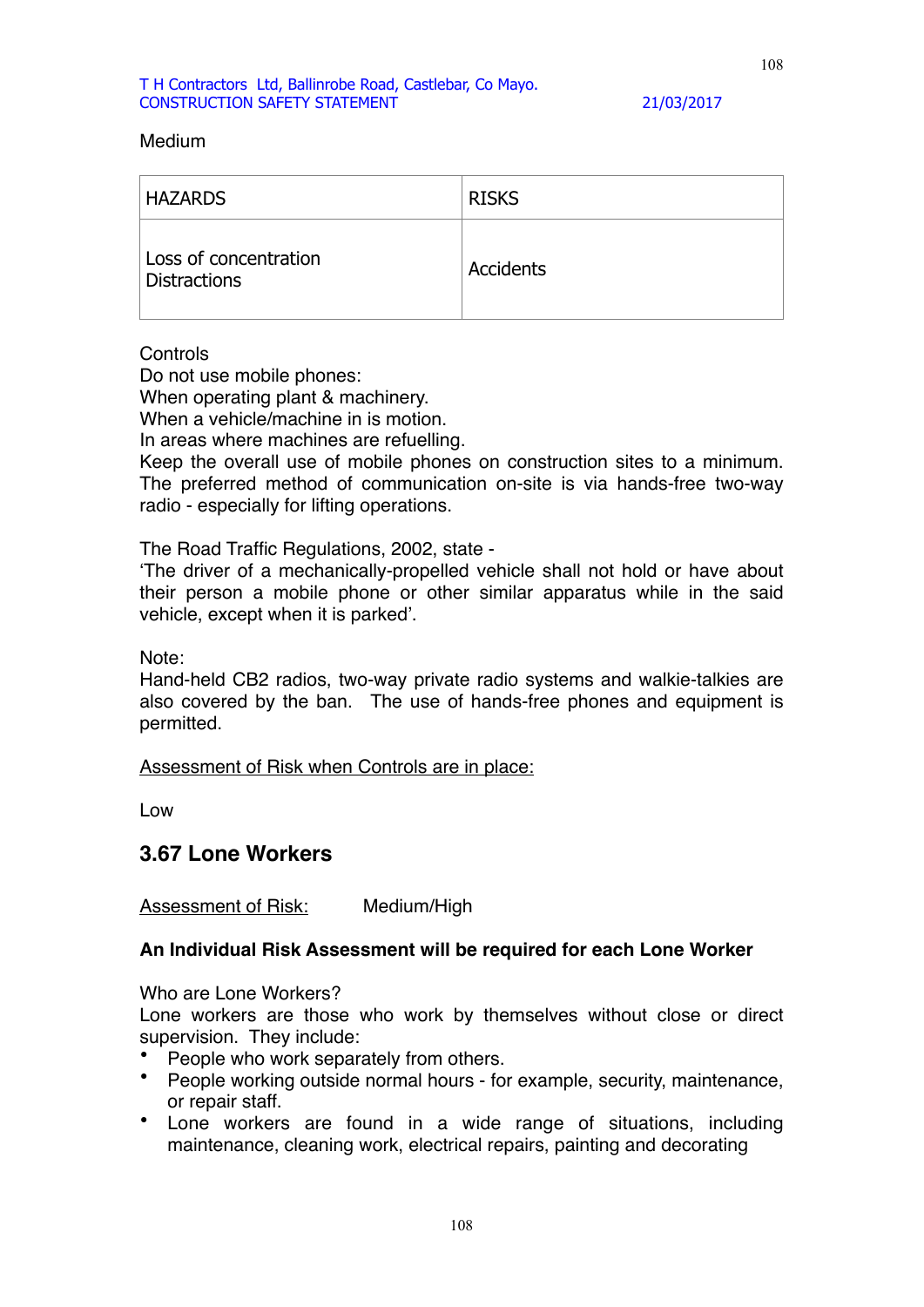Medium

| HAZARDS | RISKS |
|---|---|
| Loss of concentration<br>Distractions | Accidents |

Controls
Do not use mobile phones:
When operating plant & machinery.
When a vehicle/machine in is motion.
In areas where machines are refuelling.
Keep the overall use of mobile phones on construction sites to a minimum. The preferred method of communication on-site is via hands-free two-way radio - especially for lifting operations.

The Road Traffic Regulations, 2002, state -
'The driver of a mechanically-propelled vehicle shall not hold or have about their person a mobile phone or other similar apparatus while in the said vehicle, except when it is parked'.

Note:
Hand-held CB2 radios, two-way private radio systems and walkie-talkies are also covered by the ban. The use of hands-free phones and equipment is permitted.

<u>Assessment of Risk when Controls are in place:</u>

Low

## 3.67 Lone Workers

<u>Assessment of Risk:</u> Medium/High

**An Individual Risk Assessment will be required for each Lone Worker**

Who are Lone Workers?
Lone workers are those who work by themselves without close or direct supervision. They include:

- People who work separately from others.
- People working outside normal hours - for example, security, maintenance, or repair staff.
- Lone workers are found in a wide range of situations, including maintenance, cleaning work, electrical repairs, painting and decorating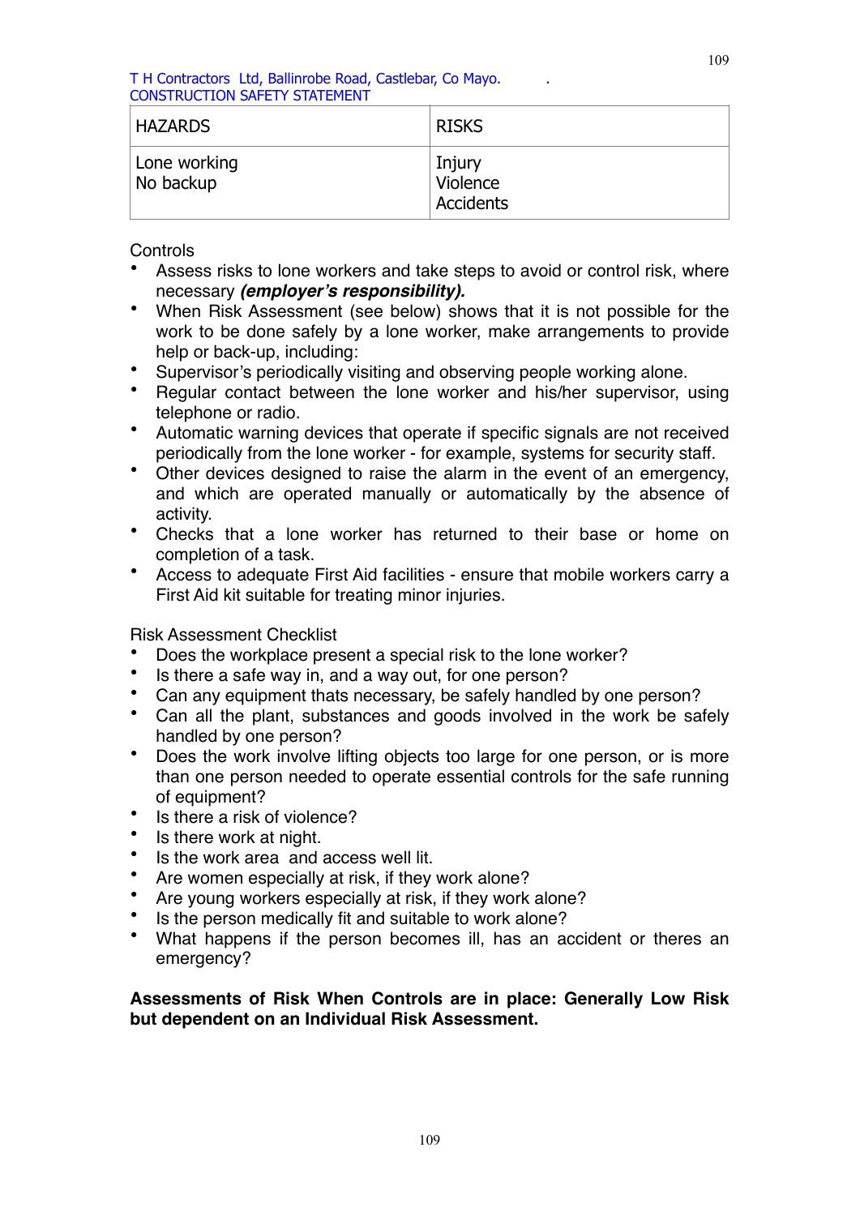| HAZARDS | RISKS |
|---|---|
| Lone working<br>No backup | Injury<br>Violence<br>Accidents |

Controls

- Assess risks to lone workers and take steps to avoid or control risk, where necessary ***(employer's responsibility).***
- When Risk Assessment (see below) shows that it is not possible for the work to be done safely by a lone worker, make arrangements to provide help or back-up, including:
- Supervisor's periodically visiting and observing people working alone.
- Regular contact between the lone worker and his/her supervisor, using telephone or radio.
- Automatic warning devices that operate if specific signals are not received periodically from the lone worker - for example, systems for security staff.
- Other devices designed to raise the alarm in the event of an emergency, and which are operated manually or automatically by the absence of activity.
- Checks that a lone worker has returned to their base or home on completion of a task.
- Access to adequate First Aid facilities - ensure that mobile workers carry a First Aid kit suitable for treating minor injuries.

Risk Assessment Checklist

- Does the workplace present a special risk to the lone worker?
- Is there a safe way in, and a way out, for one person?
- Can any equipment thats necessary, be safely handled by one person?
- Can all the plant, substances and goods involved in the work be safely handled by one person?
- Does the work involve lifting objects too large for one person, or is more than one person needed to operate essential controls for the safe running of equipment?
- Is there a risk of violence?
- Is there work at night.
- Is the work area and access well lit.
- Are women especially at risk, if they work alone?
- Are young workers especially at risk, if they work alone?
- Is the person medically fit and suitable to work alone?
- What happens if the person becomes ill, has an accident or theres an emergency?

**Assessments of Risk When Controls are in place: Generally Low Risk but dependent on an Individual Risk Assessment.**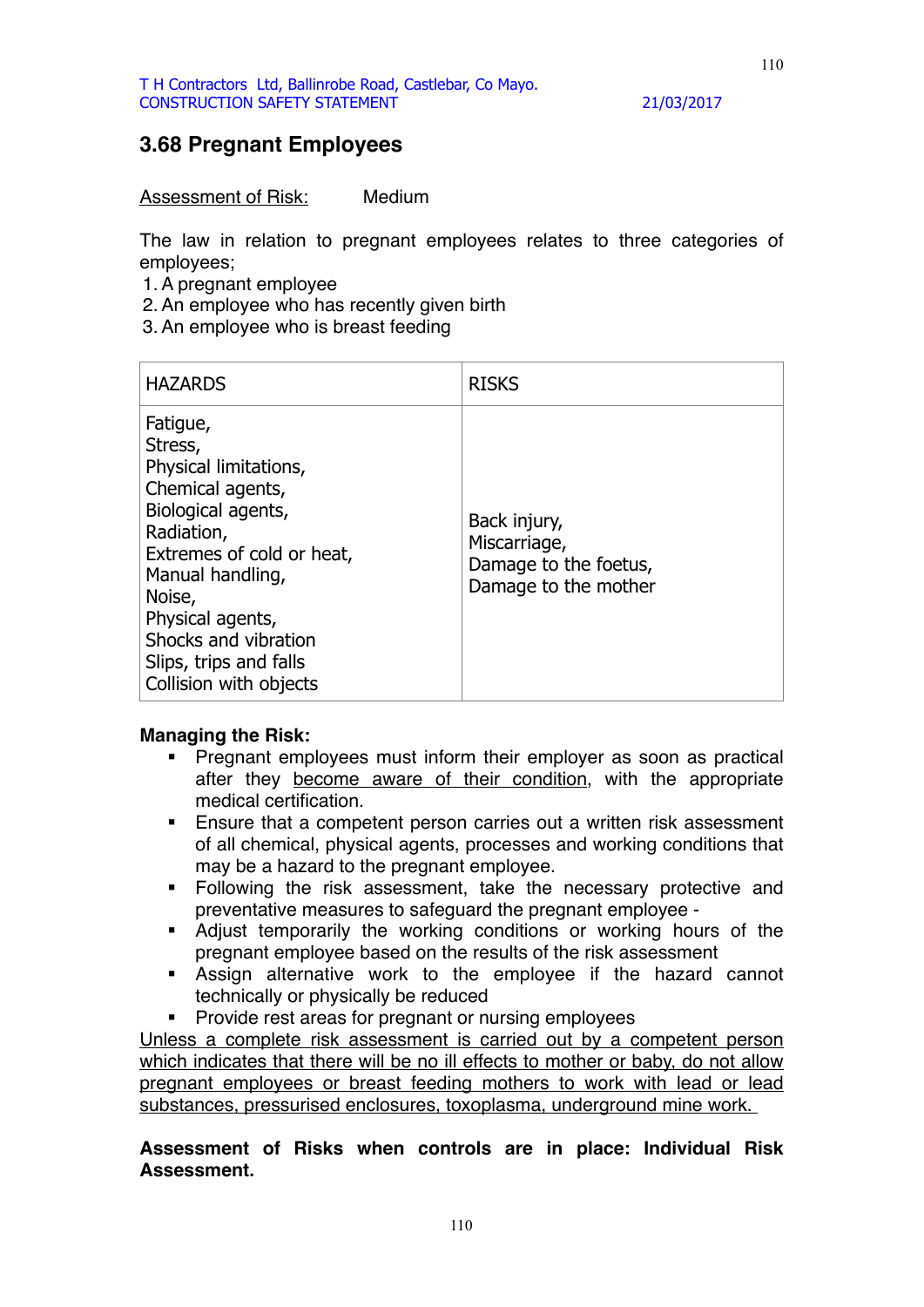## 3.68 Pregnant Employees

Assessment of Risk: Medium

The law in relation to pregnant employees relates to three categories of employees;

1. A pregnant employee
2. An employee who has recently given birth
3. An employee who is breast feeding

| HAZARDS | RISKS |
|---|---|
| Fatigue,<br>Stress,<br>Physical limitations,<br>Chemical agents,<br>Biological agents,<br>Radiation,<br>Extremes of cold or heat,<br>Manual handling,<br>Noise,<br>Physical agents,<br>Shocks and vibration<br>Slips, trips and falls<br>Collision with objects | Back injury,<br>Miscarriage,<br>Damage to the foetus,<br>Damage to the mother |

**Managing the Risk:**

- Pregnant employees must inform their employer as soon as practical after they become aware of their condition, with the appropriate medical certification.
- Ensure that a competent person carries out a written risk assessment of all chemical, physical agents, processes and working conditions that may be a hazard to the pregnant employee.
- Following the risk assessment, take the necessary protective and preventative measures to safeguard the pregnant employee -
- Adjust temporarily the working conditions or working hours of the pregnant employee based on the results of the risk assessment
- Assign alternative work to the employee if the hazard cannot technically or physically be reduced
- Provide rest areas for pregnant or nursing employees

Unless a complete risk assessment is carried out by a competent person which indicates that there will be no ill effects to mother or baby, do not allow pregnant employees or breast feeding mothers to work with lead or lead substances, pressurised enclosures, toxoplasma, underground mine work.

**Assessment of Risks when controls are in place: Individual Risk Assessment.**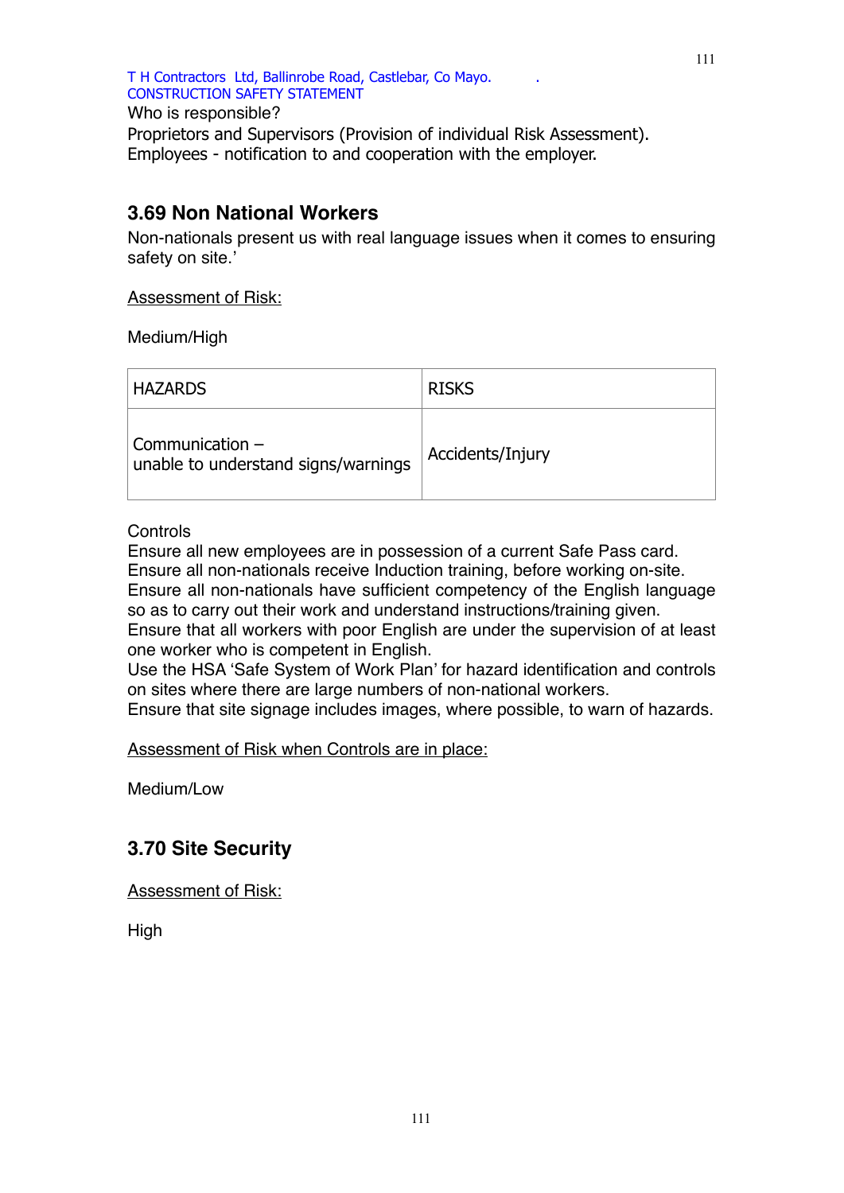Who is responsible?
Proprietors and Supervisors (Provision of individual Risk Assessment).
Employees - notification to and cooperation with the employer.

## 3.69 Non National Workers

Non-nationals present us with real language issues when it comes to ensuring safety on site.'

<u>Assessment of Risk:</u>

Medium/High

| HAZARDS | RISKS |
|---|---|
| Communication – unable to understand signs/warnings | Accidents/Injury |

Controls
Ensure all new employees are in possession of a current Safe Pass card.
Ensure all non-nationals receive Induction training, before working on-site.
Ensure all non-nationals have sufficient competency of the English language so as to carry out their work and understand instructions/training given.
Ensure that all workers with poor English are under the supervision of at least one worker who is competent in English.
Use the HSA 'Safe System of Work Plan' for hazard identification and controls on sites where there are large numbers of non-national workers.
Ensure that site signage includes images, where possible, to warn of hazards.

<u>Assessment of Risk when Controls are in place:</u>

Medium/Low

## 3.70 Site Security

<u>Assessment of Risk:</u>

High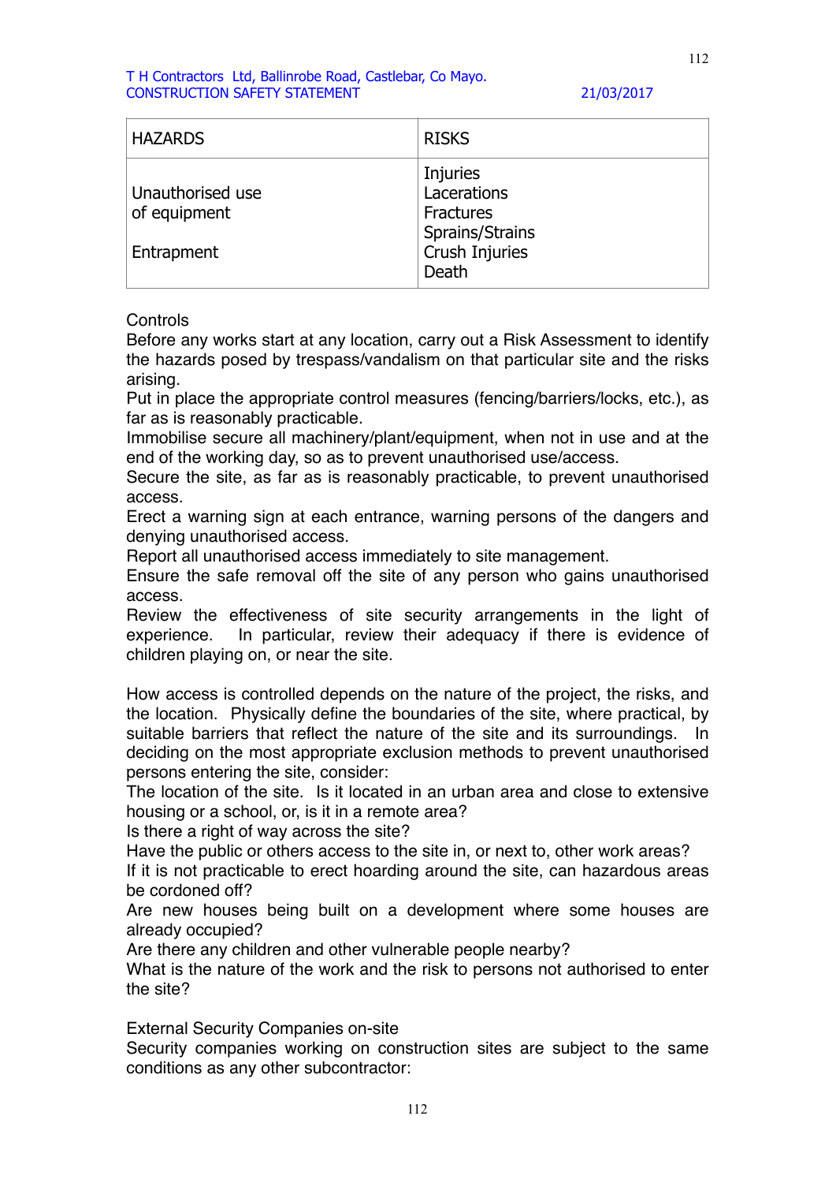| HAZARDS | RISKS |
|---|---|
| Unauthorised use of equipment<br><br>Entrapment | Injuries<br>Lacerations<br>Fractures<br>Sprains/Strains<br>Crush Injuries<br>Death |

Controls

Before any works start at any location, carry out a Risk Assessment to identify the hazards posed by trespass/vandalism on that particular site and the risks arising.

Put in place the appropriate control measures (fencing/barriers/locks, etc.), as far as is reasonably practicable.

Immobilise secure all machinery/plant/equipment, when not in use and at the end of the working day, so as to prevent unauthorised use/access.

Secure the site, as far as is reasonably practicable, to prevent unauthorised access.

Erect a warning sign at each entrance, warning persons of the dangers and denying unauthorised access.

Report all unauthorised access immediately to site management.

Ensure the safe removal off the site of any person who gains unauthorised access.

Review the effectiveness of site security arrangements in the light of experience. In particular, review their adequacy if there is evidence of children playing on, or near the site.

How access is controlled depends on the nature of the project, the risks, and the location. Physically define the boundaries of the site, where practical, by suitable barriers that reflect the nature of the site and its surroundings. In deciding on the most appropriate exclusion methods to prevent unauthorised persons entering the site, consider:

The location of the site. Is it located in an urban area and close to extensive housing or a school, or, is it in a remote area?

Is there a right of way across the site?

Have the public or others access to the site in, or next to, other work areas?

If it is not practicable to erect hoarding around the site, can hazardous areas be cordoned off?

Are new houses being built on a development where some houses are already occupied?

Are there any children and other vulnerable people nearby?

What is the nature of the work and the risk to persons not authorised to enter the site?

External Security Companies on-site

Security companies working on construction sites are subject to the same conditions as any other subcontractor: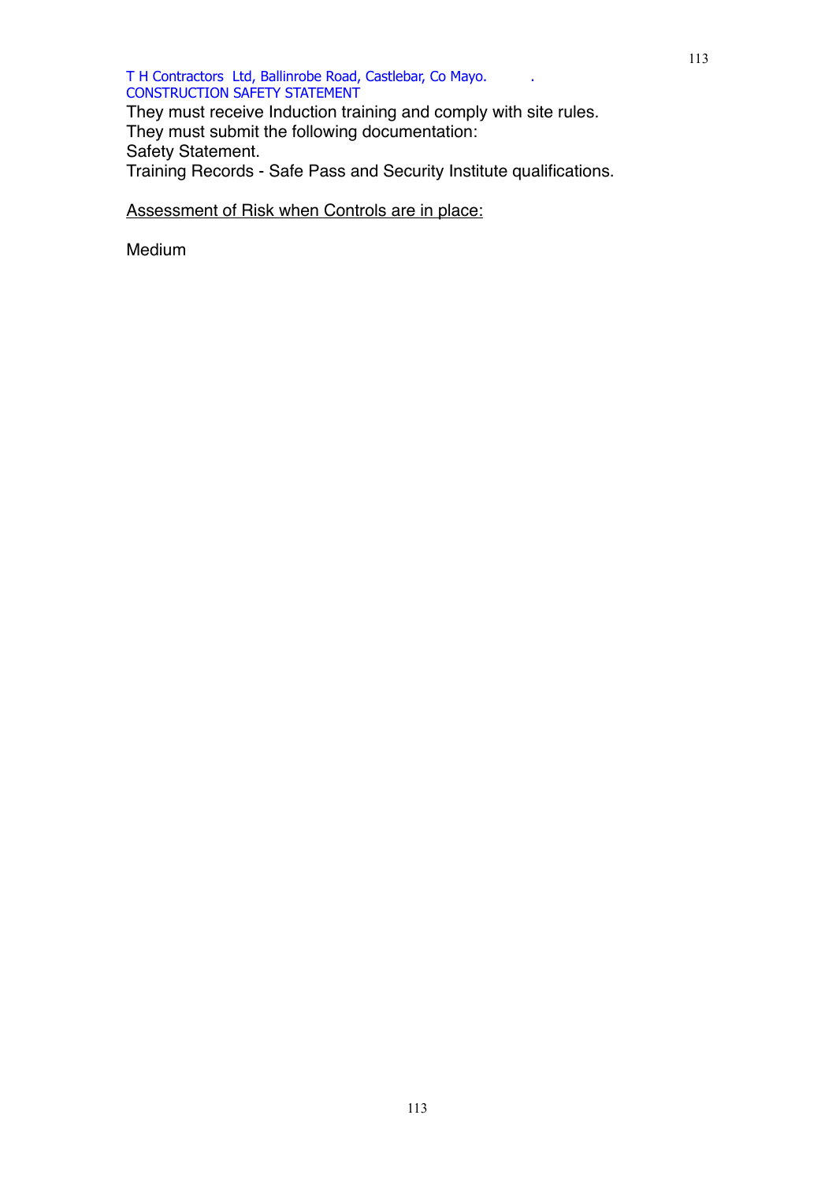They must receive Induction training and comply with site rules.
They must submit the following documentation:
Safety Statement.
Training Records - Safe Pass and Security Institute qualifications.

<u>Assessment of Risk when Controls are in place:</u>

Medium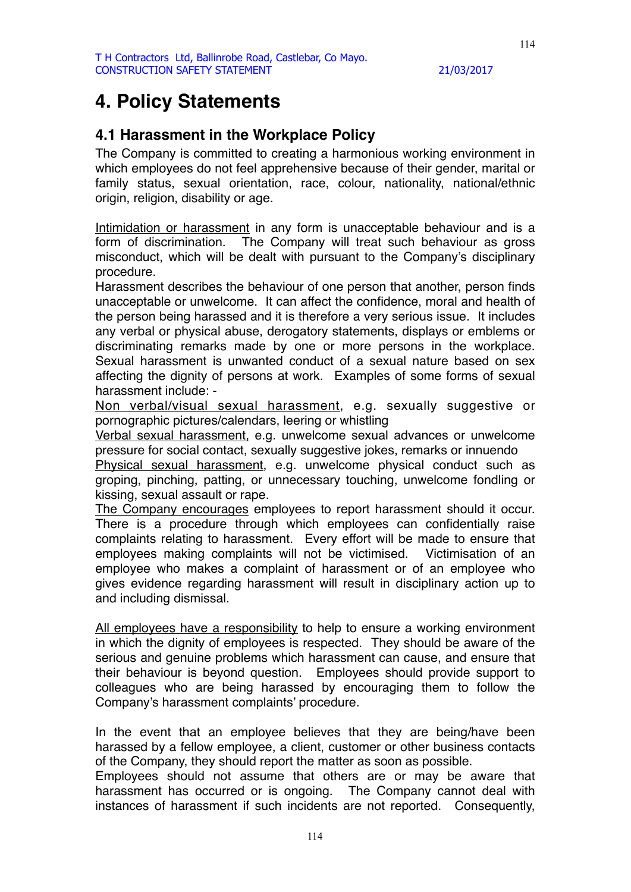# 4. Policy Statements

## 4.1 Harassment in the Workplace Policy

The Company is committed to creating a harmonious working environment in which employees do not feel apprehensive because of their gender, marital or family status, sexual orientation, race, colour, nationality, national/ethnic origin, religion, disability or age.

Intimidation or harassment in any form is unacceptable behaviour and is a form of discrimination. The Company will treat such behaviour as gross misconduct, which will be dealt with pursuant to the Company's disciplinary procedure.

Harassment describes the behaviour of one person that another, person finds unacceptable or unwelcome. It can affect the confidence, moral and health of the person being harassed and it is therefore a very serious issue. It includes any verbal or physical abuse, derogatory statements, displays or emblems or discriminating remarks made by one or more persons in the workplace. Sexual harassment is unwanted conduct of a sexual nature based on sex affecting the dignity of persons at work. Examples of some forms of sexual harassment include: -

Non verbal/visual sexual harassment, e.g. sexually suggestive or pornographic pictures/calendars, leering or whistling

Verbal sexual harassment, e.g. unwelcome sexual advances or unwelcome pressure for social contact, sexually suggestive jokes, remarks or innuendo

Physical sexual harassment, e.g. unwelcome physical conduct such as groping, pinching, patting, or unnecessary touching, unwelcome fondling or kissing, sexual assault or rape.

The Company encourages employees to report harassment should it occur. There is a procedure through which employees can confidentially raise complaints relating to harassment. Every effort will be made to ensure that employees making complaints will not be victimised. Victimisation of an employee who makes a complaint of harassment or of an employee who gives evidence regarding harassment will result in disciplinary action up to and including dismissal.

All employees have a responsibility to help to ensure a working environment in which the dignity of employees is respected. They should be aware of the serious and genuine problems which harassment can cause, and ensure that their behaviour is beyond question. Employees should provide support to colleagues who are being harassed by encouraging them to follow the Company's harassment complaints' procedure.

In the event that an employee believes that they are being/have been harassed by a fellow employee, a client, customer or other business contacts of the Company, they should report the matter as soon as possible.

Employees should not assume that others are or may be aware that harassment has occurred or is ongoing. The Company cannot deal with instances of harassment if such incidents are not reported. Consequently,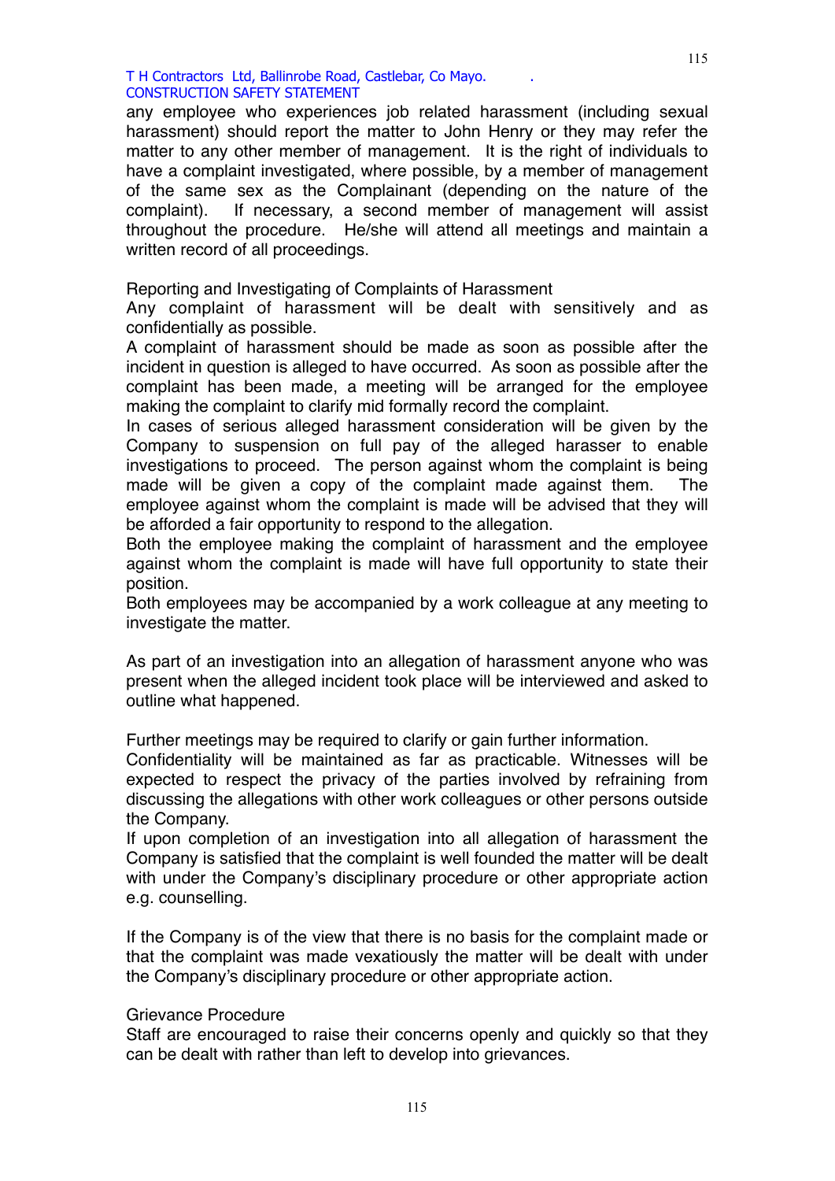any employee who experiences job related harassment (including sexual harassment) should report the matter to John Henry or they may refer the matter to any other member of management. It is the right of individuals to have a complaint investigated, where possible, by a member of management of the same sex as the Complainant (depending on the nature of the complaint). If necessary, a second member of management will assist throughout the procedure. He/she will attend all meetings and maintain a written record of all proceedings.

Reporting and Investigating of Complaints of Harassment

Any complaint of harassment will be dealt with sensitively and as confidentially as possible.

A complaint of harassment should be made as soon as possible after the incident in question is alleged to have occurred. As soon as possible after the complaint has been made, a meeting will be arranged for the employee making the complaint to clarify mid formally record the complaint.

In cases of serious alleged harassment consideration will be given by the Company to suspension on full pay of the alleged harasser to enable investigations to proceed. The person against whom the complaint is being made will be given a copy of the complaint made against them. The employee against whom the complaint is made will be advised that they will be afforded a fair opportunity to respond to the allegation.

Both the employee making the complaint of harassment and the employee against whom the complaint is made will have full opportunity to state their position.

Both employees may be accompanied by a work colleague at any meeting to investigate the matter.

As part of an investigation into an allegation of harassment anyone who was present when the alleged incident took place will be interviewed and asked to outline what happened.

Further meetings may be required to clarify or gain further information.

Confidentiality will be maintained as far as practicable. Witnesses will be expected to respect the privacy of the parties involved by refraining from discussing the allegations with other work colleagues or other persons outside the Company.

If upon completion of an investigation into all allegation of harassment the Company is satisfied that the complaint is well founded the matter will be dealt with under the Company's disciplinary procedure or other appropriate action e.g. counselling.

If the Company is of the view that there is no basis for the complaint made or that the complaint was made vexatiously the matter will be dealt with under the Company's disciplinary procedure or other appropriate action.

Grievance Procedure

Staff are encouraged to raise their concerns openly and quickly so that they can be dealt with rather than left to develop into grievances.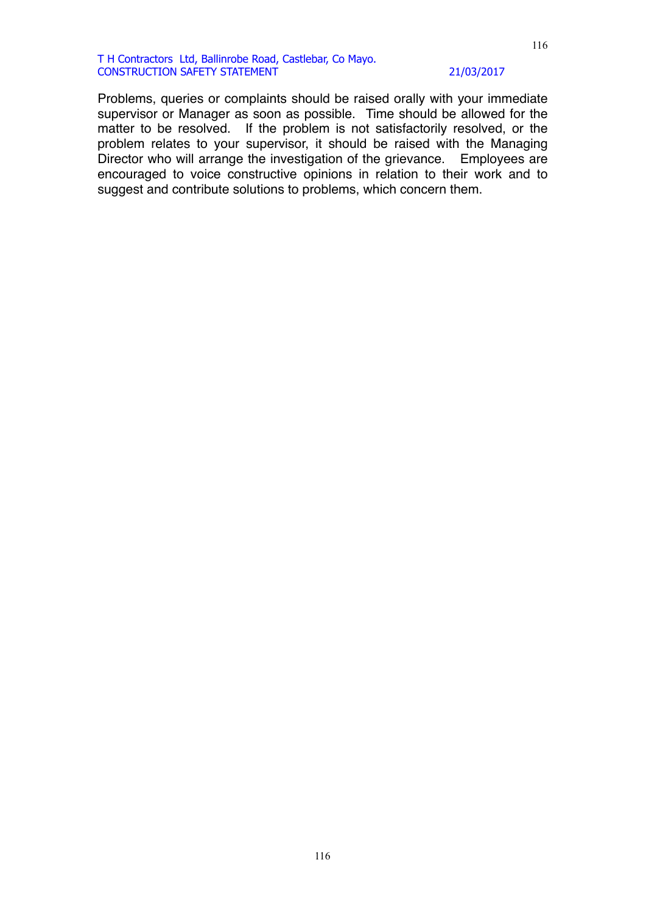Problems, queries or complaints should be raised orally with your immediate supervisor or Manager as soon as possible. Time should be allowed for the matter to be resolved. If the problem is not satisfactorily resolved, or the problem relates to your supervisor, it should be raised with the Managing Director who will arrange the investigation of the grievance. Employees are encouraged to voice constructive opinions in relation to their work and to suggest and contribute solutions to problems, which concern them.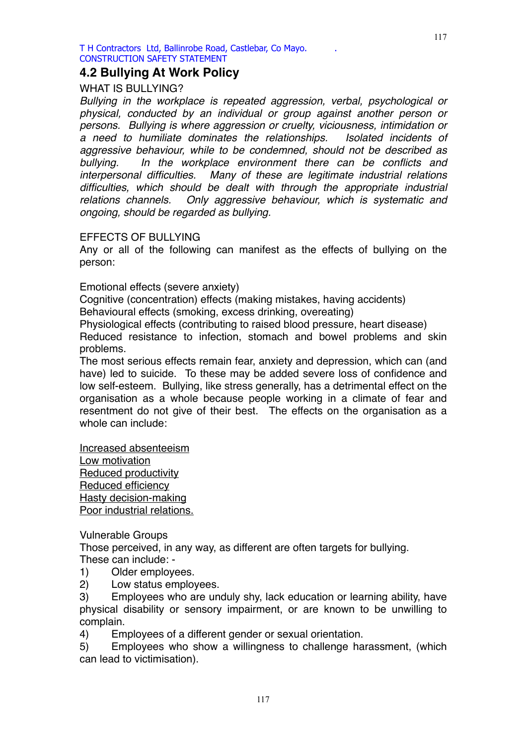## 4.2 Bullying At Work Policy

WHAT IS BULLYING?

*Bullying in the workplace is repeated aggression, verbal, psychological or physical, conducted by an individual or group against another person or persons. Bullying is where aggression or cruelty, viciousness, intimidation or a need to humiliate dominates the relationships. Isolated incidents of aggressive behaviour, while to be condemned, should not be described as bullying. In the workplace environment there can be conflicts and interpersonal difficulties. Many of these are legitimate industrial relations difficulties, which should be dealt with through the appropriate industrial relations channels. Only aggressive behaviour, which is systematic and ongoing, should be regarded as bullying.*

EFFECTS OF BULLYING

Any or all of the following can manifest as the effects of bullying on the person:

Emotional effects (severe anxiety)
Cognitive (concentration) effects (making mistakes, having accidents)
Behavioural effects (smoking, excess drinking, overeating)
Physiological effects (contributing to raised blood pressure, heart disease)
Reduced resistance to infection, stomach and bowel problems and skin problems.
The most serious effects remain fear, anxiety and depression, which can (and have) led to suicide. To these may be added severe loss of confidence and low self-esteem. Bullying, like stress generally, has a detrimental effect on the organisation as a whole because people working in a climate of fear and resentment do not give of their best. The effects on the organisation as a whole can include:

<u>Increased absenteeism</u>
<u>Low motivation</u>
<u>Reduced productivity</u>
<u>Reduced efficiency</u>
<u>Hasty decision-making</u>
<u>Poor industrial relations.</u>

Vulnerable Groups

Those perceived, in any way, as different are often targets for bullying.
These can include: -

1) Older employees.
2) Low status employees.
3) Employees who are unduly shy, lack education or learning ability, have physical disability or sensory impairment, or are known to be unwilling to complain.
4) Employees of a different gender or sexual orientation.
5) Employees who show a willingness to challenge harassment, (which can lead to victimisation).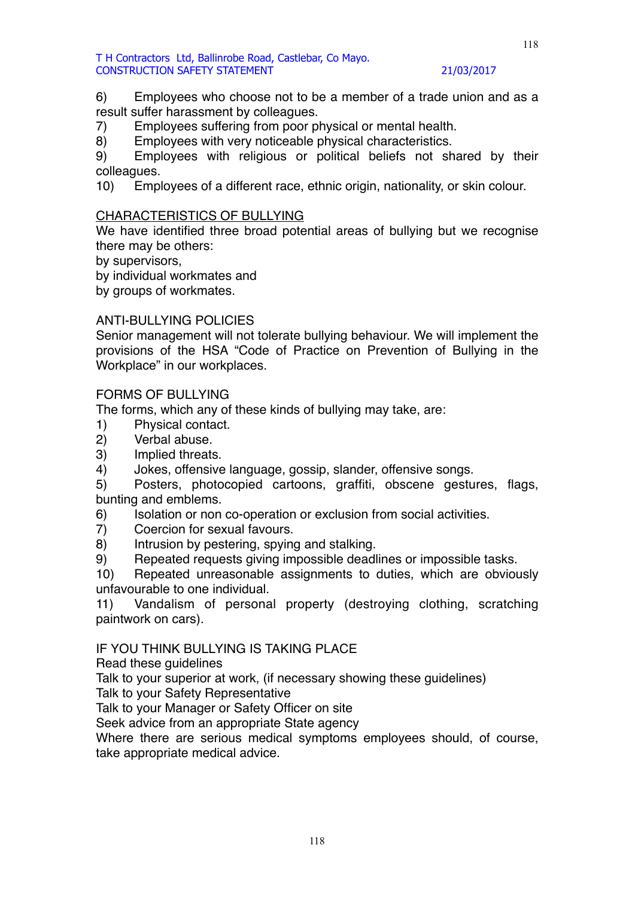6) Employees who choose not to be a member of a trade union and as a result suffer harassment by colleagues.
7) Employees suffering from poor physical or mental health.
8) Employees with very noticeable physical characteristics.
9) Employees with religious or political beliefs not shared by their colleagues.
10) Employees of a different race, ethnic origin, nationality, or skin colour.

## <u>CHARACTERISTICS OF BULLYING</u>

We have identified three broad potential areas of bullying but we recognise there may be others:
by supervisors,
by individual workmates and
by groups of workmates.

## ANTI-BULLYING POLICIES

Senior management will not tolerate bullying behaviour. We will implement the provisions of the HSA "Code of Practice on Prevention of Bullying in the Workplace" in our workplaces.

## FORMS OF BULLYING

The forms, which any of these kinds of bullying may take, are:

1) Physical contact.
2) Verbal abuse.
3) Implied threats.
4) Jokes, offensive language, gossip, slander, offensive songs.
5) Posters, photocopied cartoons, graffiti, obscene gestures, flags, bunting and emblems.
6) Isolation or non co-operation or exclusion from social activities.
7) Coercion for sexual favours.
8) Intrusion by pestering, spying and stalking.
9) Repeated requests giving impossible deadlines or impossible tasks.
10) Repeated unreasonable assignments to duties, which are obviously unfavourable to one individual.
11) Vandalism of personal property (destroying clothing, scratching paintwork on cars).

## IF YOU THINK BULLYING IS TAKING PLACE

Read these guidelines
Talk to your superior at work, (if necessary showing these guidelines)
Talk to your Safety Representative
Talk to your Manager or Safety Officer on site
Seek advice from an appropriate State agency
Where there are serious medical symptoms employees should, of course, take appropriate medical advice.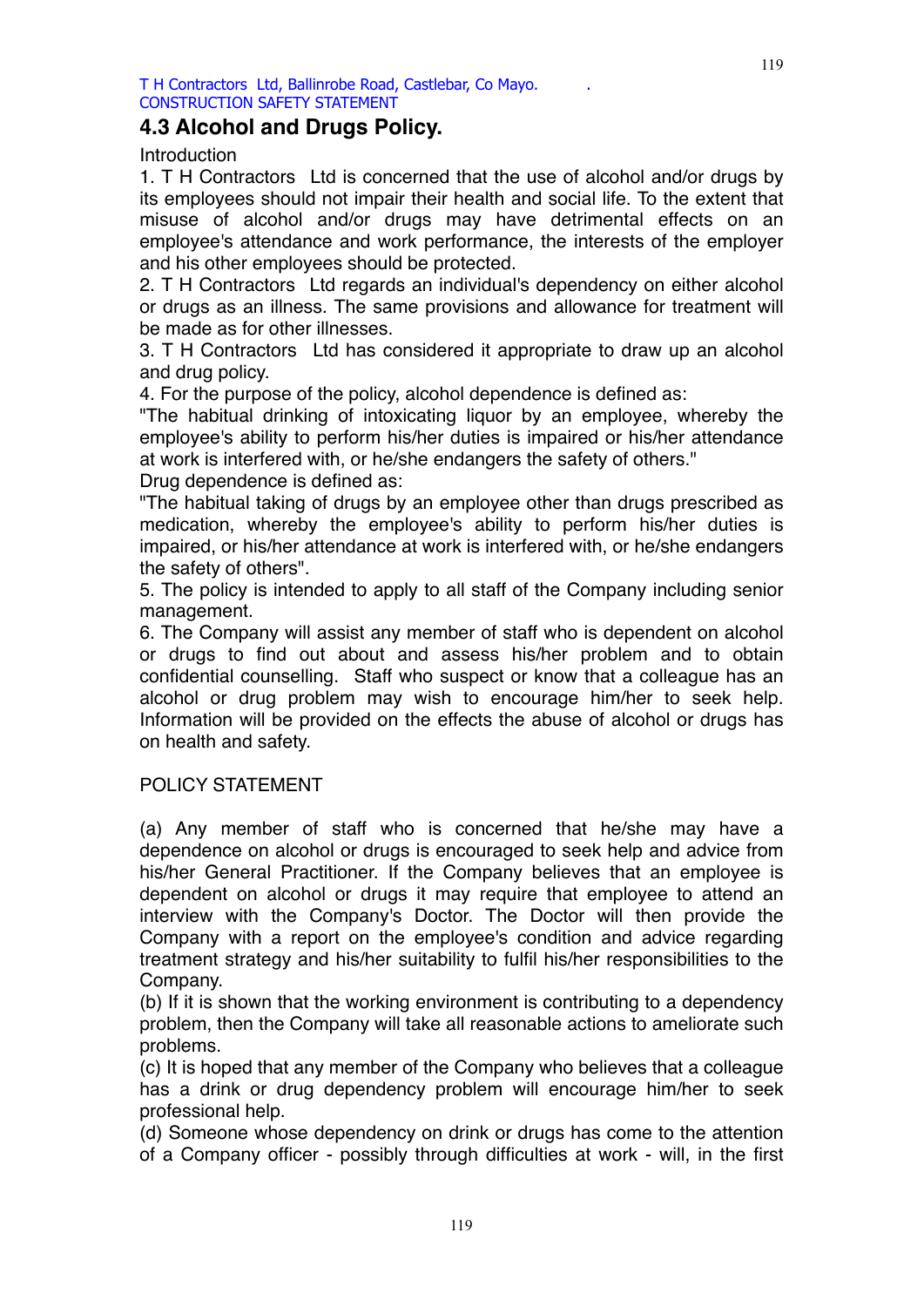## 4.3 Alcohol and Drugs Policy.

Introduction

1. T H Contractors Ltd is concerned that the use of alcohol and/or drugs by its employees should not impair their health and social life. To the extent that misuse of alcohol and/or drugs may have detrimental effects on an employee's attendance and work performance, the interests of the employer and his other employees should be protected.
2. T H Contractors Ltd regards an individual's dependency on either alcohol or drugs as an illness. The same provisions and allowance for treatment will be made as for other illnesses.
3. T H Contractors Ltd has considered it appropriate to draw up an alcohol and drug policy.
4. For the purpose of the policy, alcohol dependence is defined as:
"The habitual drinking of intoxicating liquor by an employee, whereby the employee's ability to perform his/her duties is impaired or his/her attendance at work is interfered with, or he/she endangers the safety of others."
Drug dependence is defined as:
"The habitual taking of drugs by an employee other than drugs prescribed as medication, whereby the employee's ability to perform his/her duties is impaired, or his/her attendance at work is interfered with, or he/she endangers the safety of others".
5. The policy is intended to apply to all staff of the Company including senior management.
6. The Company will assist any member of staff who is dependent on alcohol or drugs to find out about and assess his/her problem and to obtain confidential counselling. Staff who suspect or know that a colleague has an alcohol or drug problem may wish to encourage him/her to seek help. Information will be provided on the effects the abuse of alcohol or drugs has on health and safety.

POLICY STATEMENT

(a) Any member of staff who is concerned that he/she may have a dependence on alcohol or drugs is encouraged to seek help and advice from his/her General Practitioner. If the Company believes that an employee is dependent on alcohol or drugs it may require that employee to attend an interview with the Company's Doctor. The Doctor will then provide the Company with a report on the employee's condition and advice regarding treatment strategy and his/her suitability to fulfil his/her responsibilities to the Company.
(b) If it is shown that the working environment is contributing to a dependency problem, then the Company will take all reasonable actions to ameliorate such problems.
(c) It is hoped that any member of the Company who believes that a colleague has a drink or drug dependency problem will encourage him/her to seek professional help.
(d) Someone whose dependency on drink or drugs has come to the attention of a Company officer - possibly through difficulties at work - will, in the first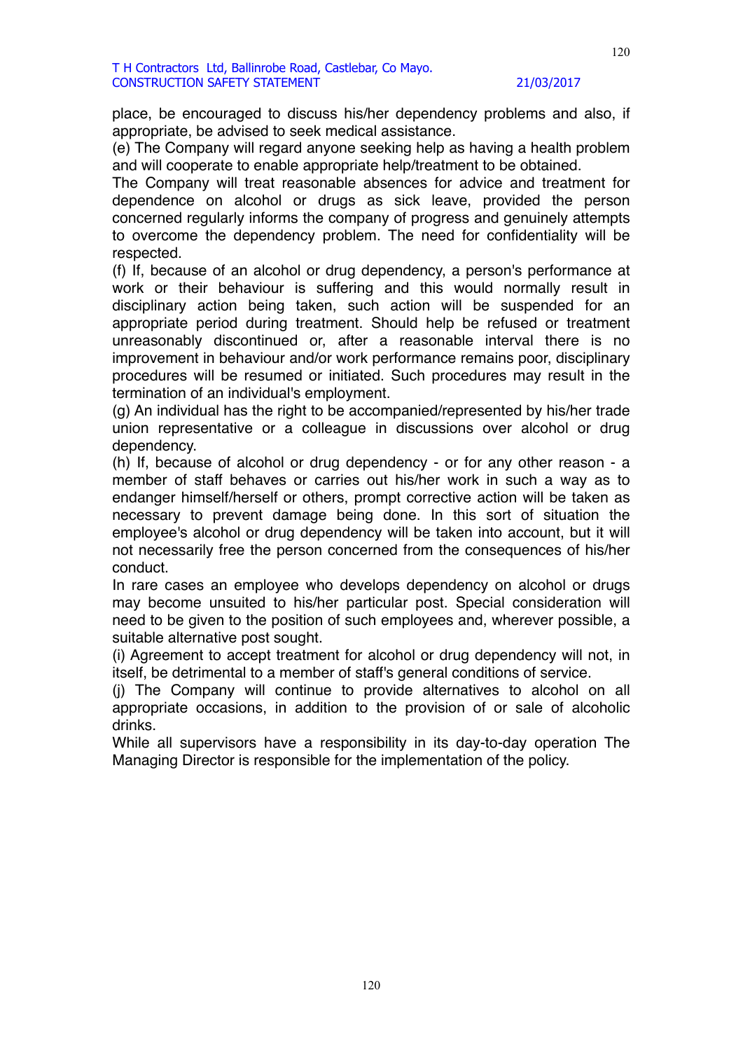place, be encouraged to discuss his/her dependency problems and also, if appropriate, be advised to seek medical assistance.

(e) The Company will regard anyone seeking help as having a health problem and will cooperate to enable appropriate help/treatment to be obtained.

The Company will treat reasonable absences for advice and treatment for dependence on alcohol or drugs as sick leave, provided the person concerned regularly informs the company of progress and genuinely attempts to overcome the dependency problem. The need for confidentiality will be respected.

(f) If, because of an alcohol or drug dependency, a person's performance at work or their behaviour is suffering and this would normally result in disciplinary action being taken, such action will be suspended for an appropriate period during treatment. Should help be refused or treatment unreasonably discontinued or, after a reasonable interval there is no improvement in behaviour and/or work performance remains poor, disciplinary procedures will be resumed or initiated. Such procedures may result in the termination of an individual's employment.

(g) An individual has the right to be accompanied/represented by his/her trade union representative or a colleague in discussions over alcohol or drug dependency.

(h) If, because of alcohol or drug dependency - or for any other reason - a member of staff behaves or carries out his/her work in such a way as to endanger himself/herself or others, prompt corrective action will be taken as necessary to prevent damage being done. In this sort of situation the employee's alcohol or drug dependency will be taken into account, but it will not necessarily free the person concerned from the consequences of his/her conduct.

In rare cases an employee who develops dependency on alcohol or drugs may become unsuited to his/her particular post. Special consideration will need to be given to the position of such employees and, wherever possible, a suitable alternative post sought.

(i) Agreement to accept treatment for alcohol or drug dependency will not, in itself, be detrimental to a member of staff's general conditions of service.

(j) The Company will continue to provide alternatives to alcohol on all appropriate occasions, in addition to the provision of or sale of alcoholic drinks.

While all supervisors have a responsibility in its day-to-day operation The Managing Director is responsible for the implementation of the policy.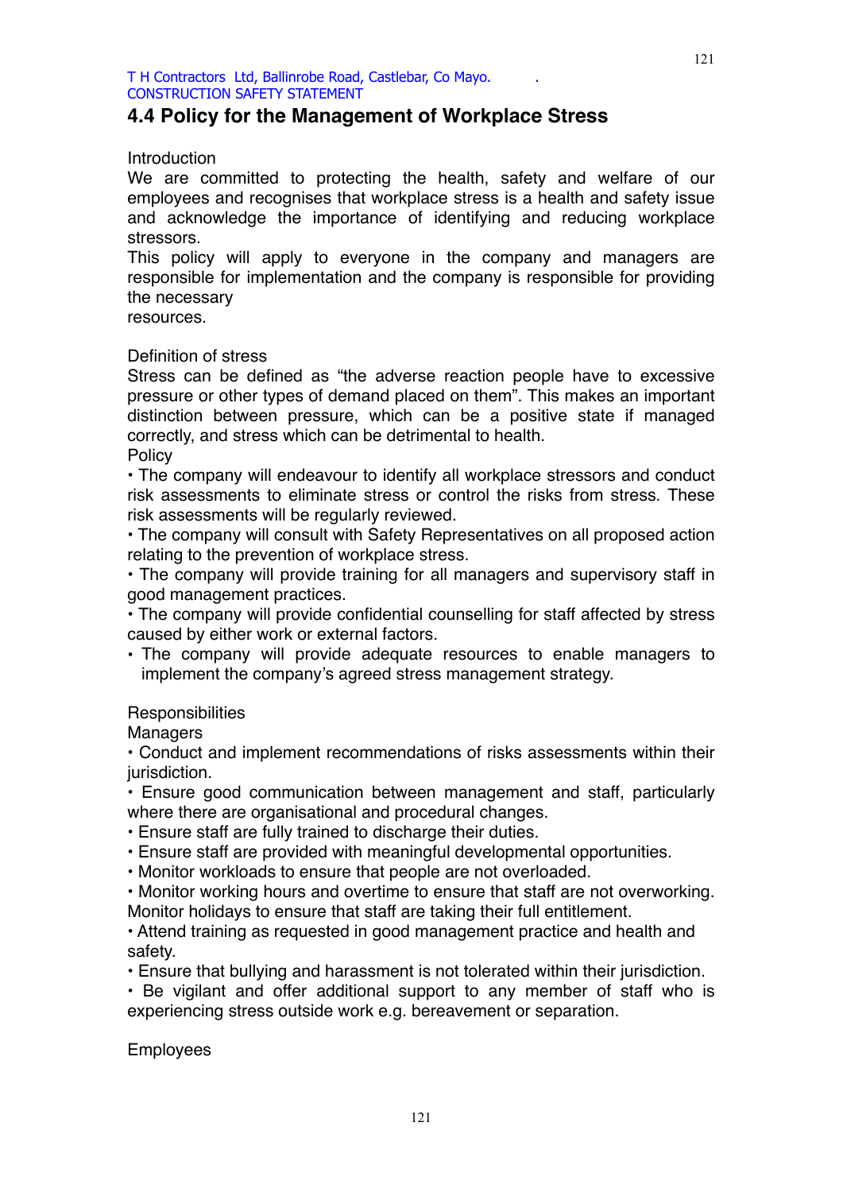## 4.4 Policy for the Management of Workplace Stress

Introduction

We are committed to protecting the health, safety and welfare of our employees and recognises that workplace stress is a health and safety issue and acknowledge the importance of identifying and reducing workplace stressors.

This policy will apply to everyone in the company and managers are responsible for implementation and the company is responsible for providing the necessary resources.

Definition of stress

Stress can be defined as "the adverse reaction people have to excessive pressure or other types of demand placed on them". This makes an important distinction between pressure, which can be a positive state if managed correctly, and stress which can be detrimental to health.

Policy

- The company will endeavour to identify all workplace stressors and conduct risk assessments to eliminate stress or control the risks from stress. These risk assessments will be regularly reviewed.
- The company will consult with Safety Representatives on all proposed action relating to the prevention of workplace stress.
- The company will provide training for all managers and supervisory staff in good management practices.
- The company will provide confidential counselling for staff affected by stress caused by either work or external factors.
- The company will provide adequate resources to enable managers to implement the company's agreed stress management strategy.

Responsibilities

Managers

- Conduct and implement recommendations of risks assessments within their jurisdiction.
- Ensure good communication between management and staff, particularly where there are organisational and procedural changes.
- Ensure staff are fully trained to discharge their duties.
- Ensure staff are provided with meaningful developmental opportunities.
- Monitor workloads to ensure that people are not overloaded.
- Monitor working hours and overtime to ensure that staff are not overworking. Monitor holidays to ensure that staff are taking their full entitlement.
- Attend training as requested in good management practice and health and safety.
- Ensure that bullying and harassment is not tolerated within their jurisdiction.
- Be vigilant and offer additional support to any member of staff who is experiencing stress outside work e.g. bereavement or separation.

Employees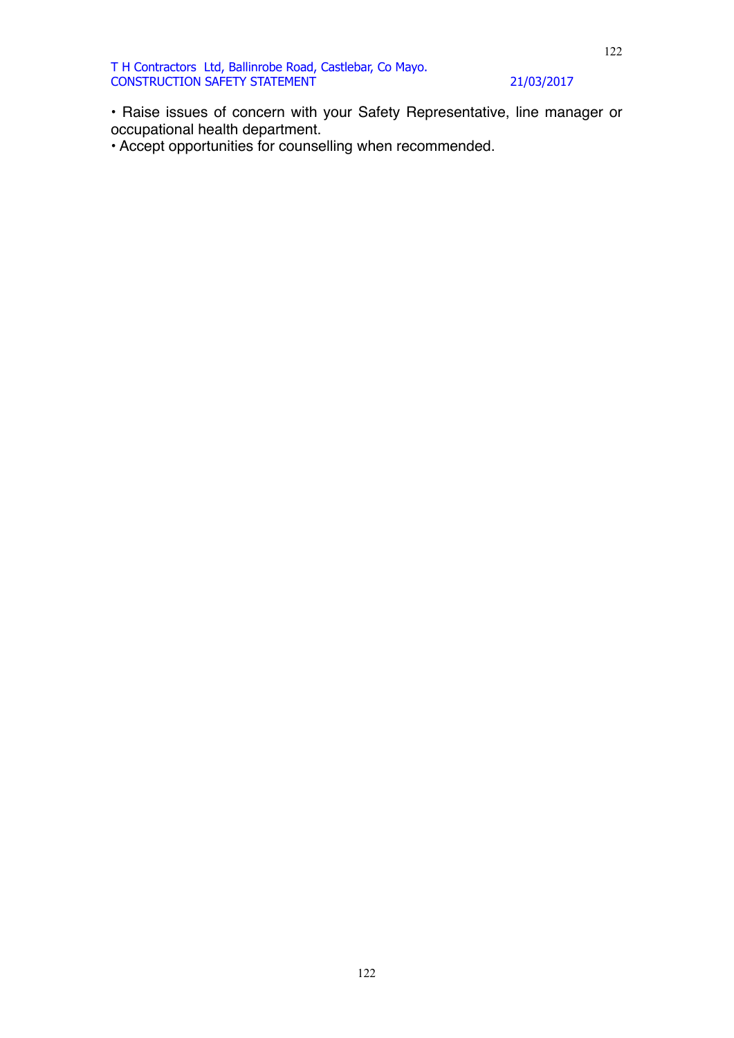- Raise issues of concern with your Safety Representative, line manager or occupational health department.
- Accept opportunities for counselling when recommended.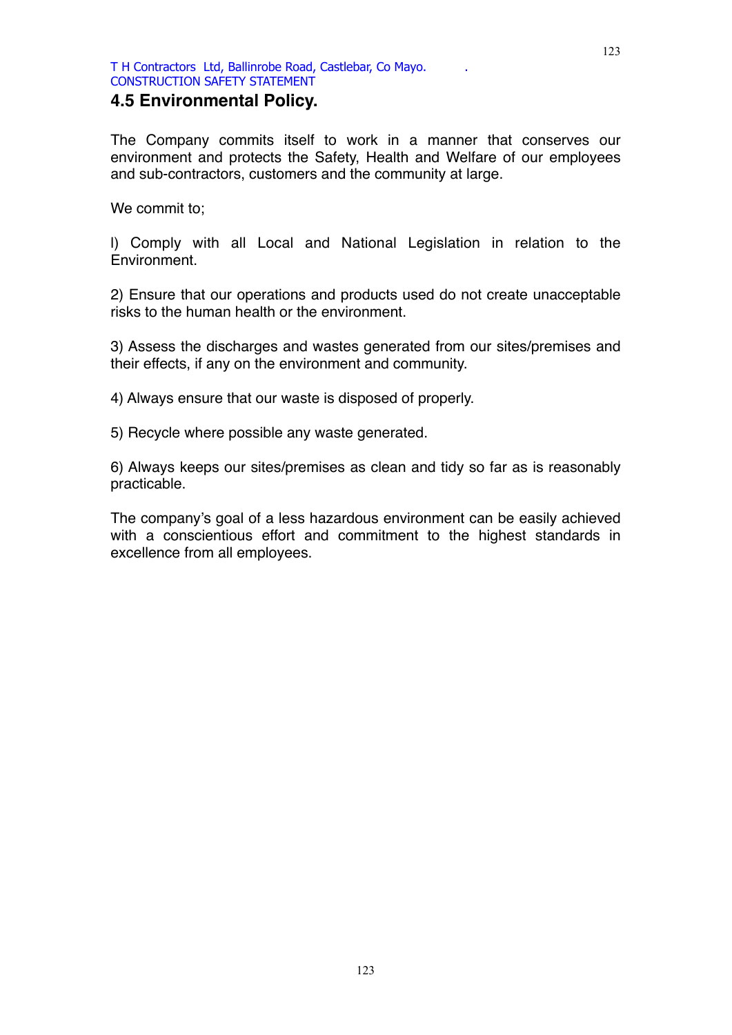## 4.5 Environmental Policy.

The Company commits itself to work in a manner that conserves our environment and protects the Safety, Health and Welfare of our employees and sub-contractors, customers and the community at large.

We commit to;

l) Comply with all Local and National Legislation in relation to the Environment.

2) Ensure that our operations and products used do not create unacceptable risks to the human health or the environment.

3) Assess the discharges and wastes generated from our sites/premises and their effects, if any on the environment and community.

4) Always ensure that our waste is disposed of properly.

5) Recycle where possible any waste generated.

6) Always keeps our sites/premises as clean and tidy so far as is reasonably practicable.

The company's goal of a less hazardous environment can be easily achieved with a conscientious effort and commitment to the highest standards in excellence from all employees.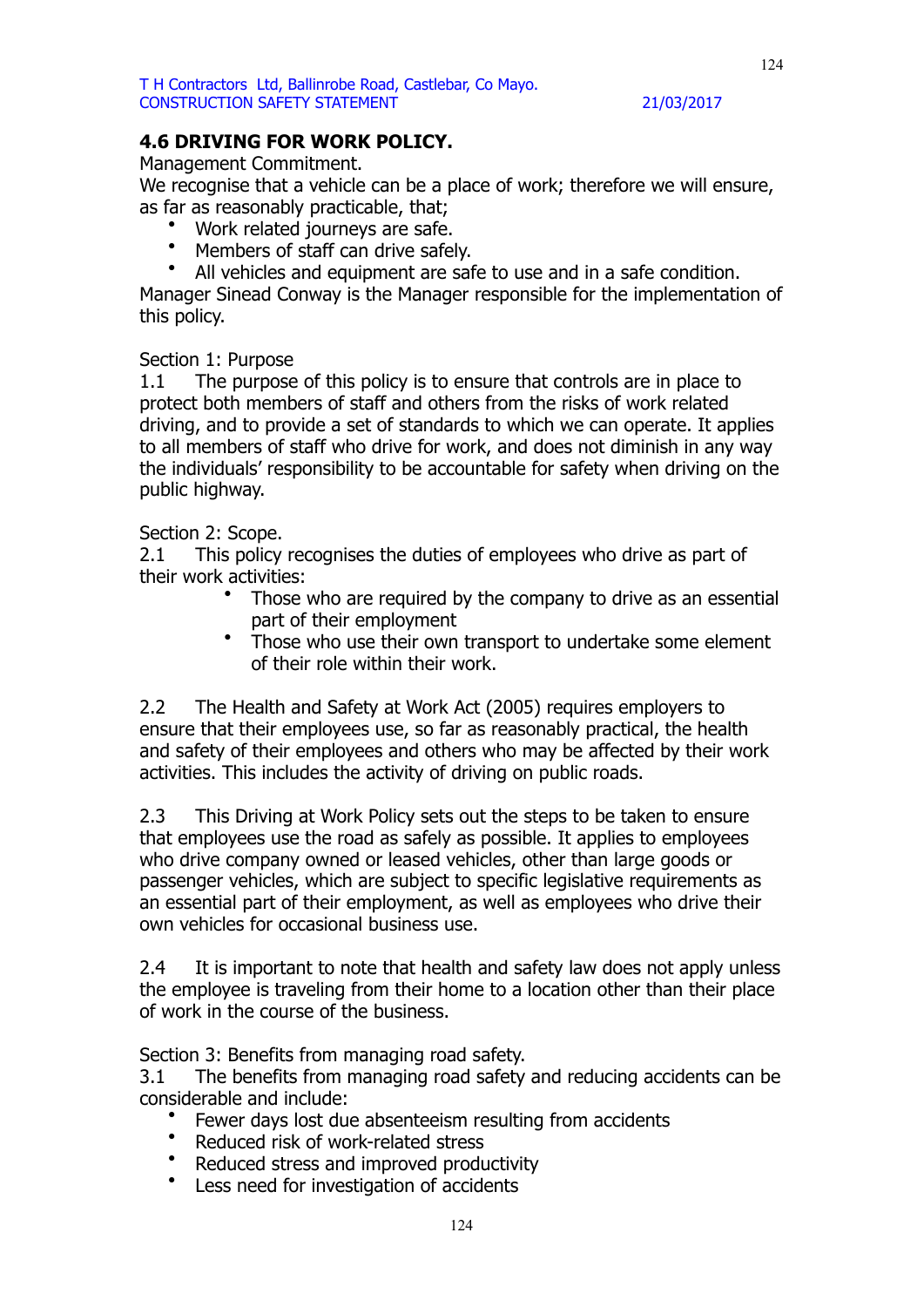## 4.6 DRIVING FOR WORK POLICY.

Management Commitment.

We recognise that a vehicle can be a place of work; therefore we will ensure, as far as reasonably practicable, that;

- Work related journeys are safe.
- Members of staff can drive safely.
- All vehicles and equipment are safe to use and in a safe condition.

Manager Sinead Conway is the Manager responsible for the implementation of this policy.

Section 1: Purpose

1.1 The purpose of this policy is to ensure that controls are in place to protect both members of staff and others from the risks of work related driving, and to provide a set of standards to which we can operate. It applies to all members of staff who drive for work, and does not diminish in any way the individuals' responsibility to be accountable for safety when driving on the public highway.

Section 2: Scope.

2.1 This policy recognises the duties of employees who drive as part of their work activities:

- Those who are required by the company to drive as an essential part of their employment
- Those who use their own transport to undertake some element of their role within their work.

2.2 The Health and Safety at Work Act (2005) requires employers to ensure that their employees use, so far as reasonably practical, the health and safety of their employees and others who may be affected by their work activities. This includes the activity of driving on public roads.

2.3 This Driving at Work Policy sets out the steps to be taken to ensure that employees use the road as safely as possible. It applies to employees who drive company owned or leased vehicles, other than large goods or passenger vehicles, which are subject to specific legislative requirements as an essential part of their employment, as well as employees who drive their own vehicles for occasional business use.

2.4 It is important to note that health and safety law does not apply unless the employee is traveling from their home to a location other than their place of work in the course of the business.

Section 3: Benefits from managing road safety.

3.1 The benefits from managing road safety and reducing accidents can be considerable and include:

- Fewer days lost due absenteeism resulting from accidents
- Reduced risk of work-related stress
- Reduced stress and improved productivity
- Less need for investigation of accidents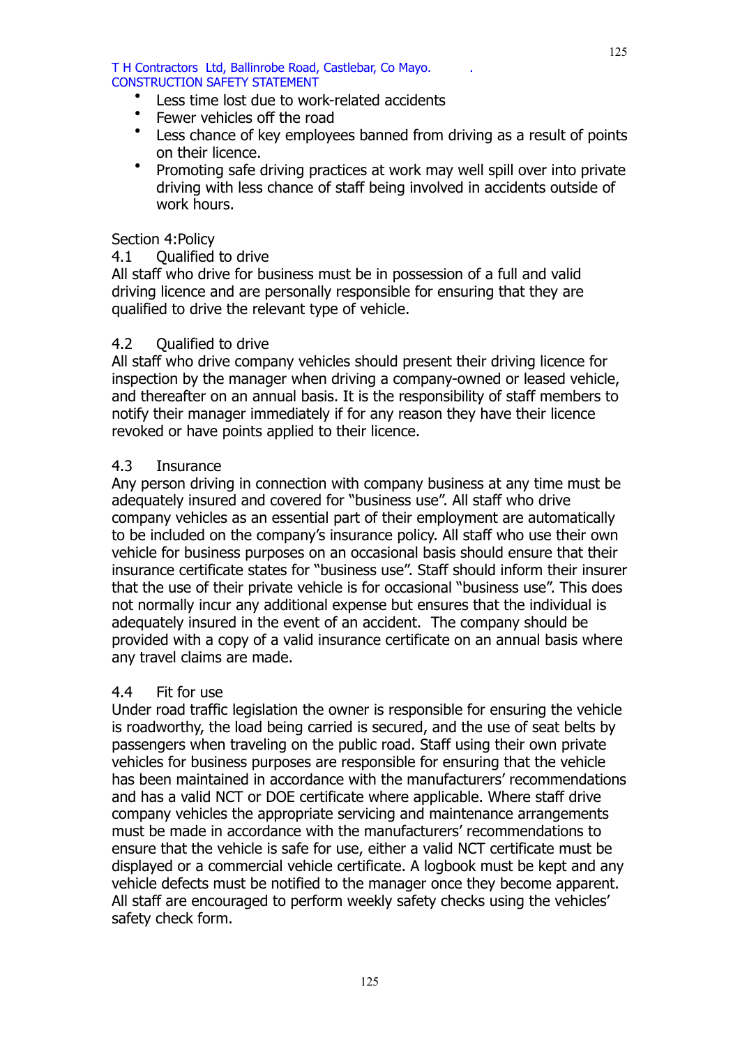- Less time lost due to work-related accidents
- Fewer vehicles off the road
- Less chance of key employees banned from driving as a result of points on their licence.
- Promoting safe driving practices at work may well spill over into private driving with less chance of staff being involved in accidents outside of work hours.

Section 4:Policy

4.1 Qualified to drive

All staff who drive for business must be in possession of a full and valid driving licence and are personally responsible for ensuring that they are qualified to drive the relevant type of vehicle.

4.2 Qualified to drive

All staff who drive company vehicles should present their driving licence for inspection by the manager when driving a company-owned or leased vehicle, and thereafter on an annual basis. It is the responsibility of staff members to notify their manager immediately if for any reason they have their licence revoked or have points applied to their licence.

4.3 Insurance

Any person driving in connection with company business at any time must be adequately insured and covered for "business use". All staff who drive company vehicles as an essential part of their employment are automatically to be included on the company's insurance policy. All staff who use their own vehicle for business purposes on an occasional basis should ensure that their insurance certificate states for "business use". Staff should inform their insurer that the use of their private vehicle is for occasional "business use". This does not normally incur any additional expense but ensures that the individual is adequately insured in the event of an accident. The company should be provided with a copy of a valid insurance certificate on an annual basis where any travel claims are made.

4.4 Fit for use

Under road traffic legislation the owner is responsible for ensuring the vehicle is roadworthy, the load being carried is secured, and the use of seat belts by passengers when traveling on the public road. Staff using their own private vehicles for business purposes are responsible for ensuring that the vehicle has been maintained in accordance with the manufacturers' recommendations and has a valid NCT or DOE certificate where applicable. Where staff drive company vehicles the appropriate servicing and maintenance arrangements must be made in accordance with the manufacturers' recommendations to ensure that the vehicle is safe for use, either a valid NCT certificate must be displayed or a commercial vehicle certificate. A logbook must be kept and any vehicle defects must be notified to the manager once they become apparent. All staff are encouraged to perform weekly safety checks using the vehicles' safety check form.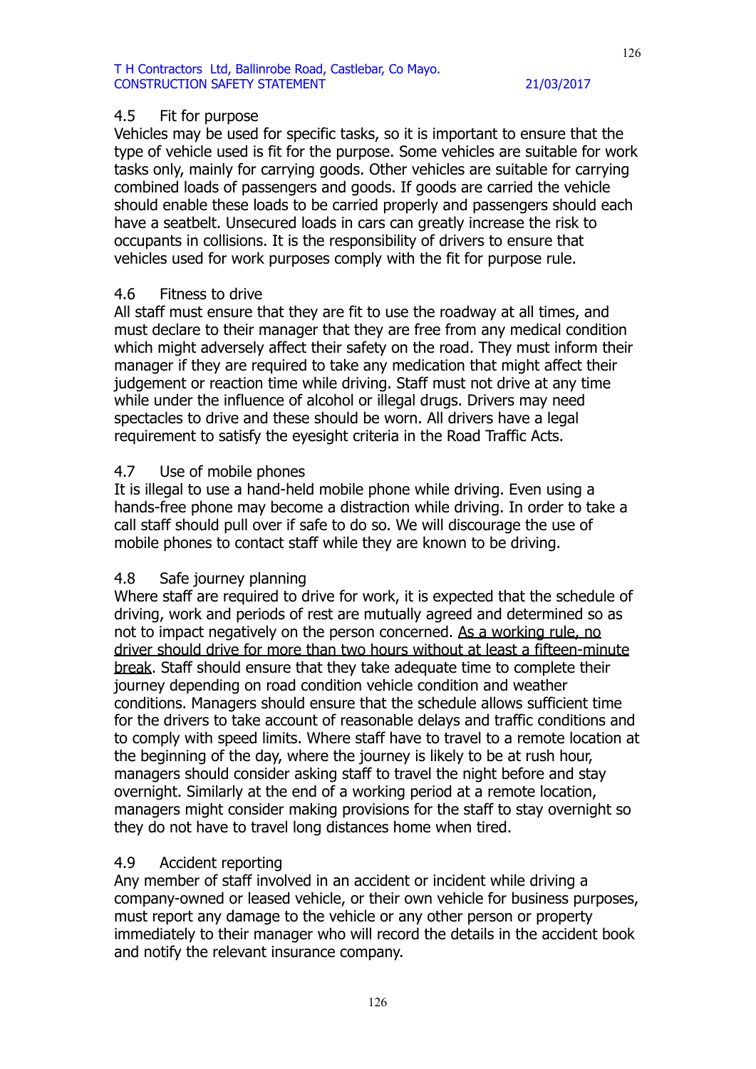### 4.5 Fit for purpose

Vehicles may be used for specific tasks, so it is important to ensure that the type of vehicle used is fit for the purpose. Some vehicles are suitable for work tasks only, mainly for carrying goods. Other vehicles are suitable for carrying combined loads of passengers and goods. If goods are carried the vehicle should enable these loads to be carried properly and passengers should each have a seatbelt. Unsecured loads in cars can greatly increase the risk to occupants in collisions. It is the responsibility of drivers to ensure that vehicles used for work purposes comply with the fit for purpose rule.

### 4.6 Fitness to drive

All staff must ensure that they are fit to use the roadway at all times, and must declare to their manager that they are free from any medical condition which might adversely affect their safety on the road. They must inform their manager if they are required to take any medication that might affect their judgement or reaction time while driving. Staff must not drive at any time while under the influence of alcohol or illegal drugs. Drivers may need spectacles to drive and these should be worn. All drivers have a legal requirement to satisfy the eyesight criteria in the Road Traffic Acts.

### 4.7 Use of mobile phones

It is illegal to use a hand-held mobile phone while driving. Even using a hands-free phone may become a distraction while driving. In order to take a call staff should pull over if safe to do so. We will discourage the use of mobile phones to contact staff while they are known to be driving.

### 4.8 Safe journey planning

Where staff are required to drive for work, it is expected that the schedule of driving, work and periods of rest are mutually agreed and determined so as not to impact negatively on the person concerned. <u>As a working rule, no driver should drive for more than two hours without at least a fifteen-minute break</u>. Staff should ensure that they take adequate time to complete their journey depending on road condition vehicle condition and weather conditions. Managers should ensure that the schedule allows sufficient time for the drivers to take account of reasonable delays and traffic conditions and to comply with speed limits. Where staff have to travel to a remote location at the beginning of the day, where the journey is likely to be at rush hour, managers should consider asking staff to travel the night before and stay overnight. Similarly at the end of a working period at a remote location, managers might consider making provisions for the staff to stay overnight so they do not have to travel long distances home when tired.

### 4.9 Accident reporting

Any member of staff involved in an accident or incident while driving a company-owned or leased vehicle, or their own vehicle for business purposes, must report any damage to the vehicle or any other person or property immediately to their manager who will record the details in the accident book and notify the relevant insurance company.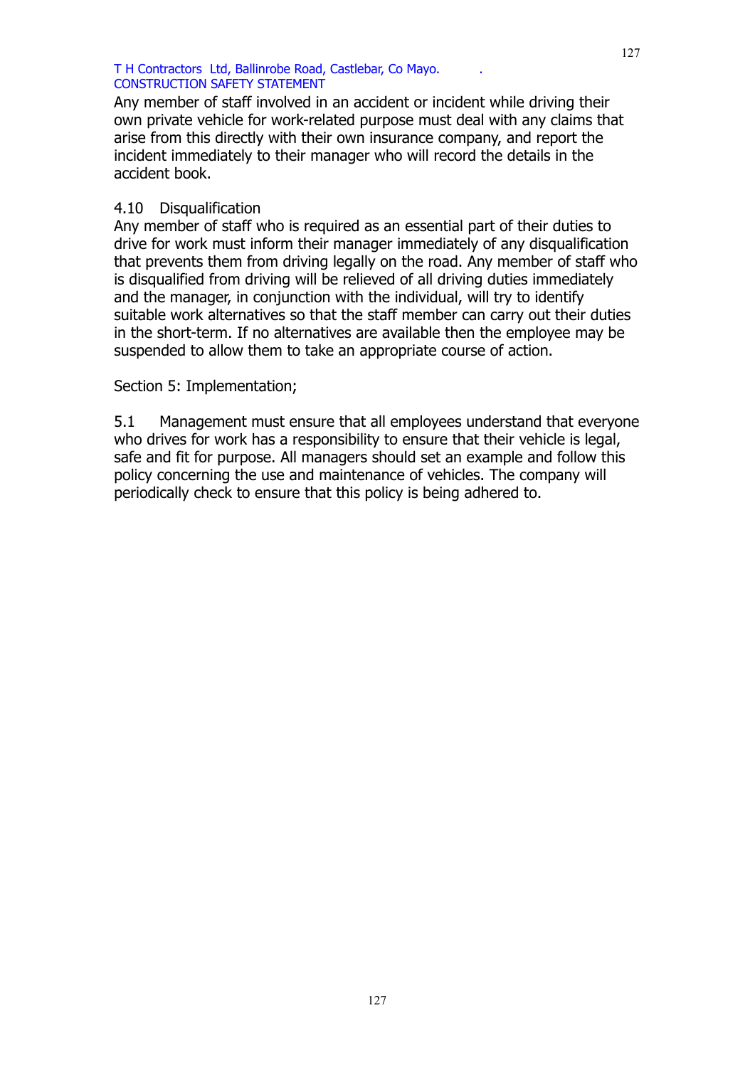Any member of staff involved in an accident or incident while driving their own private vehicle for work-related purpose must deal with any claims that arise from this directly with their own insurance company, and report the incident immediately to their manager who will record the details in the accident book.

### 4.10 Disqualification

Any member of staff who is required as an essential part of their duties to drive for work must inform their manager immediately of any disqualification that prevents them from driving legally on the road. Any member of staff who is disqualified from driving will be relieved of all driving duties immediately and the manager, in conjunction with the individual, will try to identify suitable work alternatives so that the staff member can carry out their duties in the short-term. If no alternatives are available then the employee may be suspended to allow them to take an appropriate course of action.

## Section 5: Implementation;

5.1 Management must ensure that all employees understand that everyone who drives for work has a responsibility to ensure that their vehicle is legal, safe and fit for purpose. All managers should set an example and follow this policy concerning the use and maintenance of vehicles. The company will periodically check to ensure that this policy is being adhered to.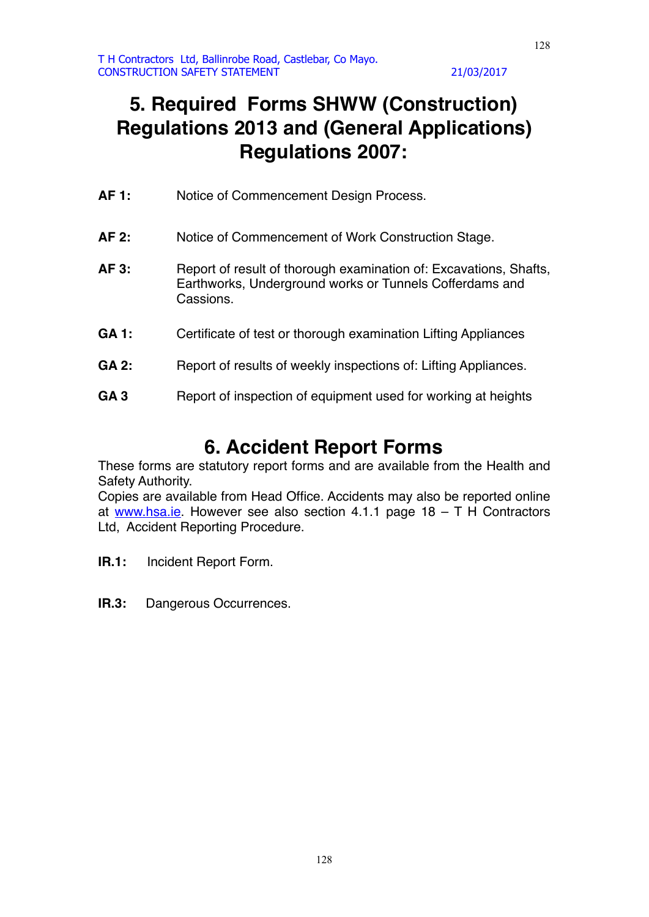# 5. Required Forms SHWW (Construction) Regulations 2013 and (General Applications) Regulations 2007:

**AF 1:** Notice of Commencement Design Process.

**AF 2:** Notice of Commencement of Work Construction Stage.

**AF 3:** Report of result of thorough examination of: Excavations, Shafts, Earthworks, Underground works or Tunnels Cofferdams and Cassions.

**GA 1:** Certificate of test or thorough examination Lifting Appliances

**GA 2:** Report of results of weekly inspections of: Lifting Appliances.

**GA 3** Report of inspection of equipment used for working at heights

# 6. Accident Report Forms

These forms are statutory report forms and are available from the Health and Safety Authority.
Copies are available from Head Office. Accidents may also be reported online at www.hsa.ie. However see also section 4.1.1 page 18 – T H Contractors Ltd, Accident Reporting Procedure.

**IR.1:** Incident Report Form.

**IR.3:** Dangerous Occurrences.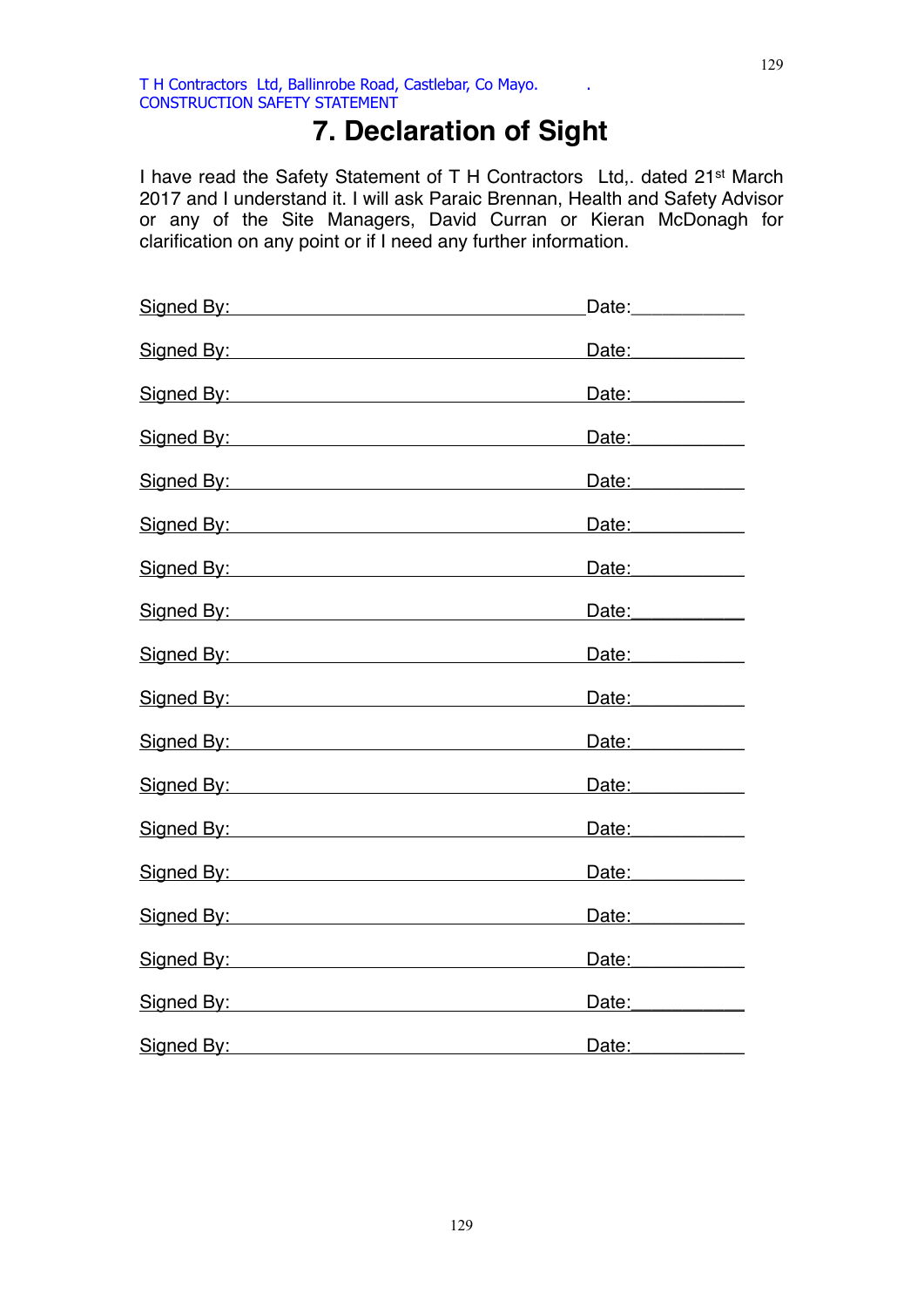# 7. Declaration of Sight

I have read the Safety Statement of T H Contractors Ltd,. dated 21st March 2017 and I understand it. I will ask Paraic Brennan, Health and Safety Advisor or any of the Site Managers, David Curran or Kieran McDonagh for clarification on any point or if I need any further information.

Signed By: ________________________________________ Date: ___________

Signed By: ________________________________________ Date: ___________

Signed By: ________________________________________ Date: ___________

Signed By: ________________________________________ Date: ___________

Signed By: ________________________________________ Date: ___________

Signed By: ________________________________________ Date: ___________

Signed By: ________________________________________ Date: ___________

Signed By: ________________________________________ Date: ___________

Signed By: ________________________________________ Date: ___________

Signed By: ________________________________________ Date: ___________

Signed By: ________________________________________ Date: ___________

Signed By: ________________________________________ Date: ___________

Signed By: ________________________________________ Date: ___________

Signed By: ________________________________________ Date: ___________

Signed By: ________________________________________ Date: ___________

Signed By: ________________________________________ Date: ___________

Signed By: ________________________________________ Date: ___________

Signed By: ________________________________________ Date: ___________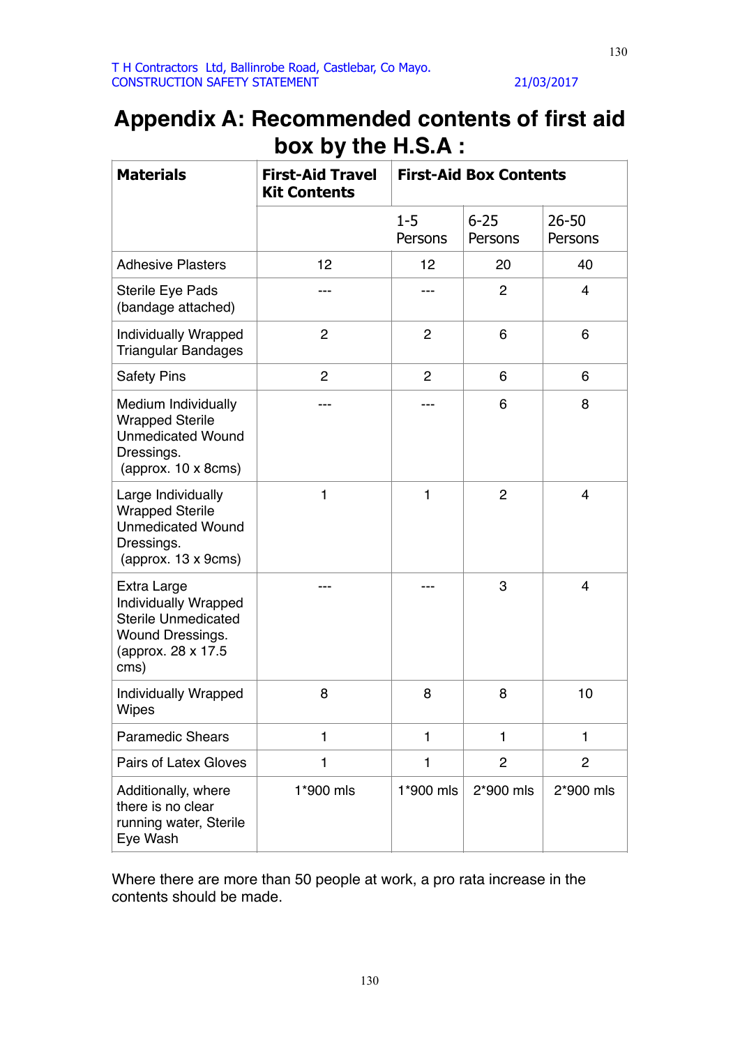# Appendix A: Recommended contents of first aid box by the H.S.A :

| Materials | First-Aid Travel Kit Contents | First-Aid Box Contents | | |
|---|---|---|---|---|
| | | 1-5 Persons | 6-25 Persons | 26-50 Persons |
| Adhesive Plasters | 12 | 12 | 20 | 40 |
| Sterile Eye Pads (bandage attached) | --- | --- | 2 | 4 |
| Individually Wrapped Triangular Bandages | 2 | 2 | 6 | 6 |
| Safety Pins | 2 | 2 | 6 | 6 |
| Medium Individually Wrapped Sterile Unmedicated Wound Dressings. (approx. 10 x 8cms) | --- | --- | 6 | 8 |
| Large Individually Wrapped Sterile Unmedicated Wound Dressings. (approx. 13 x 9cms) | 1 | 1 | 2 | 4 |
| Extra Large Individually Wrapped Sterile Unmedicated Wound Dressings. (approx. 28 x 17.5 cms) | --- | --- | 3 | 4 |
| Individually Wrapped Wipes | 8 | 8 | 8 | 10 |
| Paramedic Shears | 1 | 1 | 1 | 1 |
| Pairs of Latex Gloves | 1 | 1 | 2 | 2 |
| Additionally, where there is no clear running water, Sterile Eye Wash | 1*900 mls | 1*900 mls | 2*900 mls | 2*900 mls |

Where there are more than 50 people at work, a pro rata increase in the contents should be made.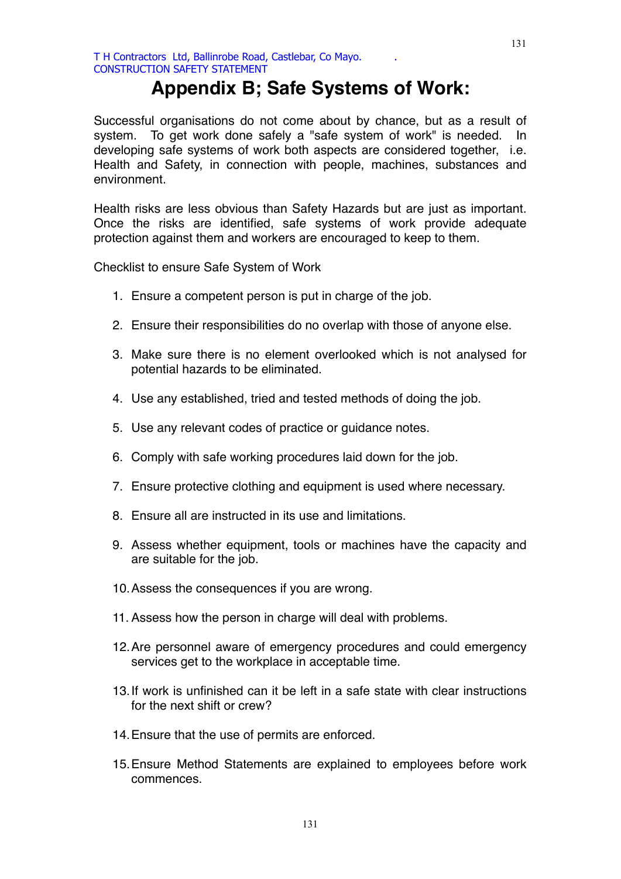# Appendix B; Safe Systems of Work:

Successful organisations do not come about by chance, but as a result of system. To get work done safely a "safe system of work" is needed. In developing safe systems of work both aspects are considered together, i.e. Health and Safety, in connection with people, machines, substances and environment.

Health risks are less obvious than Safety Hazards but are just as important. Once the risks are identified, safe systems of work provide adequate protection against them and workers are encouraged to keep to them.

Checklist to ensure Safe System of Work

1. Ensure a competent person is put in charge of the job.
2. Ensure their responsibilities do no overlap with those of anyone else.
3. Make sure there is no element overlooked which is not analysed for potential hazards to be eliminated.
4. Use any established, tried and tested methods of doing the job.
5. Use any relevant codes of practice or guidance notes.
6. Comply with safe working procedures laid down for the job.
7. Ensure protective clothing and equipment is used where necessary.
8. Ensure all are instructed in its use and limitations.
9. Assess whether equipment, tools or machines have the capacity and are suitable for the job.
10. Assess the consequences if you are wrong.
11. Assess how the person in charge will deal with problems.
12. Are personnel aware of emergency procedures and could emergency services get to the workplace in acceptable time.
13. If work is unfinished can it be left in a safe state with clear instructions for the next shift or crew?
14. Ensure that the use of permits are enforced.
15. Ensure Method Statements are explained to employees before work commences.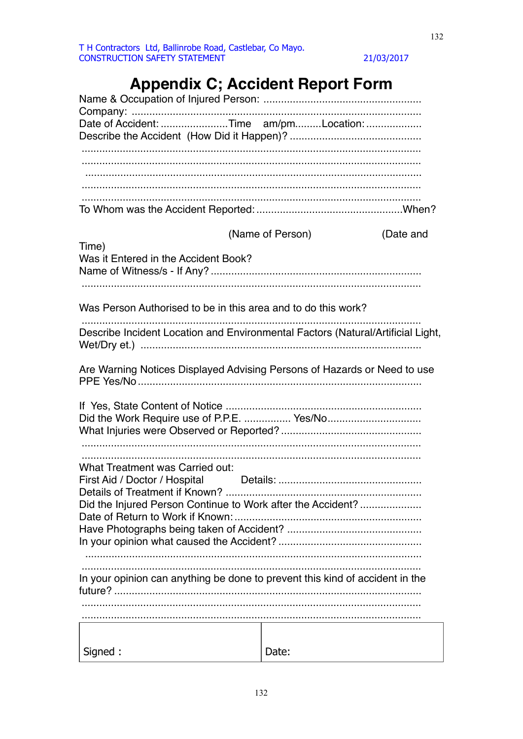# Appendix C; Accident Report Form

Name & Occupation of Injured Person: ......................................................

Company: ..................................................................................................

Date of Accident: .......................Time am/pm.........Location: ...................

Describe the Accident (How Did it Happen)? .............................................

...................................................................................................................

...................................................................................................................

...................................................................................................................

...................................................................................................................

...................................................................................................................

To Whom was the Accident Reported: .................................................When?

(Name of Person) (Date and Time)

Was it Entered in the Accident Book?

Name of Witness/s - If Any? .......................................................................

...................................................................................................................

Was Person Authorised to be in this area and to do this work?

...................................................................................................................

Describe Incident Location and Environmental Factors (Natural/Artificial Light, Wet/Dry et.) ..............................................................................................

Are Warning Notices Displayed Advising Persons of Hazards or Need to use PPE Yes/No ...............................................................................................

If Yes, State Content of Notice ..................................................................

Did the Work Require use of P.P.E. ................ Yes/No................................

What Injuries were Observed or Reported? ................................................

...................................................................................................................

...................................................................................................................

What Treatment was Carried out:

First Aid / Doctor / Hospital Details: .................................................

Details of Treatment if Known? ..................................................................

Did the Injured Person Continue to Work after the Accident? .....................

Date of Return to Work if Known: ...............................................................

Have Photographs being taken of Accident? ..............................................

In your opinion what caused the Accident? ................................................

...................................................................................................................

...................................................................................................................

In your opinion can anything be done to prevent this kind of accident in the future? .......................................................................................................

...................................................................................................................

...................................................................................................................

| Signed : | Date: |
|---|---|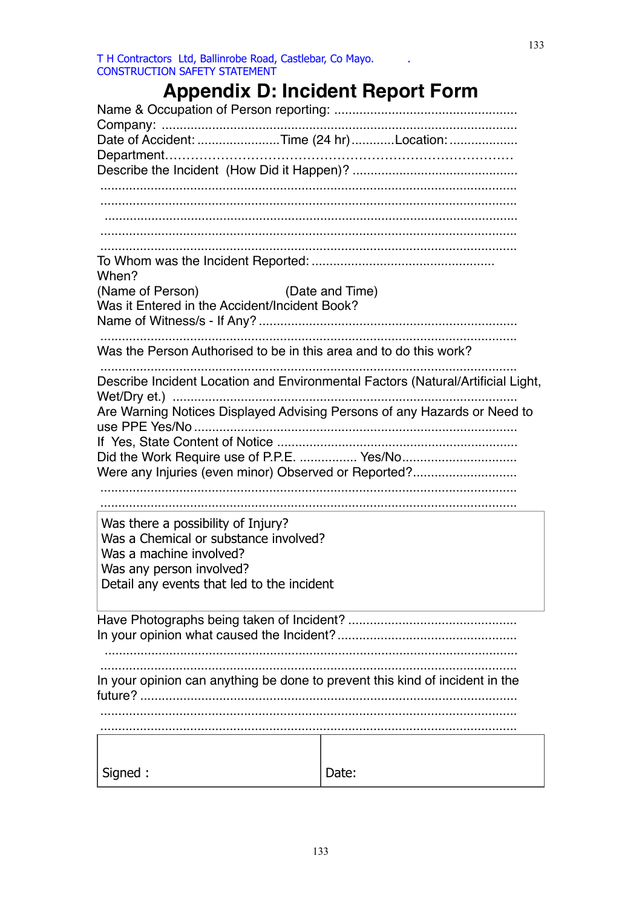T H Contractors Ltd, Ballinrobe Road, Castlebar, Co Mayo. .
CONSTRUCTION SAFETY STATEMENT

# Appendix D: Incident Report Form

Name & Occupation of Person reporting: ..................................................
Company: .................................................................................................
Date of Accident: .......................Time (24 hr)............Location: ...................
Department……………………………………………………………………
Describe the Incident (How Did it Happen)? .............................................
...................................................................................................................
...................................................................................................................
...................................................................................................................
...................................................................................................................
...................................................................................................................
To Whom was the Incident Reported: ..................................................
When?
(Name of Person) (Date and Time)
Was it Entered in the Accident/Incident Book?
Name of Witness/s - If Any? .......................................................................
...................................................................................................................
Was the Person Authorised to be in this area and to do this work?
...................................................................................................................
Describe Incident Location and Environmental Factors (Natural/Artificial Light, Wet/Dry et.) ...............................................................................................
Are Warning Notices Displayed Advising Persons of any Hazards or Need to use PPE Yes/No .........................................................................................
If Yes, State Content of Notice ..................................................................
Did the Work Require use of P.P.E. ................ Yes/No................................
Were any Injuries (even minor) Observed or Reported?.............................
...................................................................................................................
...................................................................................................................

| |
|---|
| Was there a possibility of Injury?<br>Was a Chemical or substance involved?<br>Was a machine involved?<br>Was any person involved?<br>Detail any events that led to the incident |

Have Photographs being taken of Incident? ...............................................
In your opinion what caused the Incident?..................................................
...................................................................................................................
...................................................................................................................
In your opinion can anything be done to prevent this kind of incident in the future? .......................................................................................................
...................................................................................................................
...................................................................................................................

| | |
|---|---|
| Signed : | Date: |